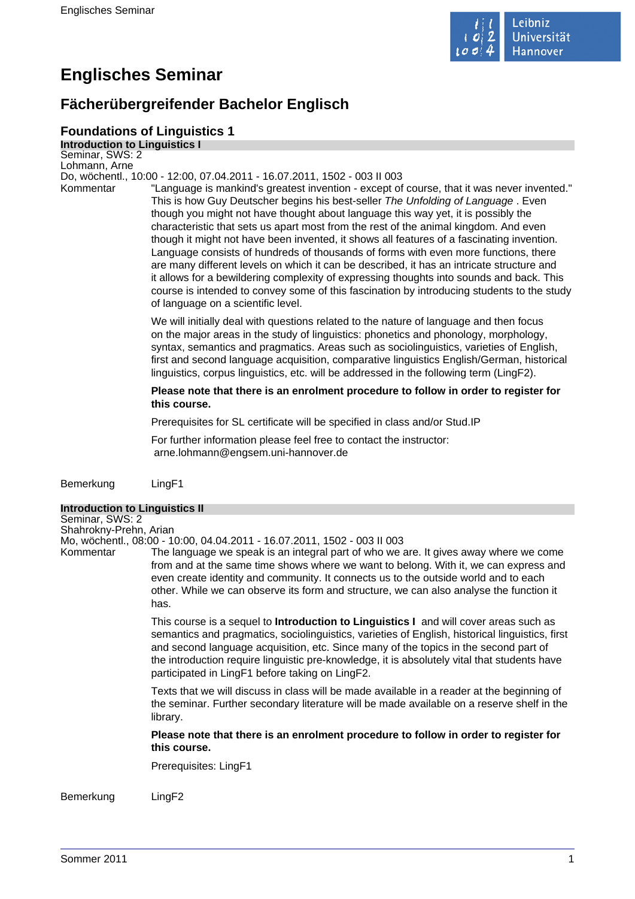# Englisches Seminar

## Fächerübergreifender Bachelor Englisch

### Foundations of Linguistics 1

**Introduction to Linguistics I**

Seminar, SWS: 2
Lohmann, Arne
Do, wöchentl., 10:00 - 12:00, 07.04.2011 - 16.07.2011, 1502 - 003 II 003

Kommentar

"Language is mankind's greatest invention - except of course, that it was never invented." This is how Guy Deutscher begins his best-seller *The Unfolding of Language* . Even though you might not have thought about language this way yet, it is possibly the characteristic that sets us apart most from the rest of the animal kingdom. And even though it might not have been invented, it shows all features of a fascinating invention. Language consists of hundreds of thousands of forms with even more functions, there are many different levels on which it can be described, it has an intricate structure and it allows for a bewildering complexity of expressing thoughts into sounds and back. This course is intended to convey some of this fascination by introducing students to the study of language on a scientific level.

We will initially deal with questions related to the nature of language and then focus on the major areas in the study of linguistics: phonetics and phonology, morphology, syntax, semantics and pragmatics. Areas such as sociolinguistics, varieties of English, first and second language acquisition, comparative linguistics English/German, historical linguistics, corpus linguistics, etc. will be addressed in the following term (LingF2).

**Please note that there is an enrolment procedure to follow in order to register for this course.**

Prerequisites for SL certificate will be specified in class and/or Stud.IP

For further information please feel free to contact the instructor:
arne.lohmann@engsem.uni-hannover.de

Bemerkung

LingF1

**Introduction to Linguistics II**

Seminar, SWS: 2
Shahrokny-Prehn, Arian
Mo, wöchentl., 08:00 - 10:00, 04.04.2011 - 16.07.2011, 1502 - 003 II 003

Kommentar

The language we speak is an integral part of who we are. It gives away where we come from and at the same time shows where we want to belong. With it, we can express and even create identity and community. It connects us to the outside world and to each other. While we can observe its form and structure, we can also analyse the function it has.

This course is a sequel to **Introduction to Linguistics I** and will cover areas such as semantics and pragmatics, sociolinguistics, varieties of English, historical linguistics, first and second language acquisition, etc. Since many of the topics in the second part of the introduction require linguistic pre-knowledge, it is absolutely vital that students have participated in LingF1 before taking on LingF2.

Texts that we will discuss in class will be made available in a reader at the beginning of the seminar. Further secondary literature will be made available on a reserve shelf in the library.

**Please note that there is an enrolment procedure to follow in order to register for this course.**

Prerequisites: LingF1

Bemerkung

LingF2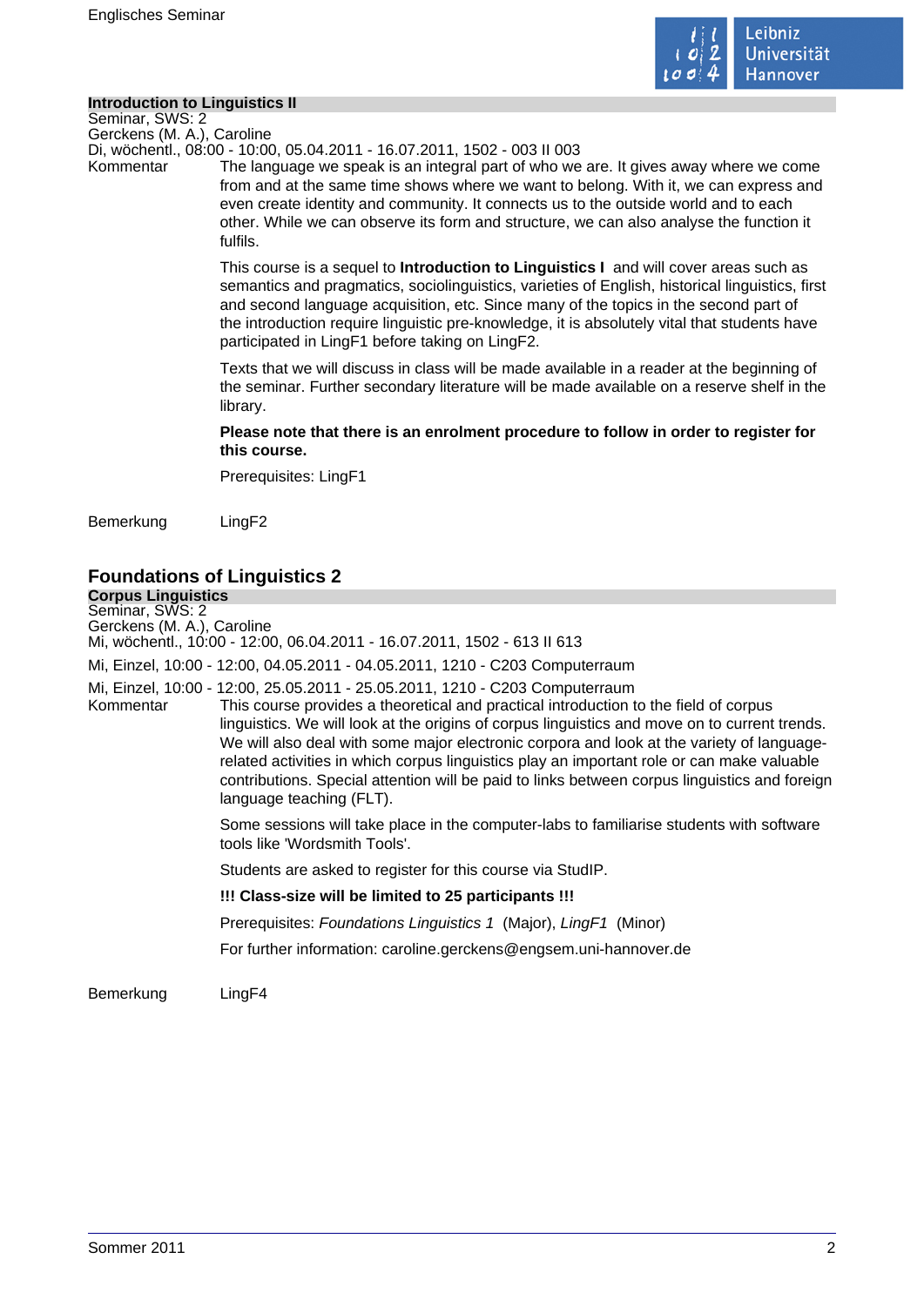### Introduction to Linguistics II

Seminar, SWS: 2
Gerckens (M. A.), Caroline
Di, wöchentl., 08:00 - 10:00, 05.04.2011 - 16.07.2011, 1502 - 003 II 003

Kommentar

The language we speak is an integral part of who we are. It gives away where we come from and at the same time shows where we want to belong. With it, we can express and even create identity and community. It connects us to the outside world and to each other. While we can observe its form and structure, we can also analyse the function it fulfils.

This course is a sequel to **Introduction to Linguistics I** and will cover areas such as semantics and pragmatics, sociolinguistics, varieties of English, historical linguistics, first and second language acquisition, etc. Since many of the topics in the second part of the introduction require linguistic pre-knowledge, it is absolutely vital that students have participated in LingF1 before taking on LingF2.

Texts that we will discuss in class will be made available in a reader at the beginning of the seminar. Further secondary literature will be made available on a reserve shelf in the library.

**Please note that there is an enrolment procedure to follow in order to register for this course.**

Prerequisites: LingF1

Bemerkung

LingF2

## Foundations of Linguistics 2

### Corpus Linguistics

Seminar, SWS: 2
Gerckens (M. A.), Caroline
Mi, wöchentl., 10:00 - 12:00, 06.04.2011 - 16.07.2011, 1502 - 613 II 613

Mi, Einzel, 10:00 - 12:00, 04.05.2011 - 04.05.2011, 1210 - C203 Computerraum

Mi, Einzel, 10:00 - 12:00, 25.05.2011 - 25.05.2011, 1210 - C203 Computerraum

Kommentar

This course provides a theoretical and practical introduction to the field of corpus linguistics. We will look at the origins of corpus linguistics and move on to current trends. We will also deal with some major electronic corpora and look at the variety of language-related activities in which corpus linguistics play an important role or can make valuable contributions. Special attention will be paid to links between corpus linguistics and foreign language teaching (FLT).

Some sessions will take place in the computer-labs to familiarise students with software tools like 'Wordsmith Tools'.

Students are asked to register for this course via StudIP.

**!!! Class-size will be limited to 25 participants !!!**

Prerequisites: *Foundations Linguistics 1* (Major), *LingF1* (Minor)

For further information: caroline.gerckens@engsem.uni-hannover.de

Bemerkung

LingF4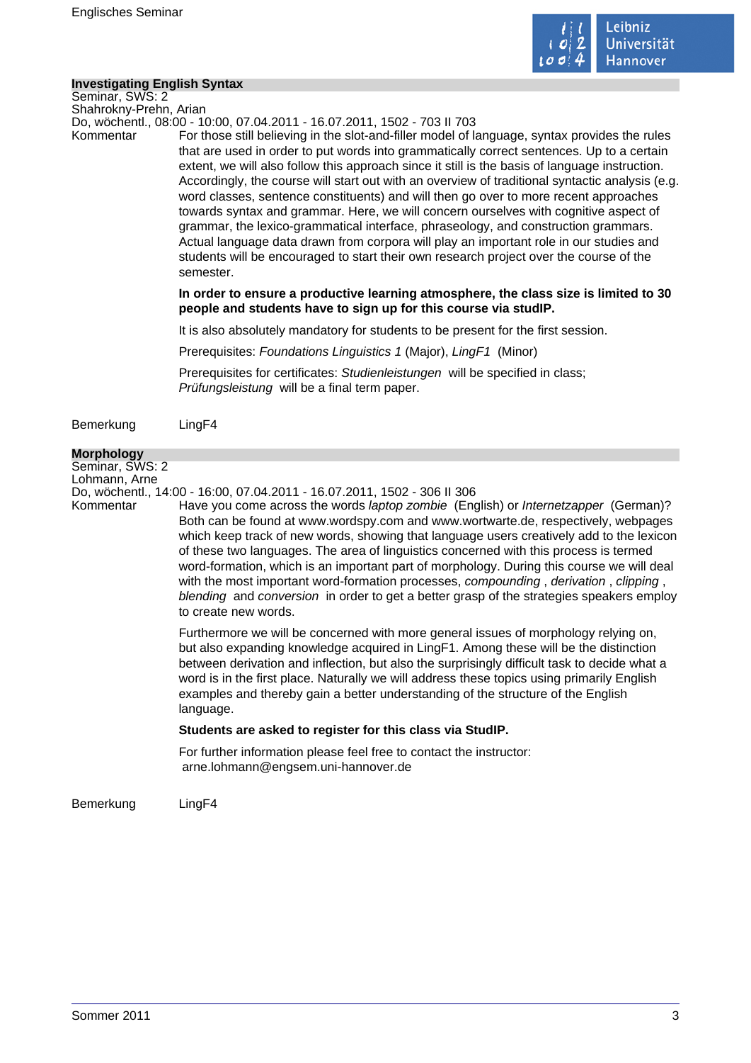## Investigating English Syntax

Seminar, SWS: 2
Shahrokny-Prehn, Arian
Do, wöchentl., 08:00 - 10:00, 07.04.2011 - 16.07.2011, 1502 - 703 II 703

Kommentar

For those still believing in the slot-and-filler model of language, syntax provides the rules that are used in order to put words into grammatically correct sentences. Up to a certain extent, we will also follow this approach since it still is the basis of language instruction. Accordingly, the course will start out with an overview of traditional syntactic analysis (e.g. word classes, sentence constituents) and will then go over to more recent approaches towards syntax and grammar. Here, we will concern ourselves with cognitive aspect of grammar, the lexico-grammatical interface, phraseology, and construction grammars. Actual language data drawn from corpora will play an important role in our studies and students will be encouraged to start their own research project over the course of the semester.

**In order to ensure a productive learning atmosphere, the class size is limited to 30 people and students have to sign up for this course via studIP.**

It is also absolutely mandatory for students to be present for the first session.

Prerequisites: *Foundations Linguistics 1* (Major), *LingF1* (Minor)

Prerequisites for certificates: *Studienleistungen* will be specified in class; *Prüfungsleistung* will be a final term paper.

Bemerkung

LingF4

## Morphology

Seminar, SWS: 2
Lohmann, Arne
Do, wöchentl., 14:00 - 16:00, 07.04.2011 - 16.07.2011, 1502 - 306 II 306

Kommentar

Have you come across the words *laptop zombie* (English) or *Internetzapper* (German)? Both can be found at www.wordspy.com and www.wortwarte.de, respectively, webpages which keep track of new words, showing that language users creatively add to the lexicon of these two languages. The area of linguistics concerned with this process is termed word-formation, which is an important part of morphology. During this course we will deal with the most important word-formation processes, *compounding* , *derivation* , *clipping* , *blending* and *conversion* in order to get a better grasp of the strategies speakers employ to create new words.

Furthermore we will be concerned with more general issues of morphology relying on, but also expanding knowledge acquired in LingF1. Among these will be the distinction between derivation and inflection, but also the surprisingly difficult task to decide what a word is in the first place. Naturally we will address these topics using primarily English examples and thereby gain a better understanding of the structure of the English language.

**Students are asked to register for this class via StudIP.**

For further information please feel free to contact the instructor:
arne.lohmann@engsem.uni-hannover.de

Bemerkung

LingF4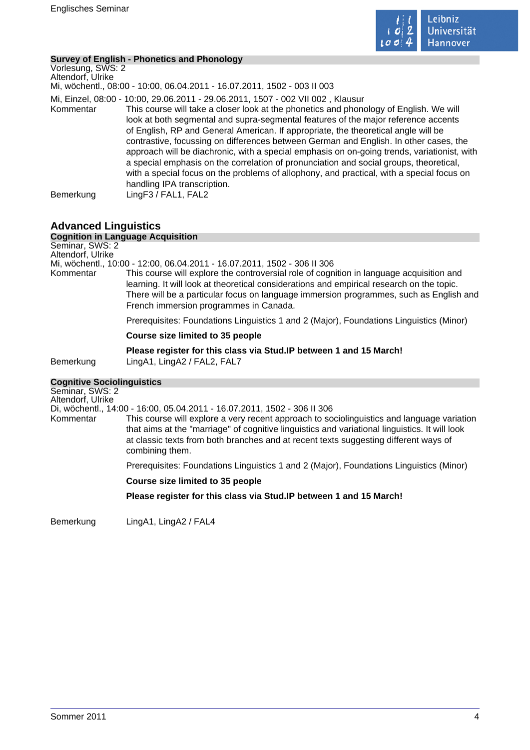### Survey of English - Phonetics and Phonology

Vorlesung, SWS: 2
Altendorf, Ulrike
Mi, wöchentl., 08:00 - 10:00, 06.04.2011 - 16.07.2011, 1502 - 003 II 003

Mi, Einzel, 08:00 - 10:00, 29.06.2011 - 29.06.2011, 1507 - 002 VII 002 , Klausur

Kommentar: This course will take a closer look at the phonetics and phonology of English. We will look at both segmental and supra-segmental features of the major reference accents of English, RP and General American. If appropriate, the theoretical angle will be contrastive, focussing on differences between German and English. In other cases, the approach will be diachronic, with a special emphasis on on-going trends, variationist, with a special emphasis on the correlation of pronunciation and social groups, theoretical, with a special focus on the problems of allophony, and practical, with a special focus on handling IPA transcription.

Bemerkung: LingF3 / FAL1, FAL2

## Advanced Linguistics

### Cognition in Language Acquisition

Seminar, SWS: 2
Altendorf, Ulrike
Mi, wöchentl., 10:00 - 12:00, 06.04.2011 - 16.07.2011, 1502 - 306 II 306

Kommentar: This course will explore the controversial role of cognition in language acquisition and learning. It will look at theoretical considerations and empirical research on the topic. There will be a particular focus on language immersion programmes, such as English and French immersion programmes in Canada.

Prerequisites: Foundations Linguistics 1 and 2 (Major), Foundations Linguistics (Minor)

**Course size limited to 35 people**

**Please register for this class via Stud.IP between 1 and 15 March!**

Bemerkung: LingA1, LingA2 / FAL2, FAL7

### Cognitive Sociolinguistics

Seminar, SWS: 2
Altendorf, Ulrike
Di, wöchentl., 14:00 - 16:00, 05.04.2011 - 16.07.2011, 1502 - 306 II 306

Kommentar: This course will explore a very recent approach to sociolinguistics and language variation that aims at the "marriage" of cognitive linguistics and variational linguistics. It will look at classic texts from both branches and at recent texts suggesting different ways of combining them.

Prerequisites: Foundations Linguistics 1 and 2 (Major), Foundations Linguistics (Minor)

**Course size limited to 35 people**

**Please register for this class via Stud.IP between 1 and 15 March!**

Bemerkung: LingA1, LingA2 / FAL4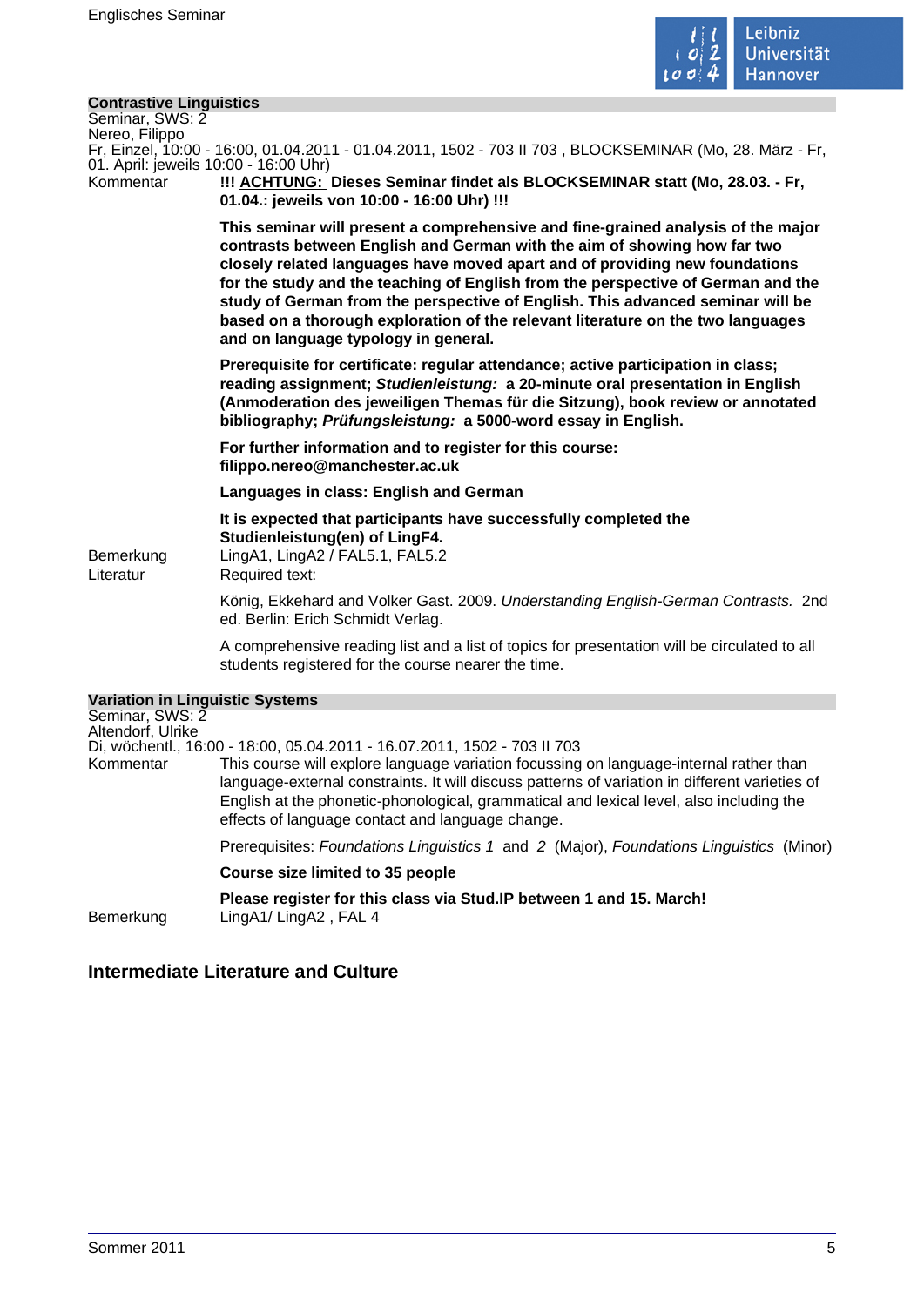### Contrastive Linguistics

Seminar, SWS: 2
Nereo, Filippo
Fr, Einzel, 10:00 - 16:00, 01.04.2011 - 01.04.2011, 1502 - 703 II 703 , BLOCKSEMINAR (Mo, 28. März - Fr, 01. April: jeweils 10:00 - 16:00 Uhr)

Kommentar

**!!! ACHTUNG: Dieses Seminar findet als BLOCKSEMINAR statt (Mo, 28.03. - Fr, 01.04.: jeweils von 10:00 - 16:00 Uhr) !!!**

**This seminar will present a comprehensive and fine-grained analysis of the major contrasts between English and German with the aim of showing how far two closely related languages have moved apart and of providing new foundations for the study and the teaching of English from the perspective of German and the study of German from the perspective of English. This advanced seminar will be based on a thorough exploration of the relevant literature on the two languages and on language typology in general.**

**Prerequisite for certificate: regular attendance; active participation in class; reading assignment; *Studienleistung:* a 20-minute oral presentation in English (Anmoderation des jeweiligen Themas für die Sitzung), book review or annotated bibliography; *Prüfungsleistung:* a 5000-word essay in English.**

**For further information and to register for this course: filippo.nereo@manchester.ac.uk**

**Languages in class: English and German**

**It is expected that participants have successfully completed the Studienleistung(en) of LingF4.**

Bemerkung

LingA1, LingA2 / FAL5.1, FAL5.2

Literatur

Required text:

König, Ekkehard and Volker Gast. 2009. *Understanding English-German Contrasts.* 2nd ed. Berlin: Erich Schmidt Verlag.

A comprehensive reading list and a list of topics for presentation will be circulated to all students registered for the course nearer the time.

### Variation in Linguistic Systems

Seminar, SWS: 2
Altendorf, Ulrike
Di, wöchentl., 16:00 - 18:00, 05.04.2011 - 16.07.2011, 1502 - 703 II 703

Kommentar

This course will explore language variation focussing on language-internal rather than language-external constraints. It will discuss patterns of variation in different varieties of English at the phonetic-phonological, grammatical and lexical level, also including the effects of language contact and language change.

Prerequisites: *Foundations Linguistics 1* and *2* (Major), *Foundations Linguistics* (Minor)

**Course size limited to 35 people**

**Please register for this class via Stud.IP between 1 and 15. March!**

Bemerkung

LingA1/ LingA2 , FAL 4

## Intermediate Literature and Culture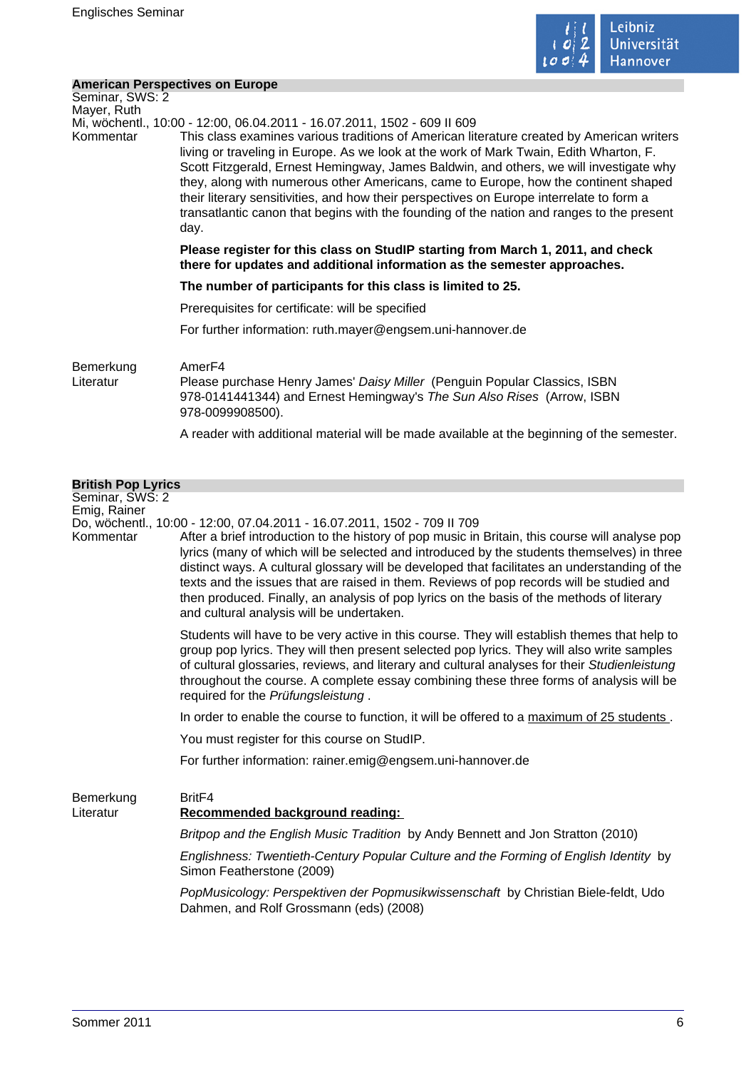## American Perspectives on Europe

Seminar, SWS: 2
Mayer, Ruth
Mi, wöchentl., 10:00 - 12:00, 06.04.2011 - 16.07.2011, 1502 - 609 II 609

Kommentar

This class examines various traditions of American literature created by American writers living or traveling in Europe. As we look at the work of Mark Twain, Edith Wharton, F. Scott Fitzgerald, Ernest Hemingway, James Baldwin, and others, we will investigate why they, along with numerous other Americans, came to Europe, how the continent shaped their literary sensitivities, and how their perspectives on Europe interrelate to form a transatlantic canon that begins with the founding of the nation and ranges to the present day.

**Please register for this class on StudIP starting from March 1, 2011, and check there for updates and additional information as the semester approaches.**

**The number of participants for this class is limited to 25.**

Prerequisites for certificate: will be specified

For further information: ruth.mayer@engsem.uni-hannover.de

Bemerkung

AmerF4

Literatur

Please purchase Henry James' *Daisy Miller* (Penguin Popular Classics, ISBN 978-0141441344) and Ernest Hemingway's *The Sun Also Rises* (Arrow, ISBN 978-0099908500).

A reader with additional material will be made available at the beginning of the semester.

## British Pop Lyrics

Seminar, SWS: 2
Emig, Rainer
Do, wöchentl., 10:00 - 12:00, 07.04.2011 - 16.07.2011, 1502 - 709 II 709

Kommentar

After a brief introduction to the history of pop music in Britain, this course will analyse pop lyrics (many of which will be selected and introduced by the students themselves) in three distinct ways. A cultural glossary will be developed that facilitates an understanding of the texts and the issues that are raised in them. Reviews of pop records will be studied and then produced. Finally, an analysis of pop lyrics on the basis of the methods of literary and cultural analysis will be undertaken.

Students will have to be very active in this course. They will establish themes that help to group pop lyrics. They will then present selected pop lyrics. They will also write samples of cultural glossaries, reviews, and literary and cultural analyses for their *Studienleistung* throughout the course. A complete essay combining these three forms of analysis will be required for the *Prüfungsleistung* .

In order to enable the course to function, it will be offered to a maximum of 25 students .

You must register for this course on StudIP.

For further information: rainer.emig@engsem.uni-hannover.de

Bemerkung

BritF4

Literatur

**Recommended background reading:**

*Britpop and the English Music Tradition* by Andy Bennett and Jon Stratton (2010)

*Englishness: Twentieth-Century Popular Culture and the Forming of English Identity* by Simon Featherstone (2009)

*PopMusicology: Perspektiven der Popmusikwissenschaft* by Christian Biele-feldt, Udo Dahmen, and Rolf Grossmann (eds) (2008)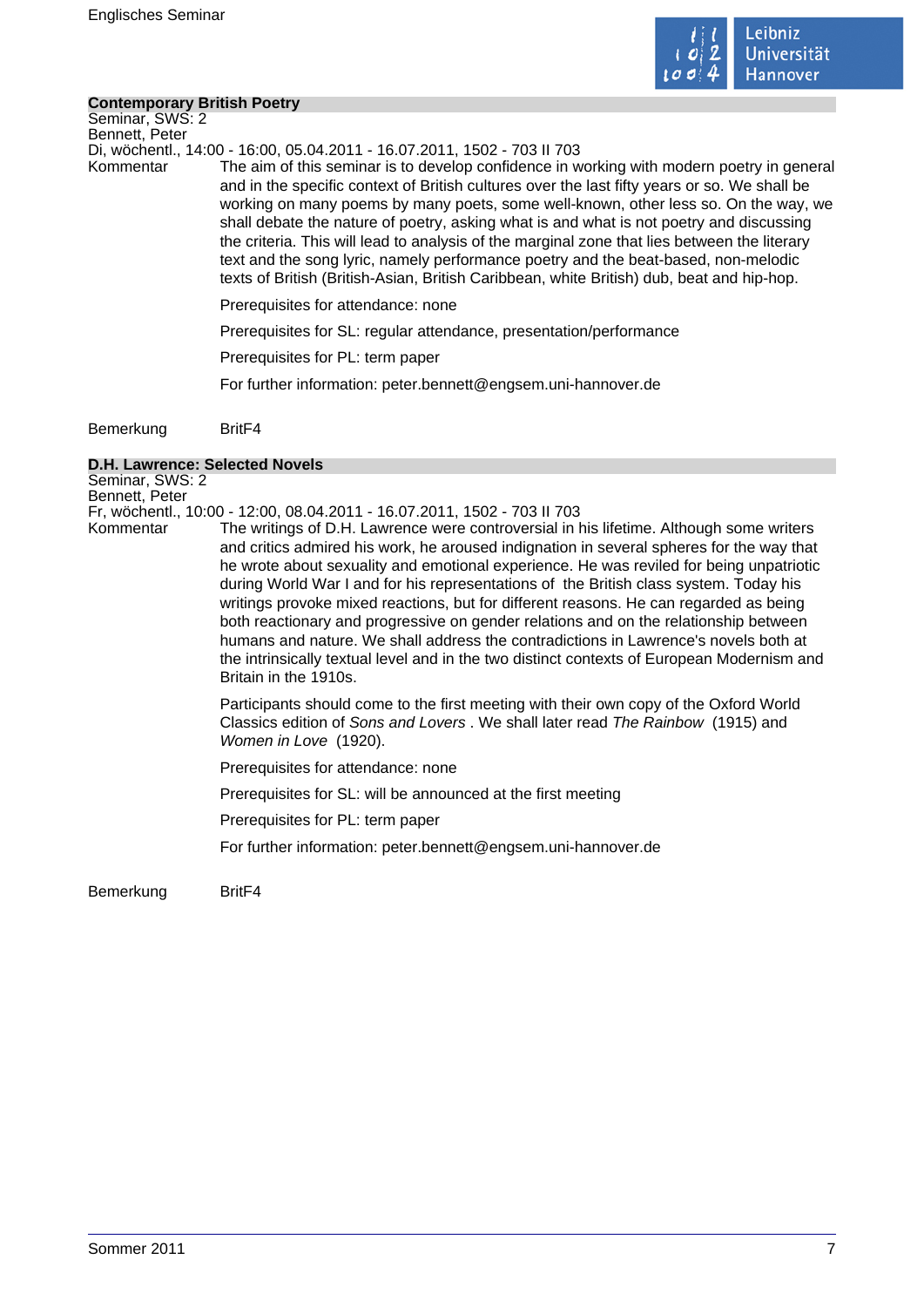## Contemporary British Poetry

Seminar, SWS: 2
Bennett, Peter
Di, wöchentl., 14:00 - 16:00, 05.04.2011 - 16.07.2011, 1502 - 703 II 703

Kommentar

The aim of this seminar is to develop confidence in working with modern poetry in general and in the specific context of British cultures over the last fifty years or so. We shall be working on many poems by many poets, some well-known, other less so. On the way, we shall debate the nature of poetry, asking what is and what is not poetry and discussing the criteria. This will lead to analysis of the marginal zone that lies between the literary text and the song lyric, namely performance poetry and the beat-based, non-melodic texts of British (British-Asian, British Caribbean, white British) dub, beat and hip-hop.

Prerequisites for attendance: none

Prerequisites for SL: regular attendance, presentation/performance

Prerequisites for PL: term paper

For further information: peter.bennett@engsem.uni-hannover.de

Bemerkung BritF4

## D.H. Lawrence: Selected Novels

Seminar, SWS: 2
Bennett, Peter
Fr, wöchentl., 10:00 - 12:00, 08.04.2011 - 16.07.2011, 1502 - 703 II 703

Kommentar

The writings of D.H. Lawrence were controversial in his lifetime. Although some writers and critics admired his work, he aroused indignation in several spheres for the way that he wrote about sexuality and emotional experience. He was reviled for being unpatriotic during World War I and for his representations of the British class system. Today his writings provoke mixed reactions, but for different reasons. He can regarded as being both reactionary and progressive on gender relations and on the relationship between humans and nature. We shall address the contradictions in Lawrence's novels both at the intrinsically textual level and in the two distinct contexts of European Modernism and Britain in the 1910s.

Participants should come to the first meeting with their own copy of the Oxford World Classics edition of *Sons and Lovers* . We shall later read *The Rainbow* (1915) and *Women in Love* (1920).

Prerequisites for attendance: none

Prerequisites for SL: will be announced at the first meeting

Prerequisites for PL: term paper

For further information: peter.bennett@engsem.uni-hannover.de

Bemerkung BritF4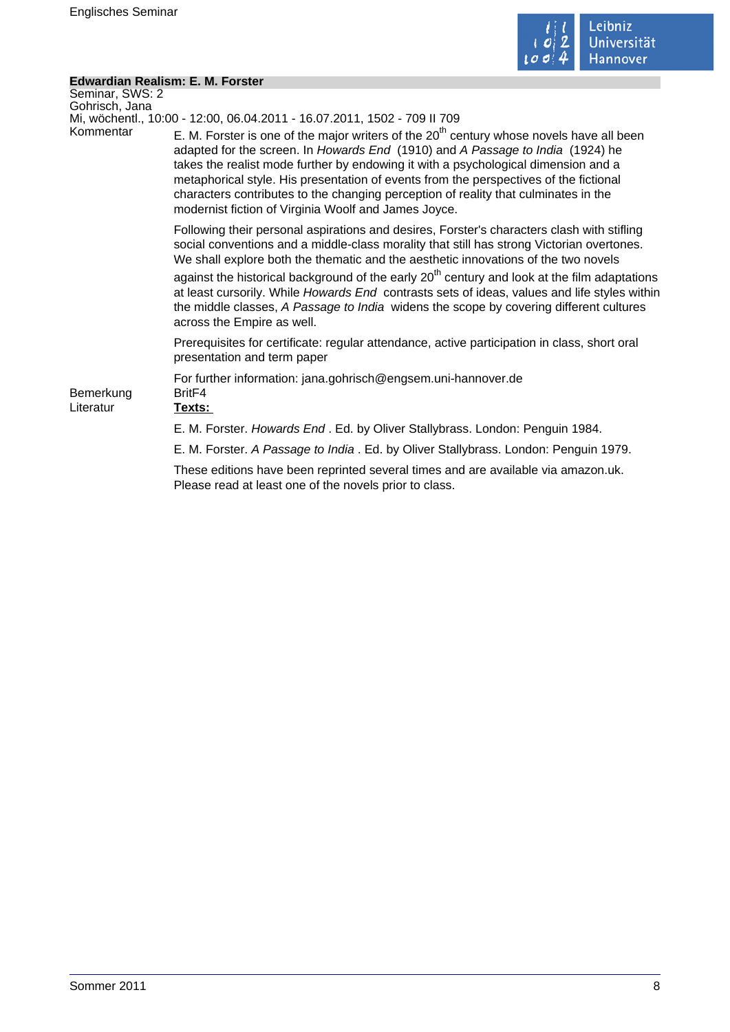## Edwardian Realism: E. M. Forster

Seminar, SWS: 2
Gohrisch, Jana
Mi, wöchentl., 10:00 - 12:00, 06.04.2011 - 16.07.2011, 1502 - 709 II 709

**Kommentar**

E. M. Forster is one of the major writers of the 20th century whose novels have all been adapted for the screen. In *Howards End* (1910) and *A Passage to India* (1924) he takes the realist mode further by endowing it with a psychological dimension and a metaphorical style. His presentation of events from the perspectives of the fictional characters contributes to the changing perception of reality that culminates in the modernist fiction of Virginia Woolf and James Joyce.

Following their personal aspirations and desires, Forster's characters clash with stifling social conventions and a middle-class morality that still has strong Victorian overtones. We shall explore both the thematic and the aesthetic innovations of the two novels against the historical background of the early 20th century and look at the film adaptations at least cursorily. While *Howards End* contrasts sets of ideas, values and life styles within the middle classes, *A Passage to India* widens the scope by covering different cultures across the Empire as well.

Prerequisites for certificate: regular attendance, active participation in class, short oral presentation and term paper

For further information: jana.gohrisch@engsem.uni-hannover.de

**Bemerkung**

BritF4

**Literatur**

**Texts:**

E. M. Forster. *Howards End* . Ed. by Oliver Stallybrass. London: Penguin 1984.

E. M. Forster. *A Passage to India* . Ed. by Oliver Stallybrass. London: Penguin 1979.

These editions have been reprinted several times and are available via amazon.uk. Please read at least one of the novels prior to class.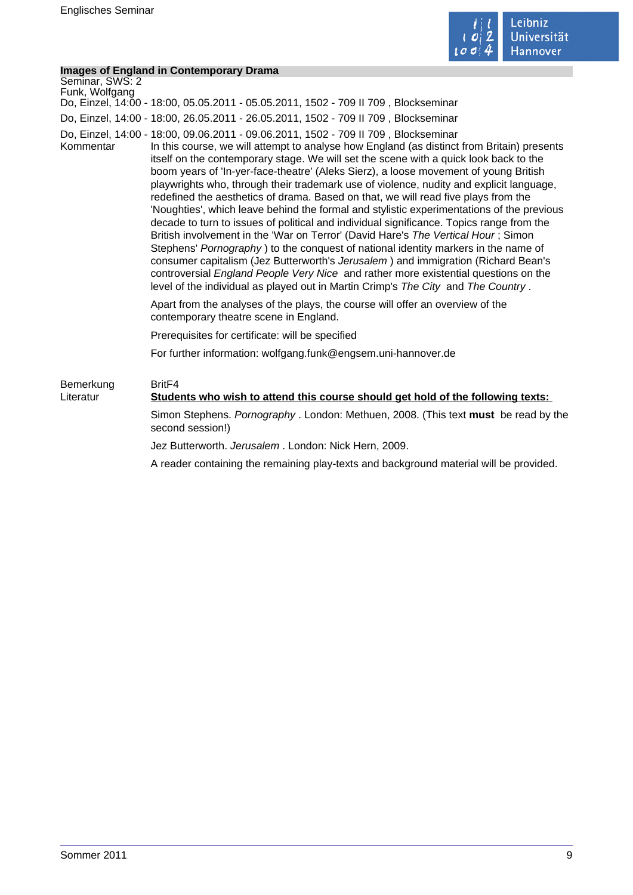## Images of England in Contemporary Drama

Seminar, SWS: 2
Funk, Wolfgang

Do, Einzel, 14:00 - 18:00, 05.05.2011 - 05.05.2011, 1502 - 709 II 709 , Blockseminar

Do, Einzel, 14:00 - 18:00, 26.05.2011 - 26.05.2011, 1502 - 709 II 709 , Blockseminar

Do, Einzel, 14:00 - 18:00, 09.06.2011 - 09.06.2011, 1502 - 709 II 709 , Blockseminar

**Kommentar**

In this course, we will attempt to analyse how England (as distinct from Britain) presents itself on the contemporary stage. We will set the scene with a quick look back to the boom years of 'In-yer-face-theatre' (Aleks Sierz), a loose movement of young British playwrights who, through their trademark use of violence, nudity and explicit language, redefined the aesthetics of drama. Based on that, we will read five plays from the 'Noughties', which leave behind the formal and stylistic experimentations of the previous decade to turn to issues of political and individual significance. Topics range from the British involvement in the 'War on Terror' (David Hare's *The Vertical Hour* ; Simon Stephens' *Pornography* ) to the conquest of national identity markers in the name of consumer capitalism (Jez Butterworth's *Jerusalem* ) and immigration (Richard Bean's controversial *England People Very Nice* and rather more existential questions on the level of the individual as played out in Martin Crimp's *The City* and *The Country* .

Apart from the analyses of the plays, the course will offer an overview of the contemporary theatre scene in England.

Prerequisites for certificate: will be specified

For further information: wolfgang.funk@engsem.uni-hannover.de

**Bemerkung**

BritF4

**Literatur**

**Students who wish to attend this course should get hold of the following texts:**

Simon Stephens. *Pornography* . London: Methuen, 2008. (This text **must** be read by the second session!)

Jez Butterworth. *Jerusalem* . London: Nick Hern, 2009.

A reader containing the remaining play-texts and background material will be provided.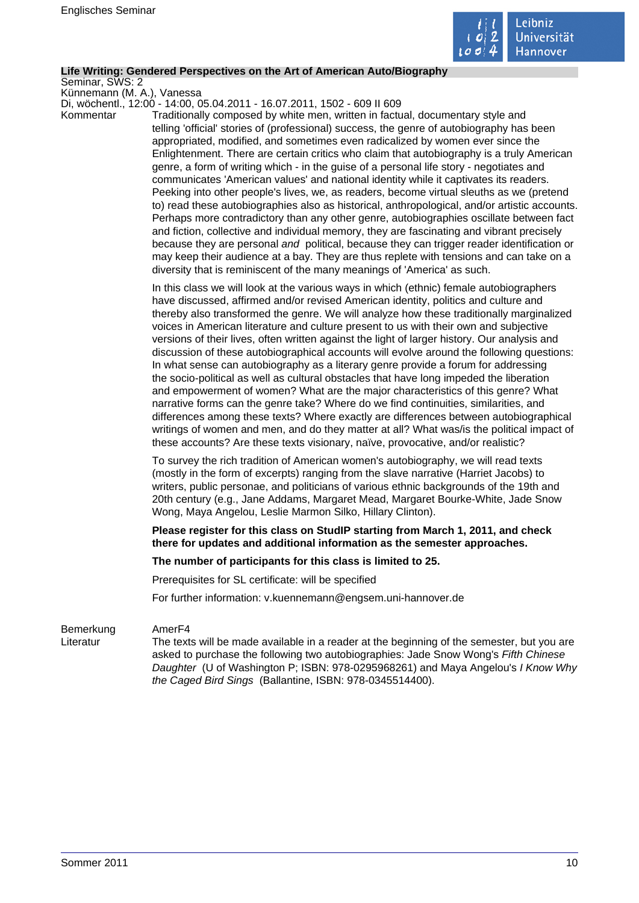## Life Writing: Gendered Perspectives on the Art of American Auto/Biography

Seminar, SWS: 2
Künnemann (M. A.), Vanessa
Di, wöchentl., 12:00 - 14:00, 05.04.2011 - 16.07.2011, 1502 - 609 II 609

Kommentar

Traditionally composed by white men, written in factual, documentary style and telling 'official' stories of (professional) success, the genre of autobiography has been appropriated, modified, and sometimes even radicalized by women ever since the Enlightenment. There are certain critics who claim that autobiography is a truly American genre, a form of writing which - in the guise of a personal life story - negotiates and communicates 'American values' and national identity while it captivates its readers. Peeking into other people's lives, we, as readers, become virtual sleuths as we (pretend to) read these autobiographies also as historical, anthropological, and/or artistic accounts. Perhaps more contradictory than any other genre, autobiographies oscillate between fact and fiction, collective and individual memory, they are fascinating and vibrant precisely because they are personal *and* political, because they can trigger reader identification or may keep their audience at a bay. They are thus replete with tensions and can take on a diversity that is reminiscent of the many meanings of 'America' as such.

In this class we will look at the various ways in which (ethnic) female autobiographers have discussed, affirmed and/or revised American identity, politics and culture and thereby also transformed the genre. We will analyze how these traditionally marginalized voices in American literature and culture present to us with their own and subjective versions of their lives, often written against the light of larger history. Our analysis and discussion of these autobiographical accounts will evolve around the following questions: In what sense can autobiography as a literary genre provide a forum for addressing the socio-political as well as cultural obstacles that have long impeded the liberation and empowerment of women? What are the major characteristics of this genre? What narrative forms can the genre take? Where do we find continuities, similarities, and differences among these texts? Where exactly are differences between autobiographical writings of women and men, and do they matter at all? What was/is the political impact of these accounts? Are these texts visionary, naïve, provocative, and/or realistic?

To survey the rich tradition of American women's autobiography, we will read texts (mostly in the form of excerpts) ranging from the slave narrative (Harriet Jacobs) to writers, public personae, and politicians of various ethnic backgrounds of the 19th and 20th century (e.g., Jane Addams, Margaret Mead, Margaret Bourke-White, Jade Snow Wong, Maya Angelou, Leslie Marmon Silko, Hillary Clinton).

**Please register for this class on StudIP starting from March 1, 2011, and check there for updates and additional information as the semester approaches.**

**The number of participants for this class is limited to 25.**

Prerequisites for SL certificate: will be specified

For further information: v.kuennemann@engsem.uni-hannover.de

Bemerkung

AmerF4

Literatur

The texts will be made available in a reader at the beginning of the semester, but you are asked to purchase the following two autobiographies: Jade Snow Wong's *Fifth Chinese Daughter* (U of Washington P; ISBN: 978-0295968261) and Maya Angelou's *I Know Why the Caged Bird Sings* (Ballantine, ISBN: 978-0345514400).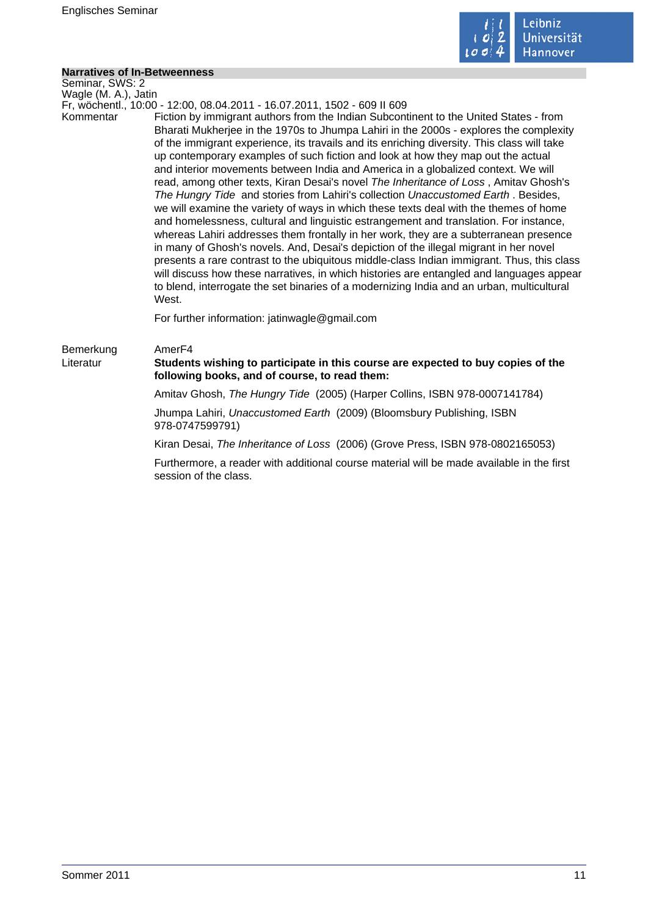## Narratives of In-Betweenness

Seminar, SWS: 2
Wagle (M. A.), Jatin
Fr, wöchentl., 10:00 - 12:00, 08.04.2011 - 16.07.2011, 1502 - 609 II 609

Kommentar

Fiction by immigrant authors from the Indian Subcontinent to the United States - from Bharati Mukherjee in the 1970s to Jhumpa Lahiri in the 2000s - explores the complexity of the immigrant experience, its travails and its enriching diversity. This class will take up contemporary examples of such fiction and look at how they map out the actual and interior movements between India and America in a globalized context. We will read, among other texts, Kiran Desai's novel *The Inheritance of Loss* , Amitav Ghosh's *The Hungry Tide* and stories from Lahiri's collection *Unaccustomed Earth* . Besides, we will examine the variety of ways in which these texts deal with the themes of home and homelessness, cultural and linguistic estrangement and translation. For instance, whereas Lahiri addresses them frontally in her work, they are a subterranean presence in many of Ghosh's novels. And, Desai's depiction of the illegal migrant in her novel presents a rare contrast to the ubiquitous middle-class Indian immigrant. Thus, this class will discuss how these narratives, in which histories are entangled and languages appear to blend, interrogate the set binaries of a modernizing India and an urban, multicultural West.

For further information: jatinwagle@gmail.com

Bemerkung

AmerF4

Literatur

**Students wishing to participate in this course are expected to buy copies of the following books, and of course, to read them:**

Amitav Ghosh, *The Hungry Tide* (2005) (Harper Collins, ISBN 978-0007141784)

Jhumpa Lahiri, *Unaccustomed Earth* (2009) (Bloomsbury Publishing, ISBN 978-0747599791)

Kiran Desai, *The Inheritance of Loss* (2006) (Grove Press, ISBN 978-0802165053)

Furthermore, a reader with additional course material will be made available in the first session of the class.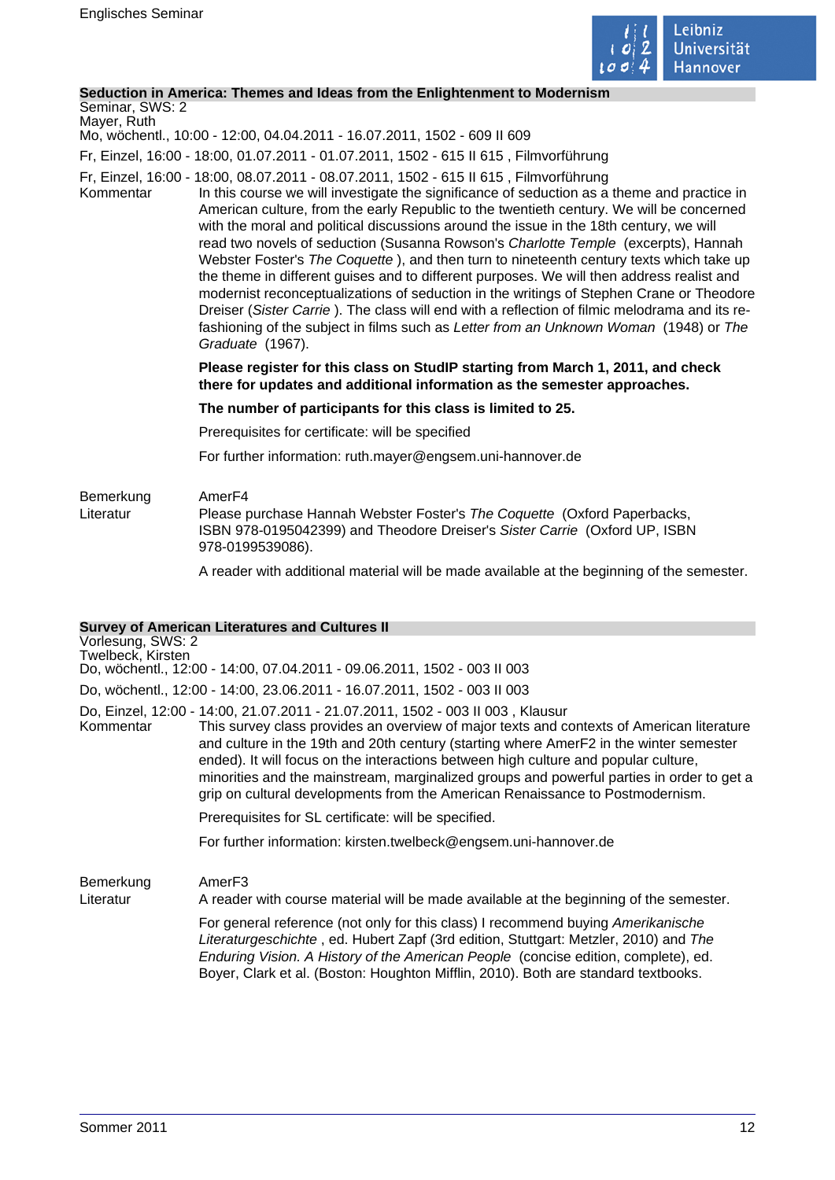### Seduction in America: Themes and Ideas from the Enlightenment to Modernism

Seminar, SWS: 2
Mayer, Ruth
Mo, wöchentl., 10:00 - 12:00, 04.04.2011 - 16.07.2011, 1502 - 609 II 609

Fr, Einzel, 16:00 - 18:00, 01.07.2011 - 01.07.2011, 1502 - 615 II 615 , Filmvorführung

Fr, Einzel, 16:00 - 18:00, 08.07.2011 - 08.07.2011, 1502 - 615 II 615 , Filmvorführung

Kommentar

In this course we will investigate the significance of seduction as a theme and practice in American culture, from the early Republic to the twentieth century. We will be concerned with the moral and political discussions around the issue in the 18th century, we will read two novels of seduction (Susanna Rowson's *Charlotte Temple* (excerpts), Hannah Webster Foster's *The Coquette* ), and then turn to nineteenth century texts which take up the theme in different guises and to different purposes. We will then address realist and modernist reconceptualizations of seduction in the writings of Stephen Crane or Theodore Dreiser (*Sister Carrie* ). The class will end with a reflection of filmic melodrama and its re-fashioning of the subject in films such as *Letter from an Unknown Woman* (1948) or *The Graduate* (1967).

**Please register for this class on StudIP starting from March 1, 2011, and check there for updates and additional information as the semester approaches.**

**The number of participants for this class is limited to 25.**

Prerequisites for certificate: will be specified

For further information: ruth.mayer@engsem.uni-hannover.de

Bemerkung

AmerF4

Literatur

Please purchase Hannah Webster Foster's *The Coquette* (Oxford Paperbacks, ISBN 978-0195042399) and Theodore Dreiser's *Sister Carrie* (Oxford UP, ISBN 978-0199539086).

A reader with additional material will be made available at the beginning of the semester.

### Survey of American Literatures and Cultures II

Vorlesung, SWS: 2
Twelbeck, Kirsten
Do, wöchentl., 12:00 - 14:00, 07.04.2011 - 09.06.2011, 1502 - 003 II 003

Do, wöchentl., 12:00 - 14:00, 23.06.2011 - 16.07.2011, 1502 - 003 II 003

Do, Einzel, 12:00 - 14:00, 21.07.2011 - 21.07.2011, 1502 - 003 II 003 , Klausur

Kommentar

This survey class provides an overview of major texts and contexts of American literature and culture in the 19th and 20th century (starting where AmerF2 in the winter semester ended). It will focus on the interactions between high culture and popular culture, minorities and the mainstream, marginalized groups and powerful parties in order to get a grip on cultural developments from the American Renaissance to Postmodernism.

Prerequisites for SL certificate: will be specified.

For further information: kirsten.twelbeck@engsem.uni-hannover.de

Bemerkung

AmerF3

Literatur

A reader with course material will be made available at the beginning of the semester.

For general reference (not only for this class) I recommend buying *Amerikanische Literaturgeschichte* , ed. Hubert Zapf (3rd edition, Stuttgart: Metzler, 2010) and *The Enduring Vision. A History of the American People* (concise edition, complete), ed. Boyer, Clark et al. (Boston: Houghton Mifflin, 2010). Both are standard textbooks.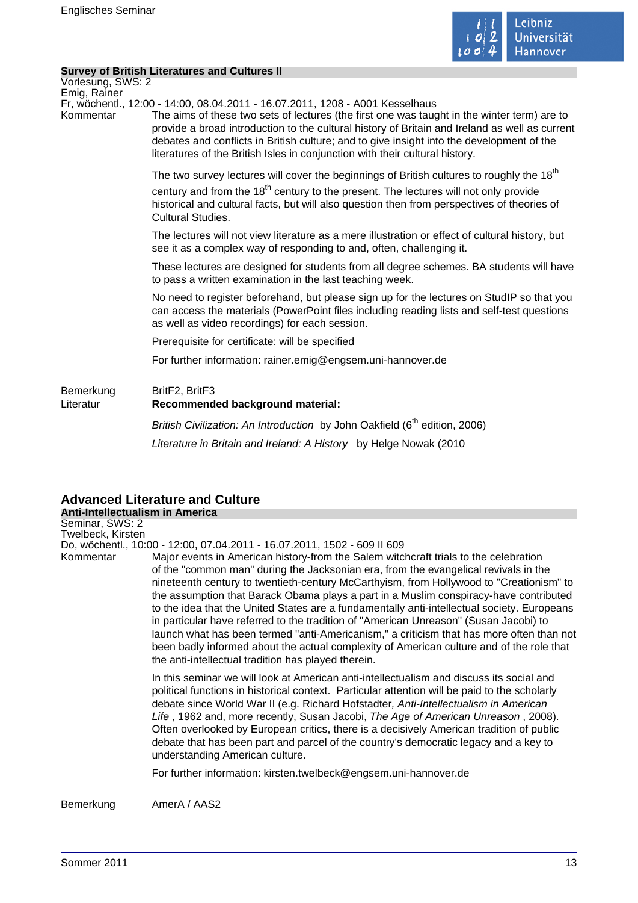**Survey of British Literatures and Cultures II**

Vorlesung, SWS: 2

Emig, Rainer

Fr, wöchentl., 12:00 - 14:00, 08.04.2011 - 16.07.2011, 1208 - A001 Kesselhaus

Kommentar

The aims of these two sets of lectures (the first one was taught in the winter term) are to provide a broad introduction to the cultural history of Britain and Ireland as well as current debates and conflicts in British culture; and to give insight into the development of the literatures of the British Isles in conjunction with their cultural history.

The two survey lectures will cover the beginnings of British cultures to roughly the 18th century and from the 18th century to the present. The lectures will not only provide historical and cultural facts, but will also question then from perspectives of theories of Cultural Studies.

The lectures will not view literature as a mere illustration or effect of cultural history, but see it as a complex way of responding to and, often, challenging it.

These lectures are designed for students from all degree schemes. BA students will have to pass a written examination in the last teaching week.

No need to register beforehand, but please sign up for the lectures on StudIP so that you can access the materials (PowerPoint files including reading lists and self-test questions as well as video recordings) for each session.

Prerequisite for certificate: will be specified

For further information: rainer.emig@engsem.uni-hannover.de

Bemerkung

BritF2, BritF3

Literatur

**Recommended background material:**

*British Civilization: An Introduction* by John Oakfield (6th edition, 2006)

*Literature in Britain and Ireland: A History* by Helge Nowak (2010

## Advanced Literature and Culture

**Anti-Intellectualism in America**

Seminar, SWS: 2

Twelbeck, Kirsten

Do, wöchentl., 10:00 - 12:00, 07.04.2011 - 16.07.2011, 1502 - 609 II 609

Kommentar

Major events in American history-from the Salem witchcraft trials to the celebration of the "common man" during the Jacksonian era, from the evangelical revivals in the nineteenth century to twentieth-century McCarthyism, from Hollywood to "Creationism" to the assumption that Barack Obama plays a part in a Muslim conspiracy-have contributed to the idea that the United States are a fundamentally anti-intellectual society. Europeans in particular have referred to the tradition of "American Unreason" (Susan Jacobi) to launch what has been termed "anti-Americanism," a criticism that has more often than not been badly informed about the actual complexity of American culture and of the role that the anti-intellectual tradition has played therein.

In this seminar we will look at American anti-intellectualism and discuss its social and political functions in historical context. Particular attention will be paid to the scholarly debate since World War II (e.g. Richard Hofstadter, *Anti-Intellectualism in American Life* , 1962 and, more recently, Susan Jacobi, *The Age of American Unreason* , 2008). Often overlooked by European critics, there is a decisively American tradition of public debate that has been part and parcel of the country's democratic legacy and a key to understanding American culture.

For further information: kirsten.twelbeck@engsem.uni-hannover.de

Bemerkung

AmerA / AAS2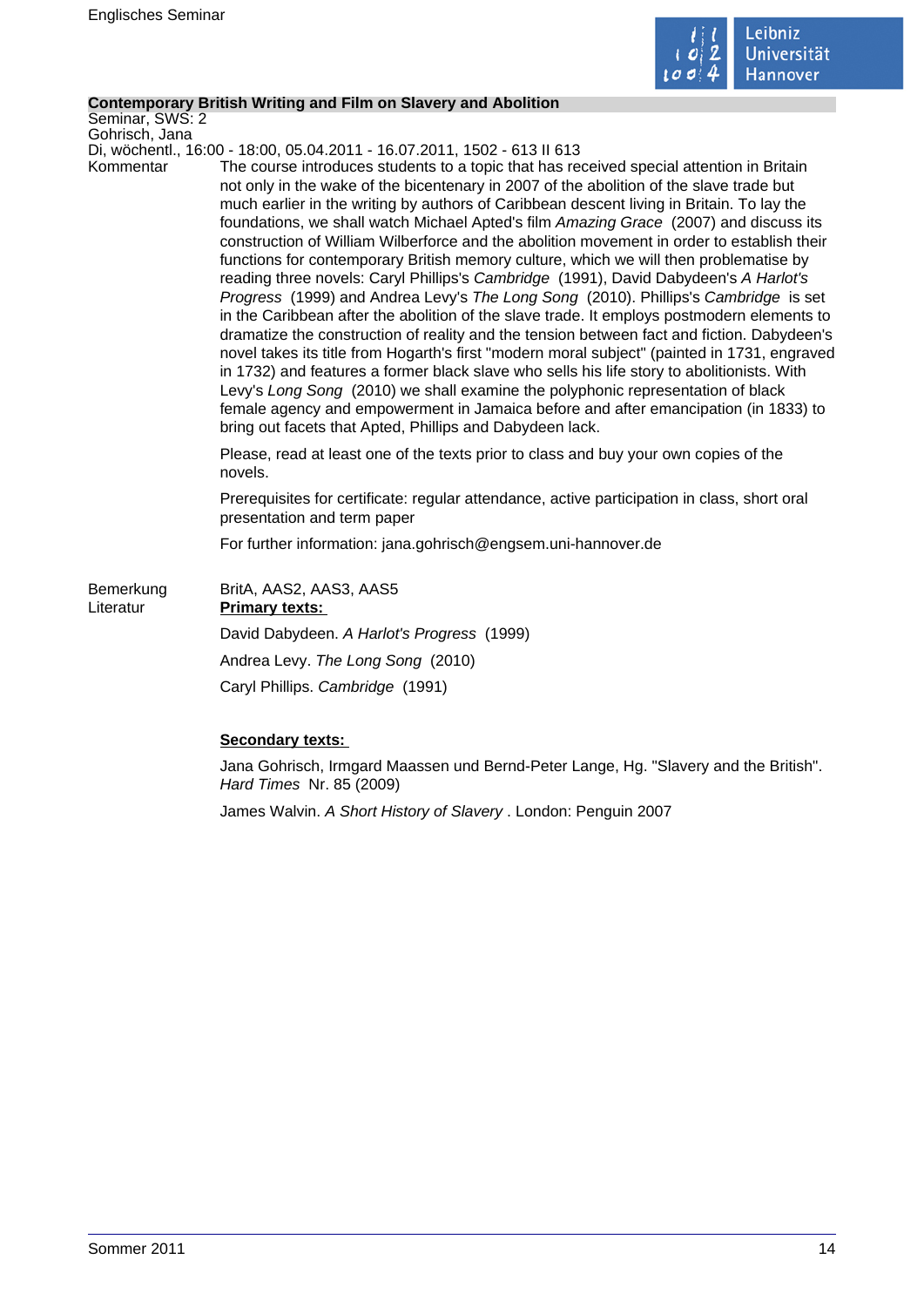**Contemporary British Writing and Film on Slavery and Abolition**

Seminar, SWS: 2
Gohrisch, Jana
Di, wöchentl., 16:00 - 18:00, 05.04.2011 - 16.07.2011, 1502 - 613 II 613

Kommentar

The course introduces students to a topic that has received special attention in Britain not only in the wake of the bicentenary in 2007 of the abolition of the slave trade but much earlier in the writing by authors of Caribbean descent living in Britain. To lay the foundations, we shall watch Michael Apted's film *Amazing Grace* (2007) and discuss its construction of William Wilberforce and the abolition movement in order to establish their functions for contemporary British memory culture, which we will then problematise by reading three novels: Caryl Phillips's *Cambridge* (1991), David Dabydeen's *A Harlot's Progress* (1999) and Andrea Levy's *The Long Song* (2010). Phillips's *Cambridge* is set in the Caribbean after the abolition of the slave trade. It employs postmodern elements to dramatize the construction of reality and the tension between fact and fiction. Dabydeen's novel takes its title from Hogarth's first "modern moral subject" (painted in 1731, engraved in 1732) and features a former black slave who sells his life story to abolitionists. With Levy's *Long Song* (2010) we shall examine the polyphonic representation of black female agency and empowerment in Jamaica before and after emancipation (in 1833) to bring out facets that Apted, Phillips and Dabydeen lack.

Please, read at least one of the texts prior to class and buy your own copies of the novels.

Prerequisites for certificate: regular attendance, active participation in class, short oral presentation and term paper

For further information: jana.gohrisch@engsem.uni-hannover.de

Bemerkung

BritA, AAS2, AAS3, AAS5

Literatur

**Primary texts:**

David Dabydeen. *A Harlot's Progress* (1999)

Andrea Levy. *The Long Song* (2010)

Caryl Phillips. *Cambridge* (1991)

**Secondary texts:**

Jana Gohrisch, Irmgard Maassen und Bernd-Peter Lange, Hg. "Slavery and the British". *Hard Times* Nr. 85 (2009)

James Walvin. *A Short History of Slavery* . London: Penguin 2007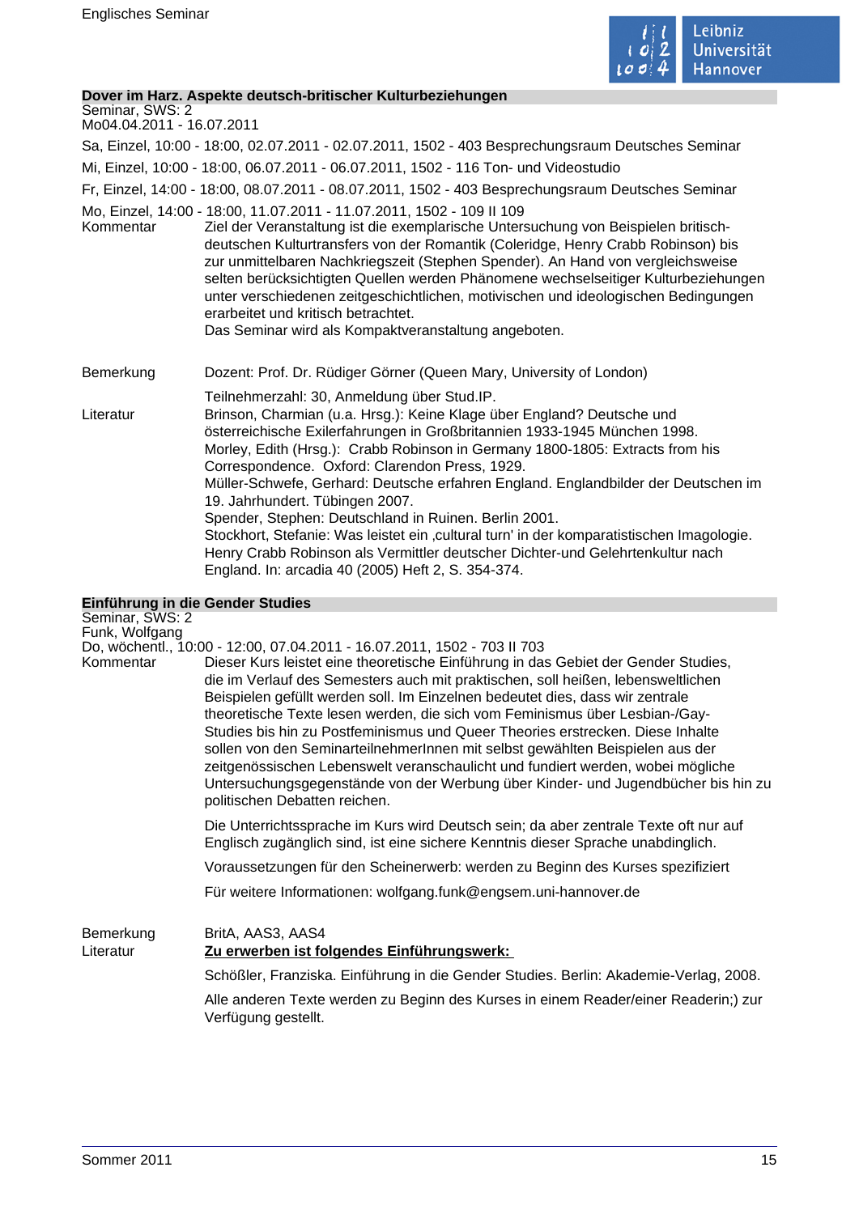## Dover im Harz. Aspekte deutsch-britischer Kulturbeziehungen

Seminar, SWS: 2
Mo04.04.2011 - 16.07.2011

Sa, Einzel, 10:00 - 18:00, 02.07.2011 - 02.07.2011, 1502 - 403 Besprechungsraum Deutsches Seminar

Mi, Einzel, 10:00 - 18:00, 06.07.2011 - 06.07.2011, 1502 - 116 Ton- und Videostudio

Fr, Einzel, 14:00 - 18:00, 08.07.2011 - 08.07.2011, 1502 - 403 Besprechungsraum Deutsches Seminar

Mo, Einzel, 14:00 - 18:00, 11.07.2011 - 11.07.2011, 1502 - 109 II 109

**Kommentar**

Ziel der Veranstaltung ist die exemplarische Untersuchung von Beispielen britisch-deutschen Kulturtransfers von der Romantik (Coleridge, Henry Crabb Robinson) bis zur unmittelbaren Nachkriegszeit (Stephen Spender). An Hand von vergleichsweise selten berücksichtigten Quellen werden Phänomene wechselseitiger Kulturbeziehungen unter verschiedenen zeitgeschichtlichen, motivischen und ideologischen Bedingungen erarbeitet und kritisch betrachtet.
Das Seminar wird als Kompaktveranstaltung angeboten.

**Bemerkung**

Dozent: Prof. Dr. Rüdiger Görner (Queen Mary, University of London)

Teilnehmerzahl: 30, Anmeldung über Stud.IP.

**Literatur**

Brinson, Charmian (u.a. Hrsg.): Keine Klage über England? Deutsche und österreichische Exilerfahrungen in Großbritannien 1933-1945 München 1998.
Morley, Edith (Hrsg.): Crabb Robinson in Germany 1800-1805: Extracts from his Correspondence. Oxford: Clarendon Press, 1929.
Müller-Schwefe, Gerhard: Deutsche erfahren England. Englandbilder der Deutschen im 19. Jahrhundert. Tübingen 2007.
Spender, Stephen: Deutschland in Ruinen. Berlin 2001.
Stockhort, Stefanie: Was leistet ein ,cultural turn' in der komparatistischen Imagologie. Henry Crabb Robinson als Vermittler deutscher Dichter-und Gelehrtenkultur nach England. In: arcadia 40 (2005) Heft 2, S. 354-374.

## Einführung in die Gender Studies

Seminar, SWS: 2
Funk, Wolfgang
Do, wöchentl., 10:00 - 12:00, 07.04.2011 - 16.07.2011, 1502 - 703 II 703

**Kommentar**

Dieser Kurs leistet eine theoretische Einführung in das Gebiet der Gender Studies, die im Verlauf des Semesters auch mit praktischen, soll heißen, lebensweltlichen Beispielen gefüllt werden soll. Im Einzelnen bedeutet dies, dass wir zentrale theoretische Texte lesen werden, die sich vom Feminismus über Lesbian-/Gay-Studies bis hin zu Postfeminismus und Queer Theories erstrecken. Diese Inhalte sollen von den SeminarteilnehmerInnen mit selbst gewählten Beispielen aus der zeitgenössischen Lebenswelt veranschaulicht und fundiert werden, wobei mögliche Untersuchungsgegenstände von der Werbung über Kinder- und Jugendbücher bis hin zu politischen Debatten reichen.

Die Unterrichtssprache im Kurs wird Deutsch sein; da aber zentrale Texte oft nur auf Englisch zugänglich sind, ist eine sichere Kenntnis dieser Sprache unabdinglich.

Voraussetzungen für den Scheinerwerb: werden zu Beginn des Kurses spezifiziert

Für weitere Informationen: wolfgang.funk@engsem.uni-hannover.de

**Bemerkung**

BritA, AAS3, AAS4

**Literatur**

**Zu erwerben ist folgendes Einführungswerk:**

Schößler, Franziska. Einführung in die Gender Studies. Berlin: Akademie-Verlag, 2008.

Alle anderen Texte werden zu Beginn des Kurses in einem Reader/einer Readerin;) zur Verfügung gestellt.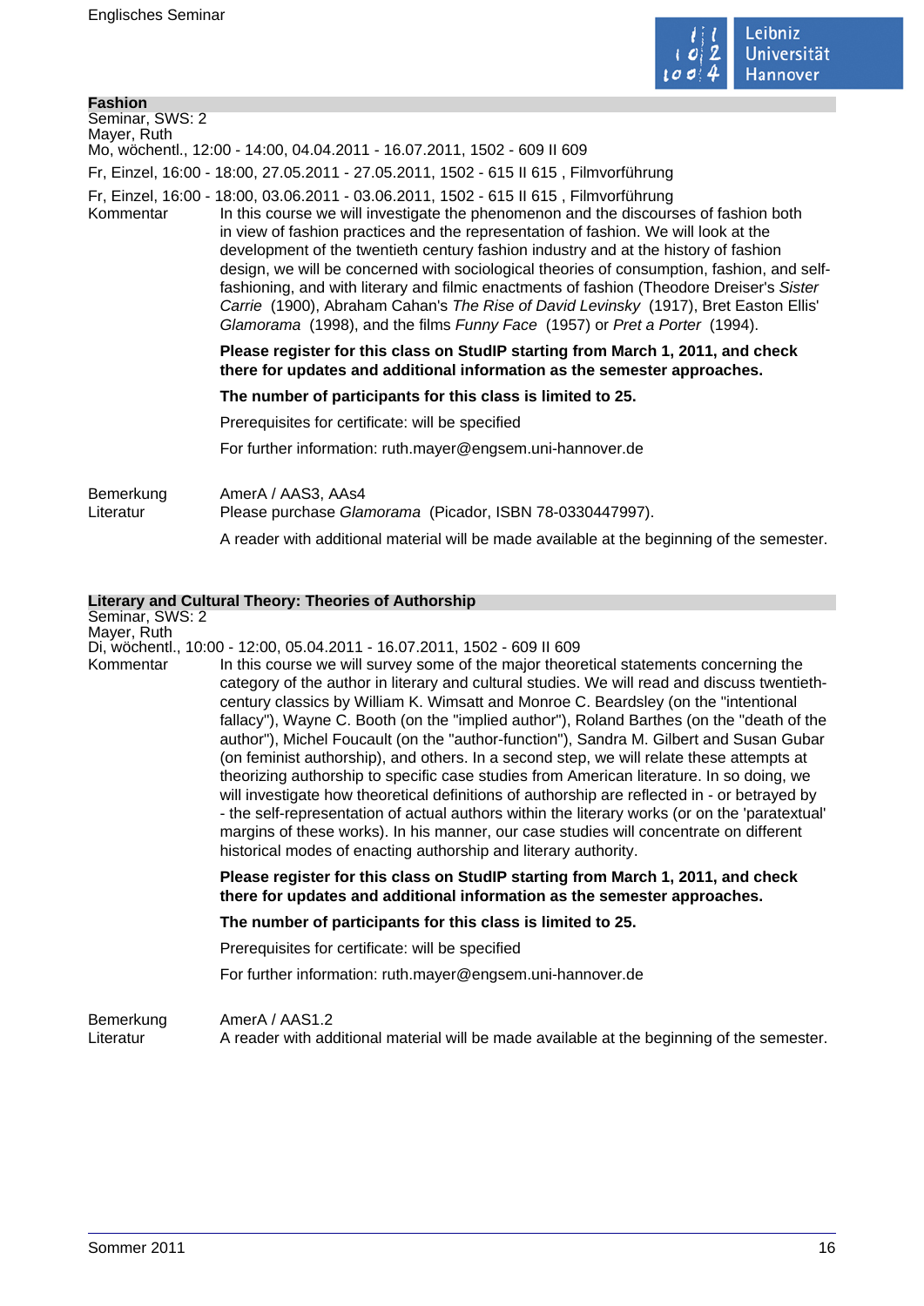## Fashion

Seminar, SWS: 2
Mayer, Ruth
Mo, wöchentl., 12:00 - 14:00, 04.04.2011 - 16.07.2011, 1502 - 609 II 609

Fr, Einzel, 16:00 - 18:00, 27.05.2011 - 27.05.2011, 1502 - 615 II 615 , Filmvorführung

Fr, Einzel, 16:00 - 18:00, 03.06.2011 - 03.06.2011, 1502 - 615 II 615 , Filmvorführung

Kommentar

In this course we will investigate the phenomenon and the discourses of fashion both in view of fashion practices and the representation of fashion. We will look at the development of the twentieth century fashion industry and at the history of fashion design, we will be concerned with sociological theories of consumption, fashion, and self-fashioning, and with literary and filmic enactments of fashion (Theodore Dreiser's *Sister Carrie* (1900), Abraham Cahan's *The Rise of David Levinsky* (1917), Bret Easton Ellis' *Glamorama* (1998), and the films *Funny Face* (1957) or *Pret a Porter* (1994).

**Please register for this class on StudIP starting from March 1, 2011, and check there for updates and additional information as the semester approaches.**

**The number of participants for this class is limited to 25.**

Prerequisites for certificate: will be specified

For further information: ruth.mayer@engsem.uni-hannover.de

Bemerkung

AmerA / AAS3, AAs4

Literatur

Please purchase *Glamorama* (Picador, ISBN 78-0330447997).

A reader with additional material will be made available at the beginning of the semester.

## Literary and Cultural Theory: Theories of Authorship

Seminar, SWS: 2
Mayer, Ruth
Di, wöchentl., 10:00 - 12:00, 05.04.2011 - 16.07.2011, 1502 - 609 II 609

Kommentar

In this course we will survey some of the major theoretical statements concerning the category of the author in literary and cultural studies. We will read and discuss twentieth-century classics by William K. Wimsatt and Monroe C. Beardsley (on the "intentional fallacy"), Wayne C. Booth (on the "implied author"), Roland Barthes (on the "death of the author"), Michel Foucault (on the "author-function"), Sandra M. Gilbert and Susan Gubar (on feminist authorship), and others. In a second step, we will relate these attempts at theorizing authorship to specific case studies from American literature. In so doing, we will investigate how theoretical definitions of authorship are reflected in - or betrayed by - the self-representation of actual authors within the literary works (or on the 'paratextual' margins of these works). In his manner, our case studies will concentrate on different historical modes of enacting authorship and literary authority.

**Please register for this class on StudIP starting from March 1, 2011, and check there for updates and additional information as the semester approaches.**

**The number of participants for this class is limited to 25.**

Prerequisites for certificate: will be specified

For further information: ruth.mayer@engsem.uni-hannover.de

Bemerkung

AmerA / AAS1.2

Literatur

A reader with additional material will be made available at the beginning of the semester.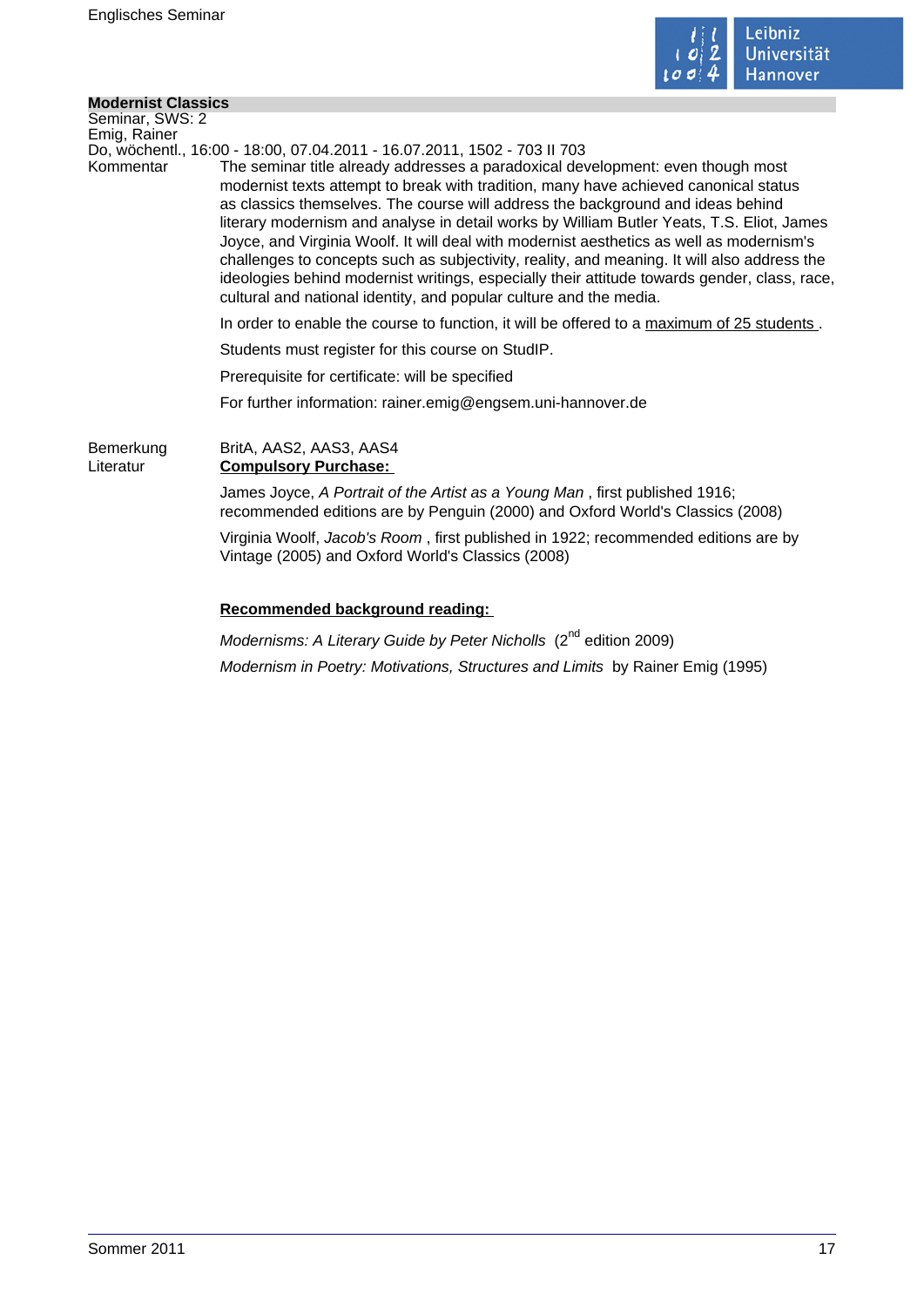## Modernist Classics

Seminar, SWS: 2
Emig, Rainer
Do, wöchentl., 16:00 - 18:00, 07.04.2011 - 16.07.2011, 1502 - 703 II 703

Kommentar

The seminar title already addresses a paradoxical development: even though most modernist texts attempt to break with tradition, many have achieved canonical status as classics themselves. The course will address the background and ideas behind literary modernism and analyse in detail works by William Butler Yeats, T.S. Eliot, James Joyce, and Virginia Woolf. It will deal with modernist aesthetics as well as modernism's challenges to concepts such as subjectivity, reality, and meaning. It will also address the ideologies behind modernist writings, especially their attitude towards gender, class, race, cultural and national identity, and popular culture and the media.

In order to enable the course to function, it will be offered to a maximum of 25 students.

Students must register for this course on StudIP.

Prerequisite for certificate: will be specified

For further information: rainer.emig@engsem.uni-hannover.de

Bemerkung

BritA, AAS2, AAS3, AAS4

Literatur

**Compulsory Purchase:**

James Joyce, *A Portrait of the Artist as a Young Man*, first published 1916; recommended editions are by Penguin (2000) and Oxford World's Classics (2008)

Virginia Woolf, *Jacob's Room*, first published in 1922; recommended editions are by Vintage (2005) and Oxford World's Classics (2008)

**Recommended background reading:**

*Modernisms: A Literary Guide by Peter Nicholls* (2nd edition 2009)

*Modernism in Poetry: Motivations, Structures and Limits* by Rainer Emig (1995)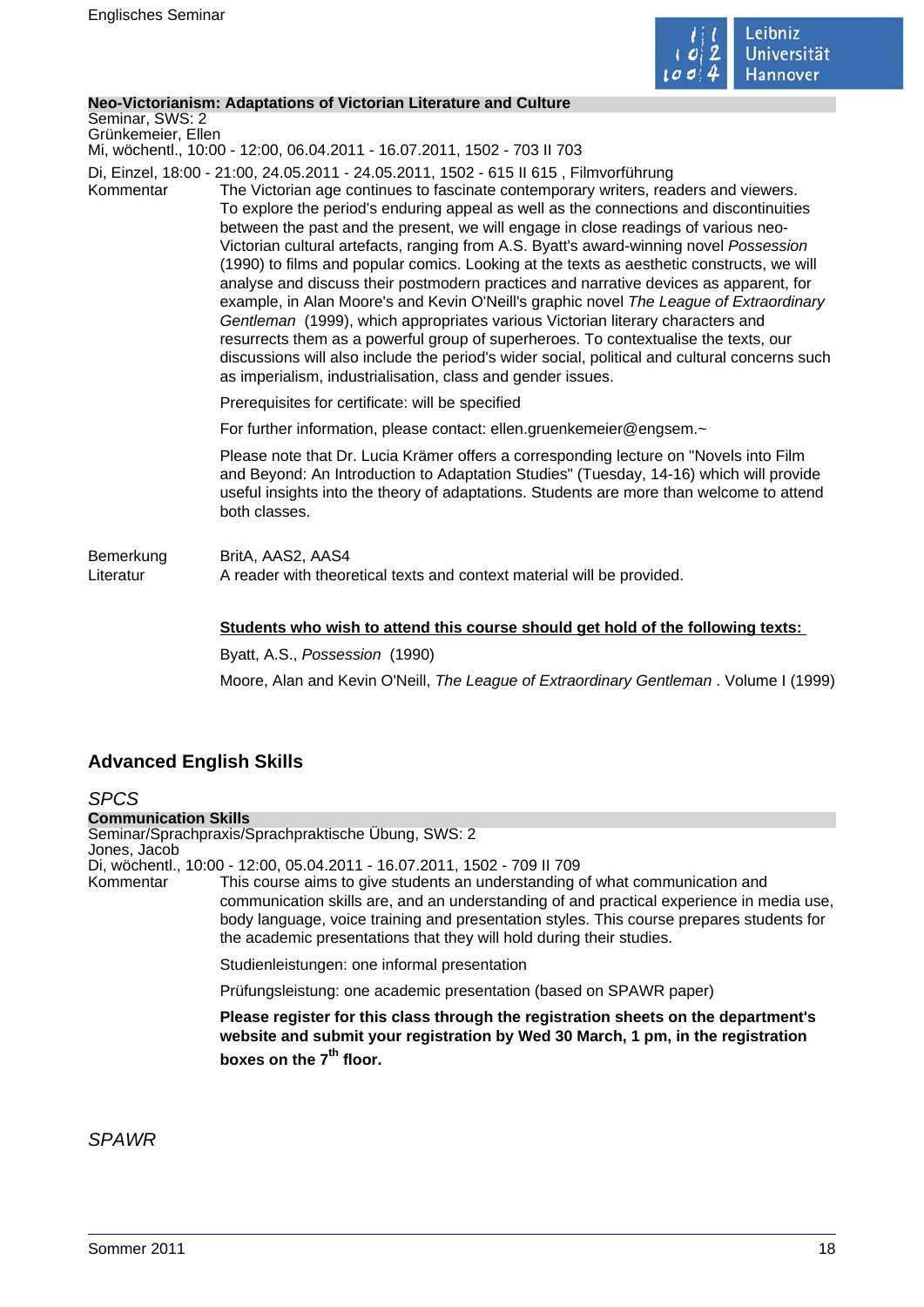**Neo-Victorianism: Adaptations of Victorian Literature and Culture**

Seminar, SWS: 2
Grünkemeier, Ellen
Mi, wöchentl., 10:00 - 12:00, 06.04.2011 - 16.07.2011, 1502 - 703 II 703

Di, Einzel, 18:00 - 21:00, 24.05.2011 - 24.05.2011, 1502 - 615 II 615 , Filmvorführung

Kommentar

The Victorian age continues to fascinate contemporary writers, readers and viewers. To explore the period's enduring appeal as well as the connections and discontinuities between the past and the present, we will engage in close readings of various neo-Victorian cultural artefacts, ranging from A.S. Byatt's award-winning novel *Possession* (1990) to films and popular comics. Looking at the texts as aesthetic constructs, we will analyse and discuss their postmodern practices and narrative devices as apparent, for example, in Alan Moore's and Kevin O'Neill's graphic novel *The League of Extraordinary Gentleman* (1999), which appropriates various Victorian literary characters and resurrects them as a powerful group of superheroes. To contextualise the texts, our discussions will also include the period's wider social, political and cultural concerns such as imperialism, industrialisation, class and gender issues.

Prerequisites for certificate: will be specified

For further information, please contact: ellen.gruenkemeier@engsem.~

Please note that Dr. Lucia Krämer offers a corresponding lecture on "Novels into Film and Beyond: An Introduction to Adaptation Studies" (Tuesday, 14-16) which will provide useful insights into the theory of adaptations. Students are more than welcome to attend both classes.

Bemerkung

BritA, AAS2, AAS4

Literatur

A reader with theoretical texts and context material will be provided.

**Students who wish to attend this course should get hold of the following texts:**

Byatt, A.S., *Possession* (1990)

Moore, Alan and Kevin O'Neill, *The League of Extraordinary Gentleman* . Volume I (1999)

## Advanced English Skills

### *SPCS*

**Communication Skills**

Seminar/Sprachpraxis/Sprachpraktische Übung, SWS: 2
Jones, Jacob
Di, wöchentl., 10:00 - 12:00, 05.04.2011 - 16.07.2011, 1502 - 709 II 709

Kommentar

This course aims to give students an understanding of what communication and communication skills are, and an understanding of and practical experience in media use, body language, voice training and presentation styles. This course prepares students for the academic presentations that they will hold during their studies.

Studienleistungen: one informal presentation

Prüfungsleistung: one academic presentation (based on SPAWR paper)

**Please register for this class through the registration sheets on the department's website and submit your registration by Wed 30 March, 1 pm, in the registration boxes on the 7th floor.**

### *SPAWR*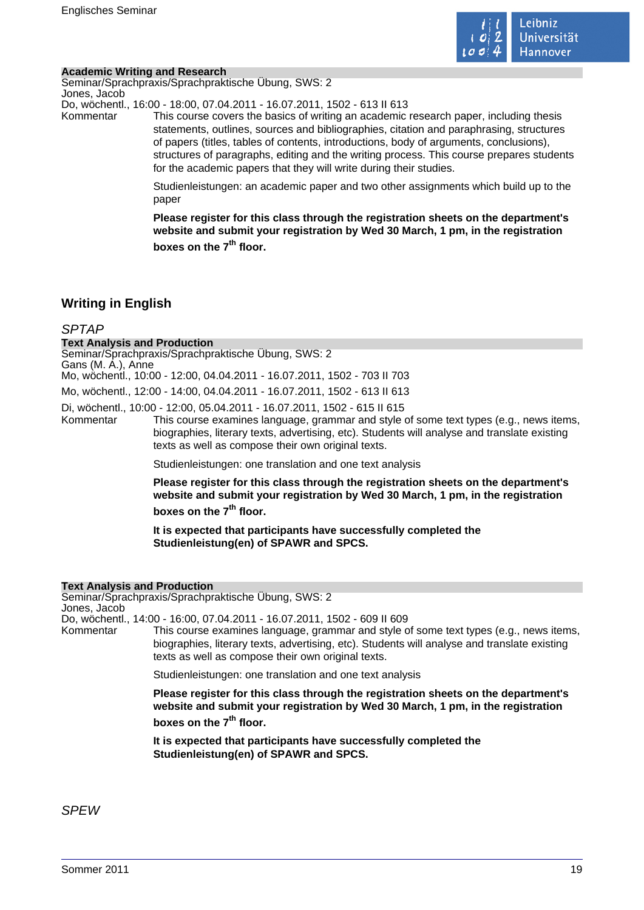### Academic Writing and Research

Seminar/Sprachpraxis/Sprachpraktische Übung, SWS: 2
Jones, Jacob
Do, wöchentl., 16:00 - 18:00, 07.04.2011 - 16.07.2011, 1502 - 613 II 613

Kommentar

This course covers the basics of writing an academic research paper, including thesis statements, outlines, sources and bibliographies, citation and paraphrasing, structures of papers (titles, tables of contents, introductions, body of arguments, conclusions), structures of paragraphs, editing and the writing process. This course prepares students for the academic papers that they will write during their studies.

Studienleistungen: an academic paper and two other assignments which build up to the paper

**Please register for this class through the registration sheets on the department's website and submit your registration by Wed 30 March, 1 pm, in the registration boxes on the 7th floor.**

## Writing in English

*SPTAP*

### Text Analysis and Production

Seminar/Sprachpraxis/Sprachpraktische Übung, SWS: 2
Gans (M. A.), Anne
Mo, wöchentl., 10:00 - 12:00, 04.04.2011 - 16.07.2011, 1502 - 703 II 703
Mo, wöchentl., 12:00 - 14:00, 04.04.2011 - 16.07.2011, 1502 - 613 II 613
Di, wöchentl., 10:00 - 12:00, 05.04.2011 - 16.07.2011, 1502 - 615 II 615

Kommentar

This course examines language, grammar and style of some text types (e.g., news items, biographies, literary texts, advertising, etc). Students will analyse and translate existing texts as well as compose their own original texts.

Studienleistungen: one translation and one text analysis

**Please register for this class through the registration sheets on the department's website and submit your registration by Wed 30 March, 1 pm, in the registration boxes on the 7th floor.**

**It is expected that participants have successfully completed the Studienleistung(en) of SPAWR and SPCS.**

### Text Analysis and Production

Seminar/Sprachpraxis/Sprachpraktische Übung, SWS: 2
Jones, Jacob
Do, wöchentl., 14:00 - 16:00, 07.04.2011 - 16.07.2011, 1502 - 609 II 609

Kommentar

This course examines language, grammar and style of some text types (e.g., news items, biographies, literary texts, advertising, etc). Students will analyse and translate existing texts as well as compose their own original texts.

Studienleistungen: one translation and one text analysis

**Please register for this class through the registration sheets on the department's website and submit your registration by Wed 30 March, 1 pm, in the registration boxes on the 7th floor.**

**It is expected that participants have successfully completed the Studienleistung(en) of SPAWR and SPCS.**

*SPEW*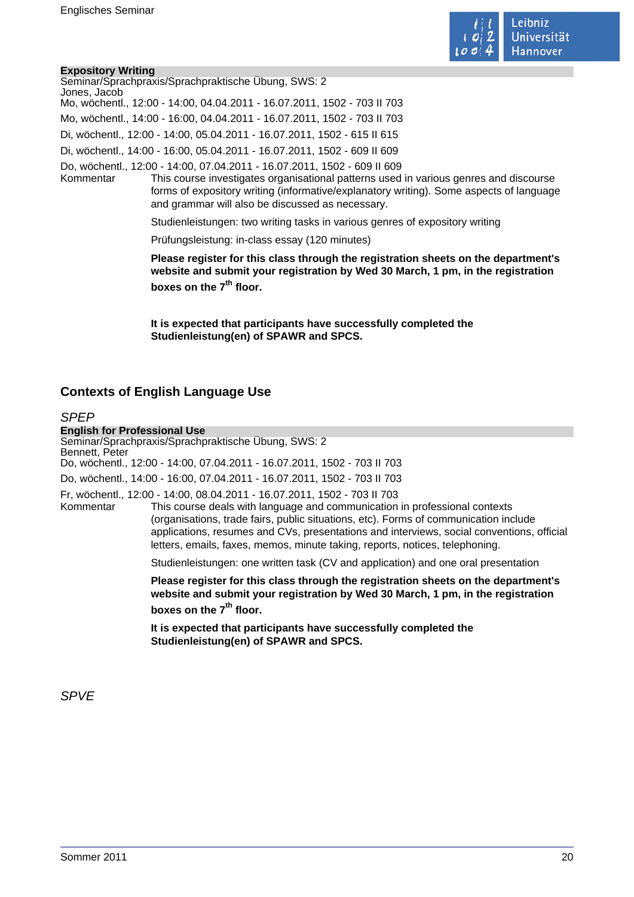**Expository Writing**

Seminar/Sprachpraxis/Sprachpraktische Übung, SWS: 2
Jones, Jacob

Mo, wöchentl., 12:00 - 14:00, 04.04.2011 - 16.07.2011, 1502 - 703 II 703

Mo, wöchentl., 14:00 - 16:00, 04.04.2011 - 16.07.2011, 1502 - 703 II 703

Di, wöchentl., 12:00 - 14:00, 05.04.2011 - 16.07.2011, 1502 - 615 II 615

Di, wöchentl., 14:00 - 16:00, 05.04.2011 - 16.07.2011, 1502 - 609 II 609

Do, wöchentl., 12:00 - 14:00, 07.04.2011 - 16.07.2011, 1502 - 609 II 609

Kommentar

This course investigates organisational patterns used in various genres and discourse forms of expository writing (informative/explanatory writing). Some aspects of language and grammar will also be discussed as necessary.

Studienleistungen: two writing tasks in various genres of expository writing

Prüfungsleistung: in-class essay (120 minutes)

**Please register for this class through the registration sheets on the department's website and submit your registration by Wed 30 March, 1 pm, in the registration boxes on the 7th floor.**

**It is expected that participants have successfully completed the Studienleistung(en) of SPAWR and SPCS.**

## Contexts of English Language Use

### *SPEP*

**English for Professional Use**

Seminar/Sprachpraxis/Sprachpraktische Übung, SWS: 2
Bennett, Peter

Do, wöchentl., 12:00 - 14:00, 07.04.2011 - 16.07.2011, 1502 - 703 II 703

Do, wöchentl., 14:00 - 16:00, 07.04.2011 - 16.07.2011, 1502 - 703 II 703

Fr, wöchentl., 12:00 - 14:00, 08.04.2011 - 16.07.2011, 1502 - 703 II 703

Kommentar

This course deals with language and communication in professional contexts (organisations, trade fairs, public situations, etc). Forms of communication include applications, resumes and CVs, presentations and interviews, social conventions, official letters, emails, faxes, memos, minute taking, reports, notices, telephoning.

Studienleistungen: one written task (CV and application) and one oral presentation

**Please register for this class through the registration sheets on the department's website and submit your registration by Wed 30 March, 1 pm, in the registration boxes on the 7th floor.**

**It is expected that participants have successfully completed the Studienleistung(en) of SPAWR and SPCS.**

### *SPVE*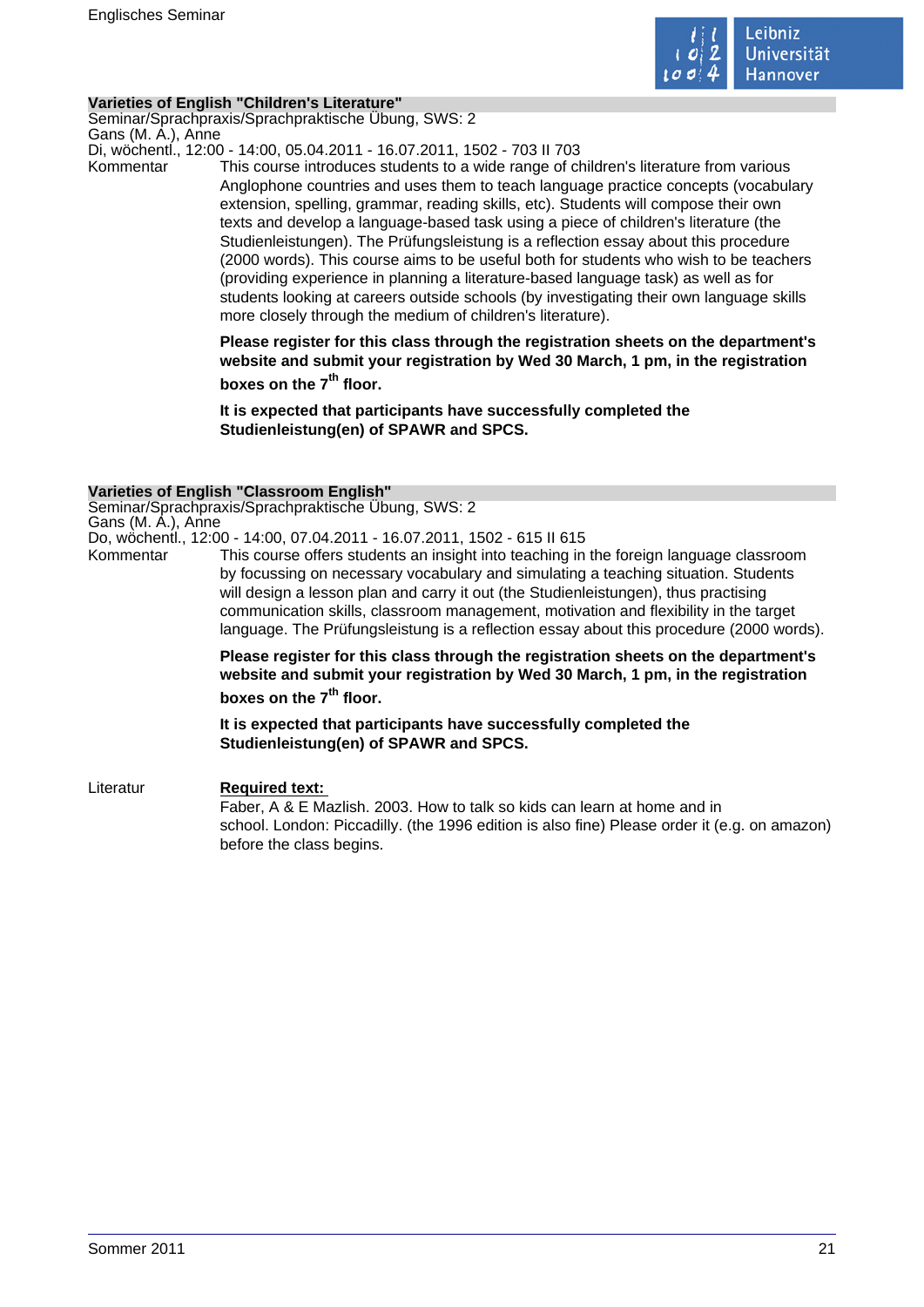## Varieties of English "Children's Literature"

Seminar/Sprachpraxis/Sprachpraktische Übung, SWS: 2
Gans (M. A.), Anne
Di, wöchentl., 12:00 - 14:00, 05.04.2011 - 16.07.2011, 1502 - 703 II 703

Kommentar

This course introduces students to a wide range of children's literature from various Anglophone countries and uses them to teach language practice concepts (vocabulary extension, spelling, grammar, reading skills, etc). Students will compose their own texts and develop a language-based task using a piece of children's literature (the Studienleistungen). The Prüfungsleistung is a reflection essay about this procedure (2000 words). This course aims to be useful both for students who wish to be teachers (providing experience in planning a literature-based language task) as well as for students looking at careers outside schools (by investigating their own language skills more closely through the medium of children's literature).

**Please register for this class through the registration sheets on the department's website and submit your registration by Wed 30 March, 1 pm, in the registration boxes on the 7th floor.**

**It is expected that participants have successfully completed the Studienleistung(en) of SPAWR and SPCS.**

## Varieties of English "Classroom English"

Seminar/Sprachpraxis/Sprachpraktische Übung, SWS: 2
Gans (M. A.), Anne
Do, wöchentl., 12:00 - 14:00, 07.04.2011 - 16.07.2011, 1502 - 615 II 615

Kommentar

This course offers students an insight into teaching in the foreign language classroom by focussing on necessary vocabulary and simulating a teaching situation. Students will design a lesson plan and carry it out (the Studienleistungen), thus practising communication skills, classroom management, motivation and flexibility in the target language. The Prüfungsleistung is a reflection essay about this procedure (2000 words).

**Please register for this class through the registration sheets on the department's website and submit your registration by Wed 30 March, 1 pm, in the registration boxes on the 7th floor.**

**It is expected that participants have successfully completed the Studienleistung(en) of SPAWR and SPCS.**

Literatur

**Required text:**
Faber, A & E Mazlish. 2003. How to talk so kids can learn at home and in school. London: Piccadilly. (the 1996 edition is also fine) Please order it (e.g. on amazon) before the class begins.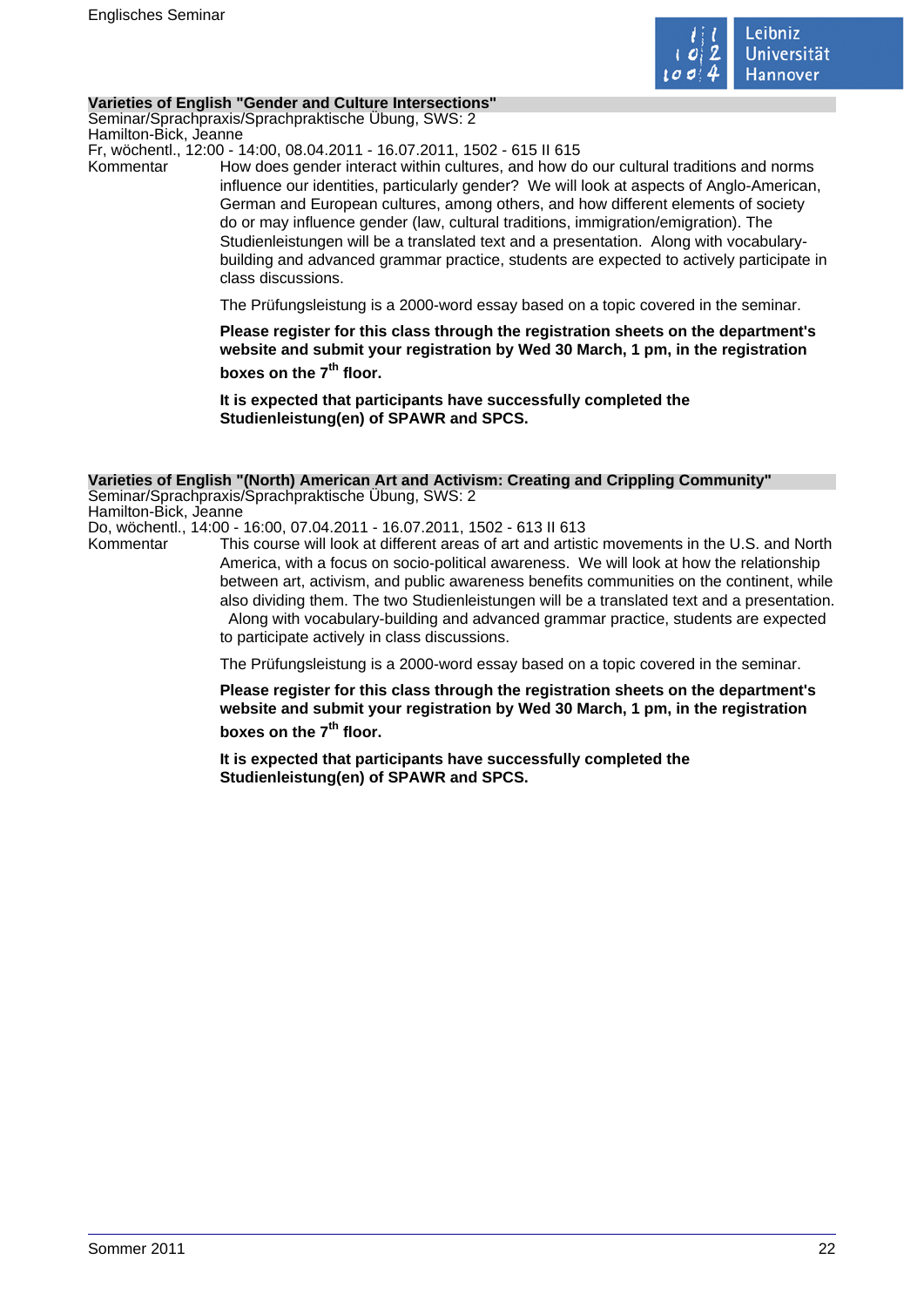### Varieties of English "Gender and Culture Intersections"

Seminar/Sprachpraxis/Sprachpraktische Übung, SWS: 2
Hamilton-Bick, Jeanne
Fr, wöchentl., 12:00 - 14:00, 08.04.2011 - 16.07.2011, 1502 - 615 II 615

Kommentar

How does gender interact within cultures, and how do our cultural traditions and norms influence our identities, particularly gender? We will look at aspects of Anglo-American, German and European cultures, among others, and how different elements of society do or may influence gender (law, cultural traditions, immigration/emigration). The Studienleistungen will be a translated text and a presentation. Along with vocabulary-building and advanced grammar practice, students are expected to actively participate in class discussions.

The Prüfungsleistung is a 2000-word essay based on a topic covered in the seminar.

**Please register for this class through the registration sheets on the department's website and submit your registration by Wed 30 March, 1 pm, in the registration boxes on the 7th floor.**

**It is expected that participants have successfully completed the Studienleistung(en) of SPAWR and SPCS.**

### Varieties of English "(North) American Art and Activism: Creating and Crippling Community"

Seminar/Sprachpraxis/Sprachpraktische Übung, SWS: 2
Hamilton-Bick, Jeanne
Do, wöchentl., 14:00 - 16:00, 07.04.2011 - 16.07.2011, 1502 - 613 II 613

Kommentar

This course will look at different areas of art and artistic movements in the U.S. and North America, with a focus on socio-political awareness. We will look at how the relationship between art, activism, and public awareness benefits communities on the continent, while also dividing them. The two Studienleistungen will be a translated text and a presentation. Along with vocabulary-building and advanced grammar practice, students are expected to participate actively in class discussions.

The Prüfungsleistung is a 2000-word essay based on a topic covered in the seminar.

**Please register for this class through the registration sheets on the department's website and submit your registration by Wed 30 March, 1 pm, in the registration boxes on the 7th floor.**

**It is expected that participants have successfully completed the Studienleistung(en) of SPAWR and SPCS.**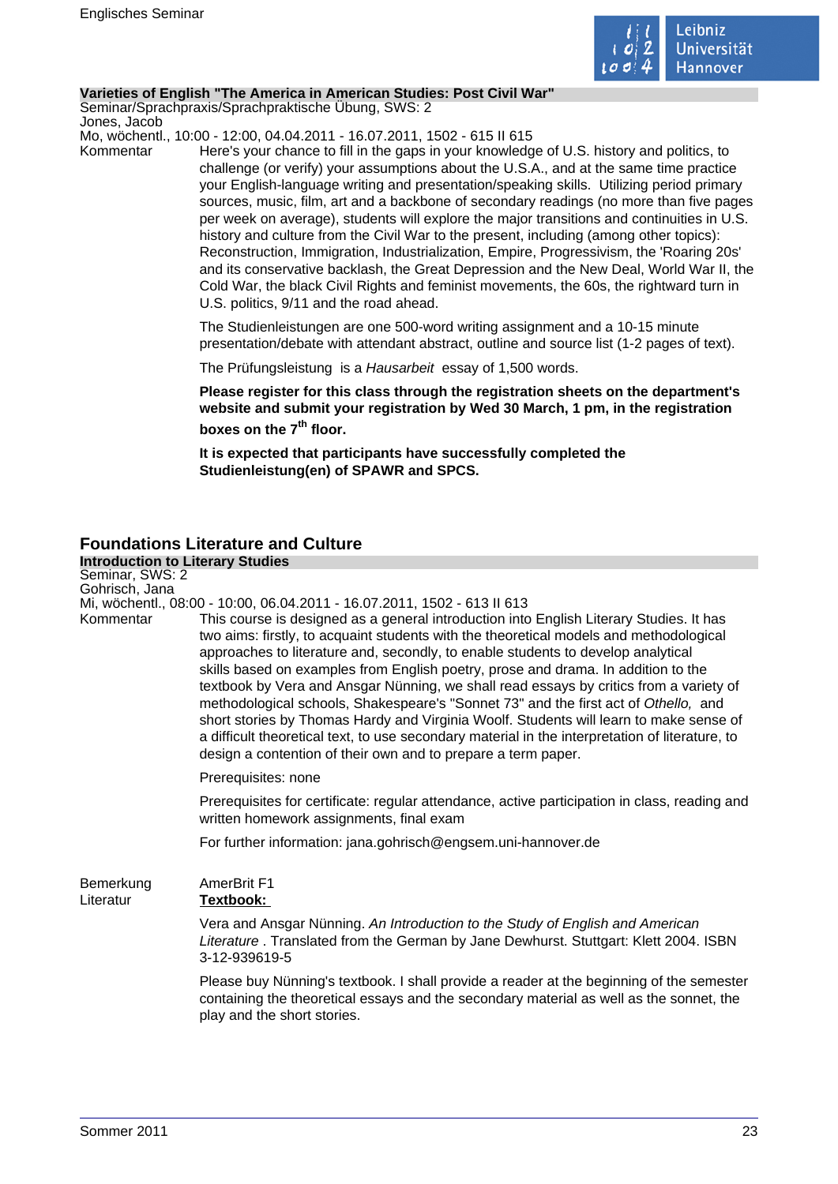**Varieties of English "The America in American Studies: Post Civil War"**

Seminar/Sprachpraxis/Sprachpraktische Übung, SWS: 2

Jones, Jacob

Mo, wöchentl., 10:00 - 12:00, 04.04.2011 - 16.07.2011, 1502 - 615 II 615

Kommentar

Here's your chance to fill in the gaps in your knowledge of U.S. history and politics, to challenge (or verify) your assumptions about the U.S.A., and at the same time practice your English-language writing and presentation/speaking skills. Utilizing period primary sources, music, film, art and a backbone of secondary readings (no more than five pages per week on average), students will explore the major transitions and continuities in U.S. history and culture from the Civil War to the present, including (among other topics): Reconstruction, Immigration, Industrialization, Empire, Progressivism, the 'Roaring 20s' and its conservative backlash, the Great Depression and the New Deal, World War II, the Cold War, the black Civil Rights and feminist movements, the 60s, the rightward turn in U.S. politics, 9/11 and the road ahead.

The Studienleistungen are one 500-word writing assignment and a 10-15 minute presentation/debate with attendant abstract, outline and source list (1-2 pages of text).

The Prüfungsleistung is a *Hausarbeit* essay of 1,500 words.

**Please register for this class through the registration sheets on the department's website and submit your registration by Wed 30 March, 1 pm, in the registration boxes on the 7th floor.**

**It is expected that participants have successfully completed the Studienleistung(en) of SPAWR and SPCS.**

## Foundations Literature and Culture

**Introduction to Literary Studies**

Seminar, SWS: 2

Gohrisch, Jana

Mi, wöchentl., 08:00 - 10:00, 06.04.2011 - 16.07.2011, 1502 - 613 II 613

Kommentar

This course is designed as a general introduction into English Literary Studies. It has two aims: firstly, to acquaint students with the theoretical models and methodological approaches to literature and, secondly, to enable students to develop analytical skills based on examples from English poetry, prose and drama. In addition to the textbook by Vera and Ansgar Nünning, we shall read essays by critics from a variety of methodological schools, Shakespeare's "Sonnet 73" and the first act of *Othello,* and short stories by Thomas Hardy and Virginia Woolf. Students will learn to make sense of a difficult theoretical text, to use secondary material in the interpretation of literature, to design a contention of their own and to prepare a term paper.

Prerequisites: none

Prerequisites for certificate: regular attendance, active participation in class, reading and written homework assignments, final exam

For further information: jana.gohrisch@engsem.uni-hannover.de

Bemerkung

AmerBrit F1

Literatur

**Textbook:**

Vera and Ansgar Nünning. *An Introduction to the Study of English and American Literature* . Translated from the German by Jane Dewhurst. Stuttgart: Klett 2004. ISBN 3-12-939619-5

Please buy Nünning's textbook. I shall provide a reader at the beginning of the semester containing the theoretical essays and the secondary material as well as the sonnet, the play and the short stories.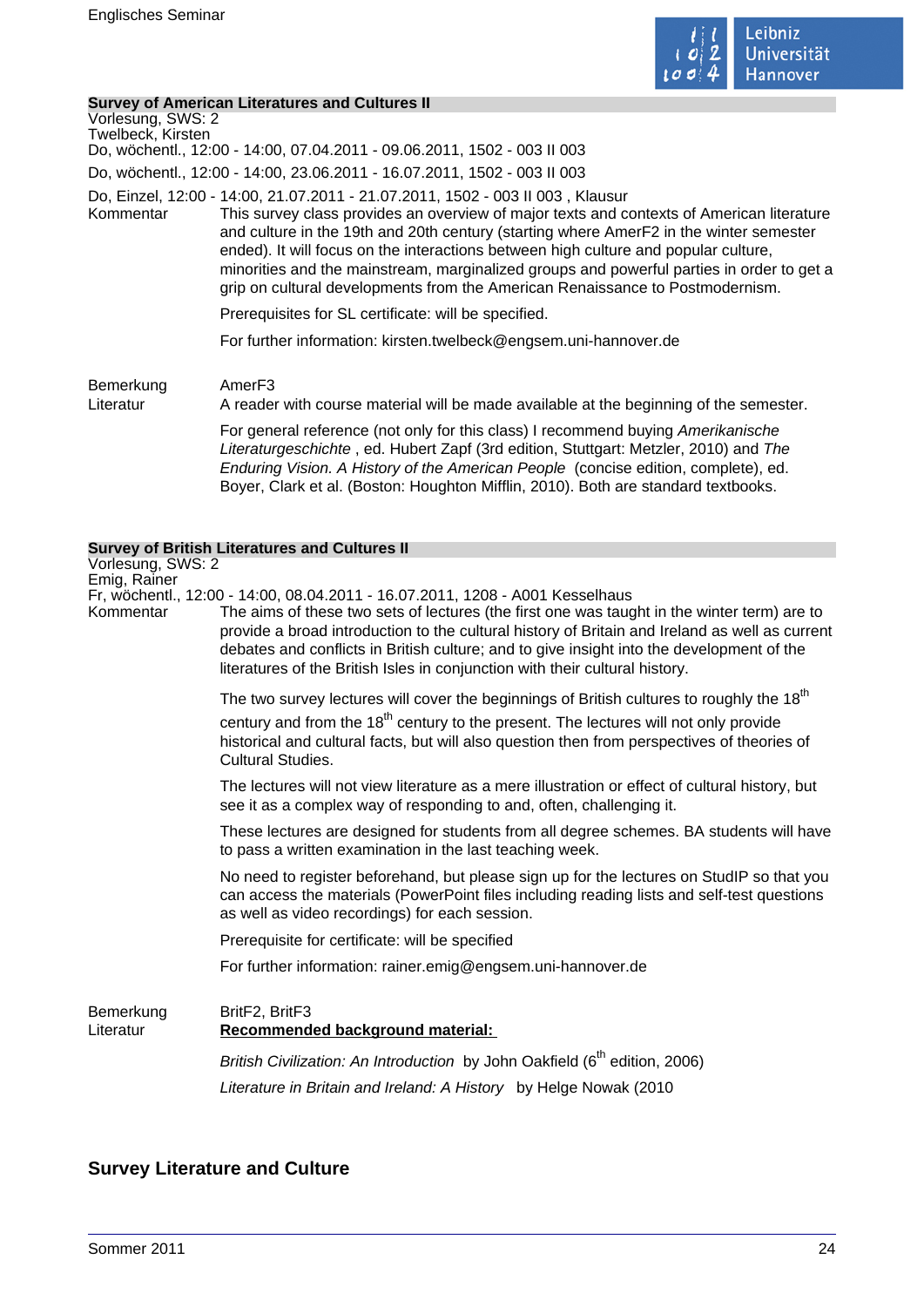**Survey of American Literatures and Cultures II**

Vorlesung, SWS: 2
Twelbeck, Kirsten
Do, wöchentl., 12:00 - 14:00, 07.04.2011 - 09.06.2011, 1502 - 003 II 003

Do, wöchentl., 12:00 - 14:00, 23.06.2011 - 16.07.2011, 1502 - 003 II 003

Do, Einzel, 12:00 - 14:00, 21.07.2011 - 21.07.2011, 1502 - 003 II 003 , Klausur

Kommentar
This survey class provides an overview of major texts and contexts of American literature and culture in the 19th and 20th century (starting where AmerF2 in the winter semester ended). It will focus on the interactions between high culture and popular culture, minorities and the mainstream, marginalized groups and powerful parties in order to get a grip on cultural developments from the American Renaissance to Postmodernism.

Prerequisites for SL certificate: will be specified.

For further information: kirsten.twelbeck@engsem.uni-hannover.de

Bemerkung
AmerF3

Literatur
A reader with course material will be made available at the beginning of the semester.

For general reference (not only for this class) I recommend buying *Amerikanische Literaturgeschichte* , ed. Hubert Zapf (3rd edition, Stuttgart: Metzler, 2010) and *The Enduring Vision. A History of the American People* (concise edition, complete), ed. Boyer, Clark et al. (Boston: Houghton Mifflin, 2010). Both are standard textbooks.

**Survey of British Literatures and Cultures II**

Vorlesung, SWS: 2
Emig, Rainer
Fr, wöchentl., 12:00 - 14:00, 08.04.2011 - 16.07.2011, 1208 - A001 Kesselhaus

Kommentar
The aims of these two sets of lectures (the first one was taught in the winter term) are to provide a broad introduction to the cultural history of Britain and Ireland as well as current debates and conflicts in British culture; and to give insight into the development of the literatures of the British Isles in conjunction with their cultural history.

The two survey lectures will cover the beginnings of British cultures to roughly the 18th century and from the 18th century to the present. The lectures will not only provide historical and cultural facts, but will also question then from perspectives of theories of Cultural Studies.

The lectures will not view literature as a mere illustration or effect of cultural history, but see it as a complex way of responding to and, often, challenging it.

These lectures are designed for students from all degree schemes. BA students will have to pass a written examination in the last teaching week.

No need to register beforehand, but please sign up for the lectures on StudIP so that you can access the materials (PowerPoint files including reading lists and self-test questions as well as video recordings) for each session.

Prerequisite for certificate: will be specified

For further information: rainer.emig@engsem.uni-hannover.de

Bemerkung
BritF2, BritF3

Literatur
**Recommended background material:**

*British Civilization: An Introduction* by John Oakfield (6th edition, 2006)

*Literature in Britain and Ireland: A History* by Helge Nowak (2010

## Survey Literature and Culture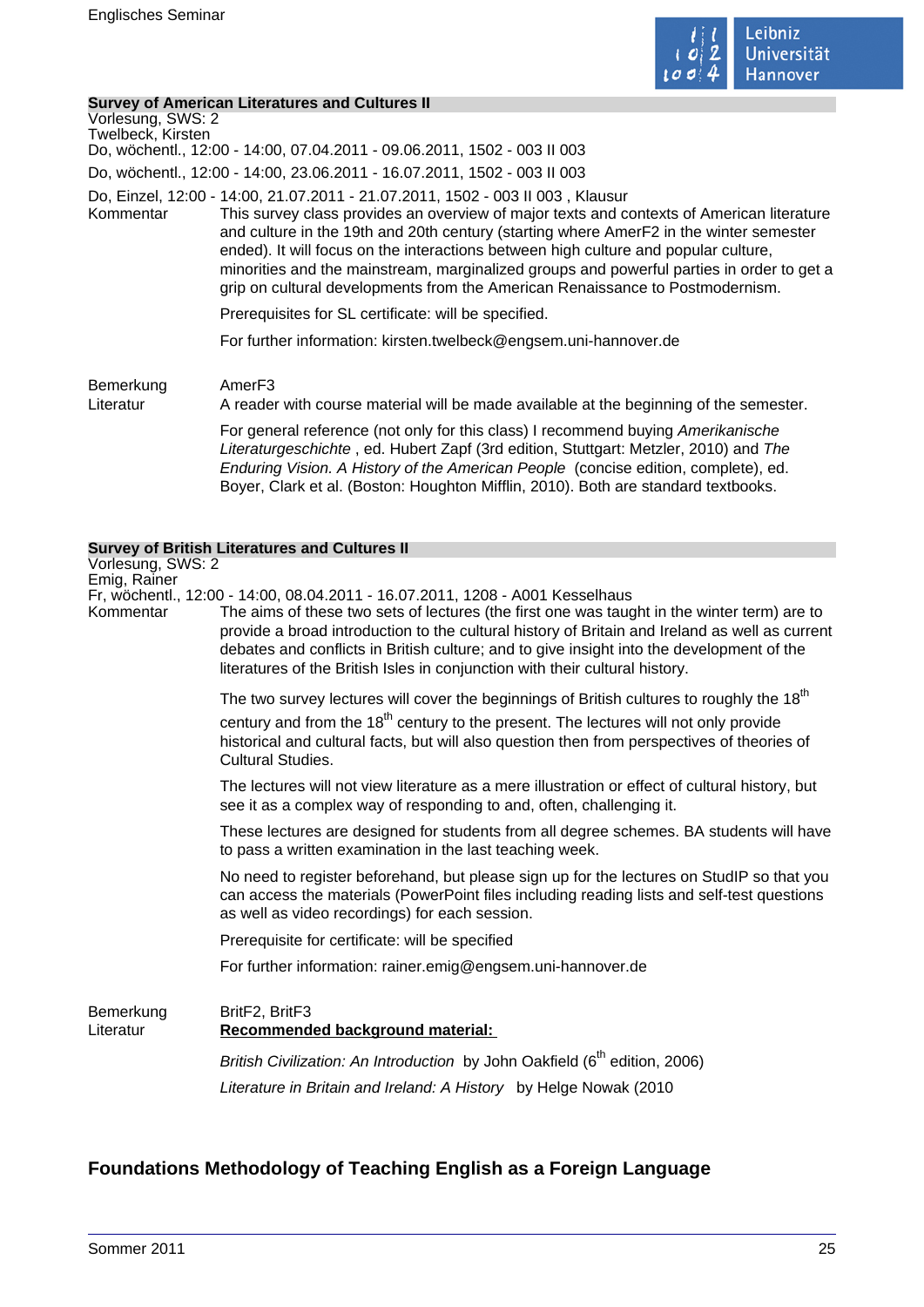## Survey of American Literatures and Cultures II

Vorlesung, SWS: 2
Twelbeck, Kirsten
Do, wöchentl., 12:00 - 14:00, 07.04.2011 - 09.06.2011, 1502 - 003 II 003
Do, wöchentl., 12:00 - 14:00, 23.06.2011 - 16.07.2011, 1502 - 003 II 003
Do, Einzel, 12:00 - 14:00, 21.07.2011 - 21.07.2011, 1502 - 003 II 003 , Klausur

Kommentar

This survey class provides an overview of major texts and contexts of American literature and culture in the 19th and 20th century (starting where AmerF2 in the winter semester ended). It will focus on the interactions between high culture and popular culture, minorities and the mainstream, marginalized groups and powerful parties in order to get a grip on cultural developments from the American Renaissance to Postmodernism.

Prerequisites for SL certificate: will be specified.

For further information: kirsten.twelbeck@engsem.uni-hannover.de

Bemerkung

AmerF3

Literatur

A reader with course material will be made available at the beginning of the semester.

For general reference (not only for this class) I recommend buying *Amerikanische Literaturgeschichte* , ed. Hubert Zapf (3rd edition, Stuttgart: Metzler, 2010) and *The Enduring Vision. A History of the American People* (concise edition, complete), ed. Boyer, Clark et al. (Boston: Houghton Mifflin, 2010). Both are standard textbooks.

## Survey of British Literatures and Cultures II

Vorlesung, SWS: 2
Emig, Rainer
Fr, wöchentl., 12:00 - 14:00, 08.04.2011 - 16.07.2011, 1208 - A001 Kesselhaus

Kommentar

The aims of these two sets of lectures (the first one was taught in the winter term) are to provide a broad introduction to the cultural history of Britain and Ireland as well as current debates and conflicts in British culture; and to give insight into the development of the literatures of the British Isles in conjunction with their cultural history.

The two survey lectures will cover the beginnings of British cultures to roughly the 18th century and from the 18th century to the present. The lectures will not only provide historical and cultural facts, but will also question then from perspectives of theories of Cultural Studies.

The lectures will not view literature as a mere illustration or effect of cultural history, but see it as a complex way of responding to and, often, challenging it.

These lectures are designed for students from all degree schemes. BA students will have to pass a written examination in the last teaching week.

No need to register beforehand, but please sign up for the lectures on StudIP so that you can access the materials (PowerPoint files including reading lists and self-test questions as well as video recordings) for each session.

Prerequisite for certificate: will be specified

For further information: rainer.emig@engsem.uni-hannover.de

Bemerkung

BritF2, BritF3

Literatur

**Recommended background material:**

*British Civilization: An Introduction* by John Oakfield (6th edition, 2006)

*Literature in Britain and Ireland: A History* by Helge Nowak (2010

# Foundations Methodology of Teaching English as a Foreign Language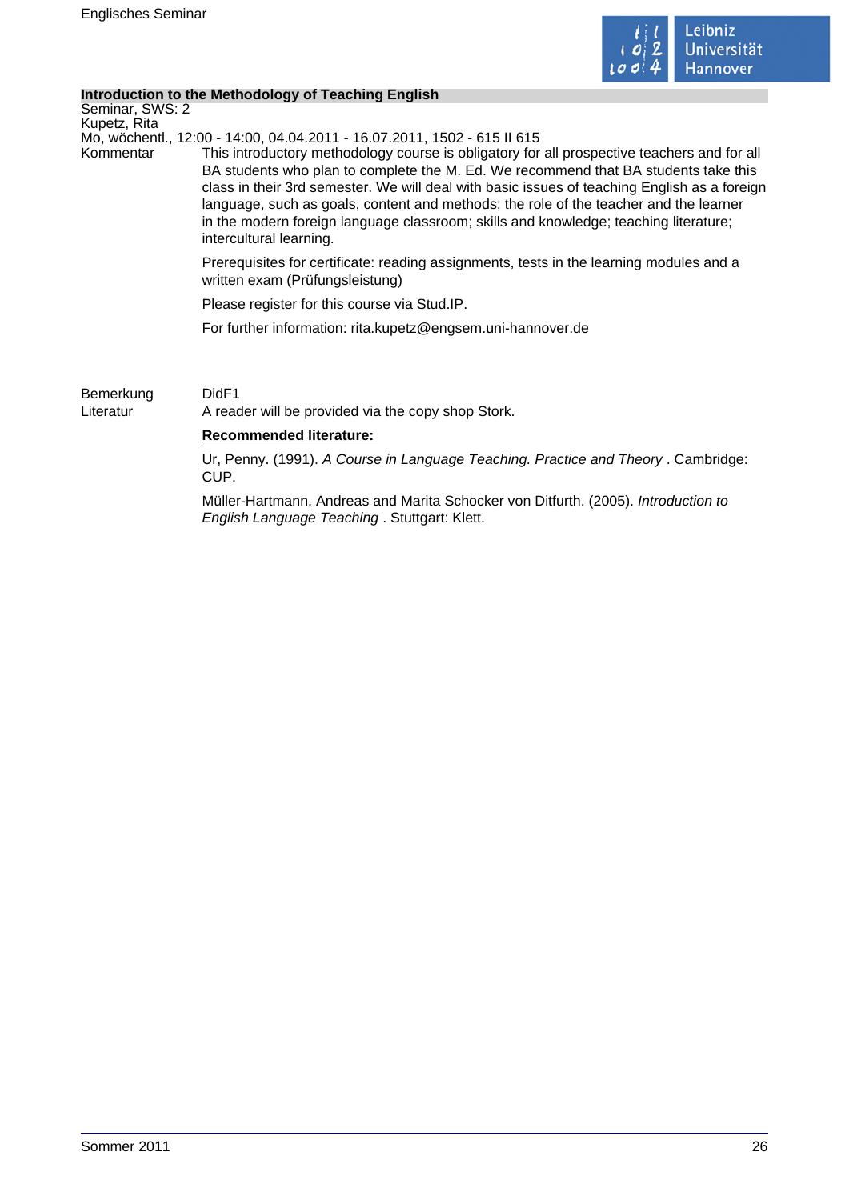## Introduction to the Methodology of Teaching English

Seminar, SWS: 2
Kupetz, Rita
Mo, wöchentl., 12:00 - 14:00, 04.04.2011 - 16.07.2011, 1502 - 615 II 615

Kommentar

This introductory methodology course is obligatory for all prospective teachers and for all BA students who plan to complete the M. Ed. We recommend that BA students take this class in their 3rd semester. We will deal with basic issues of teaching English as a foreign language, such as goals, content and methods; the role of the teacher and the learner in the modern foreign language classroom; skills and knowledge; teaching literature; intercultural learning.

Prerequisites for certificate: reading assignments, tests in the learning modules and a written exam (Prüfungsleistung)

Please register for this course via Stud.IP.

For further information: rita.kupetz@engsem.uni-hannover.de

Bemerkung

DidF1

Literatur

A reader will be provided via the copy shop Stork.

**Recommended literature:**

Ur, Penny. (1991). *A Course in Language Teaching. Practice and Theory* . Cambridge: CUP.

Müller-Hartmann, Andreas and Marita Schocker von Ditfurth. (2005). *Introduction to English Language Teaching* . Stuttgart: Klett.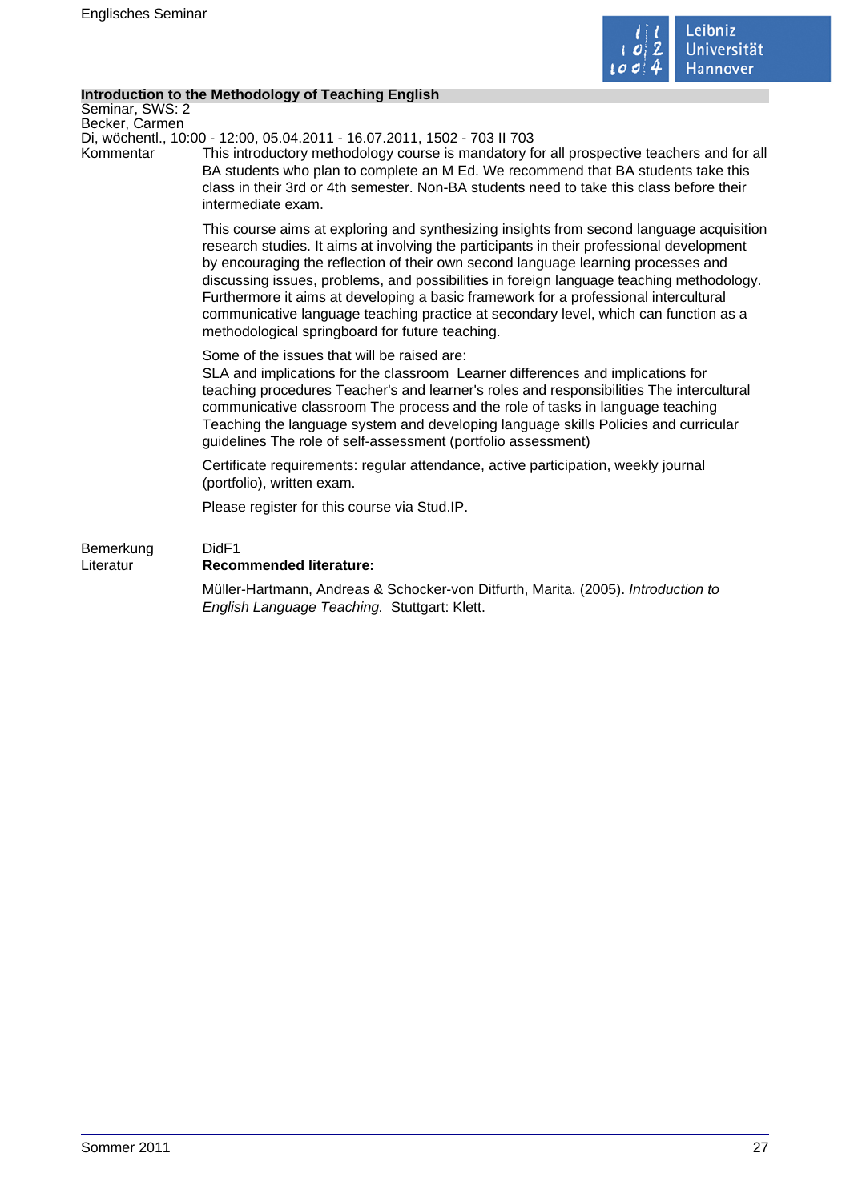## Introduction to the Methodology of Teaching English

Seminar, SWS: 2
Becker, Carmen
Di, wöchentl., 10:00 - 12:00, 05.04.2011 - 16.07.2011, 1502 - 703 II 703

Kommentar

This introductory methodology course is mandatory for all prospective teachers and for all BA students who plan to complete an M Ed. We recommend that BA students take this class in their 3rd or 4th semester. Non-BA students need to take this class before their intermediate exam.

This course aims at exploring and synthesizing insights from second language acquisition research studies. It aims at involving the participants in their professional development by encouraging the reflection of their own second language learning processes and discussing issues, problems, and possibilities in foreign language teaching methodology. Furthermore it aims at developing a basic framework for a professional intercultural communicative language teaching practice at secondary level, which can function as a methodological springboard for future teaching.

Some of the issues that will be raised are:
SLA and implications for the classroom Learner differences and implications for teaching procedures Teacher's and learner's roles and responsibilities The intercultural communicative classroom The process and the role of tasks in language teaching Teaching the language system and developing language skills Policies and curricular guidelines The role of self-assessment (portfolio assessment)

Certificate requirements: regular attendance, active participation, weekly journal (portfolio), written exam.

Please register for this course via Stud.IP.

Bemerkung

DidF1

Literatur

**Recommended literature:**

Müller-Hartmann, Andreas & Schocker-von Ditfurth, Marita. (2005). *Introduction to English Language Teaching.* Stuttgart: Klett.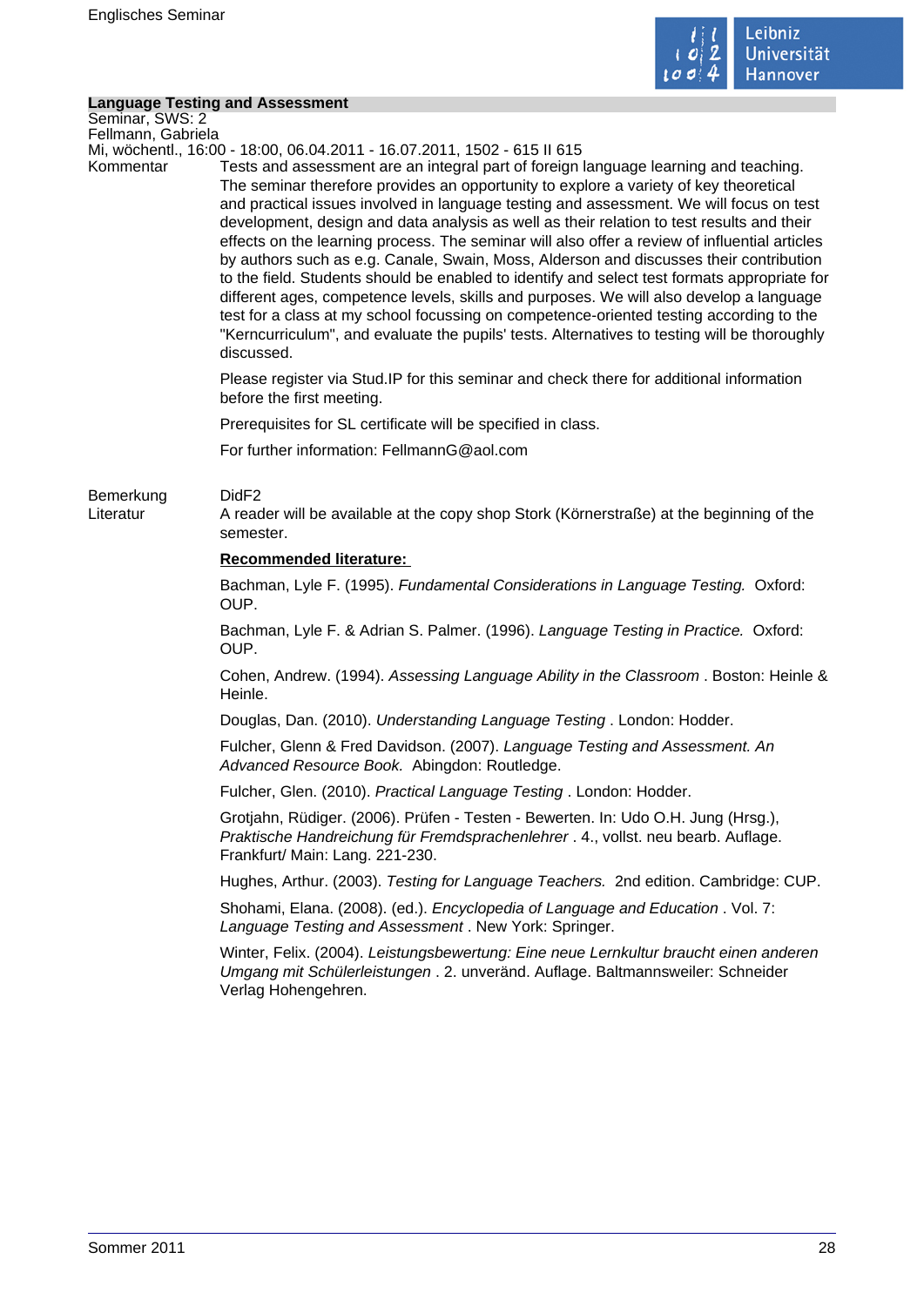## Language Testing and Assessment

Seminar, SWS: 2
Fellmann, Gabriela
Mi, wöchentl., 16:00 - 18:00, 06.04.2011 - 16.07.2011, 1502 - 615 II 615

Kommentar

Tests and assessment are an integral part of foreign language learning and teaching. The seminar therefore provides an opportunity to explore a variety of key theoretical and practical issues involved in language testing and assessment. We will focus on test development, design and data analysis as well as their relation to test results and their effects on the learning process. The seminar will also offer a review of influential articles by authors such as e.g. Canale, Swain, Moss, Alderson and discusses their contribution to the field. Students should be enabled to identify and select test formats appropriate for different ages, competence levels, skills and purposes. We will also develop a language test for a class at my school focussing on competence-oriented testing according to the "Kerncurriculum", and evaluate the pupils' tests. Alternatives to testing will be thoroughly discussed.

Please register via Stud.IP for this seminar and check there for additional information before the first meeting.

Prerequisites for SL certificate will be specified in class.

For further information: FellmannG@aol.com

Bemerkung

DidF2

Literatur

A reader will be available at the copy shop Stork (Körnerstraße) at the beginning of the semester.

**Recommended literature:**

Bachman, Lyle F. (1995). *Fundamental Considerations in Language Testing.* Oxford: OUP.

Bachman, Lyle F. & Adrian S. Palmer. (1996). *Language Testing in Practice.* Oxford: OUP.

Cohen, Andrew. (1994). *Assessing Language Ability in the Classroom* . Boston: Heinle & Heinle.

Douglas, Dan. (2010). *Understanding Language Testing* . London: Hodder.

Fulcher, Glenn & Fred Davidson. (2007). *Language Testing and Assessment. An Advanced Resource Book.* Abingdon: Routledge.

Fulcher, Glen. (2010). *Practical Language Testing* . London: Hodder.

Grotjahn, Rüdiger. (2006). Prüfen - Testen - Bewerten. In: Udo O.H. Jung (Hrsg.), *Praktische Handreichung für Fremdsprachenlehrer* . 4., vollst. neu bearb. Auflage. Frankfurt/ Main: Lang. 221-230.

Hughes, Arthur. (2003). *Testing for Language Teachers.* 2nd edition. Cambridge: CUP.

Shohami, Elana. (2008). (ed.). *Encyclopedia of Language and Education* . Vol. 7: *Language Testing and Assessment* . New York: Springer.

Winter, Felix. (2004). *Leistungsbewertung: Eine neue Lernkultur braucht einen anderen Umgang mit Schülerleistungen* . 2. unveränd. Auflage. Baltmannsweiler: Schneider Verlag Hohengehren.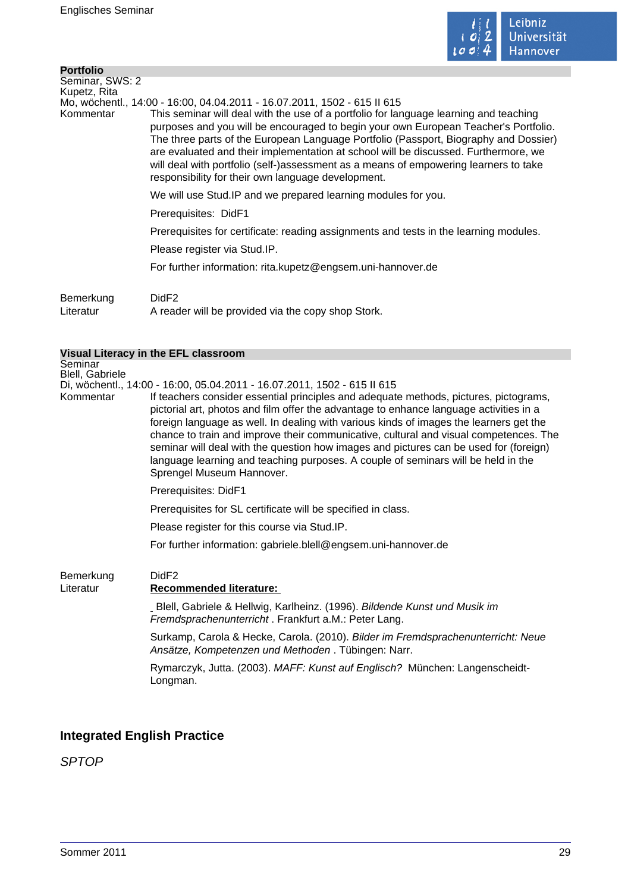### Portfolio

Seminar, SWS: 2
Kupetz, Rita
Mo, wöchentl., 14:00 - 16:00, 04.04.2011 - 16.07.2011, 1502 - 615 II 615

**Kommentar**

This seminar will deal with the use of a portfolio for language learning and teaching purposes and you will be encouraged to begin your own European Teacher's Portfolio. The three parts of the European Language Portfolio (Passport, Biography and Dossier) are evaluated and their implementation at school will be discussed. Furthermore, we will deal with portfolio (self-)assessment as a means of empowering learners to take responsibility for their own language development.

We will use Stud.IP and we prepared learning modules for you.

Prerequisites: DidF1

Prerequisites for certificate: reading assignments and tests in the learning modules.

Please register via Stud.IP.

For further information: rita.kupetz@engsem.uni-hannover.de

**Bemerkung** DidF2

**Literatur** A reader will be provided via the copy shop Stork.

### Visual Literacy in the EFL classroom

Seminar
Blell, Gabriele
Di, wöchentl., 14:00 - 16:00, 05.04.2011 - 16.07.2011, 1502 - 615 II 615

**Kommentar**

If teachers consider essential principles and adequate methods, pictures, pictograms, pictorial art, photos and film offer the advantage to enhance language activities in a foreign language as well. In dealing with various kinds of images the learners get the chance to train and improve their communicative, cultural and visual competences. The seminar will deal with the question how images and pictures can be used for (foreign) language learning and teaching purposes. A couple of seminars will be held in the Sprengel Museum Hannover.

Prerequisites: DidF1

Prerequisites for SL certificate will be specified in class.

Please register for this course via Stud.IP.

For further information: gabriele.blell@engsem.uni-hannover.de

**Bemerkung** DidF2

**Literatur**

**Recommended literature:**

Blell, Gabriele & Hellwig, Karlheinz. (1996). *Bildende Kunst und Musik im Fremdsprachenunterricht* . Frankfurt a.M.: Peter Lang.

Surkamp, Carola & Hecke, Carola. (2010). *Bilder im Fremdsprachenunterricht: Neue Ansätze, Kompetenzen und Methoden* . Tübingen: Narr.

Rymarczyk, Jutta. (2003). *MAFF: Kunst auf Englisch?* München: Langenscheidt-Longman.

## Integrated English Practice

*SPTOP*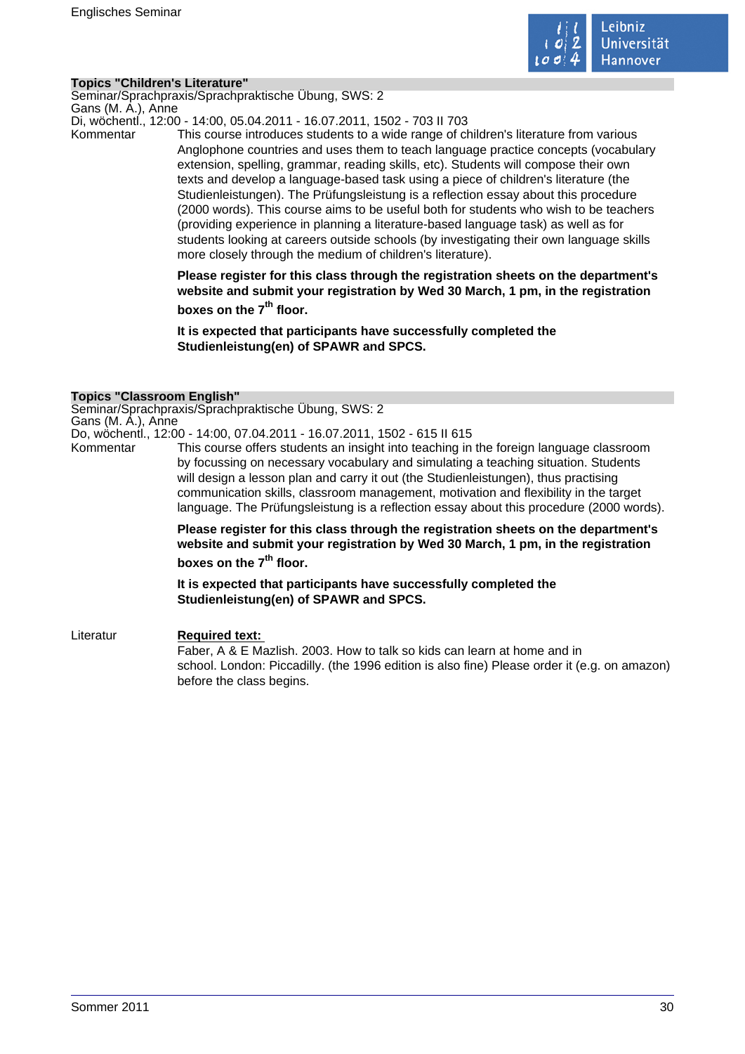### Topics "Children's Literature"

Seminar/Sprachpraxis/Sprachpraktische Übung, SWS: 2
Gans (M. A.), Anne
Di, wöchentl., 12:00 - 14:00, 05.04.2011 - 16.07.2011, 1502 - 703 II 703

Kommentar

This course introduces students to a wide range of children's literature from various Anglophone countries and uses them to teach language practice concepts (vocabulary extension, spelling, grammar, reading skills, etc). Students will compose their own texts and develop a language-based task using a piece of children's literature (the Studienleistungen). The Prüfungsleistung is a reflection essay about this procedure (2000 words). This course aims to be useful both for students who wish to be teachers (providing experience in planning a literature-based language task) as well as for students looking at careers outside schools (by investigating their own language skills more closely through the medium of children's literature).

**Please register for this class through the registration sheets on the department's website and submit your registration by Wed 30 March, 1 pm, in the registration boxes on the 7th floor.**

**It is expected that participants have successfully completed the Studienleistung(en) of SPAWR and SPCS.**

### Topics "Classroom English"

Seminar/Sprachpraxis/Sprachpraktische Übung, SWS: 2
Gans (M. A.), Anne
Do, wöchentl., 12:00 - 14:00, 07.04.2011 - 16.07.2011, 1502 - 615 II 615

Kommentar

This course offers students an insight into teaching in the foreign language classroom by focussing on necessary vocabulary and simulating a teaching situation. Students will design a lesson plan and carry it out (the Studienleistungen), thus practising communication skills, classroom management, motivation and flexibility in the target language. The Prüfungsleistung is a reflection essay about this procedure (2000 words).

**Please register for this class through the registration sheets on the department's website and submit your registration by Wed 30 March, 1 pm, in the registration boxes on the 7th floor.**

**It is expected that participants have successfully completed the Studienleistung(en) of SPAWR and SPCS.**

Literatur

**Required text:**
Faber, A & E Mazlish. 2003. How to talk so kids can learn at home and in school. London: Piccadilly. (the 1996 edition is also fine) Please order it (e.g. on amazon) before the class begins.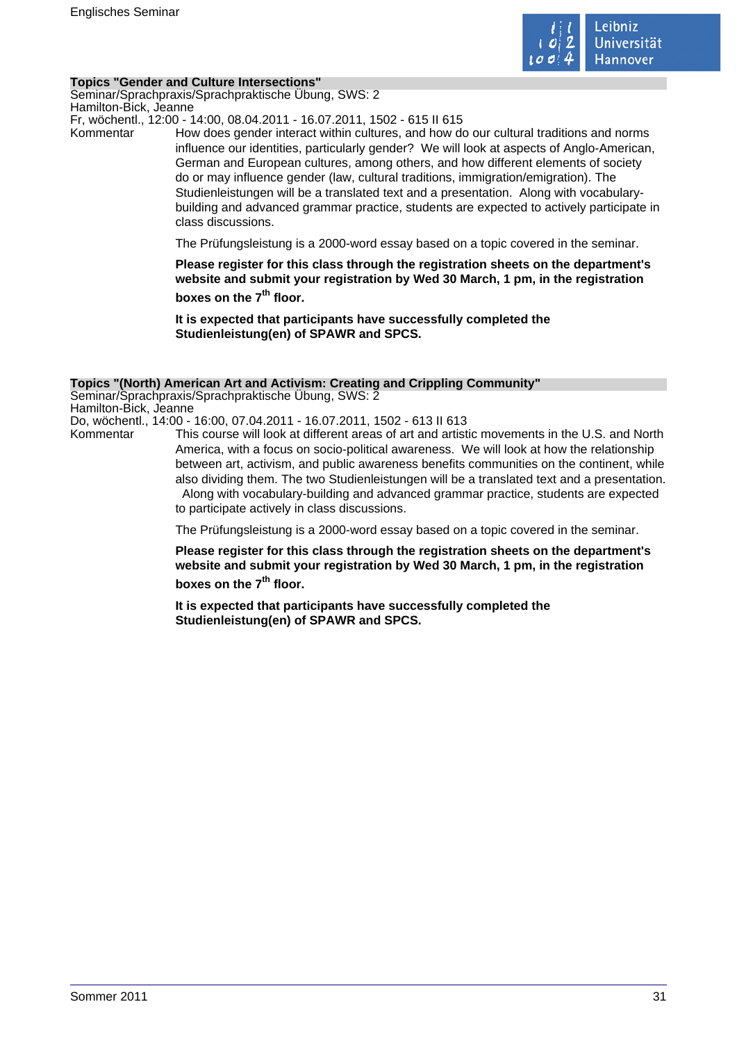### Topics "Gender and Culture Intersections"

Seminar/Sprachpraxis/Sprachpraktische Übung, SWS: 2
Hamilton-Bick, Jeanne
Fr, wöchentl., 12:00 - 14:00, 08.04.2011 - 16.07.2011, 1502 - 615 II 615

Kommentar

How does gender interact within cultures, and how do our cultural traditions and norms influence our identities, particularly gender? We will look at aspects of Anglo-American, German and European cultures, among others, and how different elements of society do or may influence gender (law, cultural traditions, immigration/emigration). The Studienleistungen will be a translated text and a presentation. Along with vocabulary-building and advanced grammar practice, students are expected to actively participate in class discussions.

The Prüfungsleistung is a 2000-word essay based on a topic covered in the seminar.

**Please register for this class through the registration sheets on the department's website and submit your registration by Wed 30 March, 1 pm, in the registration boxes on the 7th floor.**

**It is expected that participants have successfully completed the Studienleistung(en) of SPAWR and SPCS.**

### Topics "(North) American Art and Activism: Creating and Crippling Community"

Seminar/Sprachpraxis/Sprachpraktische Übung, SWS: 2
Hamilton-Bick, Jeanne
Do, wöchentl., 14:00 - 16:00, 07.04.2011 - 16.07.2011, 1502 - 613 II 613

Kommentar

This course will look at different areas of art and artistic movements in the U.S. and North America, with a focus on socio-political awareness. We will look at how the relationship between art, activism, and public awareness benefits communities on the continent, while also dividing them. The two Studienleistungen will be a translated text and a presentation. Along with vocabulary-building and advanced grammar practice, students are expected to participate actively in class discussions.

The Prüfungsleistung is a 2000-word essay based on a topic covered in the seminar.

**Please register for this class through the registration sheets on the department's website and submit your registration by Wed 30 March, 1 pm, in the registration boxes on the 7th floor.**

**It is expected that participants have successfully completed the Studienleistung(en) of SPAWR and SPCS.**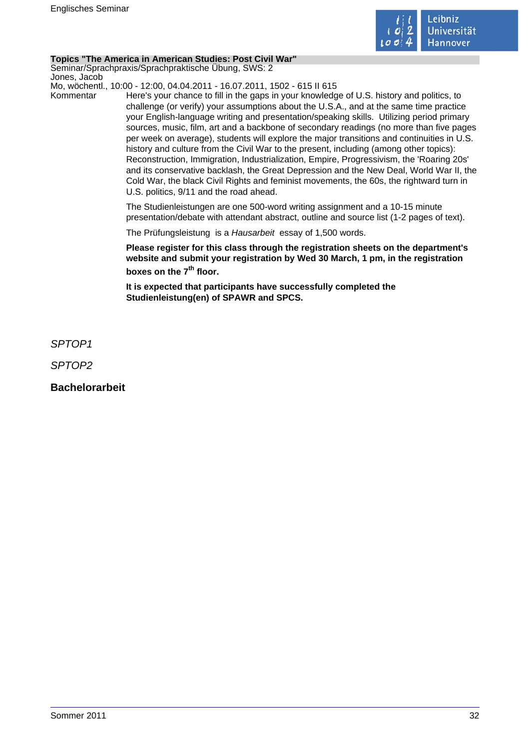**Topics "The America in American Studies: Post Civil War"**
Seminar/Sprachpraxis/Sprachpraktische Übung, SWS: 2
Jones, Jacob
Mo, wöchentl., 10:00 - 12:00, 04.04.2011 - 16.07.2011, 1502 - 615 II 615

Kommentar

Here's your chance to fill in the gaps in your knowledge of U.S. history and politics, to challenge (or verify) your assumptions about the U.S.A., and at the same time practice your English-language writing and presentation/speaking skills. Utilizing period primary sources, music, film, art and a backbone of secondary readings (no more than five pages per week on average), students will explore the major transitions and continuities in U.S. history and culture from the Civil War to the present, including (among other topics): Reconstruction, Immigration, Industrialization, Empire, Progressivism, the 'Roaring 20s' and its conservative backlash, the Great Depression and the New Deal, World War II, the Cold War, the black Civil Rights and feminist movements, the 60s, the rightward turn in U.S. politics, 9/11 and the road ahead.

The Studienleistungen are one 500-word writing assignment and a 10-15 minute presentation/debate with attendant abstract, outline and source list (1-2 pages of text).

The Prüfungsleistung is a *Hausarbeit* essay of 1,500 words.

**Please register for this class through the registration sheets on the department's website and submit your registration by Wed 30 March, 1 pm, in the registration boxes on the 7th floor.**

**It is expected that participants have successfully completed the Studienleistung(en) of SPAWR and SPCS.**

*SPTOP1*

*SPTOP2*

## Bachelorarbeit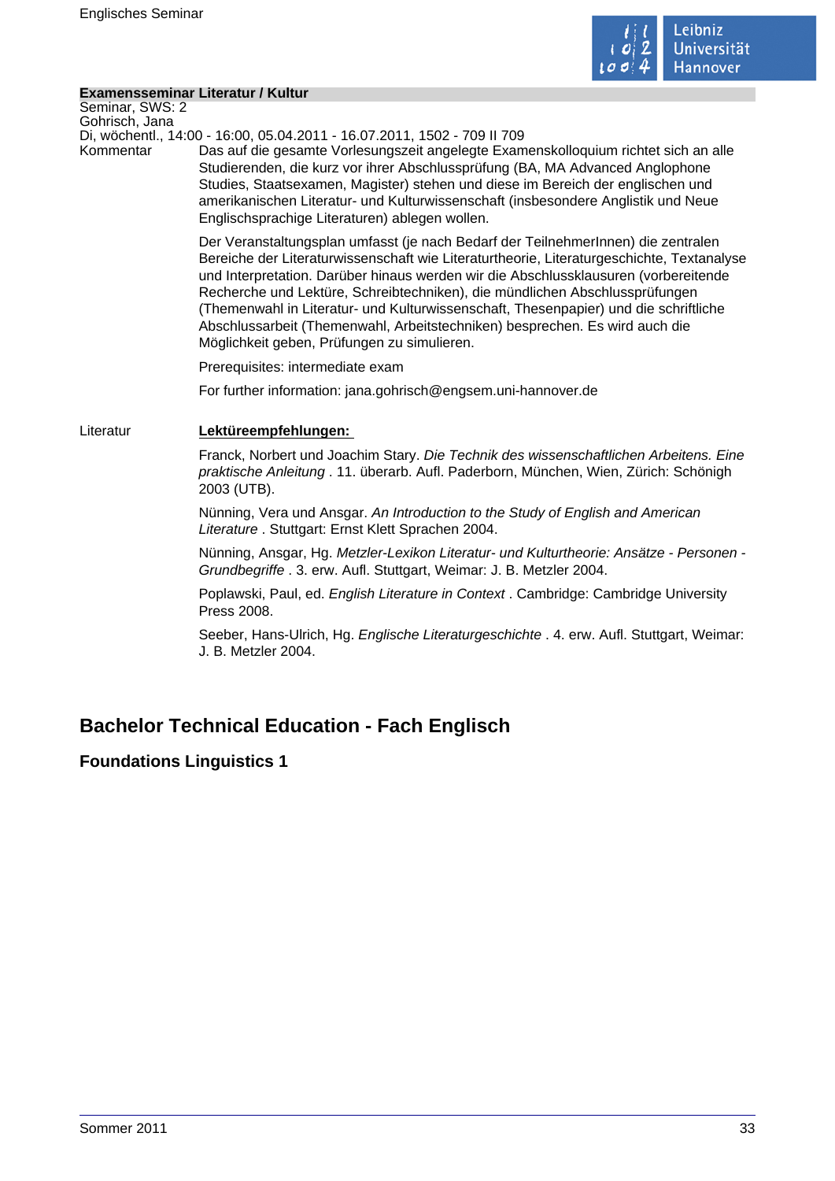**Examensseminar Literatur / Kultur**
Seminar, SWS: 2
Gohrisch, Jana
Di, wöchentl., 14:00 - 16:00, 05.04.2011 - 16.07.2011, 1502 - 709 II 709

Kommentar

Das auf die gesamte Vorlesungszeit angelegte Examenskolloquium richtet sich an alle Studierenden, die kurz vor ihrer Abschlussprüfung (BA, MA Advanced Anglophone Studies, Staatsexamen, Magister) stehen und diese im Bereich der englischen und amerikanischen Literatur- und Kulturwissenschaft (insbesondere Anglistik und Neue Englischsprachige Literaturen) ablegen wollen.

Der Veranstaltungsplan umfasst (je nach Bedarf der TeilnehmerInnen) die zentralen Bereiche der Literaturwissenschaft wie Literaturtheorie, Literaturgeschichte, Textanalyse und Interpretation. Darüber hinaus werden wir die Abschlussklausuren (vorbereitende Recherche und Lektüre, Schreibtechniken), die mündlichen Abschlussprüfungen (Themenwahl in Literatur- und Kulturwissenschaft, Thesenpapier) und die schriftliche Abschlussarbeit (Themenwahl, Arbeitstechniken) besprechen. Es wird auch die Möglichkeit geben, Prüfungen zu simulieren.

Prerequisites: intermediate exam

For further information: jana.gohrisch@engsem.uni-hannover.de

Literatur

**Lektüreempfehlungen:**

Franck, Norbert und Joachim Stary. *Die Technik des wissenschaftlichen Arbeitens. Eine praktische Anleitung* . 11. überarb. Aufl. Paderborn, München, Wien, Zürich: Schönigh 2003 (UTB).

Nünning, Vera und Ansgar. *An Introduction to the Study of English and American Literature* . Stuttgart: Ernst Klett Sprachen 2004.

Nünning, Ansgar, Hg. *Metzler-Lexikon Literatur- und Kulturtheorie: Ansätze - Personen - Grundbegriffe* . 3. erw. Aufl. Stuttgart, Weimar: J. B. Metzler 2004.

Poplawski, Paul, ed. *English Literature in Context* . Cambridge: Cambridge University Press 2008.

Seeber, Hans-Ulrich, Hg. *Englische Literaturgeschichte* . 4. erw. Aufl. Stuttgart, Weimar: J. B. Metzler 2004.

## Bachelor Technical Education - Fach Englisch

### Foundations Linguistics 1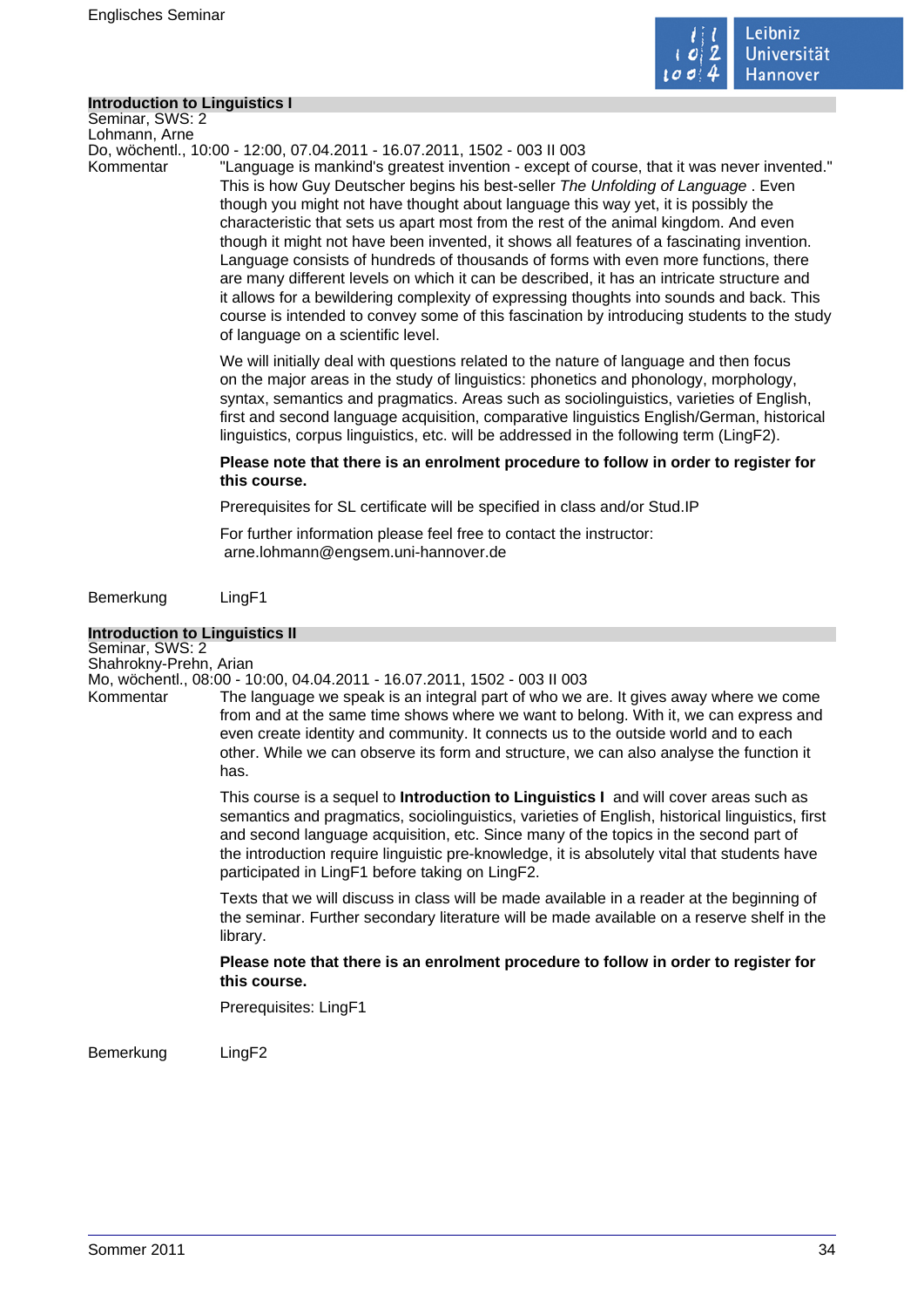## Introduction to Linguistics I

Seminar, SWS: 2
Lohmann, Arne
Do, wöchentl., 10:00 - 12:00, 07.04.2011 - 16.07.2011, 1502 - 003 II 003

Kommentar

"Language is mankind's greatest invention - except of course, that it was never invented." This is how Guy Deutscher begins his best-seller *The Unfolding of Language* . Even though you might not have thought about language this way yet, it is possibly the characteristic that sets us apart most from the rest of the animal kingdom. And even though it might not have been invented, it shows all features of a fascinating invention. Language consists of hundreds of thousands of forms with even more functions, there are many different levels on which it can be described, it has an intricate structure and it allows for a bewildering complexity of expressing thoughts into sounds and back. This course is intended to convey some of this fascination by introducing students to the study of language on a scientific level.

We will initially deal with questions related to the nature of language and then focus on the major areas in the study of linguistics: phonetics and phonology, morphology, syntax, semantics and pragmatics. Areas such as sociolinguistics, varieties of English, first and second language acquisition, comparative linguistics English/German, historical linguistics, corpus linguistics, etc. will be addressed in the following term (LingF2).

**Please note that there is an enrolment procedure to follow in order to register for this course.**

Prerequisites for SL certificate will be specified in class and/or Stud.IP

For further information please feel free to contact the instructor: arne.lohmann@engsem.uni-hannover.de

Bemerkung

LingF1

## Introduction to Linguistics II

Seminar, SWS: 2
Shahrokny-Prehn, Arian
Mo, wöchentl., 08:00 - 10:00, 04.04.2011 - 16.07.2011, 1502 - 003 II 003

Kommentar

The language we speak is an integral part of who we are. It gives away where we come from and at the same time shows where we want to belong. With it, we can express and even create identity and community. It connects us to the outside world and to each other. While we can observe its form and structure, we can also analyse the function it has.

This course is a sequel to **Introduction to Linguistics I** and will cover areas such as semantics and pragmatics, sociolinguistics, varieties of English, historical linguistics, first and second language acquisition, etc. Since many of the topics in the second part of the introduction require linguistic pre-knowledge, it is absolutely vital that students have participated in LingF1 before taking on LingF2.

Texts that we will discuss in class will be made available in a reader at the beginning of the seminar. Further secondary literature will be made available on a reserve shelf in the library.

**Please note that there is an enrolment procedure to follow in order to register for this course.**

Prerequisites: LingF1

Bemerkung

LingF2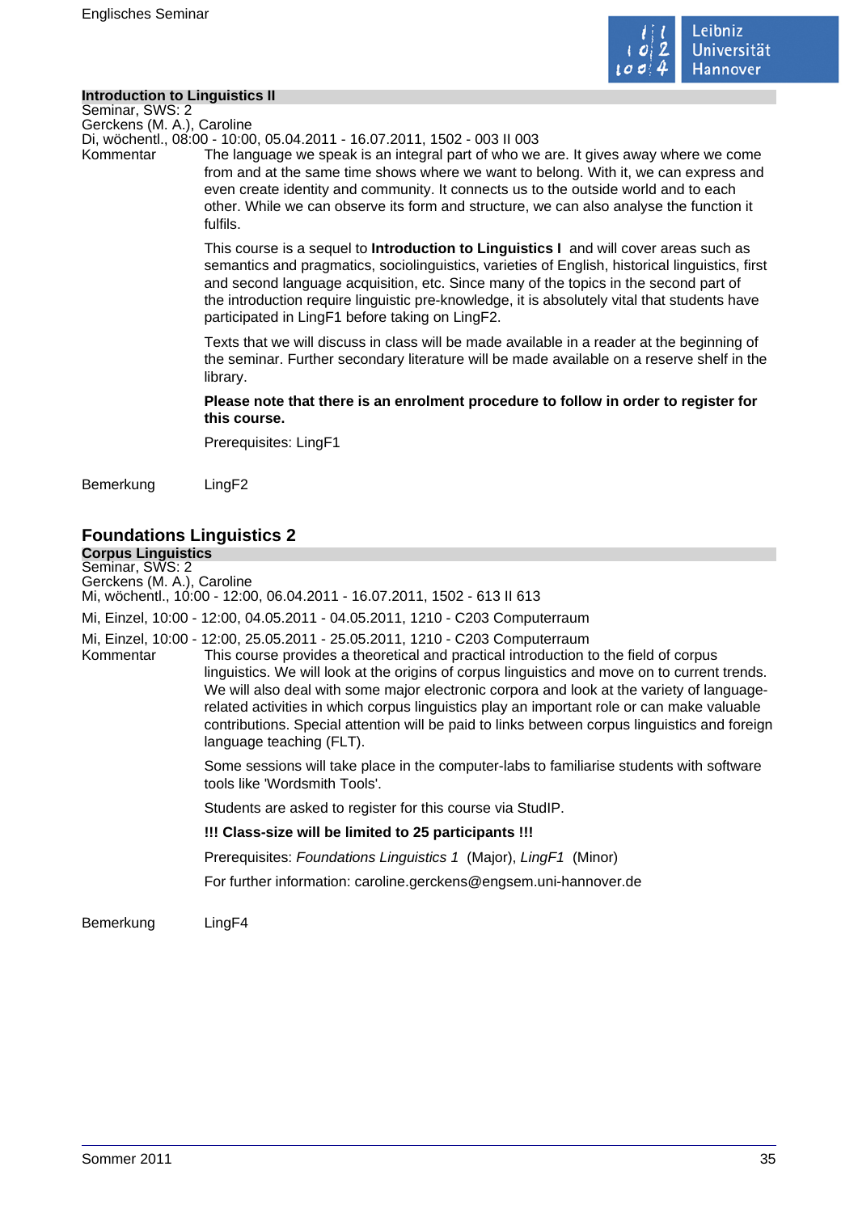**Introduction to Linguistics II**

Seminar, SWS: 2

Gerckens (M. A.), Caroline

Di, wöchentl., 08:00 - 10:00, 05.04.2011 - 16.07.2011, 1502 - 003 II 003

Kommentar

The language we speak is an integral part of who we are. It gives away where we come from and at the same time shows where we want to belong. With it, we can express and even create identity and community. It connects us to the outside world and to each other. While we can observe its form and structure, we can also analyse the function it fulfils.

This course is a sequel to **Introduction to Linguistics I** and will cover areas such as semantics and pragmatics, sociolinguistics, varieties of English, historical linguistics, first and second language acquisition, etc. Since many of the topics in the second part of the introduction require linguistic pre-knowledge, it is absolutely vital that students have participated in LingF1 before taking on LingF2.

Texts that we will discuss in class will be made available in a reader at the beginning of the seminar. Further secondary literature will be made available on a reserve shelf in the library.

**Please note that there is an enrolment procedure to follow in order to register for this course.**

Prerequisites: LingF1

Bemerkung

LingF2

## Foundations Linguistics 2

**Corpus Linguistics**

Seminar, SWS: 2

Gerckens (M. A.), Caroline

Mi, wöchentl., 10:00 - 12:00, 06.04.2011 - 16.07.2011, 1502 - 613 II 613

Mi, Einzel, 10:00 - 12:00, 04.05.2011 - 04.05.2011, 1210 - C203 Computerraum

Mi, Einzel, 10:00 - 12:00, 25.05.2011 - 25.05.2011, 1210 - C203 Computerraum

Kommentar

This course provides a theoretical and practical introduction to the field of corpus linguistics. We will look at the origins of corpus linguistics and move on to current trends. We will also deal with some major electronic corpora and look at the variety of language-related activities in which corpus linguistics play an important role or can make valuable contributions. Special attention will be paid to links between corpus linguistics and foreign language teaching (FLT).

Some sessions will take place in the computer-labs to familiarise students with software tools like 'Wordsmith Tools'.

Students are asked to register for this course via StudIP.

**!!! Class-size will be limited to 25 participants !!!**

Prerequisites: *Foundations Linguistics 1* (Major), *LingF1* (Minor)

For further information: caroline.gerckens@engsem.uni-hannover.de

Bemerkung

LingF4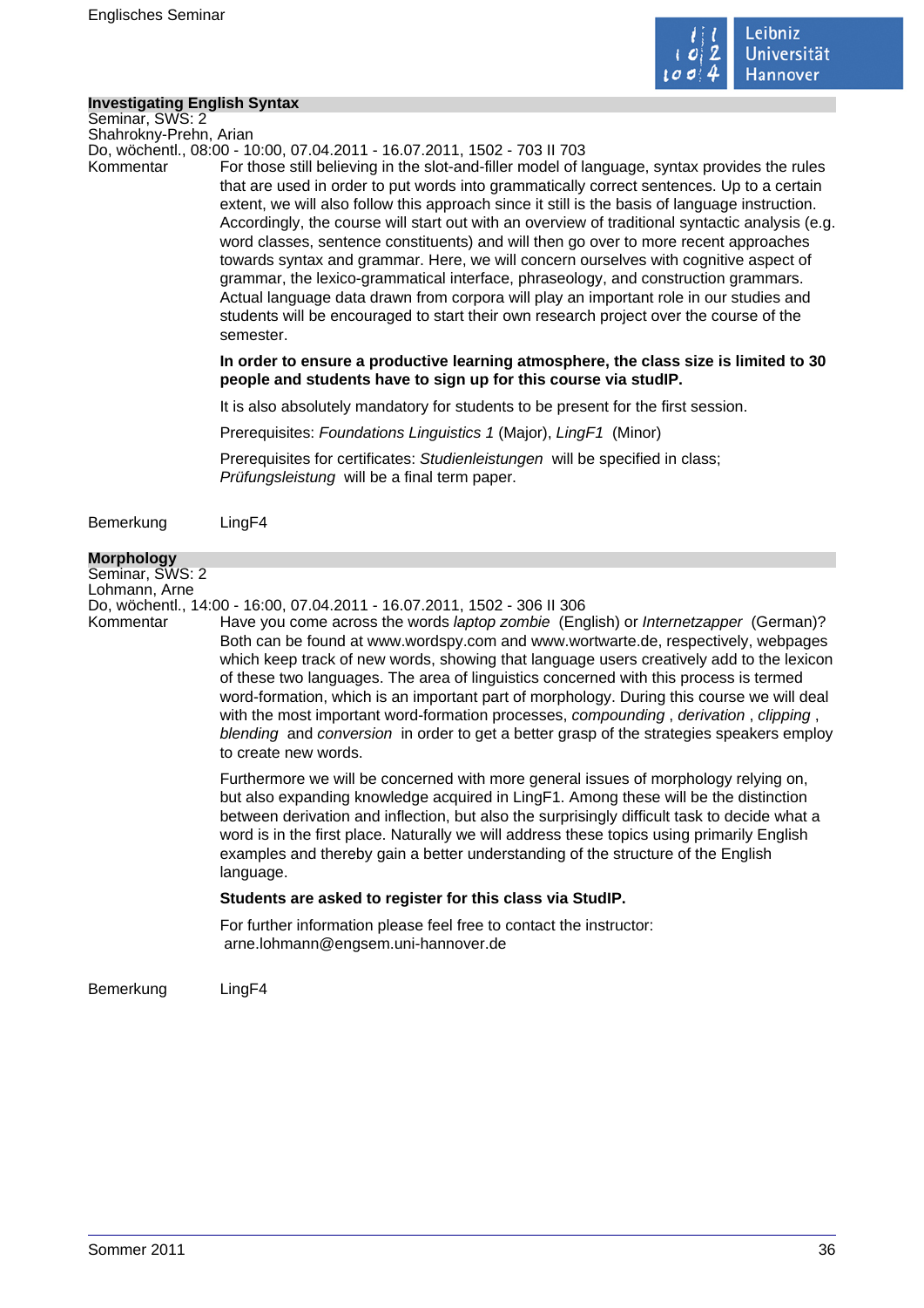## Investigating English Syntax

Seminar, SWS: 2
Shahrokny-Prehn, Arian
Do, wöchentl., 08:00 - 10:00, 07.04.2011 - 16.07.2011, 1502 - 703 II 703

Kommentar

For those still believing in the slot-and-filler model of language, syntax provides the rules that are used in order to put words into grammatically correct sentences. Up to a certain extent, we will also follow this approach since it still is the basis of language instruction. Accordingly, the course will start out with an overview of traditional syntactic analysis (e.g. word classes, sentence constituents) and will then go over to more recent approaches towards syntax and grammar. Here, we will concern ourselves with cognitive aspect of grammar, the lexico-grammatical interface, phraseology, and construction grammars. Actual language data drawn from corpora will play an important role in our studies and students will be encouraged to start their own research project over the course of the semester.

**In order to ensure a productive learning atmosphere, the class size is limited to 30 people and students have to sign up for this course via studIP.**

It is also absolutely mandatory for students to be present for the first session.

Prerequisites: *Foundations Linguistics 1* (Major), *LingF1* (Minor)

Prerequisites for certificates: *Studienleistungen* will be specified in class; *Prüfungsleistung* will be a final term paper.

Bemerkung

LingF4

## Morphology

Seminar, SWS: 2
Lohmann, Arne
Do, wöchentl., 14:00 - 16:00, 07.04.2011 - 16.07.2011, 1502 - 306 II 306

Kommentar

Have you come across the words *laptop zombie* (English) or *Internetzapper* (German)? Both can be found at www.wordspy.com and www.wortwarte.de, respectively, webpages which keep track of new words, showing that language users creatively add to the lexicon of these two languages. The area of linguistics concerned with this process is termed word-formation, which is an important part of morphology. During this course we will deal with the most important word-formation processes, *compounding* , *derivation* , *clipping* , *blending* and *conversion* in order to get a better grasp of the strategies speakers employ to create new words.

Furthermore we will be concerned with more general issues of morphology relying on, but also expanding knowledge acquired in LingF1. Among these will be the distinction between derivation and inflection, but also the surprisingly difficult task to decide what a word is in the first place. Naturally we will address these topics using primarily English examples and thereby gain a better understanding of the structure of the English language.

**Students are asked to register for this class via StudIP.**

For further information please feel free to contact the instructor: arne.lohmann@engsem.uni-hannover.de

Bemerkung

LingF4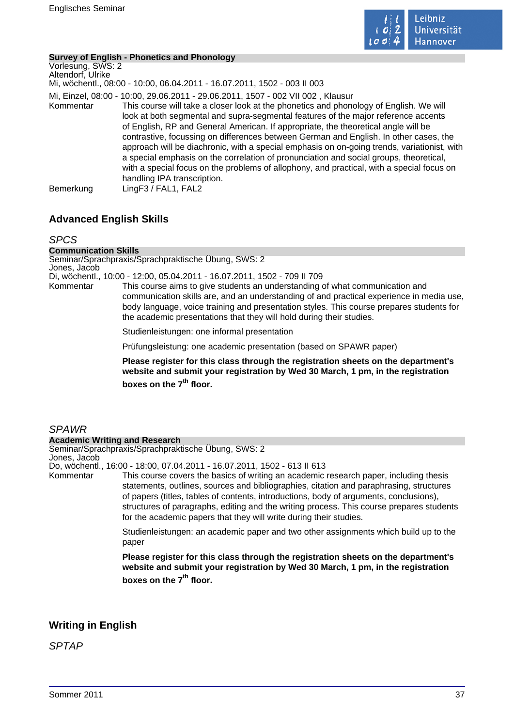**Survey of English - Phonetics and Phonology**

Vorlesung, SWS: 2
Altendorf, Ulrike
Mi, wöchentl., 08:00 - 10:00, 06.04.2011 - 16.07.2011, 1502 - 003 II 003

Mi, Einzel, 08:00 - 10:00, 29.06.2011 - 29.06.2011, 1507 - 002 VII 002 , Klausur

Kommentar: This course will take a closer look at the phonetics and phonology of English. We will look at both segmental and supra-segmental features of the major reference accents of English, RP and General American. If appropriate, the theoretical angle will be contrastive, focussing on differences between German and English. In other cases, the approach will be diachronic, with a special emphasis on on-going trends, variationist, with a special emphasis on the correlation of pronunciation and social groups, theoretical, with a special focus on the problems of allophony, and practical, with a special focus on handling IPA transcription.

Bemerkung: LingF3 / FAL1, FAL2

## Advanced English Skills

### *SPCS*

**Communication Skills**

Seminar/Sprachpraxis/Sprachpraktische Übung, SWS: 2
Jones, Jacob
Di, wöchentl., 10:00 - 12:00, 05.04.2011 - 16.07.2011, 1502 - 709 II 709

Kommentar: This course aims to give students an understanding of what communication and communication skills are, and an understanding of and practical experience in media use, body language, voice training and presentation styles. This course prepares students for the academic presentations that they will hold during their studies.

Studienleistungen: one informal presentation

Prüfungsleistung: one academic presentation (based on SPAWR paper)

**Please register for this class through the registration sheets on the department's website and submit your registration by Wed 30 March, 1 pm, in the registration boxes on the 7th floor.**

### *SPAWR*

**Academic Writing and Research**

Seminar/Sprachpraxis/Sprachpraktische Übung, SWS: 2
Jones, Jacob
Do, wöchentl., 16:00 - 18:00, 07.04.2011 - 16.07.2011, 1502 - 613 II 613

Kommentar: This course covers the basics of writing an academic research paper, including thesis statements, outlines, sources and bibliographies, citation and paraphrasing, structures of papers (titles, tables of contents, introductions, body of arguments, conclusions), structures of paragraphs, editing and the writing process. This course prepares students for the academic papers that they will write during their studies.

Studienleistungen: an academic paper and two other assignments which build up to the paper

**Please register for this class through the registration sheets on the department's website and submit your registration by Wed 30 March, 1 pm, in the registration boxes on the 7th floor.**

## Writing in English

### *SPTAP*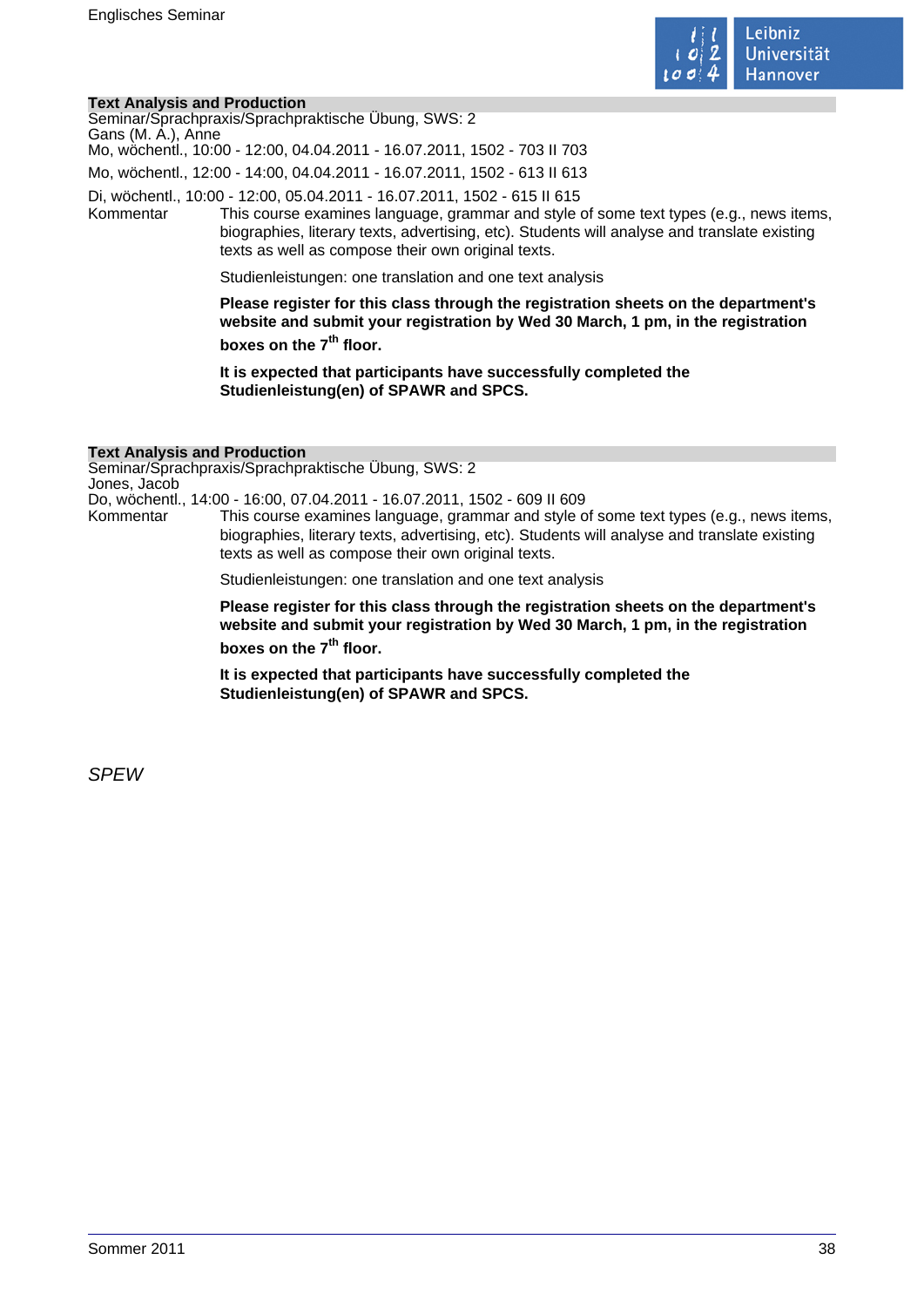### Text Analysis and Production

Seminar/Sprachpraxis/Sprachpraktische Übung, SWS: 2

Gans (M. A.), Anne

Mo, wöchentl., 10:00 - 12:00, 04.04.2011 - 16.07.2011, 1502 - 703 II 703

Mo, wöchentl., 12:00 - 14:00, 04.04.2011 - 16.07.2011, 1502 - 613 II 613

Di, wöchentl., 10:00 - 12:00, 05.04.2011 - 16.07.2011, 1502 - 615 II 615

Kommentar

This course examines language, grammar and style of some text types (e.g., news items, biographies, literary texts, advertising, etc). Students will analyse and translate existing texts as well as compose their own original texts.

Studienleistungen: one translation and one text analysis

**Please register for this class through the registration sheets on the department's website and submit your registration by Wed 30 March, 1 pm, in the registration boxes on the 7th floor.**

**It is expected that participants have successfully completed the Studienleistung(en) of SPAWR and SPCS.**

### Text Analysis and Production

Seminar/Sprachpraxis/Sprachpraktische Übung, SWS: 2

Jones, Jacob

Do, wöchentl., 14:00 - 16:00, 07.04.2011 - 16.07.2011, 1502 - 609 II 609

Kommentar

This course examines language, grammar and style of some text types (e.g., news items, biographies, literary texts, advertising, etc). Students will analyse and translate existing texts as well as compose their own original texts.

Studienleistungen: one translation and one text analysis

**Please register for this class through the registration sheets on the department's website and submit your registration by Wed 30 March, 1 pm, in the registration boxes on the 7th floor.**

**It is expected that participants have successfully completed the Studienleistung(en) of SPAWR and SPCS.**

*SPEW*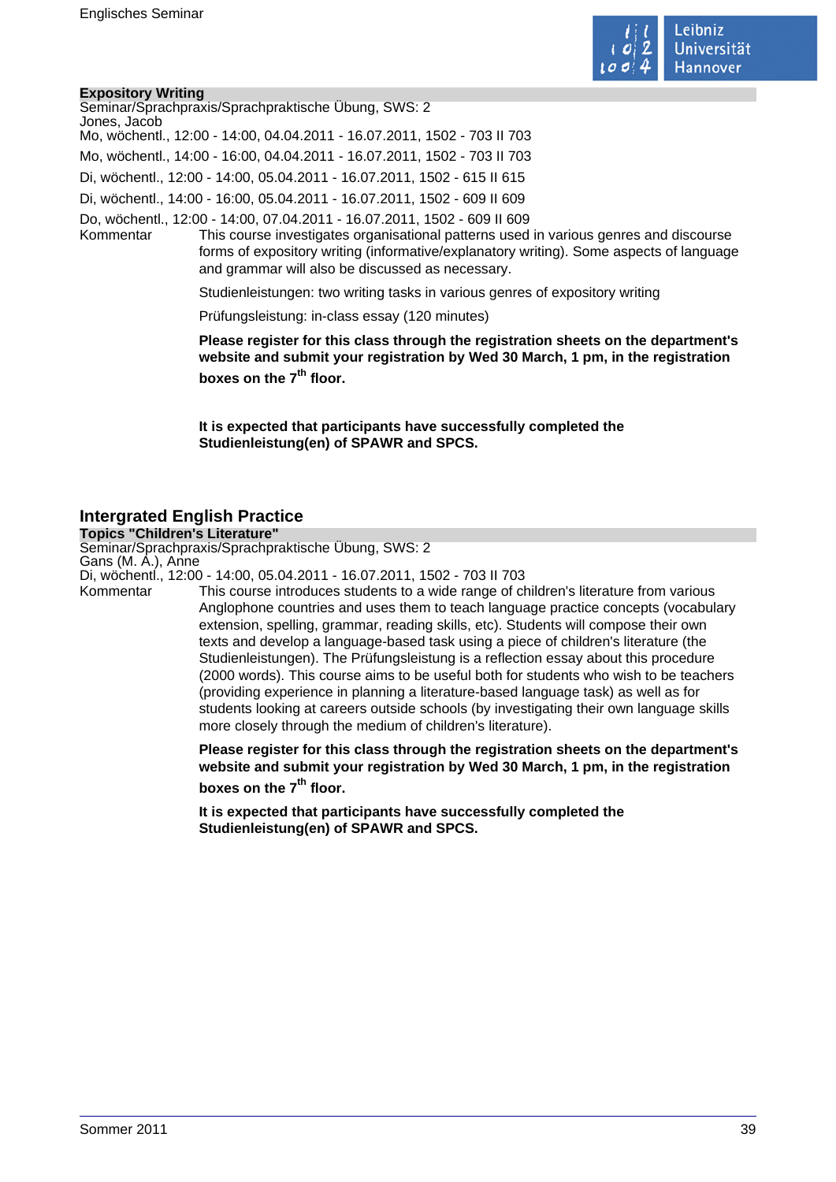### Expository Writing

Seminar/Sprachpraxis/Sprachpraktische Übung, SWS: 2
Jones, Jacob
Mo, wöchentl., 12:00 - 14:00, 04.04.2011 - 16.07.2011, 1502 - 703 II 703
Mo, wöchentl., 14:00 - 16:00, 04.04.2011 - 16.07.2011, 1502 - 703 II 703
Di, wöchentl., 12:00 - 14:00, 05.04.2011 - 16.07.2011, 1502 - 615 II 615
Di, wöchentl., 14:00 - 16:00, 05.04.2011 - 16.07.2011, 1502 - 609 II 609
Do, wöchentl., 12:00 - 14:00, 07.04.2011 - 16.07.2011, 1502 - 609 II 609

Kommentar

This course investigates organisational patterns used in various genres and discourse forms of expository writing (informative/explanatory writing). Some aspects of language and grammar will also be discussed as necessary.

Studienleistungen: two writing tasks in various genres of expository writing

Prüfungsleistung: in-class essay (120 minutes)

**Please register for this class through the registration sheets on the department's website and submit your registration by Wed 30 March, 1 pm, in the registration boxes on the 7th floor.**

**It is expected that participants have successfully completed the Studienleistung(en) of SPAWR and SPCS.**

## Intergrated English Practice

### Topics "Children's Literature"

Seminar/Sprachpraxis/Sprachpraktische Übung, SWS: 2
Gans (M. A.), Anne
Di, wöchentl., 12:00 - 14:00, 05.04.2011 - 16.07.2011, 1502 - 703 II 703

Kommentar

This course introduces students to a wide range of children's literature from various Anglophone countries and uses them to teach language practice concepts (vocabulary extension, spelling, grammar, reading skills, etc). Students will compose their own texts and develop a language-based task using a piece of children's literature (the Studienleistungen). The Prüfungsleistung is a reflection essay about this procedure (2000 words). This course aims to be useful both for students who wish to be teachers (providing experience in planning a literature-based language task) as well as for students looking at careers outside schools (by investigating their own language skills more closely through the medium of children's literature).

**Please register for this class through the registration sheets on the department's website and submit your registration by Wed 30 March, 1 pm, in the registration boxes on the 7th floor.**

**It is expected that participants have successfully completed the Studienleistung(en) of SPAWR and SPCS.**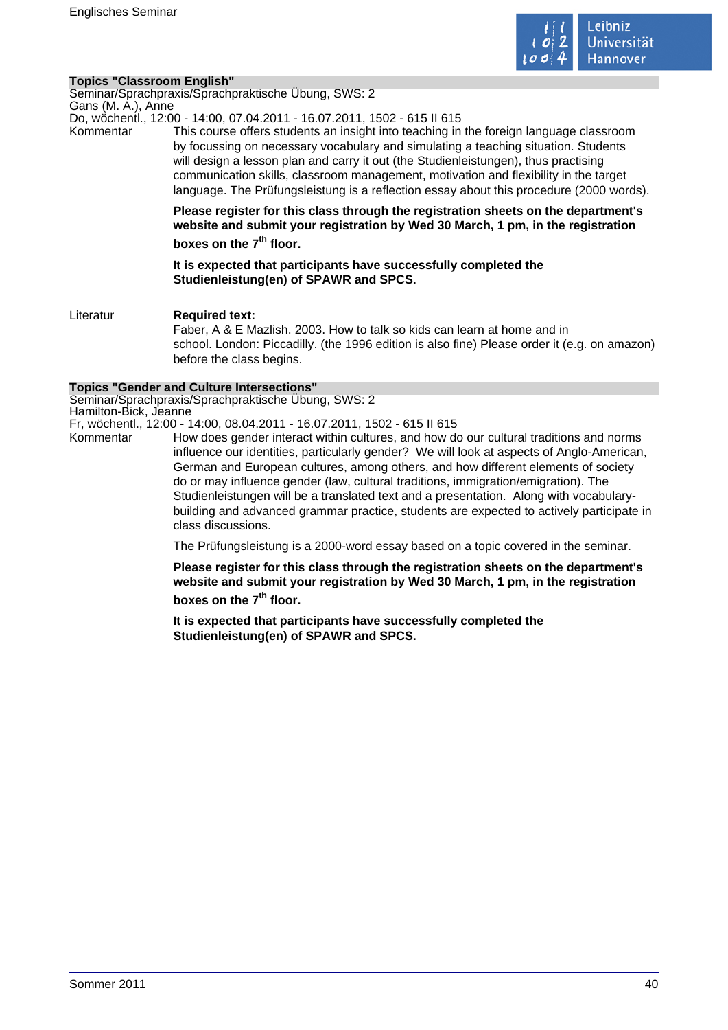## Topics "Classroom English"

Seminar/Sprachpraxis/Sprachpraktische Übung, SWS: 2
Gans (M. A.), Anne
Do, wöchentl., 12:00 - 14:00, 07.04.2011 - 16.07.2011, 1502 - 615 II 615

Kommentar

This course offers students an insight into teaching in the foreign language classroom by focussing on necessary vocabulary and simulating a teaching situation. Students will design a lesson plan and carry it out (the Studienleistungen), thus practising communication skills, classroom management, motivation and flexibility in the target language. The Prüfungsleistung is a reflection essay about this procedure (2000 words).

**Please register for this class through the registration sheets on the department's website and submit your registration by Wed 30 March, 1 pm, in the registration boxes on the 7th floor.**

**It is expected that participants have successfully completed the Studienleistung(en) of SPAWR and SPCS.**

Literatur

**Required text:**
Faber, A & E Mazlish. 2003. How to talk so kids can learn at home and in school. London: Piccadilly. (the 1996 edition is also fine) Please order it (e.g. on amazon) before the class begins.

## Topics "Gender and Culture Intersections"

Seminar/Sprachpraxis/Sprachpraktische Übung, SWS: 2
Hamilton-Bick, Jeanne
Fr, wöchentl., 12:00 - 14:00, 08.04.2011 - 16.07.2011, 1502 - 615 II 615

Kommentar

How does gender interact within cultures, and how do our cultural traditions and norms influence our identities, particularly gender? We will look at aspects of Anglo-American, German and European cultures, among others, and how different elements of society do or may influence gender (law, cultural traditions, immigration/emigration). The Studienleistungen will be a translated text and a presentation. Along with vocabulary-building and advanced grammar practice, students are expected to actively participate in class discussions.

The Prüfungsleistung is a 2000-word essay based on a topic covered in the seminar.

**Please register for this class through the registration sheets on the department's website and submit your registration by Wed 30 March, 1 pm, in the registration boxes on the 7th floor.**

**It is expected that participants have successfully completed the Studienleistung(en) of SPAWR and SPCS.**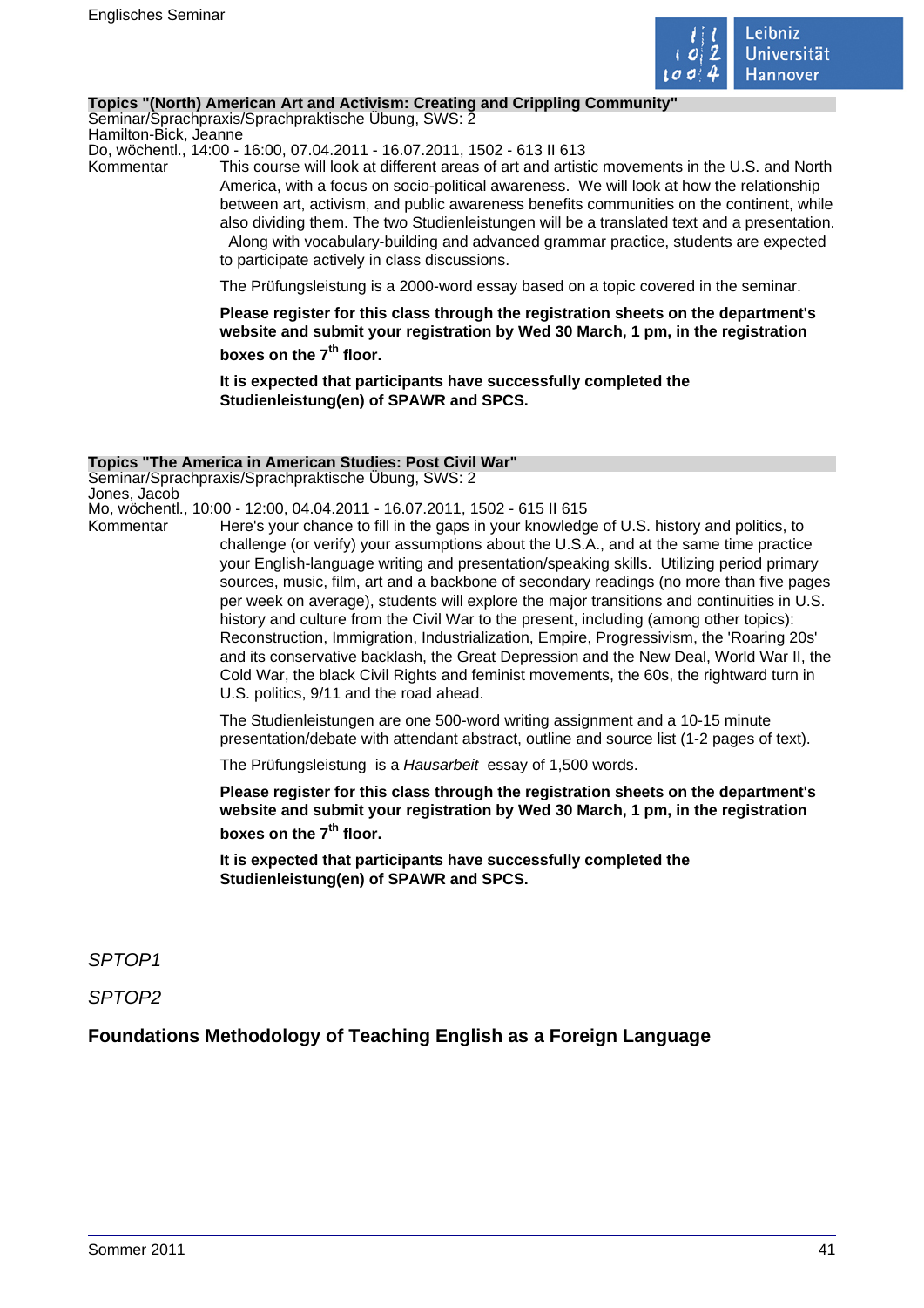**Topics "(North) American Art and Activism: Creating and Crippling Community"**

Seminar/Sprachpraxis/Sprachpraktische Übung, SWS: 2
Hamilton-Bick, Jeanne
Do, wöchentl., 14:00 - 16:00, 07.04.2011 - 16.07.2011, 1502 - 613 II 613

Kommentar

This course will look at different areas of art and artistic movements in the U.S. and North America, with a focus on socio-political awareness. We will look at how the relationship between art, activism, and public awareness benefits communities on the continent, while also dividing them. The two Studienleistungen will be a translated text and a presentation. Along with vocabulary-building and advanced grammar practice, students are expected to participate actively in class discussions.

The Prüfungsleistung is a 2000-word essay based on a topic covered in the seminar.

**Please register for this class through the registration sheets on the department's website and submit your registration by Wed 30 March, 1 pm, in the registration boxes on the 7th floor.**

**It is expected that participants have successfully completed the Studienleistung(en) of SPAWR and SPCS.**

**Topics "The America in American Studies: Post Civil War"**

Seminar/Sprachpraxis/Sprachpraktische Übung, SWS: 2
Jones, Jacob
Mo, wöchentl., 10:00 - 12:00, 04.04.2011 - 16.07.2011, 1502 - 615 II 615

Kommentar

Here's your chance to fill in the gaps in your knowledge of U.S. history and politics, to challenge (or verify) your assumptions about the U.S.A., and at the same time practice your English-language writing and presentation/speaking skills. Utilizing period primary sources, music, film, art and a backbone of secondary readings (no more than five pages per week on average), students will explore the major transitions and continuities in U.S. history and culture from the Civil War to the present, including (among other topics): Reconstruction, Immigration, Industrialization, Empire, Progressivism, the 'Roaring 20s' and its conservative backlash, the Great Depression and the New Deal, World War II, the Cold War, the black Civil Rights and feminist movements, the 60s, the rightward turn in U.S. politics, 9/11 and the road ahead.

The Studienleistungen are one 500-word writing assignment and a 10-15 minute presentation/debate with attendant abstract, outline and source list (1-2 pages of text).

The Prüfungsleistung is a *Hausarbeit* essay of 1,500 words.

**Please register for this class through the registration sheets on the department's website and submit your registration by Wed 30 March, 1 pm, in the registration boxes on the 7th floor.**

**It is expected that participants have successfully completed the Studienleistung(en) of SPAWR and SPCS.**

*SPTOP1*

*SPTOP2*

## Foundations Methodology of Teaching English as a Foreign Language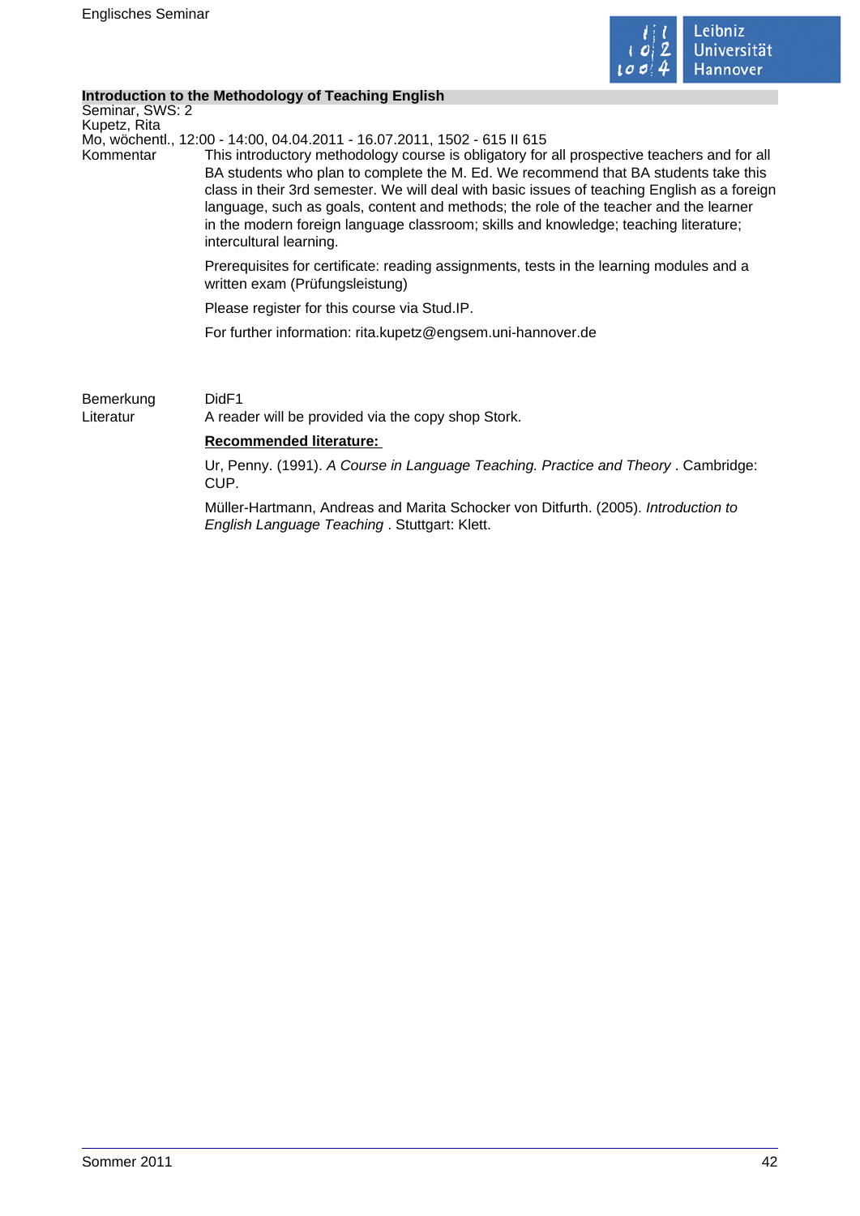### Introduction to the Methodology of Teaching English

Seminar, SWS: 2
Kupetz, Rita
Mo, wöchentl., 12:00 - 14:00, 04.04.2011 - 16.07.2011, 1502 - 615 II 615

Kommentar

This introductory methodology course is obligatory for all prospective teachers and for all BA students who plan to complete the M. Ed. We recommend that BA students take this class in their 3rd semester. We will deal with basic issues of teaching English as a foreign language, such as goals, content and methods; the role of the teacher and the learner in the modern foreign language classroom; skills and knowledge; teaching literature; intercultural learning.

Prerequisites for certificate: reading assignments, tests in the learning modules and a written exam (Prüfungsleistung)

Please register for this course via Stud.IP.

For further information: rita.kupetz@engsem.uni-hannover.de

Bemerkung

DidF1

Literatur

A reader will be provided via the copy shop Stork.

**Recommended literature:**

Ur, Penny. (1991). *A Course in Language Teaching. Practice and Theory* . Cambridge: CUP.

Müller-Hartmann, Andreas and Marita Schocker von Ditfurth. (2005). *Introduction to English Language Teaching* . Stuttgart: Klett.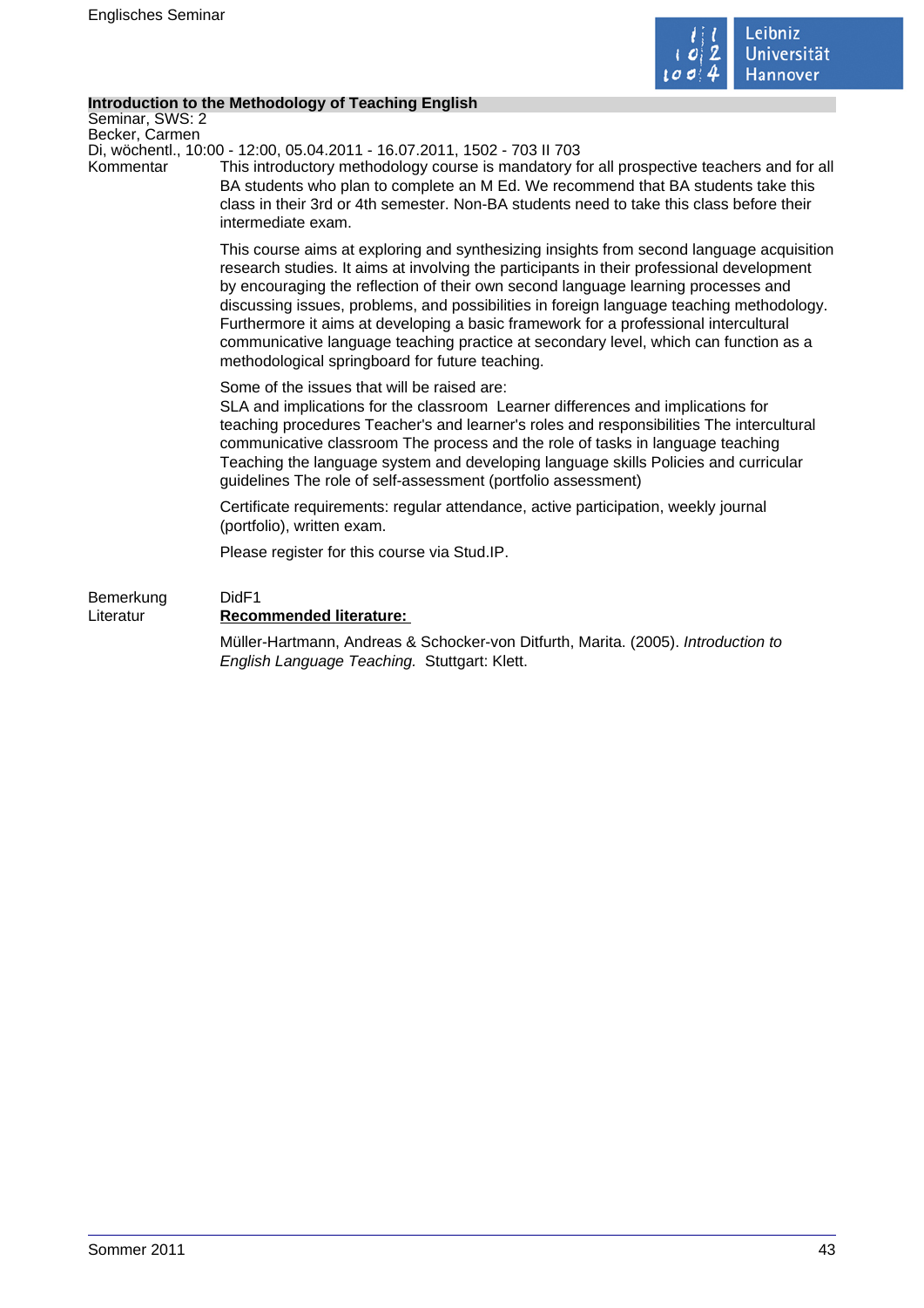## Introduction to the Methodology of Teaching English

Seminar, SWS: 2
Becker, Carmen
Di, wöchentl., 10:00 - 12:00, 05.04.2011 - 16.07.2011, 1502 - 703 II 703

Kommentar

This introductory methodology course is mandatory for all prospective teachers and for all BA students who plan to complete an M Ed. We recommend that BA students take this class in their 3rd or 4th semester. Non-BA students need to take this class before their intermediate exam.

This course aims at exploring and synthesizing insights from second language acquisition research studies. It aims at involving the participants in their professional development by encouraging the reflection of their own second language learning processes and discussing issues, problems, and possibilities in foreign language teaching methodology. Furthermore it aims at developing a basic framework for a professional intercultural communicative language teaching practice at secondary level, which can function as a methodological springboard for future teaching.

Some of the issues that will be raised are:
SLA and implications for the classroom Learner differences and implications for teaching procedures Teacher's and learner's roles and responsibilities The intercultural communicative classroom The process and the role of tasks in language teaching Teaching the language system and developing language skills Policies and curricular guidelines The role of self-assessment (portfolio assessment)

Certificate requirements: regular attendance, active participation, weekly journal (portfolio), written exam.

Please register for this course via Stud.IP.

Bemerkung

DidF1

Literatur

**Recommended literature:**

Müller-Hartmann, Andreas & Schocker-von Ditfurth, Marita. (2005). *Introduction to English Language Teaching.* Stuttgart: Klett.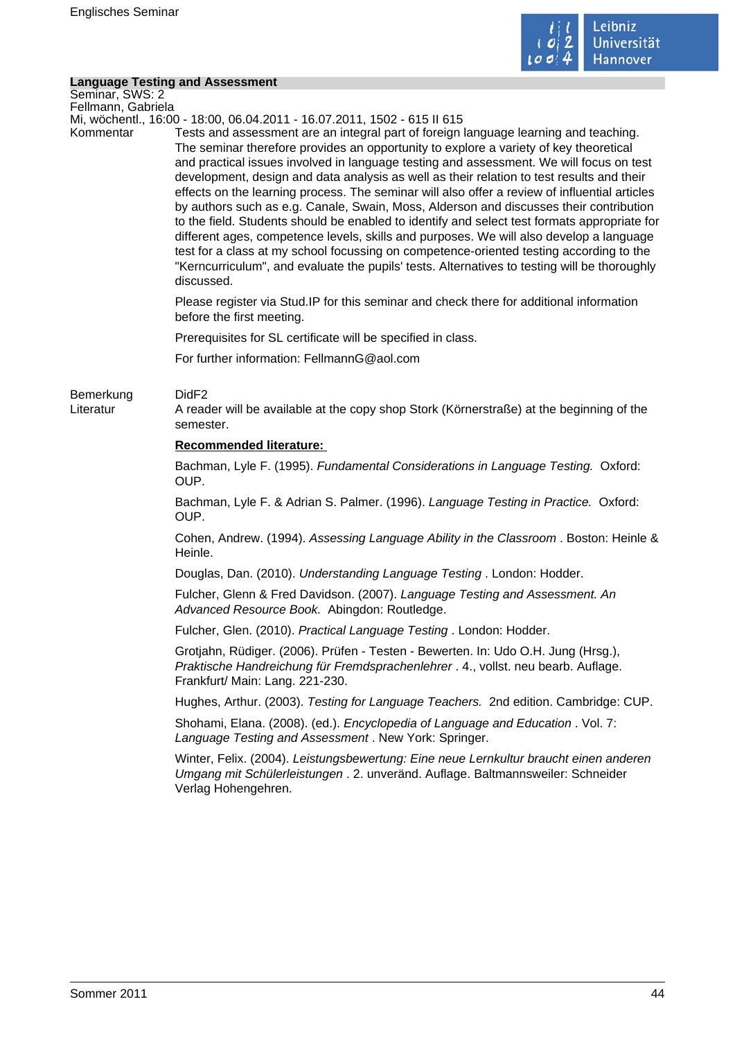## Language Testing and Assessment

Seminar, SWS: 2
Fellmann, Gabriela
Mi, wöchentl., 16:00 - 18:00, 06.04.2011 - 16.07.2011, 1502 - 615 II 615

Kommentar

Tests and assessment are an integral part of foreign language learning and teaching. The seminar therefore provides an opportunity to explore a variety of key theoretical and practical issues involved in language testing and assessment. We will focus on test development, design and data analysis as well as their relation to test results and their effects on the learning process. The seminar will also offer a review of influential articles by authors such as e.g. Canale, Swain, Moss, Alderson and discusses their contribution to the field. Students should be enabled to identify and select test formats appropriate for different ages, competence levels, skills and purposes. We will also develop a language test for a class at my school focussing on competence-oriented testing according to the "Kerncurriculum", and evaluate the pupils' tests. Alternatives to testing will be thoroughly discussed.

Please register via Stud.IP for this seminar and check there for additional information before the first meeting.

Prerequisites for SL certificate will be specified in class.

For further information: FellmannG@aol.com

Bemerkung

DidF2

Literatur

A reader will be available at the copy shop Stork (Körnerstraße) at the beginning of the semester.

**Recommended literature:**

Bachman, Lyle F. (1995). *Fundamental Considerations in Language Testing.* Oxford: OUP.

Bachman, Lyle F. & Adrian S. Palmer. (1996). *Language Testing in Practice.* Oxford: OUP.

Cohen, Andrew. (1994). *Assessing Language Ability in the Classroom* . Boston: Heinle & Heinle.

Douglas, Dan. (2010). *Understanding Language Testing* . London: Hodder.

Fulcher, Glenn & Fred Davidson. (2007). *Language Testing and Assessment. An Advanced Resource Book.* Abingdon: Routledge.

Fulcher, Glen. (2010). *Practical Language Testing* . London: Hodder.

Grotjahn, Rüdiger. (2006). Prüfen - Testen - Bewerten. In: Udo O.H. Jung (Hrsg.), *Praktische Handreichung für Fremdsprachenlehrer* . 4., vollst. neu bearb. Auflage. Frankfurt/ Main: Lang. 221-230.

Hughes, Arthur. (2003). *Testing for Language Teachers.* 2nd edition. Cambridge: CUP.

Shohami, Elana. (2008). (ed.). *Encyclopedia of Language and Education* . Vol. 7: *Language Testing and Assessment* . New York: Springer.

Winter, Felix. (2004). *Leistungsbewertung: Eine neue Lernkultur braucht einen anderen Umgang mit Schülerleistungen* . 2. unveränd. Auflage. Baltmannsweiler: Schneider Verlag Hohengehren.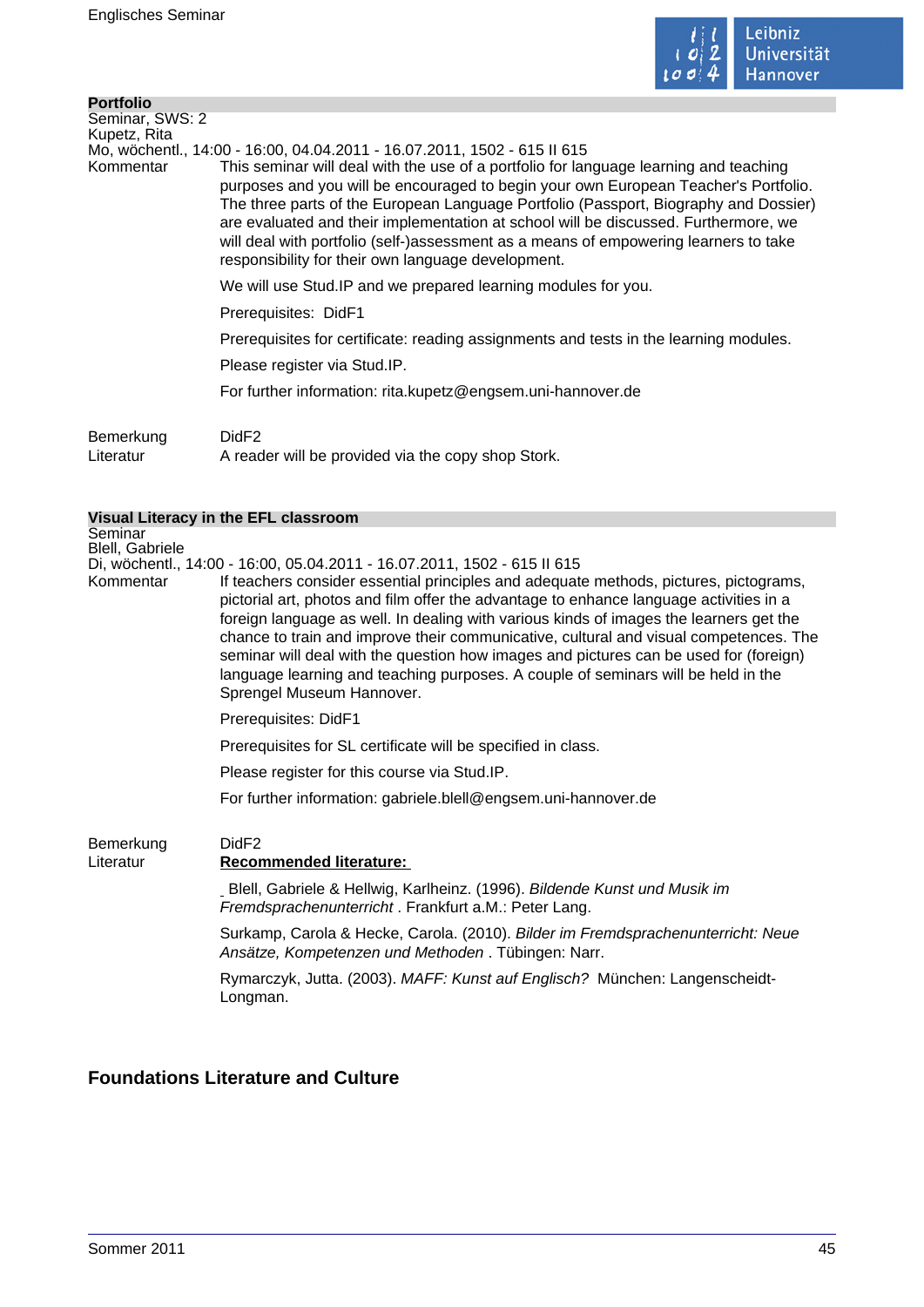### Portfolio

Seminar, SWS: 2
Kupetz, Rita
Mo, wöchentl., 14:00 - 16:00, 04.04.2011 - 16.07.2011, 1502 - 615 II 615

Kommentar

This seminar will deal with the use of a portfolio for language learning and teaching purposes and you will be encouraged to begin your own European Teacher's Portfolio. The three parts of the European Language Portfolio (Passport, Biography and Dossier) are evaluated and their implementation at school will be discussed. Furthermore, we will deal with portfolio (self-)assessment as a means of empowering learners to take responsibility for their own language development.

We will use Stud.IP and we prepared learning modules for you.

Prerequisites:  DidF1

Prerequisites for certificate: reading assignments and tests in the learning modules.

Please register via Stud.IP.

For further information: rita.kupetz@engsem.uni-hannover.de

Bemerkung: DidF2

Literatur: A reader will be provided via the copy shop Stork.

### Visual Literacy in the EFL classroom

Seminar
Blell, Gabriele
Di, wöchentl., 14:00 - 16:00, 05.04.2011 - 16.07.2011, 1502 - 615 II 615

Kommentar

If teachers consider essential principles and adequate methods, pictures, pictograms, pictorial art, photos and film offer the advantage to enhance language activities in a foreign language as well. In dealing with various kinds of images the learners get the chance to train and improve their communicative, cultural and visual competences. The seminar will deal with the question how images and pictures can be used for (foreign) language learning and teaching purposes. A couple of seminars will be held in the Sprengel Museum Hannover.

Prerequisites: DidF1

Prerequisites for SL certificate will be specified in class.

Please register for this course via Stud.IP.

For further information: gabriele.blell@engsem.uni-hannover.de

Bemerkung: DidF2

Literatur

**Recommended literature:**

Blell, Gabriele & Hellwig, Karlheinz. (1996). *Bildende Kunst und Musik im Fremdsprachenunterricht* . Frankfurt a.M.: Peter Lang.

Surkamp, Carola & Hecke, Carola. (2010). *Bilder im Fremdsprachenunterricht: Neue Ansätze, Kompetenzen und Methoden* . Tübingen: Narr.

Rymarczyk, Jutta. (2003). *MAFF: Kunst auf Englisch?*  München: Langenscheidt-Longman.

## Foundations Literature and Culture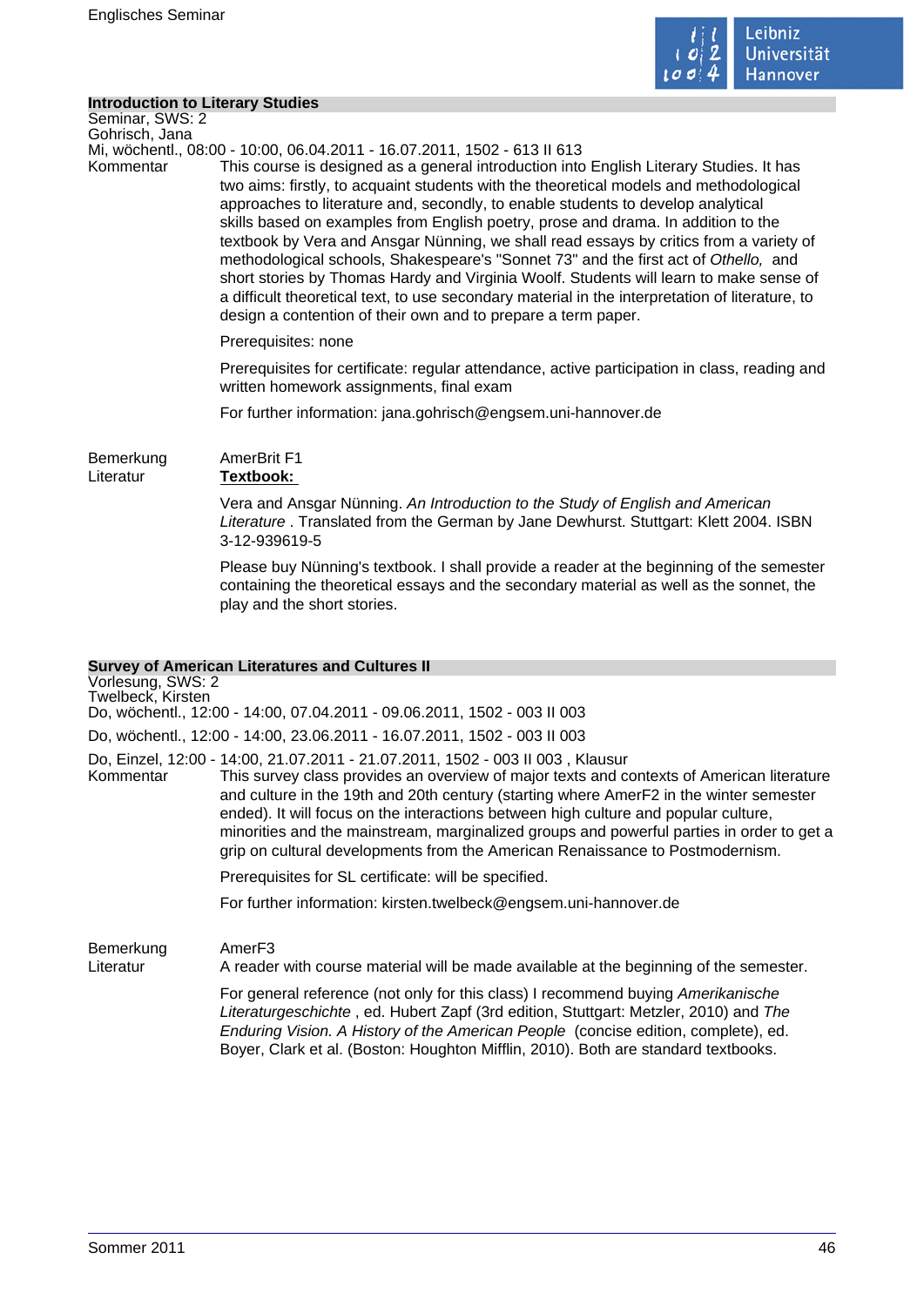## Introduction to Literary Studies

Seminar, SWS: 2
Gohrisch, Jana
Mi, wöchentl., 08:00 - 10:00, 06.04.2011 - 16.07.2011, 1502 - 613 II 613

Kommentar

This course is designed as a general introduction into English Literary Studies. It has two aims: firstly, to acquaint students with the theoretical models and methodological approaches to literature and, secondly, to enable students to develop analytical skills based on examples from English poetry, prose and drama. In addition to the textbook by Vera and Ansgar Nünning, we shall read essays by critics from a variety of methodological schools, Shakespeare's "Sonnet 73" and the first act of *Othello,* and short stories by Thomas Hardy and Virginia Woolf. Students will learn to make sense of a difficult theoretical text, to use secondary material in the interpretation of literature, to design a contention of their own and to prepare a term paper.

Prerequisites: none

Prerequisites for certificate: regular attendance, active participation in class, reading and written homework assignments, final exam

For further information: jana.gohrisch@engsem.uni-hannover.de

Bemerkung

AmerBrit F1

Literatur

**Textbook:**

Vera and Ansgar Nünning. *An Introduction to the Study of English and American Literature* . Translated from the German by Jane Dewhurst. Stuttgart: Klett 2004. ISBN 3-12-939619-5

Please buy Nünning's textbook. I shall provide a reader at the beginning of the semester containing the theoretical essays and the secondary material as well as the sonnet, the play and the short stories.

## Survey of American Literatures and Cultures II

Vorlesung, SWS: 2
Twelbeck, Kirsten
Do, wöchentl., 12:00 - 14:00, 07.04.2011 - 09.06.2011, 1502 - 003 II 003
Do, wöchentl., 12:00 - 14:00, 23.06.2011 - 16.07.2011, 1502 - 003 II 003
Do, Einzel, 12:00 - 14:00, 21.07.2011 - 21.07.2011, 1502 - 003 II 003 , Klausur

Kommentar

This survey class provides an overview of major texts and contexts of American literature and culture in the 19th and 20th century (starting where AmerF2 in the winter semester ended). It will focus on the interactions between high culture and popular culture, minorities and the mainstream, marginalized groups and powerful parties in order to get a grip on cultural developments from the American Renaissance to Postmodernism.

Prerequisites for SL certificate: will be specified.

For further information: kirsten.twelbeck@engsem.uni-hannover.de

Bemerkung

AmerF3

Literatur

A reader with course material will be made available at the beginning of the semester.

For general reference (not only for this class) I recommend buying *Amerikanische Literaturgeschichte* , ed. Hubert Zapf (3rd edition, Stuttgart: Metzler, 2010) and *The Enduring Vision. A History of the American People* (concise edition, complete), ed. Boyer, Clark et al. (Boston: Houghton Mifflin, 2010). Both are standard textbooks.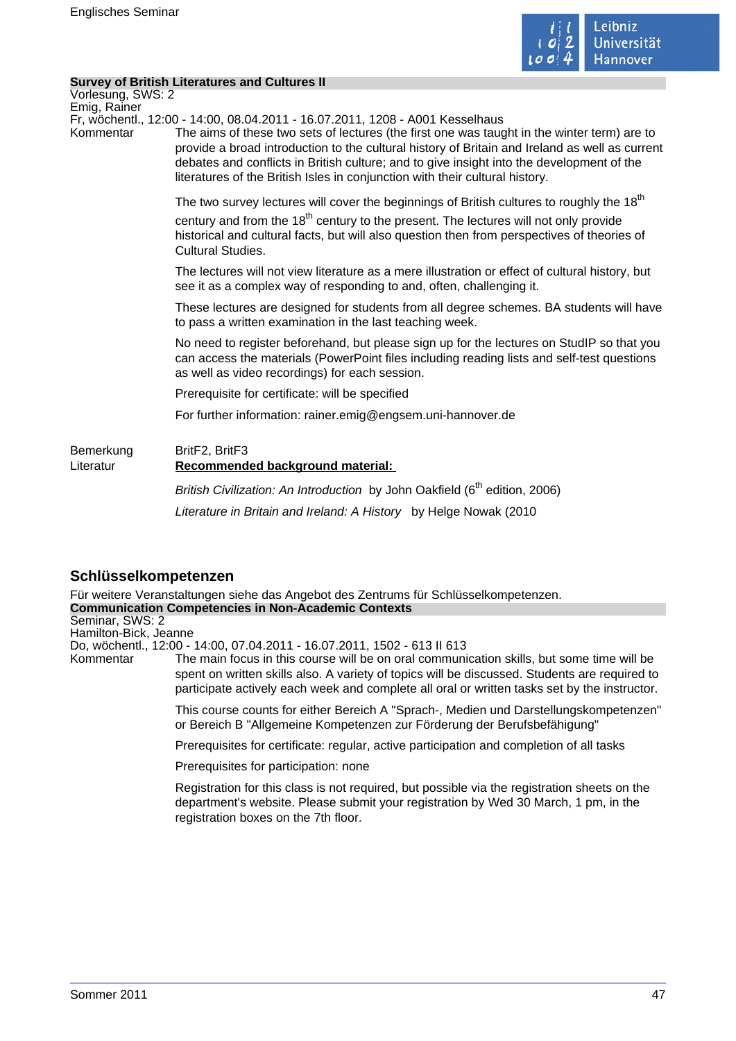**Survey of British Literatures and Cultures II**

Vorlesung, SWS: 2

Emig, Rainer

Fr, wöchentl., 12:00 - 14:00, 08.04.2011 - 16.07.2011, 1208 - A001 Kesselhaus

Kommentar

The aims of these two sets of lectures (the first one was taught in the winter term) are to provide a broad introduction to the cultural history of Britain and Ireland as well as current debates and conflicts in British culture; and to give insight into the development of the literatures of the British Isles in conjunction with their cultural history.

The two survey lectures will cover the beginnings of British cultures to roughly the 18th century and from the 18th century to the present. The lectures will not only provide historical and cultural facts, but will also question then from perspectives of theories of Cultural Studies.

The lectures will not view literature as a mere illustration or effect of cultural history, but see it as a complex way of responding to and, often, challenging it.

These lectures are designed for students from all degree schemes. BA students will have to pass a written examination in the last teaching week.

No need to register beforehand, but please sign up for the lectures on StudIP so that you can access the materials (PowerPoint files including reading lists and self-test questions as well as video recordings) for each session.

Prerequisite for certificate: will be specified

For further information: rainer.emig@engsem.uni-hannover.de

Bemerkung

BritF2, BritF3

Literatur

**Recommended background material:**

*British Civilization: An Introduction* by John Oakfield (6th edition, 2006)

*Literature in Britain and Ireland: A History* by Helge Nowak (2010

## Schlüsselkompetenzen

Für weitere Veranstaltungen siehe das Angebot des Zentrums für Schlüsselkompetenzen.

**Communication Competencies in Non-Academic Contexts**

Seminar, SWS: 2

Hamilton-Bick, Jeanne

Do, wöchentl., 12:00 - 14:00, 07.04.2011 - 16.07.2011, 1502 - 613 II 613

Kommentar

The main focus in this course will be on oral communication skills, but some time will be spent on written skills also. A variety of topics will be discussed. Students are required to participate actively each week and complete all oral or written tasks set by the instructor.

This course counts for either Bereich A "Sprach-, Medien und Darstellungskompetenzen" or Bereich B "Allgemeine Kompetenzen zur Förderung der Berufsbefähigung"

Prerequisites for certificate: regular, active participation and completion of all tasks

Prerequisites for participation: none

Registration for this class is not required, but possible via the registration sheets on the department's website. Please submit your registration by Wed 30 March, 1 pm, in the registration boxes on the 7th floor.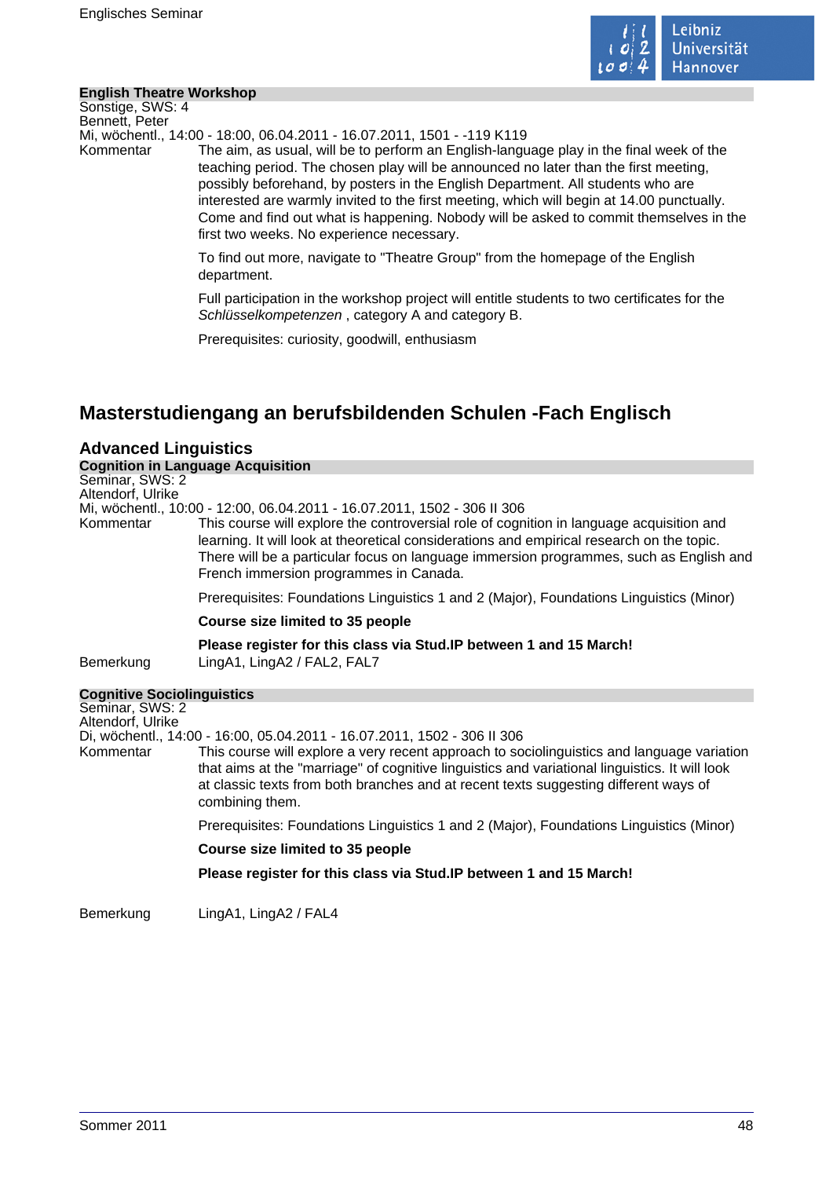**English Theatre Workshop**

Sonstige, SWS: 4
Bennett, Peter
Mi, wöchentl., 14:00 - 18:00, 06.04.2011 - 16.07.2011, 1501 - -119 K119

Kommentar

The aim, as usual, will be to perform an English-language play in the final week of the teaching period. The chosen play will be announced no later than the first meeting, possibly beforehand, by posters in the English Department. All students who are interested are warmly invited to the first meeting, which will begin at 14.00 punctually. Come and find out what is happening. Nobody will be asked to commit themselves in the first two weeks. No experience necessary.

To find out more, navigate to "Theatre Group" from the homepage of the English department.

Full participation in the workshop project will entitle students to two certificates for the *Schlüsselkompetenzen* , category A and category B.

Prerequisites: curiosity, goodwill, enthusiasm

# Masterstudiengang an berufsbildenden Schulen -Fach Englisch

## Advanced Linguistics

**Cognition in Language Acquisition**

Seminar, SWS: 2
Altendorf, Ulrike
Mi, wöchentl., 10:00 - 12:00, 06.04.2011 - 16.07.2011, 1502 - 306 II 306

Kommentar

This course will explore the controversial role of cognition in language acquisition and learning. It will look at theoretical considerations and empirical research on the topic. There will be a particular focus on language immersion programmes, such as English and French immersion programmes in Canada.

Prerequisites: Foundations Linguistics 1 and 2 (Major), Foundations Linguistics (Minor)

**Course size limited to 35 people**

**Please register for this class via Stud.IP between 1 and 15 March!**

Bemerkung

LingA1, LingA2 / FAL2, FAL7

**Cognitive Sociolinguistics**

Seminar, SWS: 2
Altendorf, Ulrike
Di, wöchentl., 14:00 - 16:00, 05.04.2011 - 16.07.2011, 1502 - 306 II 306

Kommentar

This course will explore a very recent approach to sociolinguistics and language variation that aims at the "marriage" of cognitive linguistics and variational linguistics. It will look at classic texts from both branches and at recent texts suggesting different ways of combining them.

Prerequisites: Foundations Linguistics 1 and 2 (Major), Foundations Linguistics (Minor)

**Course size limited to 35 people**

**Please register for this class via Stud.IP between 1 and 15 March!**

Bemerkung

LingA1, LingA2 / FAL4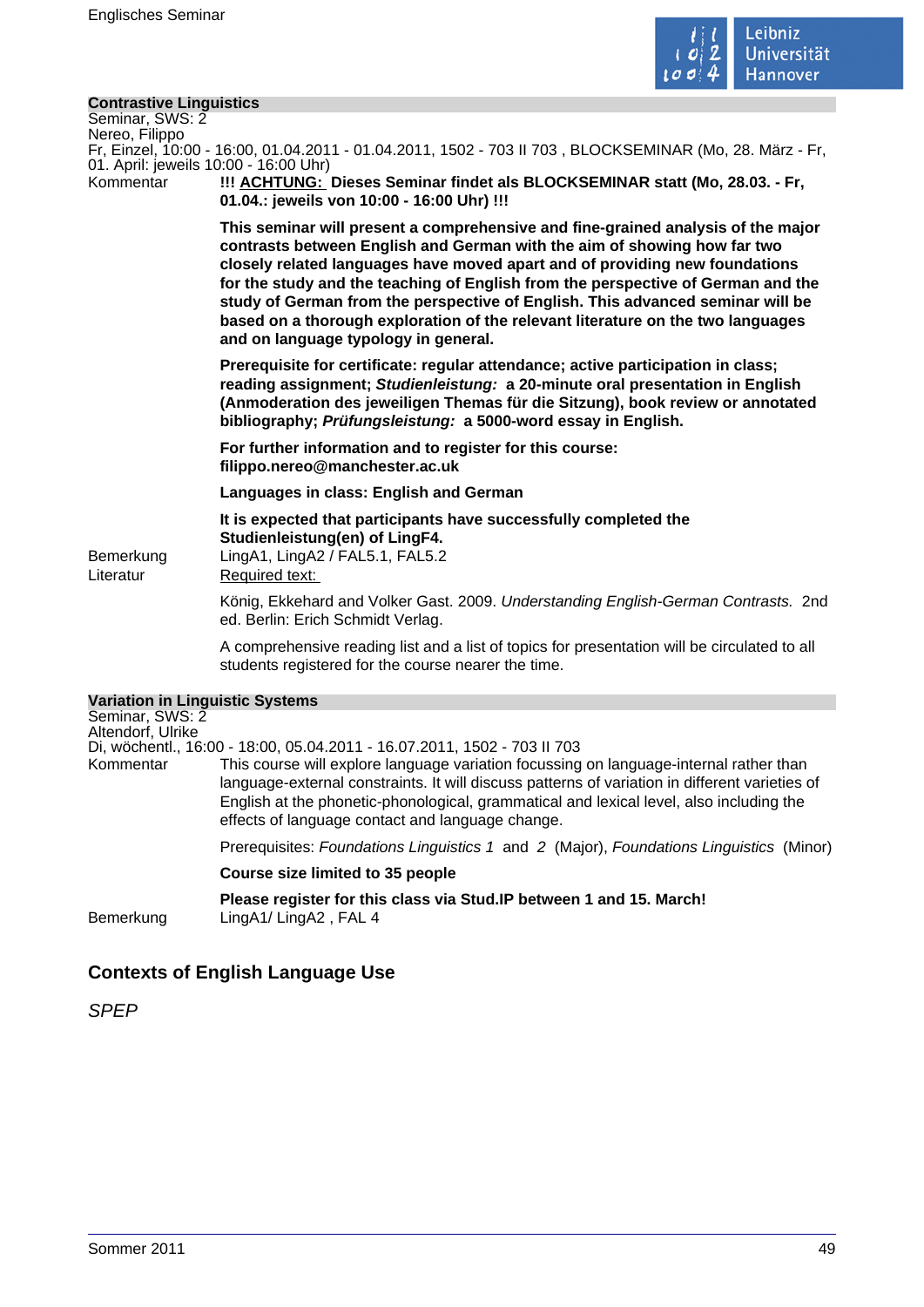### Contrastive Linguistics

Seminar, SWS: 2
Nereo, Filippo
Fr, Einzel, 10:00 - 16:00, 01.04.2011 - 01.04.2011, 1502 - 703 II 703 , BLOCKSEMINAR (Mo, 28. März - Fr, 01. April: jeweils 10:00 - 16:00 Uhr)

Kommentar

**!!! ACHTUNG: Dieses Seminar findet als BLOCKSEMINAR statt (Mo, 28.03. - Fr, 01.04.: jeweils von 10:00 - 16:00 Uhr) !!!**

**This seminar will present a comprehensive and fine-grained analysis of the major contrasts between English and German with the aim of showing how far two closely related languages have moved apart and of providing new foundations for the study and the teaching of English from the perspective of German and the study of German from the perspective of English. This advanced seminar will be based on a thorough exploration of the relevant literature on the two languages and on language typology in general.**

**Prerequisite for certificate: regular attendance; active participation in class; reading assignment; *Studienleistung:* a 20-minute oral presentation in English (Anmoderation des jeweiligen Themas für die Sitzung), book review or annotated bibliography; *Prüfungsleistung:* a 5000-word essay in English.**

**For further information and to register for this course: filippo.nereo@manchester.ac.uk**

**Languages in class: English and German**

**It is expected that participants have successfully completed the Studienleistung(en) of LingF4.**

Bemerkung

LingA1, LingA2 / FAL5.1, FAL5.2

Literatur

Required text:

König, Ekkehard and Volker Gast. 2009. *Understanding English-German Contrasts.* 2nd ed. Berlin: Erich Schmidt Verlag.

A comprehensive reading list and a list of topics for presentation will be circulated to all students registered for the course nearer the time.

### Variation in Linguistic Systems

Seminar, SWS: 2
Altendorf, Ulrike
Di, wöchentl., 16:00 - 18:00, 05.04.2011 - 16.07.2011, 1502 - 703 II 703

Kommentar

This course will explore language variation focussing on language-internal rather than language-external constraints. It will discuss patterns of variation in different varieties of English at the phonetic-phonological, grammatical and lexical level, also including the effects of language contact and language change.

Prerequisites: *Foundations Linguistics 1* and *2* (Major), *Foundations Linguistics* (Minor)

**Course size limited to 35 people**

**Please register for this class via Stud.IP between 1 and 15. March!**

Bemerkung

LingA1/ LingA2 , FAL 4

## Contexts of English Language Use

*SPEP*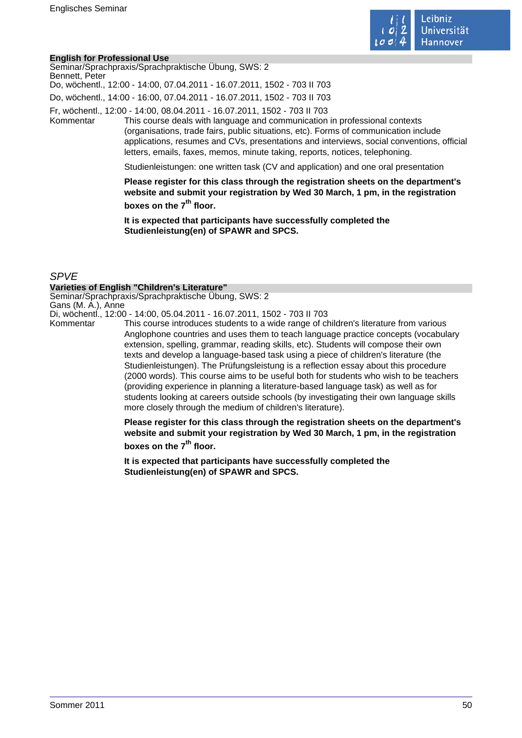### English for Professional Use

Seminar/Sprachpraxis/Sprachpraktische Übung, SWS: 2
Bennett, Peter
Do, wöchentl., 12:00 - 14:00, 07.04.2011 - 16.07.2011, 1502 - 703 II 703

Do, wöchentl., 14:00 - 16:00, 07.04.2011 - 16.07.2011, 1502 - 703 II 703

Fr, wöchentl., 12:00 - 14:00, 08.04.2011 - 16.07.2011, 1502 - 703 II 703

Kommentar

This course deals with language and communication in professional contexts (organisations, trade fairs, public situations, etc). Forms of communication include applications, resumes and CVs, presentations and interviews, social conventions, official letters, emails, faxes, memos, minute taking, reports, notices, telephoning.

Studienleistungen: one written task (CV and application) and one oral presentation

**Please register for this class through the registration sheets on the department's website and submit your registration by Wed 30 March, 1 pm, in the registration boxes on the 7th floor.**

**It is expected that participants have successfully completed the Studienleistung(en) of SPAWR and SPCS.**

## *SPVE*

### Varieties of English "Children's Literature"

Seminar/Sprachpraxis/Sprachpraktische Übung, SWS: 2
Gans (M. A.), Anne
Di, wöchentl., 12:00 - 14:00, 05.04.2011 - 16.07.2011, 1502 - 703 II 703

Kommentar

This course introduces students to a wide range of children's literature from various Anglophone countries and uses them to teach language practice concepts (vocabulary extension, spelling, grammar, reading skills, etc). Students will compose their own texts and develop a language-based task using a piece of children's literature (the Studienleistungen). The Prüfungsleistung is a reflection essay about this procedure (2000 words). This course aims to be useful both for students who wish to be teachers (providing experience in planning a literature-based language task) as well as for students looking at careers outside schools (by investigating their own language skills more closely through the medium of children's literature).

**Please register for this class through the registration sheets on the department's website and submit your registration by Wed 30 March, 1 pm, in the registration boxes on the 7th floor.**

**It is expected that participants have successfully completed the Studienleistung(en) of SPAWR and SPCS.**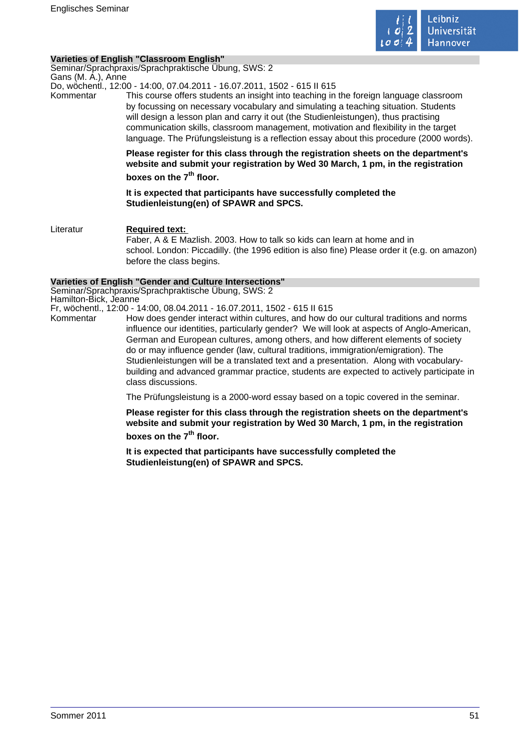## Varieties of English "Classroom English"

Seminar/Sprachpraxis/Sprachpraktische Übung, SWS: 2
Gans (M. A.), Anne
Do, wöchentl., 12:00 - 14:00, 07.04.2011 - 16.07.2011, 1502 - 615 II 615

Kommentar

This course offers students an insight into teaching in the foreign language classroom by focussing on necessary vocabulary and simulating a teaching situation. Students will design a lesson plan and carry it out (the Studienleistungen), thus practising communication skills, classroom management, motivation and flexibility in the target language. The Prüfungsleistung is a reflection essay about this procedure (2000 words).

**Please register for this class through the registration sheets on the department's website and submit your registration by Wed 30 March, 1 pm, in the registration boxes on the 7th floor.**

**It is expected that participants have successfully completed the Studienleistung(en) of SPAWR and SPCS.**

Literatur

**Required text:**
Faber, A & E Mazlish. 2003. How to talk so kids can learn at home and in school. London: Piccadilly. (the 1996 edition is also fine) Please order it (e.g. on amazon) before the class begins.

## Varieties of English "Gender and Culture Intersections"

Seminar/Sprachpraxis/Sprachpraktische Übung, SWS: 2
Hamilton-Bick, Jeanne
Fr, wöchentl., 12:00 - 14:00, 08.04.2011 - 16.07.2011, 1502 - 615 II 615

Kommentar

How does gender interact within cultures, and how do our cultural traditions and norms influence our identities, particularly gender? We will look at aspects of Anglo-American, German and European cultures, among others, and how different elements of society do or may influence gender (law, cultural traditions, immigration/emigration). The Studienleistungen will be a translated text and a presentation. Along with vocabulary-building and advanced grammar practice, students are expected to actively participate in class discussions.

The Prüfungsleistung is a 2000-word essay based on a topic covered in the seminar.

**Please register for this class through the registration sheets on the department's website and submit your registration by Wed 30 March, 1 pm, in the registration boxes on the 7th floor.**

**It is expected that participants have successfully completed the Studienleistung(en) of SPAWR and SPCS.**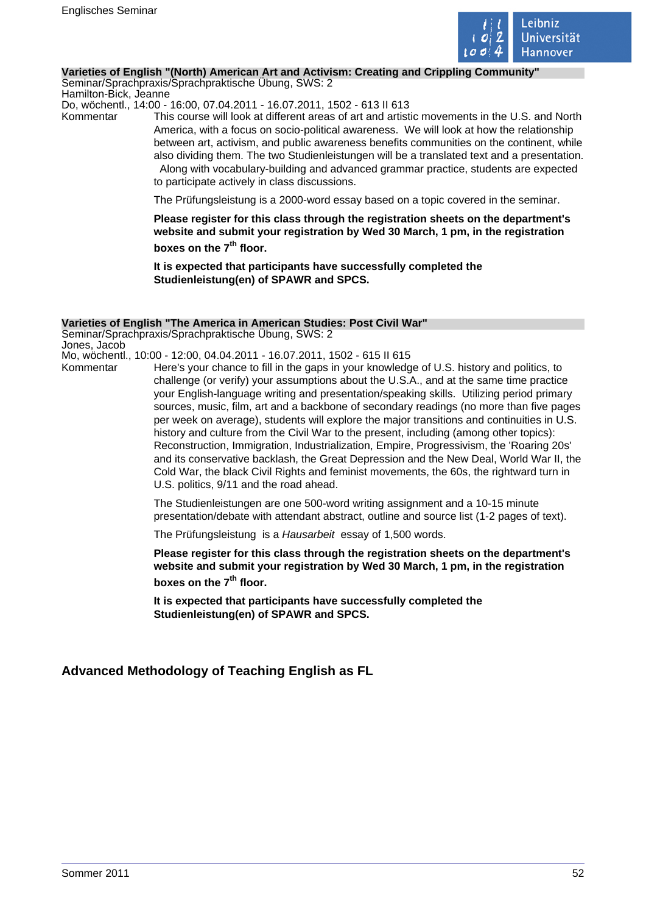**Varieties of English "(North) American Art and Activism: Creating and Crippling Community"**

Seminar/Sprachpraxis/Sprachpraktische Übung, SWS: 2
Hamilton-Bick, Jeanne
Do, wöchentl., 14:00 - 16:00, 07.04.2011 - 16.07.2011, 1502 - 613 II 613

Kommentar

This course will look at different areas of art and artistic movements in the U.S. and North America, with a focus on socio-political awareness. We will look at how the relationship between art, activism, and public awareness benefits communities on the continent, while also dividing them. The two Studienleistungen will be a translated text and a presentation. Along with vocabulary-building and advanced grammar practice, students are expected to participate actively in class discussions.

The Prüfungsleistung is a 2000-word essay based on a topic covered in the seminar.

**Please register for this class through the registration sheets on the department's website and submit your registration by Wed 30 March, 1 pm, in the registration boxes on the 7th floor.**

**It is expected that participants have successfully completed the Studienleistung(en) of SPAWR and SPCS.**

**Varieties of English "The America in American Studies: Post Civil War"**

Seminar/Sprachpraxis/Sprachpraktische Übung, SWS: 2
Jones, Jacob
Mo, wöchentl., 10:00 - 12:00, 04.04.2011 - 16.07.2011, 1502 - 615 II 615

Kommentar

Here's your chance to fill in the gaps in your knowledge of U.S. history and politics, to challenge (or verify) your assumptions about the U.S.A., and at the same time practice your English-language writing and presentation/speaking skills. Utilizing period primary sources, music, film, art and a backbone of secondary readings (no more than five pages per week on average), students will explore the major transitions and continuities in U.S. history and culture from the Civil War to the present, including (among other topics): Reconstruction, Immigration, Industrialization, Empire, Progressivism, the 'Roaring 20s' and its conservative backlash, the Great Depression and the New Deal, World War II, the Cold War, the black Civil Rights and feminist movements, the 60s, the rightward turn in U.S. politics, 9/11 and the road ahead.

The Studienleistungen are one 500-word writing assignment and a 10-15 minute presentation/debate with attendant abstract, outline and source list (1-2 pages of text).

The Prüfungsleistung is a *Hausarbeit* essay of 1,500 words.

**Please register for this class through the registration sheets on the department's website and submit your registration by Wed 30 March, 1 pm, in the registration boxes on the 7th floor.**

**It is expected that participants have successfully completed the Studienleistung(en) of SPAWR and SPCS.**

## Advanced Methodology of Teaching English as FL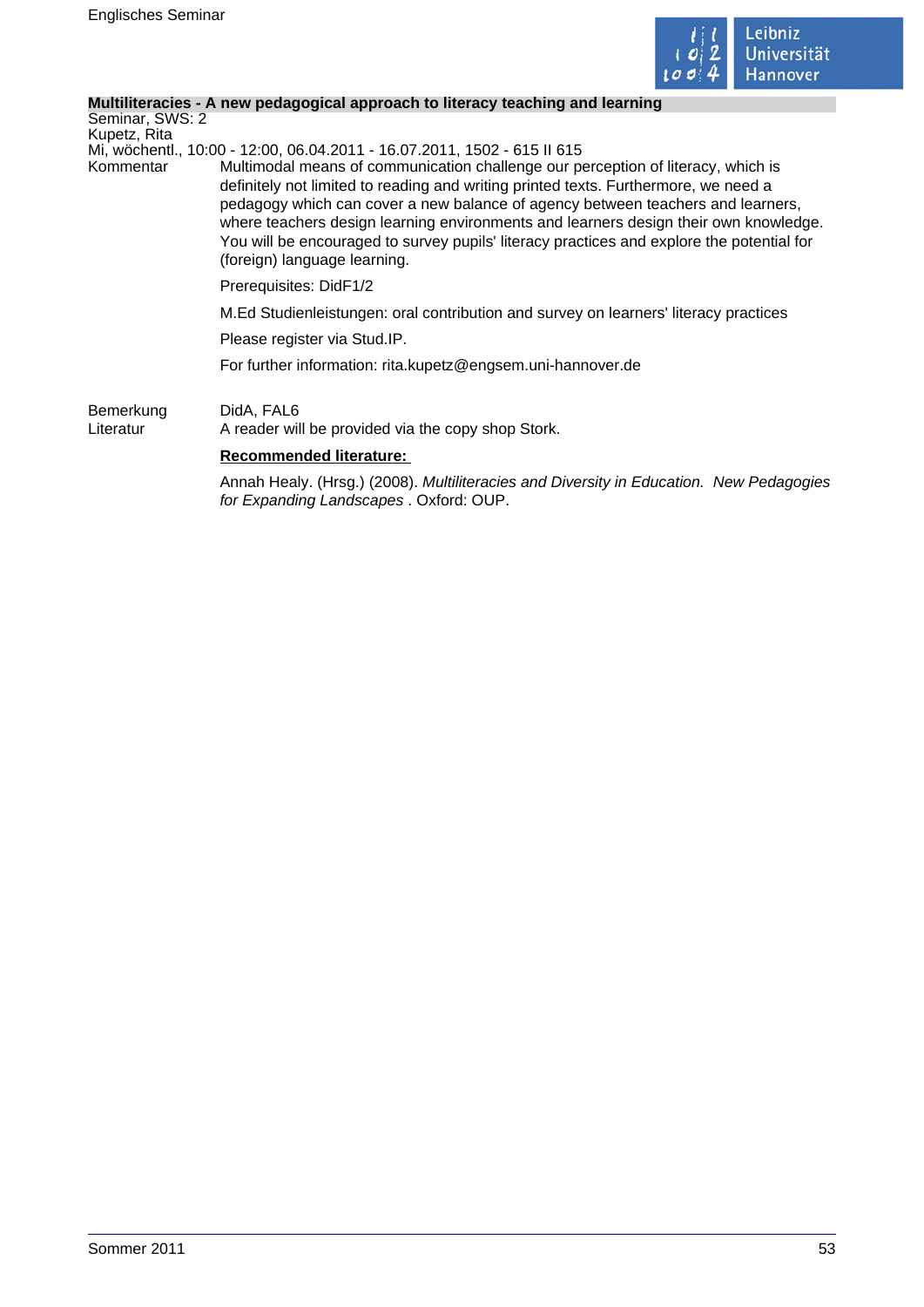**Multiliteracies - A new pedagogical approach to literacy teaching and learning**

Seminar, SWS: 2
Kupetz, Rita
Mi, wöchentl., 10:00 - 12:00, 06.04.2011 - 16.07.2011, 1502 - 615 II 615

Kommentar

Multimodal means of communication challenge our perception of literacy, which is definitely not limited to reading and writing printed texts. Furthermore, we need a pedagogy which can cover a new balance of agency between teachers and learners, where teachers design learning environments and learners design their own knowledge. You will be encouraged to survey pupils' literacy practices and explore the potential for (foreign) language learning.

Prerequisites: DidF1/2

M.Ed Studienleistungen: oral contribution and survey on learners' literacy practices

Please register via Stud.IP.

For further information: rita.kupetz@engsem.uni-hannover.de

Bemerkung

DidA, FAL6

Literatur

A reader will be provided via the copy shop Stork.

**Recommended literature:**

Annah Healy. (Hrsg.) (2008). *Multiliteracies and Diversity in Education. New Pedagogies for Expanding Landscapes* . Oxford: OUP.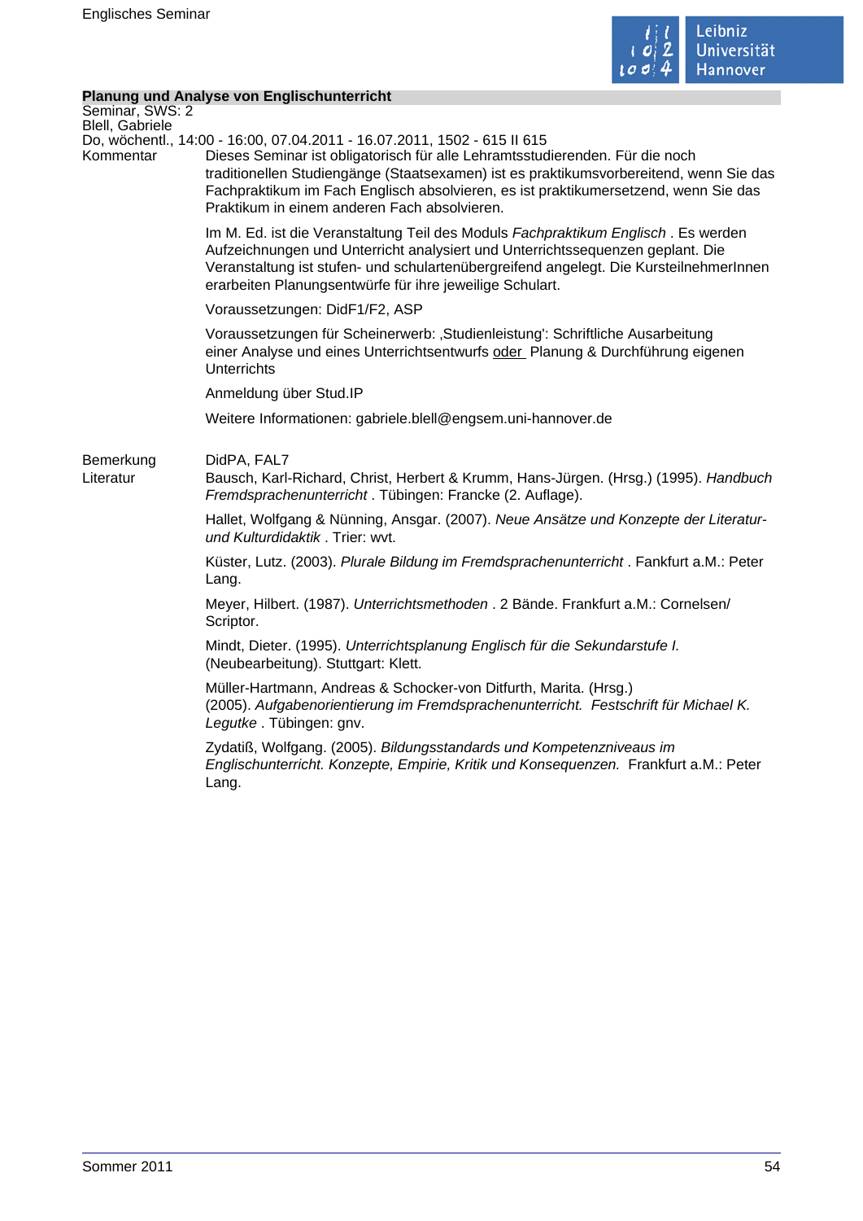## Planung und Analyse von Englischunterricht

Seminar, SWS: 2
Blell, Gabriele
Do, wöchentl., 14:00 - 16:00, 07.04.2011 - 16.07.2011, 1502 - 615 II 615

**Kommentar**

Dieses Seminar ist obligatorisch für alle Lehramtsstudierenden. Für die noch traditionellen Studiengänge (Staatsexamen) ist es praktikumsvorbereitend, wenn Sie das Fachpraktikum im Fach Englisch absolvieren, es ist praktikumersetzend, wenn Sie das Praktikum in einem anderen Fach absolvieren.

Im M. Ed. ist die Veranstaltung Teil des Moduls *Fachpraktikum Englisch* . Es werden Aufzeichnungen und Unterricht analysiert und Unterrichtssequenzen geplant. Die Veranstaltung ist stufen- und schulartenübergreifend angelegt. Die KursteilnehmerInnen erarbeiten Planungsentwürfe für ihre jeweilige Schulart.

Voraussetzungen: DidF1/F2, ASP

Voraussetzungen für Scheinerwerb: ‚Studienleistung': Schriftliche Ausarbeitung einer Analyse und eines Unterrichtsentwurfs oder Planung & Durchführung eigenen Unterrichts

Anmeldung über Stud.IP

Weitere Informationen: gabriele.blell@engsem.uni-hannover.de

**Bemerkung**

DidPA, FAL7

**Literatur**

Bausch, Karl-Richard, Christ, Herbert & Krumm, Hans-Jürgen. (Hrsg.) (1995). *Handbuch Fremdsprachenunterricht* . Tübingen: Francke (2. Auflage).

Hallet, Wolfgang & Nünning, Ansgar. (2007). *Neue Ansätze und Konzepte der Literatur- und Kulturdidaktik* . Trier: wvt.

Küster, Lutz. (2003). *Plurale Bildung im Fremdsprachenunterricht* . Fankfurt a.M.: Peter Lang.

Meyer, Hilbert. (1987). *Unterrichtsmethoden* . 2 Bände. Frankfurt a.M.: Cornelsen/ Scriptor.

Mindt, Dieter. (1995). *Unterrichtsplanung Englisch für die Sekundarstufe I.* (Neubearbeitung). Stuttgart: Klett.

Müller-Hartmann, Andreas & Schocker-von Ditfurth, Marita. (Hrsg.) (2005). *Aufgabenorientierung im Fremdsprachenunterricht. Festschrift für Michael K. Legutke* . Tübingen: gnv.

Zydatiß, Wolfgang. (2005). *Bildungsstandards und Kompetenzniveaus im Englischunterricht. Konzepte, Empirie, Kritik und Konsequenzen.* Frankfurt a.M.: Peter Lang.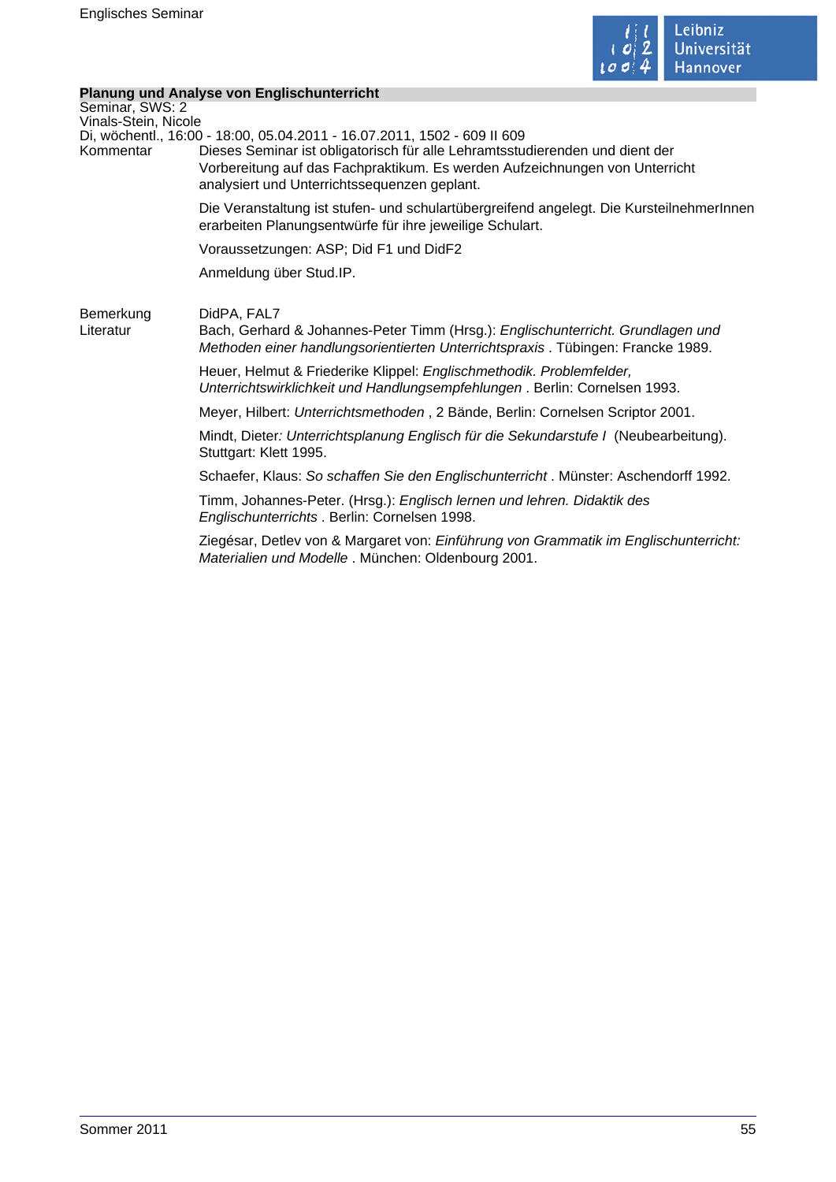**Planung und Analyse von Englischunterricht**

Seminar, SWS: 2
Vinals-Stein, Nicole
Di, wöchentl., 16:00 - 18:00, 05.04.2011 - 16.07.2011, 1502 - 609 II 609

Kommentar

Dieses Seminar ist obligatorisch für alle Lehramtsstudierenden und dient der Vorbereitung auf das Fachpraktikum. Es werden Aufzeichnungen von Unterricht analysiert und Unterrichtssequenzen geplant.

Die Veranstaltung ist stufen- und schulartübergreifend angelegt. Die KursteilnehmerInnen erarbeiten Planungsentwürfe für ihre jeweilige Schulart.

Voraussetzungen: ASP; Did F1 und DidF2

Anmeldung über Stud.IP.

Bemerkung

DidPA, FAL7

Literatur

Bach, Gerhard & Johannes-Peter Timm (Hrsg.): *Englischunterricht. Grundlagen und Methoden einer handlungsorientierten Unterrichtspraxis* . Tübingen: Francke 1989.

Heuer, Helmut & Friederike Klippel: *Englischmethodik. Problemfelder, Unterrichtswirklichkeit und Handlungsempfehlungen* . Berlin: Cornelsen 1993.

Meyer, Hilbert: *Unterrichtsmethoden* , 2 Bände, Berlin: Cornelsen Scriptor 2001.

Mindt, Dieter*: Unterrichtsplanung Englisch für die Sekundarstufe I* (Neubearbeitung). Stuttgart: Klett 1995.

Schaefer, Klaus: *So schaffen Sie den Englischunterricht* . Münster: Aschendorff 1992.

Timm, Johannes-Peter. (Hrsg.): *Englisch lernen und lehren. Didaktik des Englischunterrichts* . Berlin: Cornelsen 1998.

Ziegésar, Detlev von & Margaret von: *Einführung von Grammatik im Englischunterricht: Materialien und Modelle* . München: Oldenbourg 2001.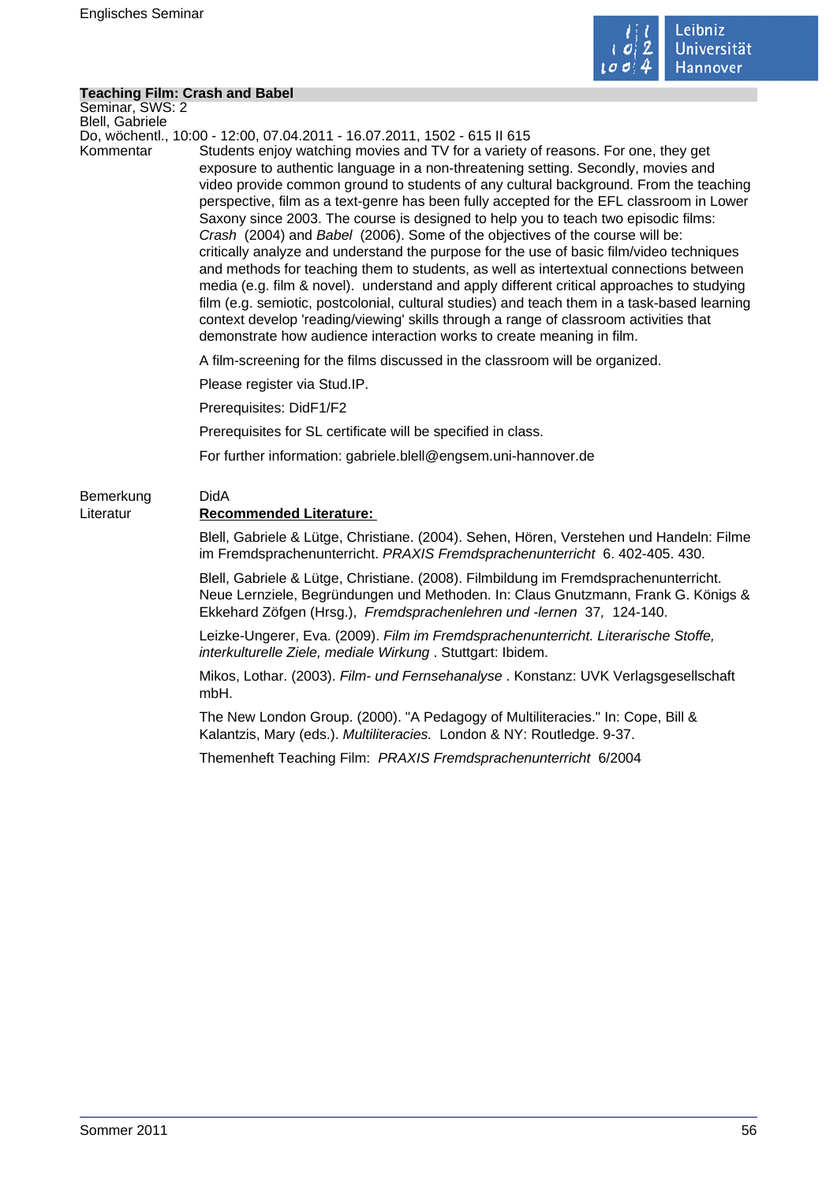## Teaching Film: Crash and Babel

Seminar, SWS: 2
Blell, Gabriele
Do, wöchentl., 10:00 - 12:00, 07.04.2011 - 16.07.2011, 1502 - 615 II 615

Kommentar

Students enjoy watching movies and TV for a variety of reasons. For one, they get exposure to authentic language in a non-threatening setting. Secondly, movies and video provide common ground to students of any cultural background. From the teaching perspective, film as a text-genre has been fully accepted for the EFL classroom in Lower Saxony since 2003. The course is designed to help you to teach two episodic films: *Crash* (2004) and *Babel* (2006). Some of the objectives of the course will be: critically analyze and understand the purpose for the use of basic film/video techniques and methods for teaching them to students, as well as intertextual connections between media (e.g. film & novel). understand and apply different critical approaches to studying film (e.g. semiotic, postcolonial, cultural studies) and teach them in a task-based learning context develop 'reading/viewing' skills through a range of classroom activities that demonstrate how audience interaction works to create meaning in film.

A film-screening for the films discussed in the classroom will be organized.

Please register via Stud.IP.

Prerequisites: DidF1/F2

Prerequisites for SL certificate will be specified in class.

For further information: gabriele.blell@engsem.uni-hannover.de

Bemerkung

DidA

Literatur

**Recommended Literature:**

Blell, Gabriele & Lütge, Christiane. (2004). Sehen, Hören, Verstehen und Handeln: Filme im Fremdsprachenunterricht. *PRAXIS Fremdsprachenunterricht* 6. 402-405. 430.

Blell, Gabriele & Lütge, Christiane. (2008). Filmbildung im Fremdsprachenunterricht. Neue Lernziele, Begründungen und Methoden. In: Claus Gnutzmann, Frank G. Königs & Ekkehard Zöfgen (Hrsg.), *Fremdsprachenlehren und -lernen* 37, 124-140.

Leizke-Ungerer, Eva. (2009). *Film im Fremdsprachenunterricht. Literarische Stoffe, interkulturelle Ziele, mediale Wirkung* . Stuttgart: Ibidem.

Mikos, Lothar. (2003). *Film- und Fernsehanalyse* . Konstanz: UVK Verlagsgesellschaft mbH.

The New London Group. (2000). "A Pedagogy of Multiliteracies." In: Cope, Bill & Kalantzis, Mary (eds.). *Multiliteracies.* London & NY: Routledge. 9-37.

Themenheft Teaching Film: *PRAXIS Fremdsprachenunterricht* 6/2004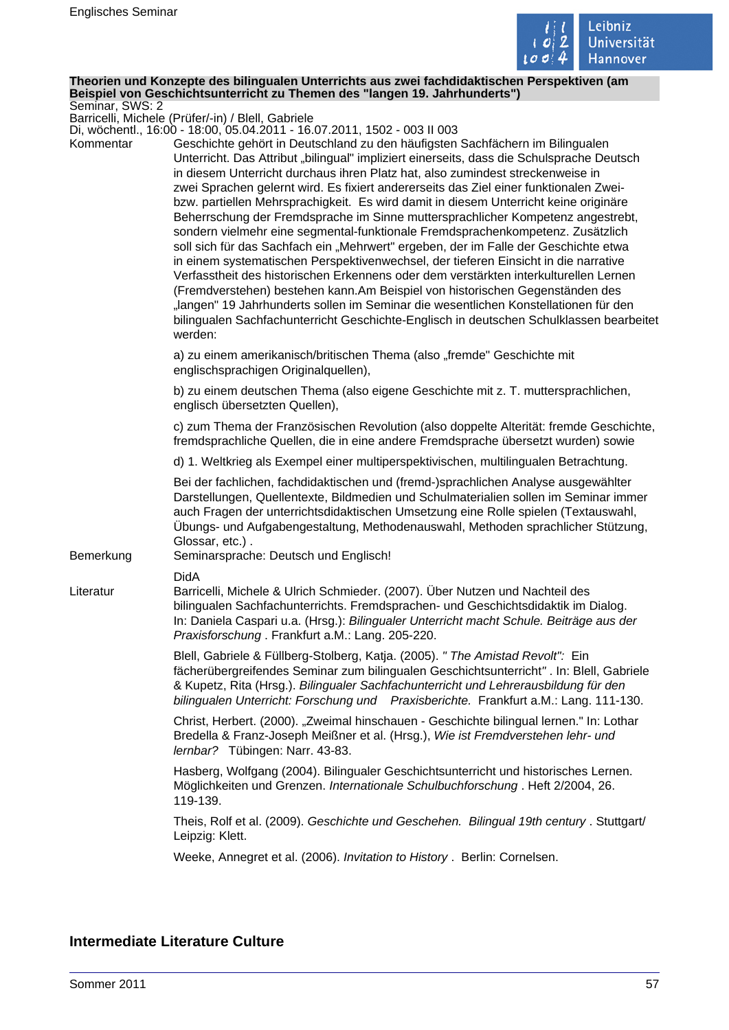### Theorien und Konzepte des bilingualen Unterrichts aus zwei fachdidaktischen Perspektiven (am Beispiel von Geschichtsunterricht zu Themen des "langen 19. Jahrhunderts")

Seminar, SWS: 2
Barricelli, Michele (Prüfer/-in) / Blell, Gabriele
Di, wöchentl., 16:00 - 18:00, 05.04.2011 - 16.07.2011, 1502 - 003 II 003

**Kommentar**

Geschichte gehört in Deutschland zu den häufigsten Sachfächern im Bilingualen Unterricht. Das Attribut „bilingual" impliziert einerseits, dass die Schulsprache Deutsch in diesem Unterricht durchaus ihren Platz hat, also zumindest streckenweise in zwei Sprachen gelernt wird. Es fixiert andererseits das Ziel einer funktionalen Zwei- bzw. partiellen Mehrsprachigkeit. Es wird damit in diesem Unterricht keine originäre Beherrschung der Fremdsprache im Sinne muttersprachlicher Kompetenz angestrebt, sondern vielmehr eine segmental-funktionale Fremdsprachenkompetenz. Zusätzlich soll sich für das Sachfach ein „Mehrwert" ergeben, der im Falle der Geschichte etwa in einem systematischen Perspektivenwechsel, der tieferen Einsicht in die narrative Verfasstheit des historischen Erkennens oder dem verstärkten interkulturellen Lernen (Fremdverstehen) bestehen kann.Am Beispiel von historischen Gegenständen des „langen" 19 Jahrhunderts sollen im Seminar die wesentlichen Konstellationen für den bilingualen Sachfachunterricht Geschichte-Englisch in deutschen Schulklassen bearbeitet werden:

a) zu einem amerikanisch/britischen Thema (also „fremde" Geschichte mit englischsprachigen Originalquellen),

b) zu einem deutschen Thema (also eigene Geschichte mit z. T. muttersprachlichen, englisch übersetzten Quellen),

c) zum Thema der Französischen Revolution (also doppelte Alterität: fremde Geschichte, fremdsprachliche Quellen, die in eine andere Fremdsprache übersetzt wurden) sowie

d) 1. Weltkrieg als Exempel einer multiperspektivischen, multilingualen Betrachtung.

Bei der fachlichen, fachdidaktischen und (fremd-)sprachlichen Analyse ausgewählter Darstellungen, Quellentexte, Bildmedien und Schulmaterialien sollen im Seminar immer auch Fragen der unterrichtsdidaktischen Umsetzung eine Rolle spielen (Textauswahl, Übungs- und Aufgabengestaltung, Methodenauswahl, Methoden sprachlicher Stützung, Glossar, etc.) .

**Bemerkung**

Seminarsprache: Deutsch und Englisch!

DidA

**Literatur**

Barricelli, Michele & Ulrich Schmieder. (2007). Über Nutzen und Nachteil des bilingualen Sachfachunterrichts. Fremdsprachen- und Geschichtsdidaktik im Dialog. In: Daniela Caspari u.a. (Hrsg.): *Bilingualer Unterricht macht Schule. Beiträge aus der Praxisforschung* . Frankfurt a.M.: Lang. 205-220.

Blell, Gabriele & Füllberg-Stolberg, Katja. (2005). *" The Amistad Revolt":* Ein fächerübergreifendes Seminar zum bilingualen Geschichtsunterricht*"* . In: Blell, Gabriele & Kupetz, Rita (Hrsg.). *Bilingualer Sachfachunterricht und Lehrerausbildung für den bilingualen Unterricht: Forschung und Praxisberichte.* Frankfurt a.M.: Lang. 111-130.

Christ, Herbert. (2000). „Zweimal hinschauen - Geschichte bilingual lernen." In: Lothar Bredella & Franz-Joseph Meißner et al. (Hrsg.), *Wie ist Fremdverstehen lehr- und lernbar?* Tübingen: Narr. 43-83.

Hasberg, Wolfgang (2004). Bilingualer Geschichtsunterricht und historisches Lernen. Möglichkeiten und Grenzen. *Internationale Schulbuchforschung* . Heft 2/2004, 26. 119-139.

Theis, Rolf et al. (2009). *Geschichte und Geschehen. Bilingual 19th century* . Stuttgart/ Leipzig: Klett.

Weeke, Annegret et al. (2006). *Invitation to History* . Berlin: Cornelsen.

## Intermediate Literature Culture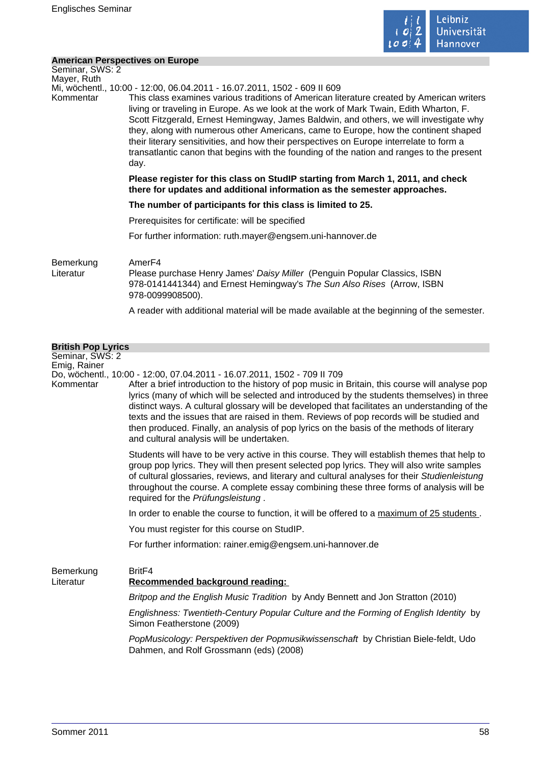## American Perspectives on Europe

Seminar, SWS: 2
Mayer, Ruth
Mi, wöchentl., 10:00 - 12:00, 06.04.2011 - 16.07.2011, 1502 - 609 II 609

Kommentar

This class examines various traditions of American literature created by American writers living or traveling in Europe. As we look at the work of Mark Twain, Edith Wharton, F. Scott Fitzgerald, Ernest Hemingway, James Baldwin, and others, we will investigate why they, along with numerous other Americans, came to Europe, how the continent shaped their literary sensitivities, and how their perspectives on Europe interrelate to form a transatlantic canon that begins with the founding of the nation and ranges to the present day.

**Please register for this class on StudIP starting from March 1, 2011, and check there for updates and additional information as the semester approaches.**

**The number of participants for this class is limited to 25.**

Prerequisites for certificate: will be specified

For further information: ruth.mayer@engsem.uni-hannover.de

Bemerkung

AmerF4

Literatur

Please purchase Henry James' *Daisy Miller* (Penguin Popular Classics, ISBN 978-0141441344) and Ernest Hemingway's *The Sun Also Rises* (Arrow, ISBN 978-0099908500).

A reader with additional material will be made available at the beginning of the semester.

## British Pop Lyrics

Seminar, SWS: 2
Emig, Rainer
Do, wöchentl., 10:00 - 12:00, 07.04.2011 - 16.07.2011, 1502 - 709 II 709

Kommentar

After a brief introduction to the history of pop music in Britain, this course will analyse pop lyrics (many of which will be selected and introduced by the students themselves) in three distinct ways. A cultural glossary will be developed that facilitates an understanding of the texts and the issues that are raised in them. Reviews of pop records will be studied and then produced. Finally, an analysis of pop lyrics on the basis of the methods of literary and cultural analysis will be undertaken.

Students will have to be very active in this course. They will establish themes that help to group pop lyrics. They will then present selected pop lyrics. They will also write samples of cultural glossaries, reviews, and literary and cultural analyses for their *Studienleistung* throughout the course. A complete essay combining these three forms of analysis will be required for the *Prüfungsleistung* .

In order to enable the course to function, it will be offered to a maximum of 25 students .

You must register for this course on StudIP.

For further information: rainer.emig@engsem.uni-hannover.de

Bemerkung

BritF4

Literatur

**Recommended background reading:**

*Britpop and the English Music Tradition* by Andy Bennett and Jon Stratton (2010)

*Englishness: Twentieth-Century Popular Culture and the Forming of English Identity* by Simon Featherstone (2009)

*PopMusicology: Perspektiven der Popmusikwissenschaft* by Christian Biele-feldt, Udo Dahmen, and Rolf Grossmann (eds) (2008)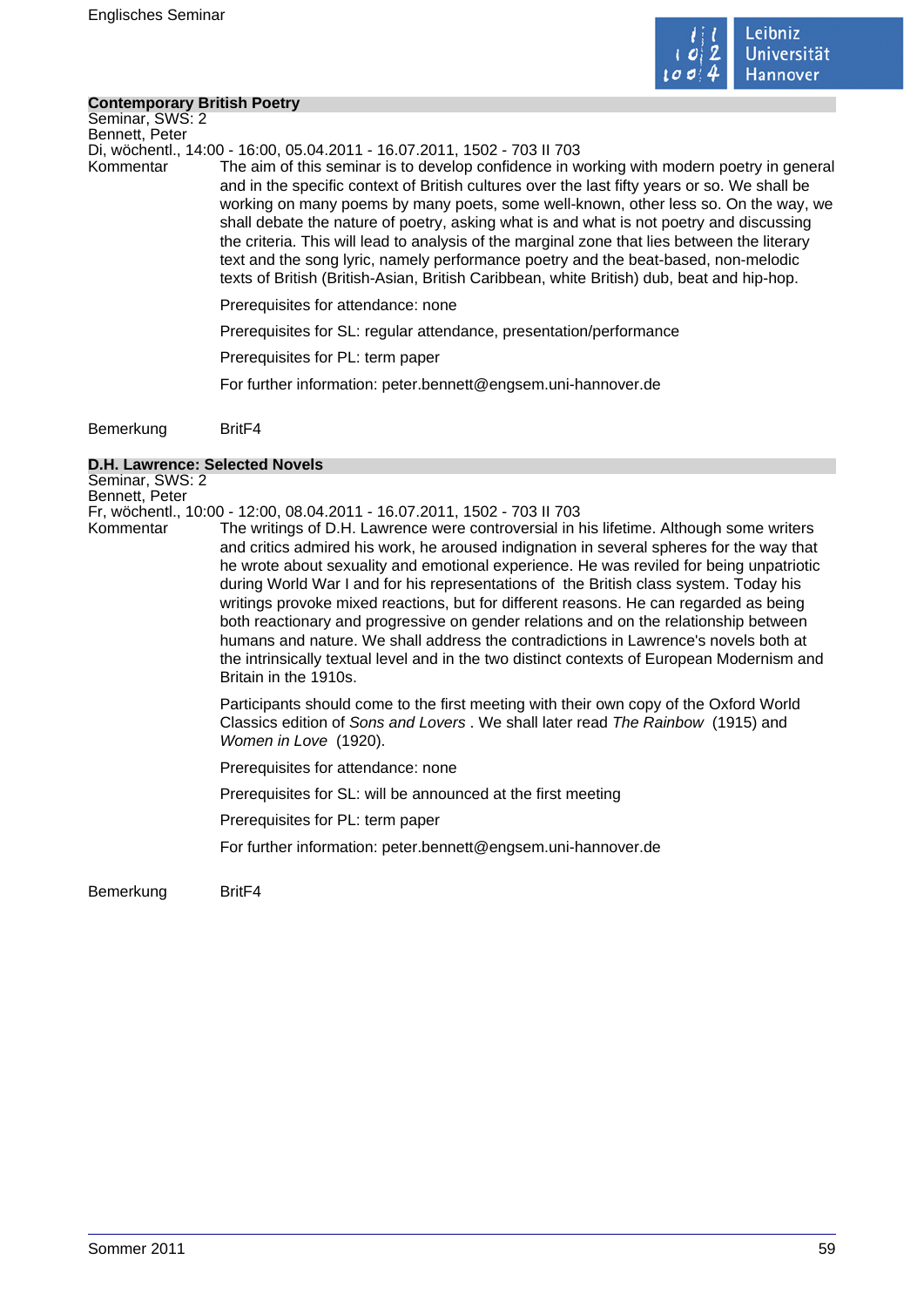## Contemporary British Poetry

Seminar, SWS: 2
Bennett, Peter
Di, wöchentl., 14:00 - 16:00, 05.04.2011 - 16.07.2011, 1502 - 703 II 703

**Kommentar**

The aim of this seminar is to develop confidence in working with modern poetry in general and in the specific context of British cultures over the last fifty years or so. We shall be working on many poems by many poets, some well-known, other less so. On the way, we shall debate the nature of poetry, asking what is and what is not poetry and discussing the criteria. This will lead to analysis of the marginal zone that lies between the literary text and the song lyric, namely performance poetry and the beat-based, non-melodic texts of British (British-Asian, British Caribbean, white British) dub, beat and hip-hop.

Prerequisites for attendance: none

Prerequisites for SL: regular attendance, presentation/performance

Prerequisites for PL: term paper

For further information: peter.bennett@engsem.uni-hannover.de

**Bemerkung**

BritF4

## D.H. Lawrence: Selected Novels

Seminar, SWS: 2
Bennett, Peter
Fr, wöchentl., 10:00 - 12:00, 08.04.2011 - 16.07.2011, 1502 - 703 II 703

**Kommentar**

The writings of D.H. Lawrence were controversial in his lifetime. Although some writers and critics admired his work, he aroused indignation in several spheres for the way that he wrote about sexuality and emotional experience. He was reviled for being unpatriotic during World War I and for his representations of the British class system. Today his writings provoke mixed reactions, but for different reasons. He can regarded as being both reactionary and progressive on gender relations and on the relationship between humans and nature. We shall address the contradictions in Lawrence's novels both at the intrinsically textual level and in the two distinct contexts of European Modernism and Britain in the 1910s.

Participants should come to the first meeting with their own copy of the Oxford World Classics edition of *Sons and Lovers* . We shall later read *The Rainbow* (1915) and *Women in Love* (1920).

Prerequisites for attendance: none

Prerequisites for SL: will be announced at the first meeting

Prerequisites for PL: term paper

For further information: peter.bennett@engsem.uni-hannover.de

**Bemerkung**

BritF4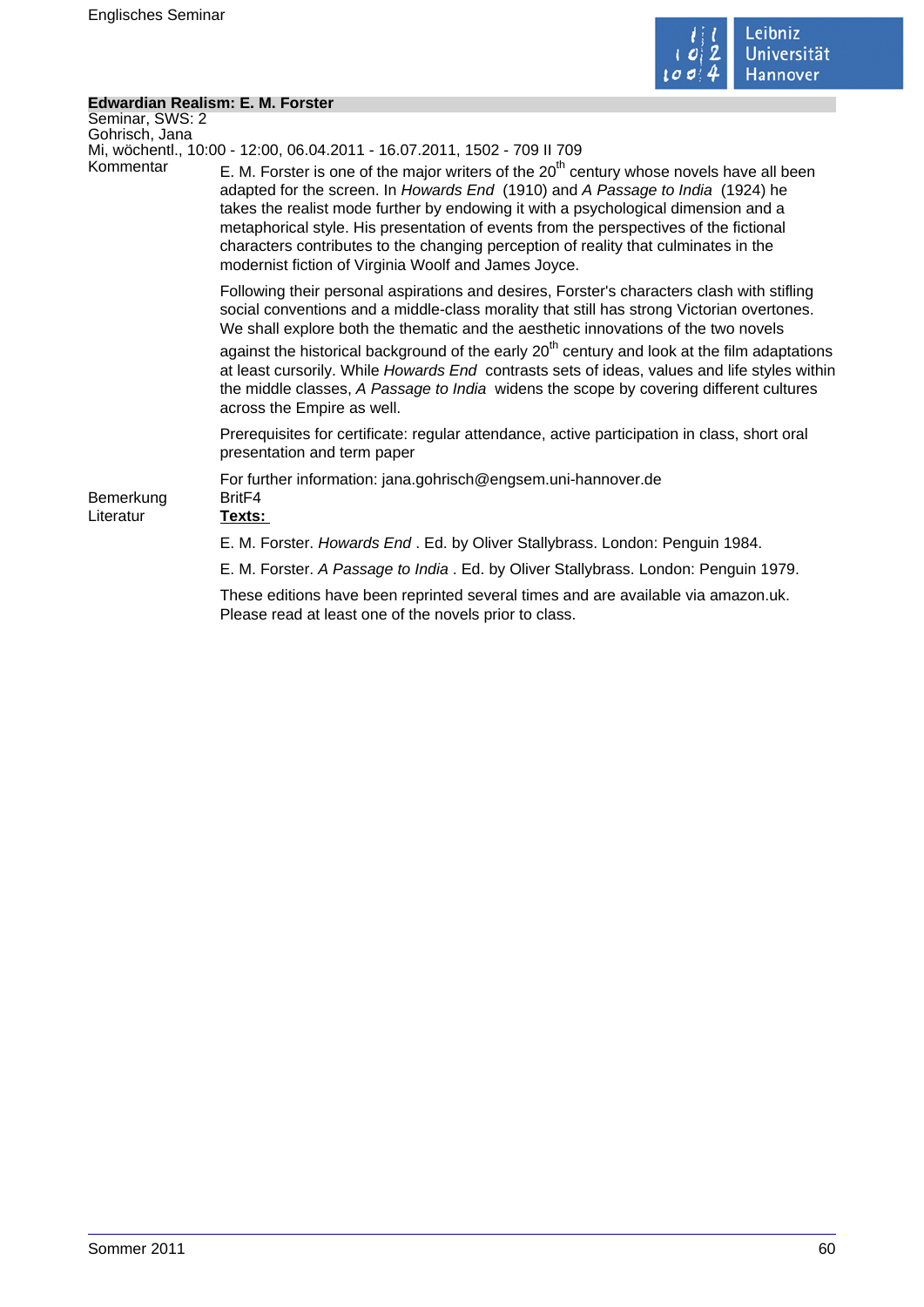## Edwardian Realism: E. M. Forster

Seminar, SWS: 2
Gohrisch, Jana
Mi, wöchentl., 10:00 - 12:00, 06.04.2011 - 16.07.2011, 1502 - 709 II 709

**Kommentar**

E. M. Forster is one of the major writers of the 20th century whose novels have all been adapted for the screen. In *Howards End* (1910) and *A Passage to India* (1924) he takes the realist mode further by endowing it with a psychological dimension and a metaphorical style. His presentation of events from the perspectives of the fictional characters contributes to the changing perception of reality that culminates in the modernist fiction of Virginia Woolf and James Joyce.

Following their personal aspirations and desires, Forster's characters clash with stifling social conventions and a middle-class morality that still has strong Victorian overtones. We shall explore both the thematic and the aesthetic innovations of the two novels against the historical background of the early 20th century and look at the film adaptations at least cursorily. While *Howards End* contrasts sets of ideas, values and life styles within the middle classes, *A Passage to India* widens the scope by covering different cultures across the Empire as well.

Prerequisites for certificate: regular attendance, active participation in class, short oral presentation and term paper

For further information: jana.gohrisch@engsem.uni-hannover.de

**Bemerkung**

BritF4

**Literatur**

**Texts:**

E. M. Forster. *Howards End* . Ed. by Oliver Stallybrass. London: Penguin 1984.

E. M. Forster. *A Passage to India* . Ed. by Oliver Stallybrass. London: Penguin 1979.

These editions have been reprinted several times and are available via amazon.uk. Please read at least one of the novels prior to class.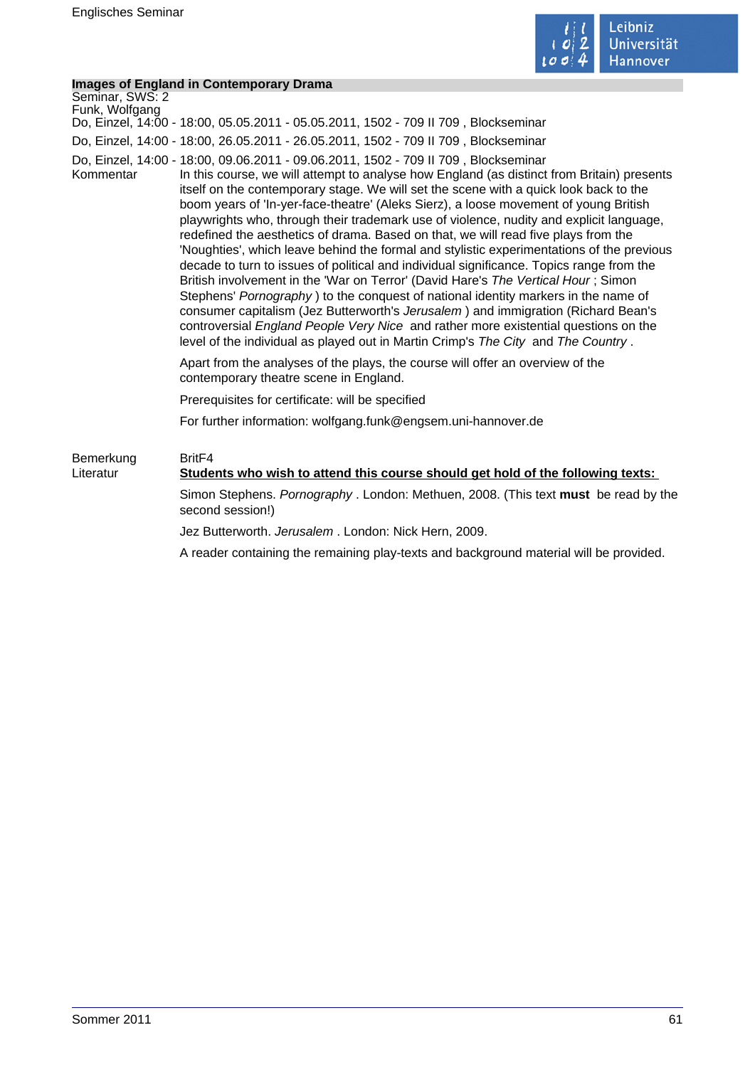## Images of England in Contemporary Drama

Seminar, SWS: 2

Funk, Wolfgang

Do, Einzel, 14:00 - 18:00, 05.05.2011 - 05.05.2011, 1502 - 709 II 709 , Blockseminar

Do, Einzel, 14:00 - 18:00, 26.05.2011 - 26.05.2011, 1502 - 709 II 709 , Blockseminar

Do, Einzel, 14:00 - 18:00, 09.06.2011 - 09.06.2011, 1502 - 709 II 709 , Blockseminar

**Kommentar**

In this course, we will attempt to analyse how England (as distinct from Britain) presents itself on the contemporary stage. We will set the scene with a quick look back to the boom years of 'In-yer-face-theatre' (Aleks Sierz), a loose movement of young British playwrights who, through their trademark use of violence, nudity and explicit language, redefined the aesthetics of drama. Based on that, we will read five plays from the 'Noughties', which leave behind the formal and stylistic experimentations of the previous decade to turn to issues of political and individual significance. Topics range from the British involvement in the 'War on Terror' (David Hare's *The Vertical Hour* ; Simon Stephens' *Pornography* ) to the conquest of national identity markers in the name of consumer capitalism (Jez Butterworth's *Jerusalem* ) and immigration (Richard Bean's controversial *England People Very Nice* and rather more existential questions on the level of the individual as played out in Martin Crimp's *The City* and *The Country* .

Apart from the analyses of the plays, the course will offer an overview of the contemporary theatre scene in England.

Prerequisites for certificate: will be specified

For further information: wolfgang.funk@engsem.uni-hannover.de

**Bemerkung**

BritF4

**Literatur**

**<u>Students who wish to attend this course should get hold of the following texts:</u>**

Simon Stephens. *Pornography* . London: Methuen, 2008. (This text **must** be read by the second session!)

Jez Butterworth. *Jerusalem* . London: Nick Hern, 2009.

A reader containing the remaining play-texts and background material will be provided.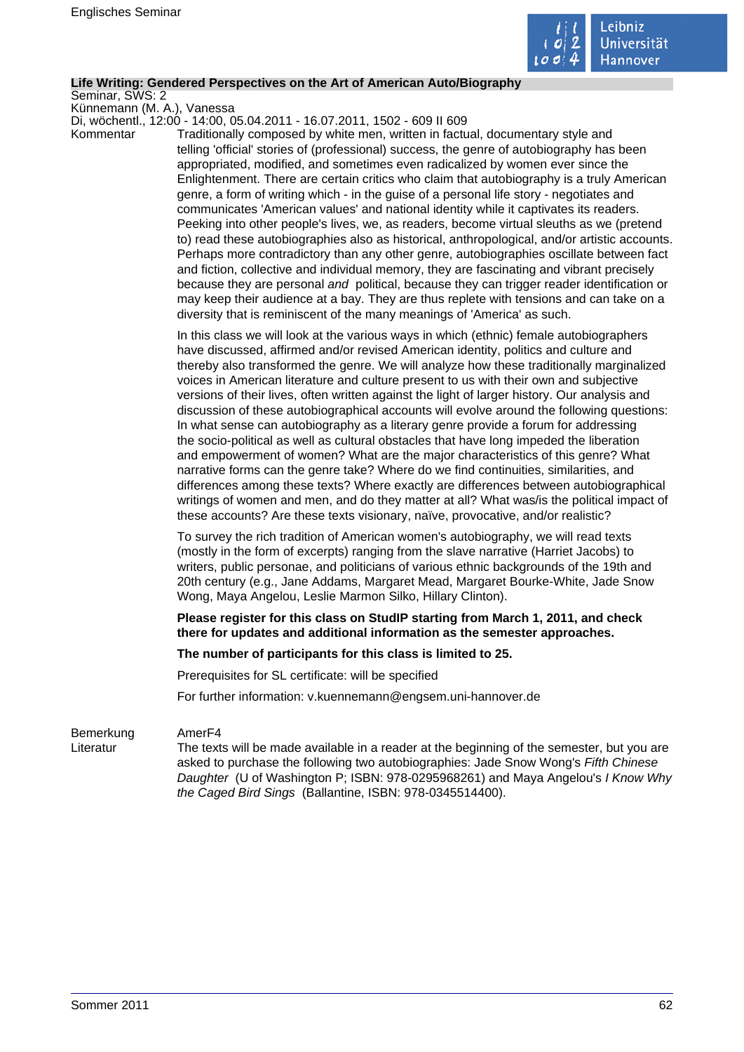### Life Writing: Gendered Perspectives on the Art of American Auto/Biography

Seminar, SWS: 2
Künnemann (M. A.), Vanessa
Di, wöchentl., 12:00 - 14:00, 05.04.2011 - 16.07.2011, 1502 - 609 II 609

Kommentar

Traditionally composed by white men, written in factual, documentary style and telling 'official' stories of (professional) success, the genre of autobiography has been appropriated, modified, and sometimes even radicalized by women ever since the Enlightenment. There are certain critics who claim that autobiography is a truly American genre, a form of writing which - in the guise of a personal life story - negotiates and communicates 'American values' and national identity while it captivates its readers. Peeking into other people's lives, we, as readers, become virtual sleuths as we (pretend to) read these autobiographies also as historical, anthropological, and/or artistic accounts. Perhaps more contradictory than any other genre, autobiographies oscillate between fact and fiction, collective and individual memory, they are fascinating and vibrant precisely because they are personal *and* political, because they can trigger reader identification or may keep their audience at a bay. They are thus replete with tensions and can take on a diversity that is reminiscent of the many meanings of 'America' as such.

In this class we will look at the various ways in which (ethnic) female autobiographers have discussed, affirmed and/or revised American identity, politics and culture and thereby also transformed the genre. We will analyze how these traditionally marginalized voices in American literature and culture present to us with their own and subjective versions of their lives, often written against the light of larger history. Our analysis and discussion of these autobiographical accounts will evolve around the following questions: In what sense can autobiography as a literary genre provide a forum for addressing the socio-political as well as cultural obstacles that have long impeded the liberation and empowerment of women? What are the major characteristics of this genre? What narrative forms can the genre take? Where do we find continuities, similarities, and differences among these texts? Where exactly are differences between autobiographical writings of women and men, and do they matter at all? What was/is the political impact of these accounts? Are these texts visionary, naïve, provocative, and/or realistic?

To survey the rich tradition of American women's autobiography, we will read texts (mostly in the form of excerpts) ranging from the slave narrative (Harriet Jacobs) to writers, public personae, and politicians of various ethnic backgrounds of the 19th and 20th century (e.g., Jane Addams, Margaret Mead, Margaret Bourke-White, Jade Snow Wong, Maya Angelou, Leslie Marmon Silko, Hillary Clinton).

**Please register for this class on StudIP starting from March 1, 2011, and check there for updates and additional information as the semester approaches.**

**The number of participants for this class is limited to 25.**

Prerequisites for SL certificate: will be specified

For further information: v.kuennemann@engsem.uni-hannover.de

Bemerkung

AmerF4

Literatur

The texts will be made available in a reader at the beginning of the semester, but you are asked to purchase the following two autobiographies: Jade Snow Wong's *Fifth Chinese Daughter* (U of Washington P; ISBN: 978-0295968261) and Maya Angelou's *I Know Why the Caged Bird Sings* (Ballantine, ISBN: 978-0345514400).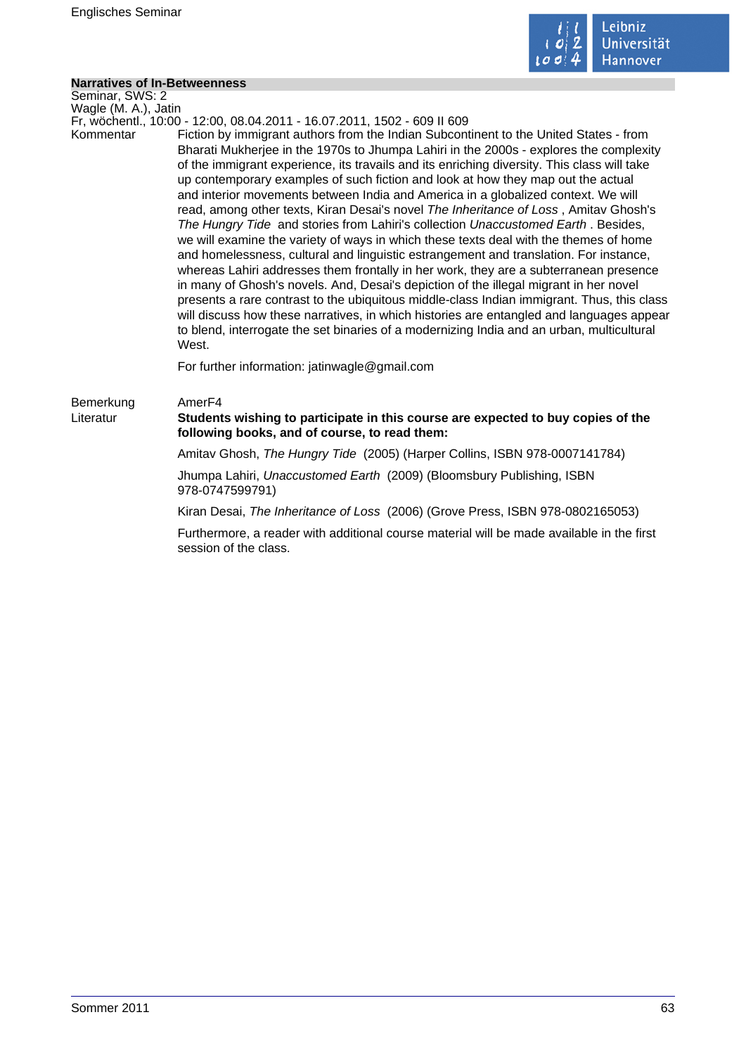## Narratives of In-Betweenness

Seminar, SWS: 2

Wagle (M. A.), Jatin

Fr, wöchentl., 10:00 - 12:00, 08.04.2011 - 16.07.2011, 1502 - 609 II 609

Kommentar

Fiction by immigrant authors from the Indian Subcontinent to the United States - from Bharati Mukherjee in the 1970s to Jhumpa Lahiri in the 2000s - explores the complexity of the immigrant experience, its travails and its enriching diversity. This class will take up contemporary examples of such fiction and look at how they map out the actual and interior movements between India and America in a globalized context. We will read, among other texts, Kiran Desai's novel *The Inheritance of Loss* , Amitav Ghosh's *The Hungry Tide* and stories from Lahiri's collection *Unaccustomed Earth* . Besides, we will examine the variety of ways in which these texts deal with the themes of home and homelessness, cultural and linguistic estrangement and translation. For instance, whereas Lahiri addresses them frontally in her work, they are a subterranean presence in many of Ghosh's novels. And, Desai's depiction of the illegal migrant in her novel presents a rare contrast to the ubiquitous middle-class Indian immigrant. Thus, this class will discuss how these narratives, in which histories are entangled and languages appear to blend, interrogate the set binaries of a modernizing India and an urban, multicultural West.

For further information: jatinwagle@gmail.com

Bemerkung

AmerF4

Literatur

**Students wishing to participate in this course are expected to buy copies of the following books, and of course, to read them:**

Amitav Ghosh, *The Hungry Tide* (2005) (Harper Collins, ISBN 978-0007141784)

Jhumpa Lahiri, *Unaccustomed Earth* (2009) (Bloomsbury Publishing, ISBN 978-0747599791)

Kiran Desai, *The Inheritance of Loss* (2006) (Grove Press, ISBN 978-0802165053)

Furthermore, a reader with additional course material will be made available in the first session of the class.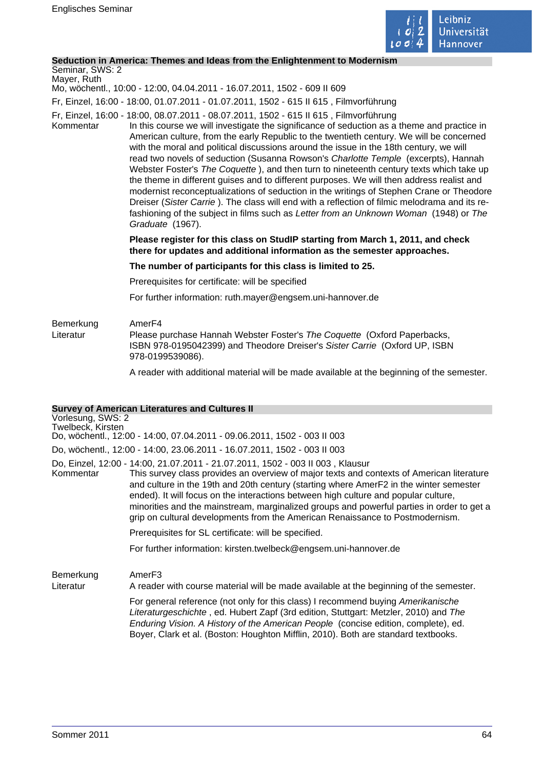## Seduction in America: Themes and Ideas from the Enlightenment to Modernism

Seminar, SWS: 2
Mayer, Ruth
Mo, wöchentl., 10:00 - 12:00, 04.04.2011 - 16.07.2011, 1502 - 609 II 609

Fr, Einzel, 16:00 - 18:00, 01.07.2011 - 01.07.2011, 1502 - 615 II 615 , Filmvorführung

Fr, Einzel, 16:00 - 18:00, 08.07.2011 - 08.07.2011, 1502 - 615 II 615 , Filmvorführung

Kommentar

In this course we will investigate the significance of seduction as a theme and practice in American culture, from the early Republic to the twentieth century. We will be concerned with the moral and political discussions around the issue in the 18th century, we will read two novels of seduction (Susanna Rowson's *Charlotte Temple* (excerpts), Hannah Webster Foster's *The Coquette* ), and then turn to nineteenth century texts which take up the theme in different guises and to different purposes. We will then address realist and modernist reconceptualizations of seduction in the writings of Stephen Crane or Theodore Dreiser (*Sister Carrie* ). The class will end with a reflection of filmic melodrama and its re-fashioning of the subject in films such as *Letter from an Unknown Woman* (1948) or *The Graduate* (1967).

**Please register for this class on StudIP starting from March 1, 2011, and check there for updates and additional information as the semester approaches.**

**The number of participants for this class is limited to 25.**

Prerequisites for certificate: will be specified

For further information: ruth.mayer@engsem.uni-hannover.de

Bemerkung

AmerF4

Literatur

Please purchase Hannah Webster Foster's *The Coquette* (Oxford Paperbacks, ISBN 978-0195042399) and Theodore Dreiser's *Sister Carrie* (Oxford UP, ISBN 978-0199539086).

A reader with additional material will be made available at the beginning of the semester.

## Survey of American Literatures and Cultures II

Vorlesung, SWS: 2
Twelbeck, Kirsten
Do, wöchentl., 12:00 - 14:00, 07.04.2011 - 09.06.2011, 1502 - 003 II 003

Do, wöchentl., 12:00 - 14:00, 23.06.2011 - 16.07.2011, 1502 - 003 II 003

Do, Einzel, 12:00 - 14:00, 21.07.2011 - 21.07.2011, 1502 - 003 II 003 , Klausur

Kommentar

This survey class provides an overview of major texts and contexts of American literature and culture in the 19th and 20th century (starting where AmerF2 in the winter semester ended). It will focus on the interactions between high culture and popular culture, minorities and the mainstream, marginalized groups and powerful parties in order to get a grip on cultural developments from the American Renaissance to Postmodernism.

Prerequisites for SL certificate: will be specified.

For further information: kirsten.twelbeck@engsem.uni-hannover.de

Bemerkung

AmerF3

Literatur

A reader with course material will be made available at the beginning of the semester.

For general reference (not only for this class) I recommend buying *Amerikanische Literaturgeschichte* , ed. Hubert Zapf (3rd edition, Stuttgart: Metzler, 2010) and *The Enduring Vision. A History of the American People* (concise edition, complete), ed. Boyer, Clark et al. (Boston: Houghton Mifflin, 2010). Both are standard textbooks.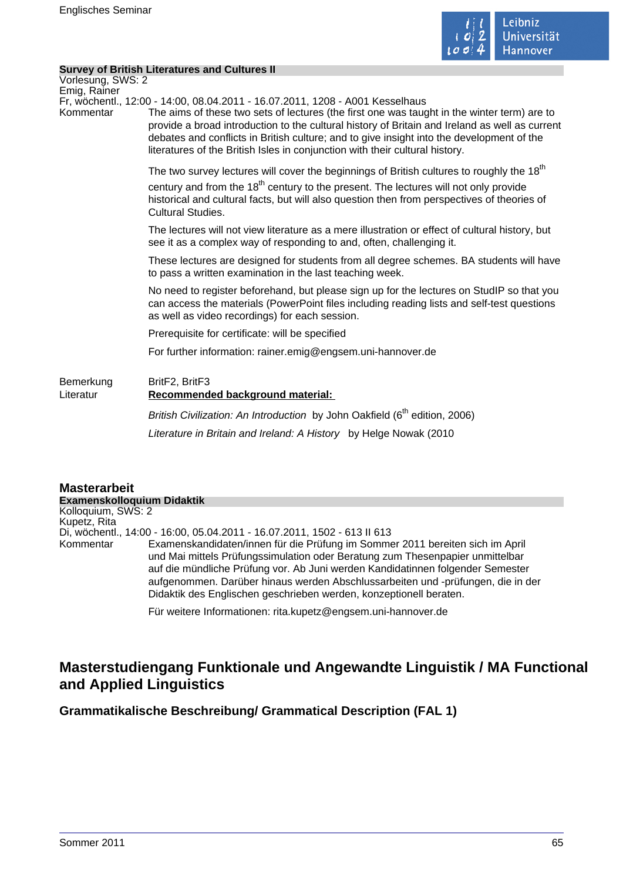**Survey of British Literatures and Cultures II**
Vorlesung, SWS: 2
Emig, Rainer
Fr, wöchentl., 12:00 - 14:00, 08.04.2011 - 16.07.2011, 1208 - A001 Kesselhaus

Kommentar

The aims of these two sets of lectures (the first one was taught in the winter term) are to provide a broad introduction to the cultural history of Britain and Ireland as well as current debates and conflicts in British culture; and to give insight into the development of the literatures of the British Isles in conjunction with their cultural history.

The two survey lectures will cover the beginnings of British cultures to roughly the 18th century and from the 18th century to the present. The lectures will not only provide historical and cultural facts, but will also question then from perspectives of theories of Cultural Studies.

The lectures will not view literature as a mere illustration or effect of cultural history, but see it as a complex way of responding to and, often, challenging it.

These lectures are designed for students from all degree schemes. BA students will have to pass a written examination in the last teaching week.

No need to register beforehand, but please sign up for the lectures on StudIP so that you can access the materials (PowerPoint files including reading lists and self-test questions as well as video recordings) for each session.

Prerequisite for certificate: will be specified

For further information: rainer.emig@engsem.uni-hannover.de

Bemerkung

BritF2, BritF3

Literatur

**Recommended background material:**

*British Civilization: An Introduction* by John Oakfield (6th edition, 2006)

*Literature in Britain and Ireland: A History* by Helge Nowak (2010

## Masterarbeit

**Examenskolloquium Didaktik**
Kolloquium, SWS: 2
Kupetz, Rita
Di, wöchentl., 14:00 - 16:00, 05.04.2011 - 16.07.2011, 1502 - 613 II 613

Kommentar

Examenskandidaten/innen für die Prüfung im Sommer 2011 bereiten sich im April und Mai mittels Prüfungssimulation oder Beratung zum Thesenpapier unmittelbar auf die mündliche Prüfung vor. Ab Juni werden Kandidatinnen folgender Semester aufgenommen. Darüber hinaus werden Abschlussarbeiten und -prüfungen, die in der Didaktik des Englischen geschrieben werden, konzeptionell beraten.

Für weitere Informationen: rita.kupetz@engsem.uni-hannover.de

# Masterstudiengang Funktionale und Angewandte Linguistik / MA Functional and Applied Linguistics

## Grammatikalische Beschreibung/ Grammatical Description (FAL 1)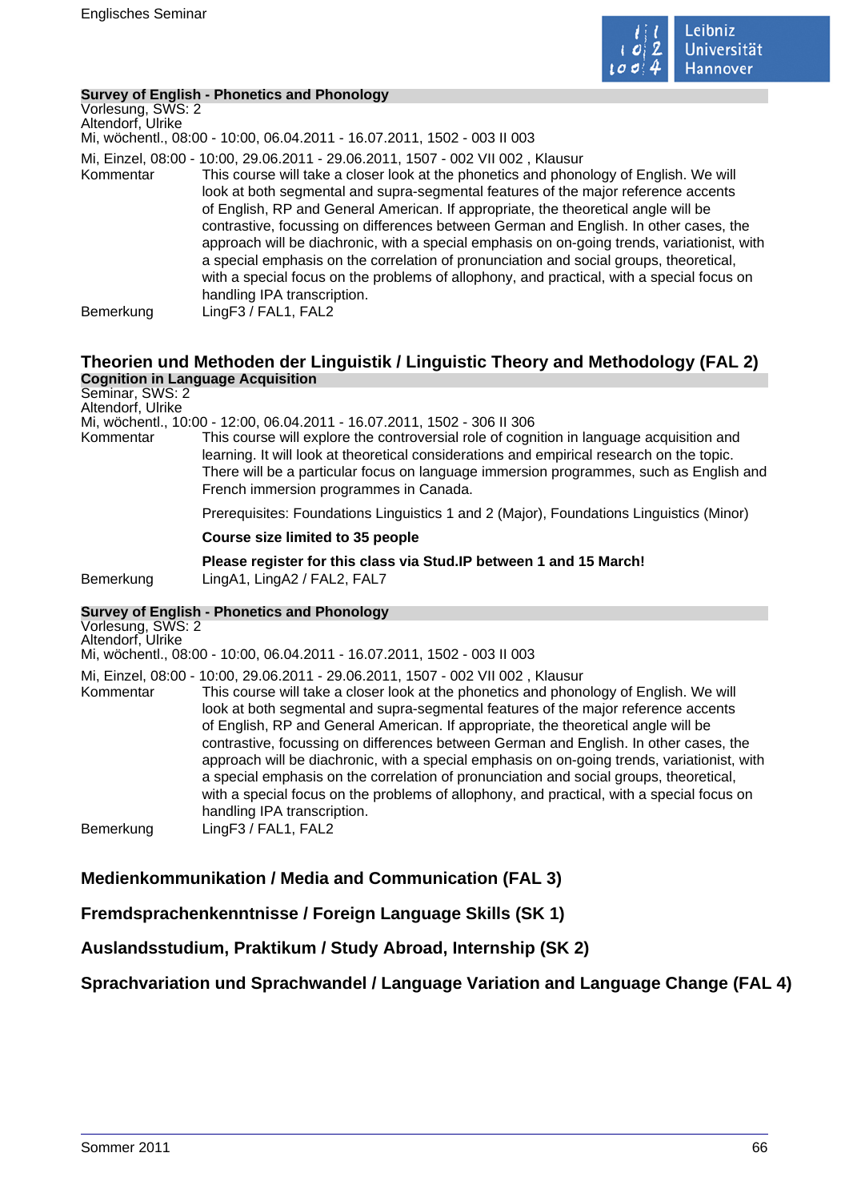**Survey of English - Phonetics and Phonology**

Vorlesung, SWS: 2
Altendorf, Ulrike
Mi, wöchentl., 08:00 - 10:00, 06.04.2011 - 16.07.2011, 1502 - 003 II 003

Mi, Einzel, 08:00 - 10:00, 29.06.2011 - 29.06.2011, 1507 - 002 VII 002 , Klausur

Kommentar: This course will take a closer look at the phonetics and phonology of English. We will look at both segmental and supra-segmental features of the major reference accents of English, RP and General American. If appropriate, the theoretical angle will be contrastive, focussing on differences between German and English. In other cases, the approach will be diachronic, with a special emphasis on on-going trends, variationist, with a special emphasis on the correlation of pronunciation and social groups, theoretical, with a special focus on the problems of allophony, and practical, with a special focus on handling IPA transcription.

Bemerkung: LingF3 / FAL1, FAL2

## Theorien und Methoden der Linguistik / Linguistic Theory and Methodology (FAL 2)

**Cognition in Language Acquisition**

Seminar, SWS: 2
Altendorf, Ulrike
Mi, wöchentl., 10:00 - 12:00, 06.04.2011 - 16.07.2011, 1502 - 306 II 306

Kommentar: This course will explore the controversial role of cognition in language acquisition and learning. It will look at theoretical considerations and empirical research on the topic. There will be a particular focus on language immersion programmes, such as English and French immersion programmes in Canada.

Prerequisites: Foundations Linguistics 1 and 2 (Major), Foundations Linguistics (Minor)

**Course size limited to 35 people**

**Please register for this class via Stud.IP between 1 and 15 March!**

Bemerkung: LingA1, LingA2 / FAL2, FAL7

**Survey of English - Phonetics and Phonology**

Vorlesung, SWS: 2
Altendorf, Ulrike
Mi, wöchentl., 08:00 - 10:00, 06.04.2011 - 16.07.2011, 1502 - 003 II 003

Mi, Einzel, 08:00 - 10:00, 29.06.2011 - 29.06.2011, 1507 - 002 VII 002 , Klausur

Kommentar: This course will take a closer look at the phonetics and phonology of English. We will look at both segmental and supra-segmental features of the major reference accents of English, RP and General American. If appropriate, the theoretical angle will be contrastive, focussing on differences between German and English. In other cases, the approach will be diachronic, with a special emphasis on on-going trends, variationist, with a special emphasis on the correlation of pronunciation and social groups, theoretical, with a special focus on the problems of allophony, and practical, with a special focus on handling IPA transcription.

Bemerkung: LingF3 / FAL1, FAL2

## Medienkommunikation / Media and Communication (FAL 3)

## Fremdsprachenkenntnisse / Foreign Language Skills (SK 1)

## Auslandsstudium, Praktikum / Study Abroad, Internship (SK 2)

## Sprachvariation und Sprachwandel / Language Variation and Language Change (FAL 4)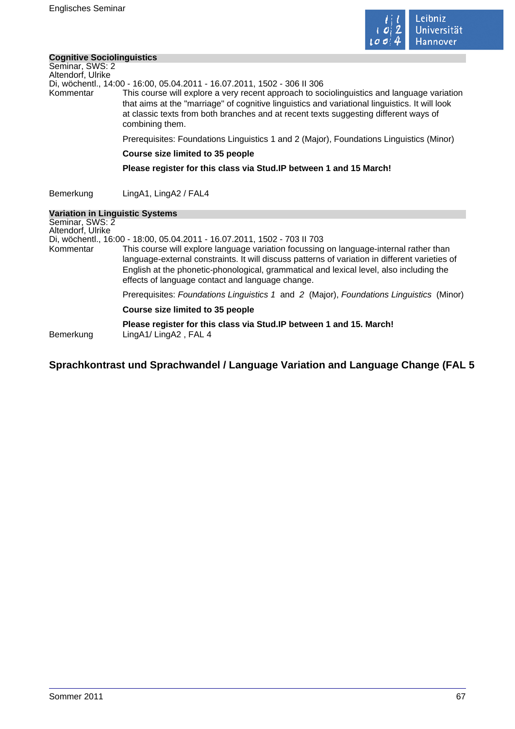### Cognitive Sociolinguistics

Seminar, SWS: 2
Altendorf, Ulrike
Di, wöchentl., 14:00 - 16:00, 05.04.2011 - 16.07.2011, 1502 - 306 II 306

Kommentar

This course will explore a very recent approach to sociolinguistics and language variation that aims at the "marriage" of cognitive linguistics and variational linguistics. It will look at classic texts from both branches and at recent texts suggesting different ways of combining them.

Prerequisites: Foundations Linguistics 1 and 2 (Major), Foundations Linguistics (Minor)

**Course size limited to 35 people**

**Please register for this class via Stud.IP between 1 and 15 March!**

Bemerkung

LingA1, LingA2 / FAL4

### Variation in Linguistic Systems

Seminar, SWS: 2
Altendorf, Ulrike
Di, wöchentl., 16:00 - 18:00, 05.04.2011 - 16.07.2011, 1502 - 703 II 703

Kommentar

This course will explore language variation focussing on language-internal rather than language-external constraints. It will discuss patterns of variation in different varieties of English at the phonetic-phonological, grammatical and lexical level, also including the effects of language contact and language change.

Prerequisites: *Foundations Linguistics 1* and *2* (Major), *Foundations Linguistics* (Minor)

**Course size limited to 35 people**

**Please register for this class via Stud.IP between 1 and 15. March!**

Bemerkung

LingA1/ LingA2 , FAL 4

## Sprachkontrast und Sprachwandel / Language Variation and Language Change (FAL 5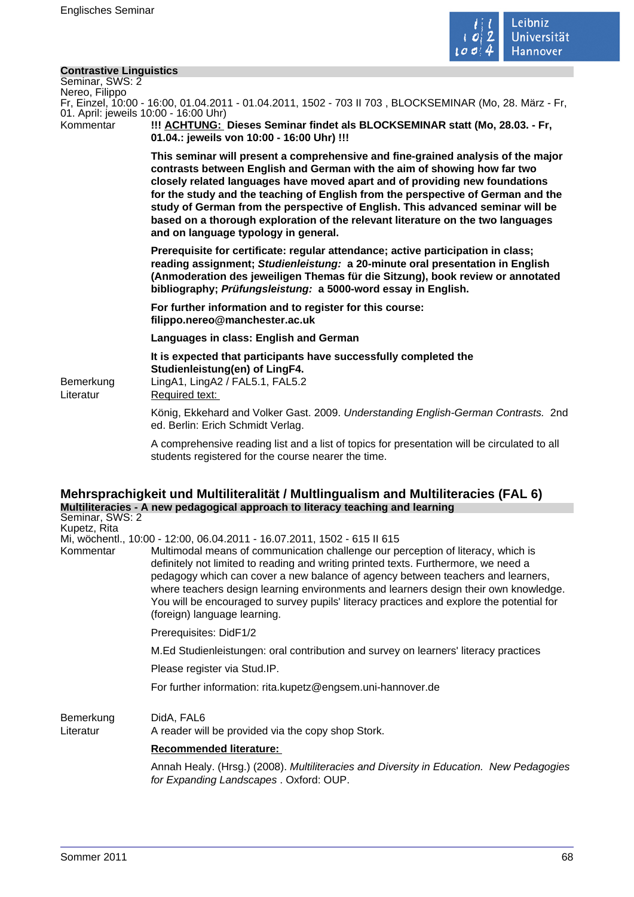### Contrastive Linguistics

Seminar, SWS: 2
Nereo, Filippo
Fr, Einzel, 10:00 - 16:00, 01.04.2011 - 01.04.2011, 1502 - 703 II 703 , BLOCKSEMINAR (Mo, 28. März - Fr, 01. April: jeweils 10:00 - 16:00 Uhr)

Kommentar

**!!! ACHTUNG: Dieses Seminar findet als BLOCKSEMINAR statt (Mo, 28.03. - Fr, 01.04.: jeweils von 10:00 - 16:00 Uhr) !!!**

**This seminar will present a comprehensive and fine-grained analysis of the major contrasts between English and German with the aim of showing how far two closely related languages have moved apart and of providing new foundations for the study and the teaching of English from the perspective of German and the study of German from the perspective of English. This advanced seminar will be based on a thorough exploration of the relevant literature on the two languages and on language typology in general.**

**Prerequisite for certificate: regular attendance; active participation in class; reading assignment; *Studienleistung:* a 20-minute oral presentation in English (Anmoderation des jeweiligen Themas für die Sitzung), book review or annotated bibliography; *Prüfungsleistung:* a 5000-word essay in English.**

**For further information and to register for this course: filippo.nereo@manchester.ac.uk**

**Languages in class: English and German**

**It is expected that participants have successfully completed the Studienleistung(en) of LingF4.**

Bemerkung
LingA1, LingA2 / FAL5.1, FAL5.2

Literatur
Required text:

König, Ekkehard and Volker Gast. 2009. *Understanding English-German Contrasts.* 2nd ed. Berlin: Erich Schmidt Verlag.

A comprehensive reading list and a list of topics for presentation will be circulated to all students registered for the course nearer the time.

## Mehrsprachigkeit und Multiliteralität / Multlingualism and Multiliteracies (FAL 6)

### Multiliteracies - A new pedagogical approach to literacy teaching and learning

Seminar, SWS: 2
Kupetz, Rita
Mi, wöchentl., 10:00 - 12:00, 06.04.2011 - 16.07.2011, 1502 - 615 II 615

Kommentar

Multimodal means of communication challenge our perception of literacy, which is definitely not limited to reading and writing printed texts. Furthermore, we need a pedagogy which can cover a new balance of agency between teachers and learners, where teachers design learning environments and learners design their own knowledge. You will be encouraged to survey pupils' literacy practices and explore the potential for (foreign) language learning.

Prerequisites: DidF1/2

M.Ed Studienleistungen: oral contribution and survey on learners' literacy practices

Please register via Stud.IP.

For further information: rita.kupetz@engsem.uni-hannover.de

Bemerkung
DidA, FAL6

Literatur
A reader will be provided via the copy shop Stork.

**Recommended literature:**

Annah Healy. (Hrsg.) (2008). *Multiliteracies and Diversity in Education. New Pedagogies for Expanding Landscapes* . Oxford: OUP.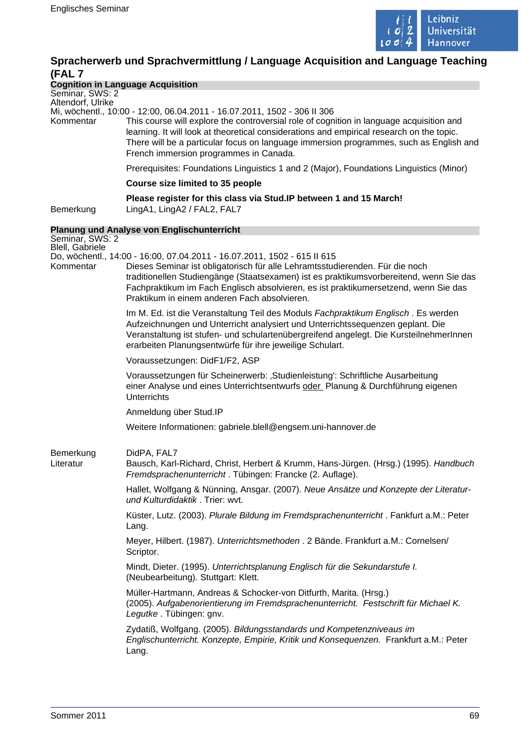# Spracherwerb und Sprachvermittlung / Language Acquisition and Language Teaching (FAL 7

## Cognition in Language Acquisition

Seminar, SWS: 2
Altendorf, Ulrike
Mi, wöchentl., 10:00 - 12:00, 06.04.2011 - 16.07.2011, 1502 - 306 II 306

Kommentar

This course will explore the controversial role of cognition in language acquisition and learning. It will look at theoretical considerations and empirical research on the topic. There will be a particular focus on language immersion programmes, such as English and French immersion programmes in Canada.

Prerequisites: Foundations Linguistics 1 and 2 (Major), Foundations Linguistics (Minor)

**Course size limited to 35 people**

**Please register for this class via Stud.IP between 1 and 15 March!**

Bemerkung

LingA1, LingA2 / FAL2, FAL7

## Planung und Analyse von Englischunterricht

Seminar, SWS: 2
Blell, Gabriele
Do, wöchentl., 14:00 - 16:00, 07.04.2011 - 16.07.2011, 1502 - 615 II 615

Kommentar

Dieses Seminar ist obligatorisch für alle Lehramtsstudierenden. Für die noch traditionellen Studiengänge (Staatsexamen) ist es praktikumsvorbereitend, wenn Sie das Fachpraktikum im Fach Englisch absolvieren, es ist praktikumersetzend, wenn Sie das Praktikum in einem anderen Fach absolvieren.

Im M. Ed. ist die Veranstaltung Teil des Moduls *Fachpraktikum Englisch* . Es werden Aufzeichnungen und Unterricht analysiert und Unterrichtssequenzen geplant. Die Veranstaltung ist stufen- und schulartenübergreifend angelegt. Die KursteilnehmerInnen erarbeiten Planungsentwürfe für ihre jeweilige Schulart.

Voraussetzungen: DidF1/F2, ASP

Voraussetzungen für Scheinerwerb: ‚Studienleistung': Schriftliche Ausarbeitung einer Analyse und eines Unterrichtsentwurfs oder Planung & Durchführung eigenen Unterrichts

Anmeldung über Stud.IP

Weitere Informationen: gabriele.blell@engsem.uni-hannover.de

Bemerkung

DidPA, FAL7

Literatur

Bausch, Karl-Richard, Christ, Herbert & Krumm, Hans-Jürgen. (Hrsg.) (1995). *Handbuch Fremdsprachenunterricht* . Tübingen: Francke (2. Auflage).

Hallet, Wolfgang & Nünning, Ansgar. (2007). *Neue Ansätze und Konzepte der Literatur- und Kulturdidaktik* . Trier: wvt.

Küster, Lutz. (2003). *Plurale Bildung im Fremdsprachenunterricht* . Fankfurt a.M.: Peter Lang.

Meyer, Hilbert. (1987). *Unterrichtsmethoden* . 2 Bände. Frankfurt a.M.: Cornelsen/ Scriptor.

Mindt, Dieter. (1995). *Unterrichtsplanung Englisch für die Sekundarstufe I.* (Neubearbeitung). Stuttgart: Klett.

Müller-Hartmann, Andreas & Schocker-von Ditfurth, Marita. (Hrsg.) (2005). *Aufgabenorientierung im Fremdsprachenunterricht. Festschrift für Michael K. Legutke* . Tübingen: gnv.

Zydatiß, Wolfgang. (2005). *Bildungsstandards und Kompetenzniveaus im Englischunterricht. Konzepte, Empirie, Kritik und Konsequenzen.* Frankfurt a.M.: Peter Lang.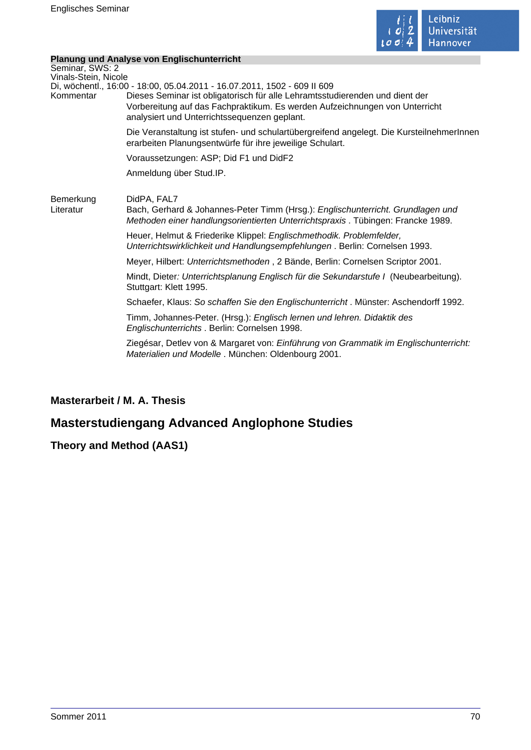**Planung und Analyse von Englischunterricht**
Seminar, SWS: 2
Vinals-Stein, Nicole
Di, wöchentl., 16:00 - 18:00, 05.04.2011 - 16.07.2011, 1502 - 609 II 609

Kommentar

Dieses Seminar ist obligatorisch für alle Lehramtsstudierenden und dient der Vorbereitung auf das Fachpraktikum. Es werden Aufzeichnungen von Unterricht analysiert und Unterrichtssequenzen geplant.

Die Veranstaltung ist stufen- und schulartübergreifend angelegt. Die KursteilnehmerInnen erarbeiten Planungsentwürfe für ihre jeweilige Schulart.

Voraussetzungen: ASP; Did F1 und DidF2

Anmeldung über Stud.IP.

Bemerkung

DidPA, FAL7

Literatur

Bach, Gerhard & Johannes-Peter Timm (Hrsg.): *Englischunterricht. Grundlagen und Methoden einer handlungsorientierten Unterrichtspraxis* . Tübingen: Francke 1989.

Heuer, Helmut & Friederike Klippel: *Englischmethodik. Problemfelder, Unterrichtswirklichkeit und Handlungsempfehlungen* . Berlin: Cornelsen 1993.

Meyer, Hilbert: *Unterrichtsmethoden* , 2 Bände, Berlin: Cornelsen Scriptor 2001.

Mindt, Dieter*: Unterrichtsplanung Englisch für die Sekundarstufe I* (Neubearbeitung). Stuttgart: Klett 1995.

Schaefer, Klaus: *So schaffen Sie den Englischunterricht* . Münster: Aschendorff 1992.

Timm, Johannes-Peter. (Hrsg.): *Englisch lernen und lehren. Didaktik des Englischunterrichts* . Berlin: Cornelsen 1998.

Ziegésar, Detlev von & Margaret von: *Einführung von Grammatik im Englischunterricht: Materialien und Modelle* . München: Oldenbourg 2001.

### Masterarbeit / M. A. Thesis

## Masterstudiengang Advanced Anglophone Studies

### Theory and Method (AAS1)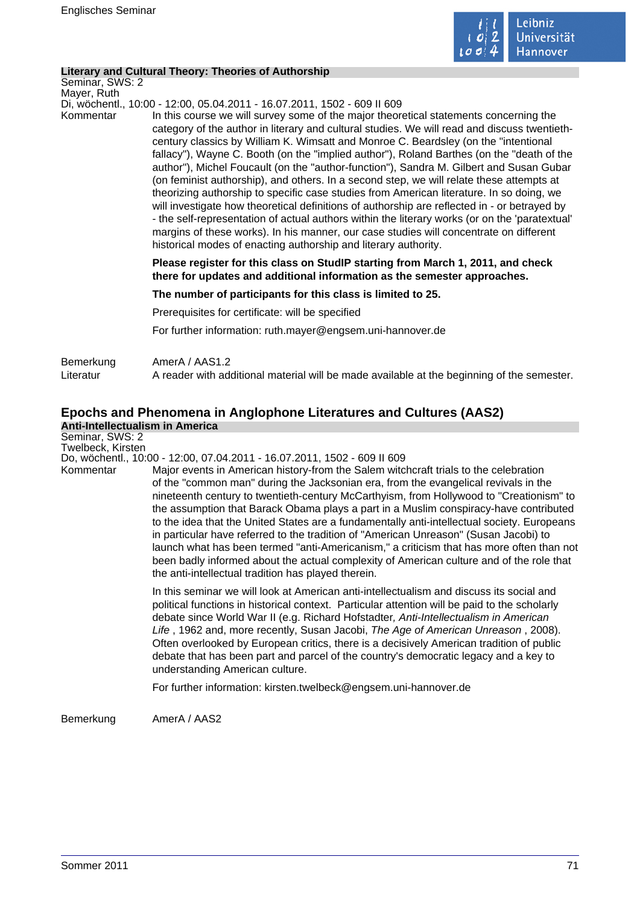### Literary and Cultural Theory: Theories of Authorship

Seminar, SWS: 2
Mayer, Ruth
Di, wöchentl., 10:00 - 12:00, 05.04.2011 - 16.07.2011, 1502 - 609 II 609

Kommentar

In this course we will survey some of the major theoretical statements concerning the category of the author in literary and cultural studies. We will read and discuss twentieth-century classics by William K. Wimsatt and Monroe C. Beardsley (on the "intentional fallacy"), Wayne C. Booth (on the "implied author"), Roland Barthes (on the "death of the author"), Michel Foucault (on the "author-function"), Sandra M. Gilbert and Susan Gubar (on feminist authorship), and others. In a second step, we will relate these attempts at theorizing authorship to specific case studies from American literature. In so doing, we will investigate how theoretical definitions of authorship are reflected in - or betrayed by - the self-representation of actual authors within the literary works (or on the 'paratextual' margins of these works). In his manner, our case studies will concentrate on different historical modes of enacting authorship and literary authority.

**Please register for this class on StudIP starting from March 1, 2011, and check there for updates and additional information as the semester approaches.**

**The number of participants for this class is limited to 25.**

Prerequisites for certificate: will be specified

For further information: ruth.mayer@engsem.uni-hannover.de

Bemerkung: AmerA / AAS1.2

Literatur: A reader with additional material will be made available at the beginning of the semester.

## Epochs and Phenomena in Anglophone Literatures and Cultures (AAS2)

### Anti-Intellectualism in America

Seminar, SWS: 2
Twelbeck, Kirsten
Do, wöchentl., 10:00 - 12:00, 07.04.2011 - 16.07.2011, 1502 - 609 II 609

Kommentar

Major events in American history-from the Salem witchcraft trials to the celebration of the "common man" during the Jacksonian era, from the evangelical revivals in the nineteenth century to twentieth-century McCarthyism, from Hollywood to "Creationism" to the assumption that Barack Obama plays a part in a Muslim conspiracy-have contributed to the idea that the United States are a fundamentally anti-intellectual society. Europeans in particular have referred to the tradition of "American Unreason" (Susan Jacobi) to launch what has been termed "anti-Americanism," a criticism that has more often than not been badly informed about the actual complexity of American culture and of the role that the anti-intellectual tradition has played therein.

In this seminar we will look at American anti-intellectualism and discuss its social and political functions in historical context. Particular attention will be paid to the scholarly debate since World War II (e.g. Richard Hofstadter, *Anti-Intellectualism in American Life* , 1962 and, more recently, Susan Jacobi, *The Age of American Unreason* , 2008). Often overlooked by European critics, there is a decisively American tradition of public debate that has been part and parcel of the country's democratic legacy and a key to understanding American culture.

For further information: kirsten.twelbeck@engsem.uni-hannover.de

Bemerkung: AmerA / AAS2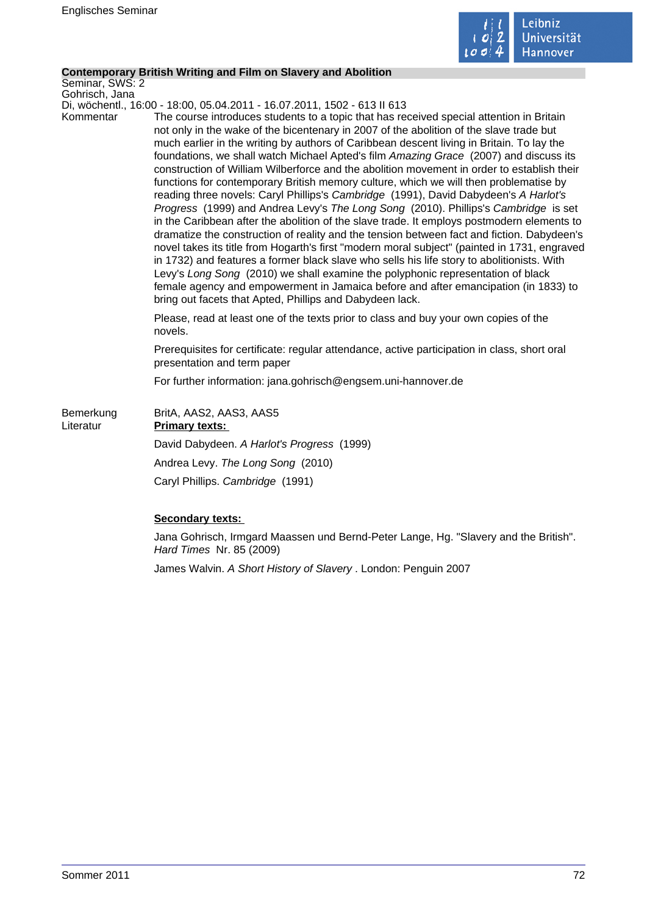## Contemporary British Writing and Film on Slavery and Abolition

Seminar, SWS: 2
Gohrisch, Jana
Di, wöchentl., 16:00 - 18:00, 05.04.2011 - 16.07.2011, 1502 - 613 II 613

**Kommentar**

The course introduces students to a topic that has received special attention in Britain not only in the wake of the bicentenary in 2007 of the abolition of the slave trade but much earlier in the writing by authors of Caribbean descent living in Britain. To lay the foundations, we shall watch Michael Apted's film *Amazing Grace* (2007) and discuss its construction of William Wilberforce and the abolition movement in order to establish their functions for contemporary British memory culture, which we will then problematise by reading three novels: Caryl Phillips's *Cambridge* (1991), David Dabydeen's *A Harlot's Progress* (1999) and Andrea Levy's *The Long Song* (2010). Phillips's *Cambridge* is set in the Caribbean after the abolition of the slave trade. It employs postmodern elements to dramatize the construction of reality and the tension between fact and fiction. Dabydeen's novel takes its title from Hogarth's first "modern moral subject" (painted in 1731, engraved in 1732) and features a former black slave who sells his life story to abolitionists. With Levy's *Long Song* (2010) we shall examine the polyphonic representation of black female agency and empowerment in Jamaica before and after emancipation (in 1833) to bring out facets that Apted, Phillips and Dabydeen lack.

Please, read at least one of the texts prior to class and buy your own copies of the novels.

Prerequisites for certificate: regular attendance, active participation in class, short oral presentation and term paper

For further information: jana.gohrisch@engsem.uni-hannover.de

**Bemerkung**

BritA, AAS2, AAS3, AAS5

**Literatur**

**Primary texts:**

David Dabydeen. *A Harlot's Progress* (1999)

Andrea Levy. *The Long Song* (2010)

Caryl Phillips. *Cambridge* (1991)

**Secondary texts:**

Jana Gohrisch, Irmgard Maassen und Bernd-Peter Lange, Hg. "Slavery and the British". *Hard Times* Nr. 85 (2009)

James Walvin. *A Short History of Slavery* . London: Penguin 2007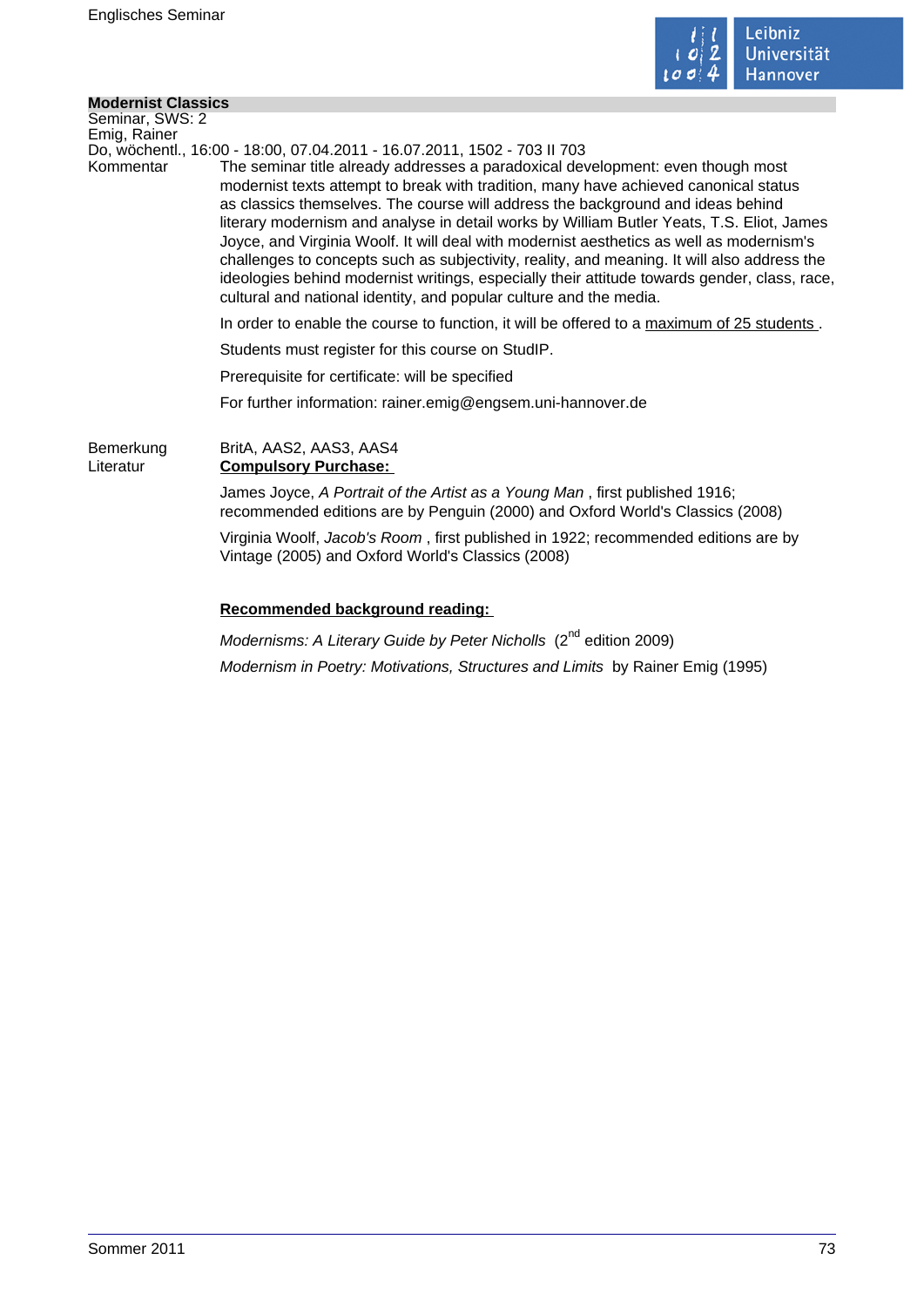**Modernist Classics**

Seminar, SWS: 2
Emig, Rainer
Do, wöchentl., 16:00 - 18:00, 07.04.2011 - 16.07.2011, 1502 - 703 II 703

Kommentar

The seminar title already addresses a paradoxical development: even though most modernist texts attempt to break with tradition, many have achieved canonical status as classics themselves. The course will address the background and ideas behind literary modernism and analyse in detail works by William Butler Yeats, T.S. Eliot, James Joyce, and Virginia Woolf. It will deal with modernist aesthetics as well as modernism's challenges to concepts such as subjectivity, reality, and meaning. It will also address the ideologies behind modernist writings, especially their attitude towards gender, class, race, cultural and national identity, and popular culture and the media.

In order to enable the course to function, it will be offered to a maximum of 25 students .

Students must register for this course on StudIP.

Prerequisite for certificate: will be specified

For further information: rainer.emig@engsem.uni-hannover.de

Bemerkung

BritA, AAS2, AAS3, AAS4

Literatur

**Compulsory Purchase:**

James Joyce, *A Portrait of the Artist as a Young Man* , first published 1916; recommended editions are by Penguin (2000) and Oxford World's Classics (2008)

Virginia Woolf, *Jacob's Room* , first published in 1922; recommended editions are by Vintage (2005) and Oxford World's Classics (2008)

**Recommended background reading:**

*Modernisms: A Literary Guide by Peter Nicholls* (2nd edition 2009)

*Modernism in Poetry: Motivations, Structures and Limits* by Rainer Emig (1995)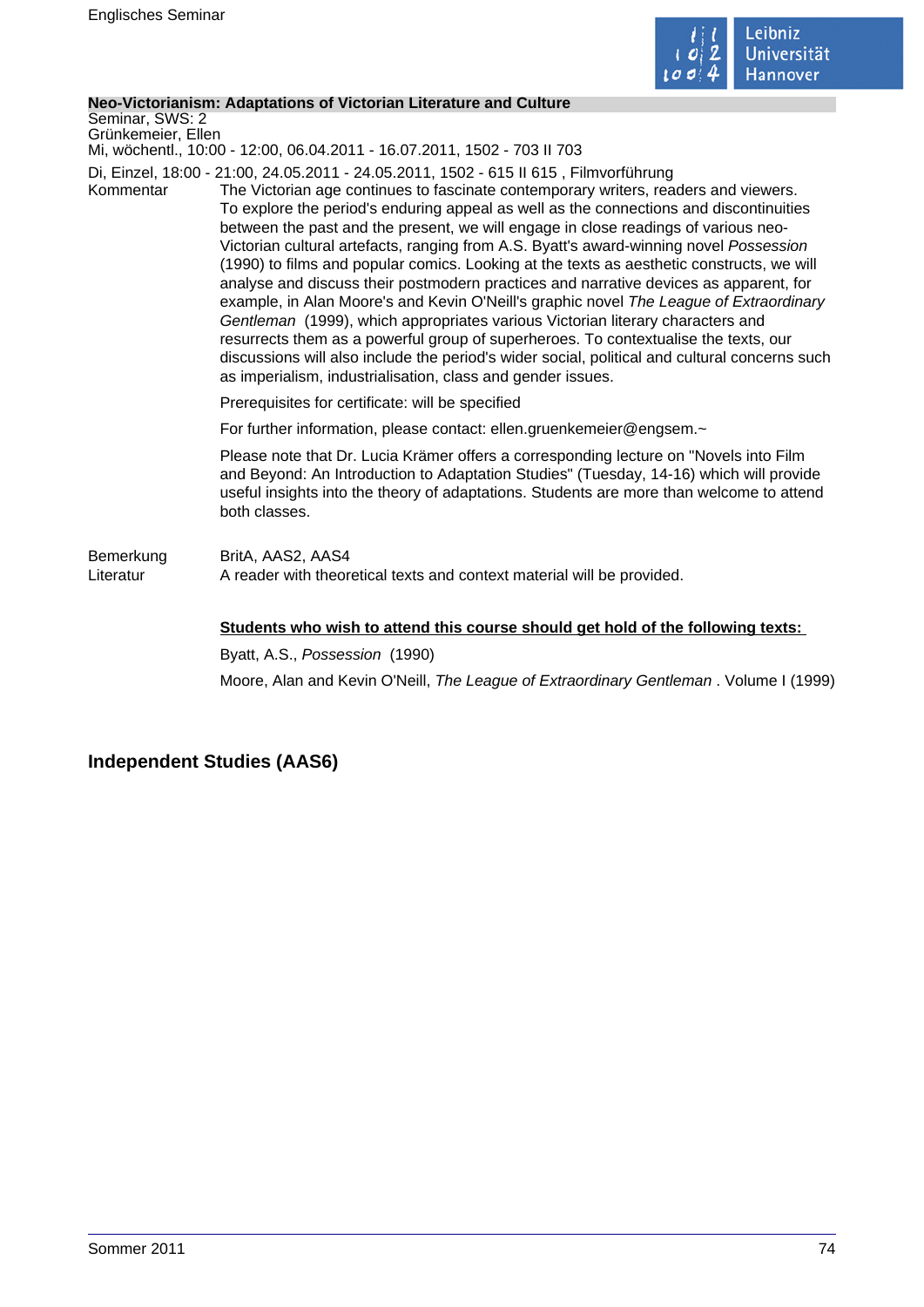**Neo-Victorianism: Adaptations of Victorian Literature and Culture**
Seminar, SWS: 2
Grünkemeier, Ellen
Mi, wöchentl., 10:00 - 12:00, 06.04.2011 - 16.07.2011, 1502 - 703 II 703
Di, Einzel, 18:00 - 21:00, 24.05.2011 - 24.05.2011, 1502 - 615 II 615 , Filmvorführung

Kommentar

The Victorian age continues to fascinate contemporary writers, readers and viewers. To explore the period's enduring appeal as well as the connections and discontinuities between the past and the present, we will engage in close readings of various neo-Victorian cultural artefacts, ranging from A.S. Byatt's award-winning novel *Possession* (1990) to films and popular comics. Looking at the texts as aesthetic constructs, we will analyse and discuss their postmodern practices and narrative devices as apparent, for example, in Alan Moore's and Kevin O'Neill's graphic novel *The League of Extraordinary Gentleman* (1999), which appropriates various Victorian literary characters and resurrects them as a powerful group of superheroes. To contextualise the texts, our discussions will also include the period's wider social, political and cultural concerns such as imperialism, industrialisation, class and gender issues.

Prerequisites for certificate: will be specified

For further information, please contact: ellen.gruenkemeier@engsem.~

Please note that Dr. Lucia Krämer offers a corresponding lecture on "Novels into Film and Beyond: An Introduction to Adaptation Studies" (Tuesday, 14-16) which will provide useful insights into the theory of adaptations. Students are more than welcome to attend both classes.

Bemerkung

BritA, AAS2, AAS4

Literatur

A reader with theoretical texts and context material will be provided.

**Students who wish to attend this course should get hold of the following texts:**

Byatt, A.S., *Possession* (1990)

Moore, Alan and Kevin O'Neill, *The League of Extraordinary Gentleman* . Volume I (1999)

## Independent Studies (AAS6)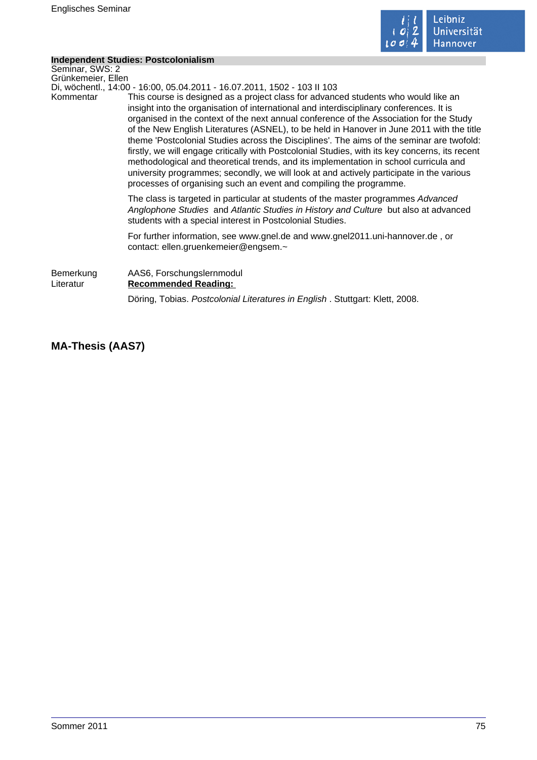**Independent Studies: Postcolonialism**

Seminar, SWS: 2

Grünkemeier, Ellen

Di, wöchentl., 14:00 - 16:00, 05.04.2011 - 16.07.2011, 1502 - 103 II 103

Kommentar

This course is designed as a project class for advanced students who would like an insight into the organisation of international and interdisciplinary conferences. It is organised in the context of the next annual conference of the Association for the Study of the New English Literatures (ASNEL), to be held in Hanover in June 2011 with the title theme 'Postcolonial Studies across the Disciplines'. The aims of the seminar are twofold: firstly, we will engage critically with Postcolonial Studies, with its key concerns, its recent methodological and theoretical trends, and its implementation in school curricula and university programmes; secondly, we will look at and actively participate in the various processes of organising such an event and compiling the programme.

The class is targeted in particular at students of the master programmes *Advanced Anglophone Studies* and *Atlantic Studies in History and Culture* but also at advanced students with a special interest in Postcolonial Studies.

For further information, see www.gnel.de and www.gnel2011.uni-hannover.de , or contact: ellen.gruenkemeier@engsem.~

Bemerkung

AAS6, Forschungslernmodul

Literatur

**Recommended Reading:**

Döring, Tobias. *Postcolonial Literatures in English* . Stuttgart: Klett, 2008.

## MA-Thesis (AAS7)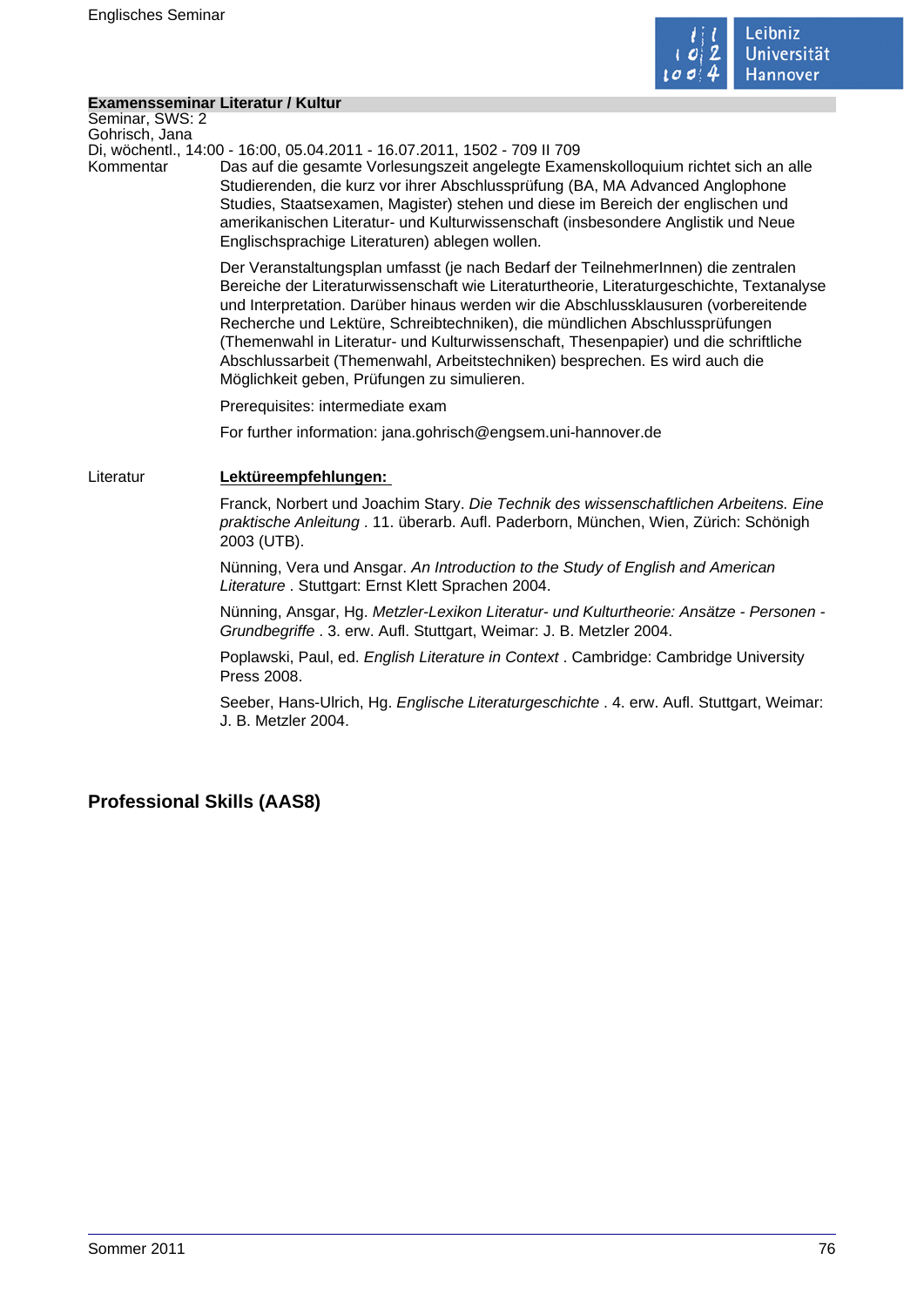**Examensseminar Literatur / Kultur**
Seminar, SWS: 2
Gohrisch, Jana
Di, wöchentl., 14:00 - 16:00, 05.04.2011 - 16.07.2011, 1502 - 709 II 709

Kommentar

Das auf die gesamte Vorlesungszeit angelegte Examenskolloquium richtet sich an alle Studierenden, die kurz vor ihrer Abschlussprüfung (BA, MA Advanced Anglophone Studies, Staatsexamen, Magister) stehen und diese im Bereich der englischen und amerikanischen Literatur- und Kulturwissenschaft (insbesondere Anglistik und Neue Englischsprachige Literaturen) ablegen wollen.

Der Veranstaltungsplan umfasst (je nach Bedarf der TeilnehmerInnen) die zentralen Bereiche der Literaturwissenschaft wie Literaturtheorie, Literaturgeschichte, Textanalyse und Interpretation. Darüber hinaus werden wir die Abschlussklausuren (vorbereitende Recherche und Lektüre, Schreibtechniken), die mündlichen Abschlussprüfungen (Themenwahl in Literatur- und Kulturwissenschaft, Thesenpapier) und die schriftliche Abschlussarbeit (Themenwahl, Arbeitstechniken) besprechen. Es wird auch die Möglichkeit geben, Prüfungen zu simulieren.

Prerequisites: intermediate exam

For further information: jana.gohrisch@engsem.uni-hannover.de

Literatur

**Lektüreempfehlungen:**

Franck, Norbert und Joachim Stary. *Die Technik des wissenschaftlichen Arbeitens. Eine praktische Anleitung* . 11. überarb. Aufl. Paderborn, München, Wien, Zürich: Schönigh 2003 (UTB).

Nünning, Vera und Ansgar. *An Introduction to the Study of English and American Literature* . Stuttgart: Ernst Klett Sprachen 2004.

Nünning, Ansgar, Hg. *Metzler-Lexikon Literatur- und Kulturtheorie: Ansätze - Personen - Grundbegriffe* . 3. erw. Aufl. Stuttgart, Weimar: J. B. Metzler 2004.

Poplawski, Paul, ed. *English Literature in Context* . Cambridge: Cambridge University Press 2008.

Seeber, Hans-Ulrich, Hg. *Englische Literaturgeschichte* . 4. erw. Aufl. Stuttgart, Weimar: J. B. Metzler 2004.

## Professional Skills (AAS8)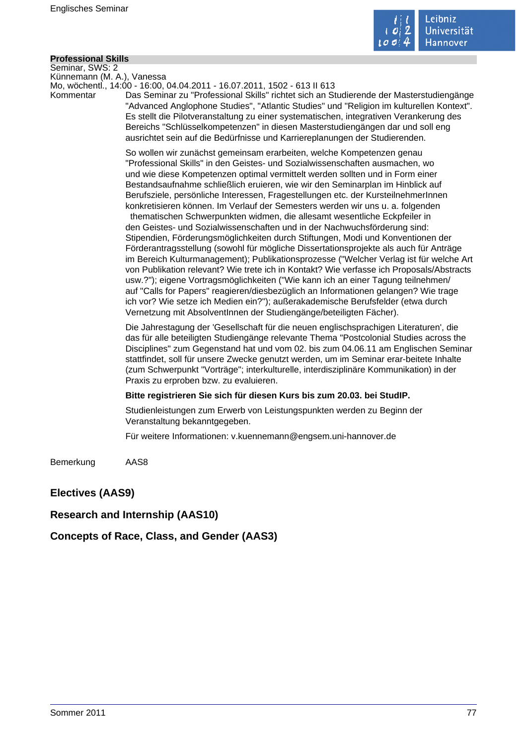**Professional Skills**
Seminar, SWS: 2
Künnemann (M. A.), Vanessa
Mo, wöchentl., 14:00 - 16:00, 04.04.2011 - 16.07.2011, 1502 - 613 II 613

Kommentar

Das Seminar zu "Professional Skills" richtet sich an Studierende der Masterstudiengänge "Advanced Anglophone Studies", "Atlantic Studies" und "Religion im kulturellen Kontext". Es stellt die Pilotveranstaltung zu einer systematischen, integrativen Verankerung des Bereichs "Schlüsselkompetenzen" in diesen Masterstudiengängen dar und soll eng ausrichtet sein auf die Bedürfnisse und Karriereplanungen der Studierenden.

So wollen wir zunächst gemeinsam erarbeiten, welche Kompetenzen genau "Professional Skills" in den Geistes- und Sozialwissenschaften ausmachen, wo und wie diese Kompetenzen optimal vermittelt werden sollten und in Form einer Bestandsaufnahme schließlich eruieren, wie wir den Seminarplan im Hinblick auf Berufsziele, persönliche Interessen, Fragestellungen etc. der KursteilnehmerInnen konkretisieren können. Im Verlauf der Semesters werden wir uns u. a. folgenden thematischen Schwerpunkten widmen, die allesamt wesentliche Eckpfeiler in den Geistes- und Sozialwissenschaften und in der Nachwuchsförderung sind: Stipendien, Förderungsmöglichkeiten durch Stiftungen, Modi und Konventionen der Förderantragsstellung (sowohl für mögliche Dissertationsprojekte als auch für Anträge im Bereich Kulturmanagement); Publikationsprozesse ("Welcher Verlag ist für welche Art von Publikation relevant? Wie trete ich in Kontakt? Wie verfasse ich Proposals/Abstracts usw.?"); eigene Vortragsmöglichkeiten ("Wie kann ich an einer Tagung teilnehmen/ auf "Calls for Papers" reagieren/diesbezüglich an Informationen gelangen? Wie trage ich vor? Wie setze ich Medien ein?"); außerakademische Berufsfelder (etwa durch Vernetzung mit AbsolventInnen der Studiengänge/beteiligten Fächer).

Die Jahrestagung der 'Gesellschaft für die neuen englischsprachigen Literaturen', die das für alle beteiligten Studiengänge relevante Thema "Postcolonial Studies across the Disciplines" zum Gegenstand hat und vom 02. bis zum 04.06.11 am Englischen Seminar stattfindet, soll für unsere Zwecke genutzt werden, um im Seminar erar-beitete Inhalte (zum Schwerpunkt "Vorträge"; interkulturelle, interdisziplinäre Kommunikation) in der Praxis zu erproben bzw. zu evaluieren.

**Bitte registrieren Sie sich für diesen Kurs bis zum 20.03. bei StudIP.**

Studienleistungen zum Erwerb von Leistungspunkten werden zu Beginn der Veranstaltung bekanntgegeben.

Für weitere Informationen: v.kuennemann@engsem.uni-hannover.de

Bemerkung

AAS8

## Electives (AAS9)

## Research and Internship (AAS10)

## Concepts of Race, Class, and Gender (AAS3)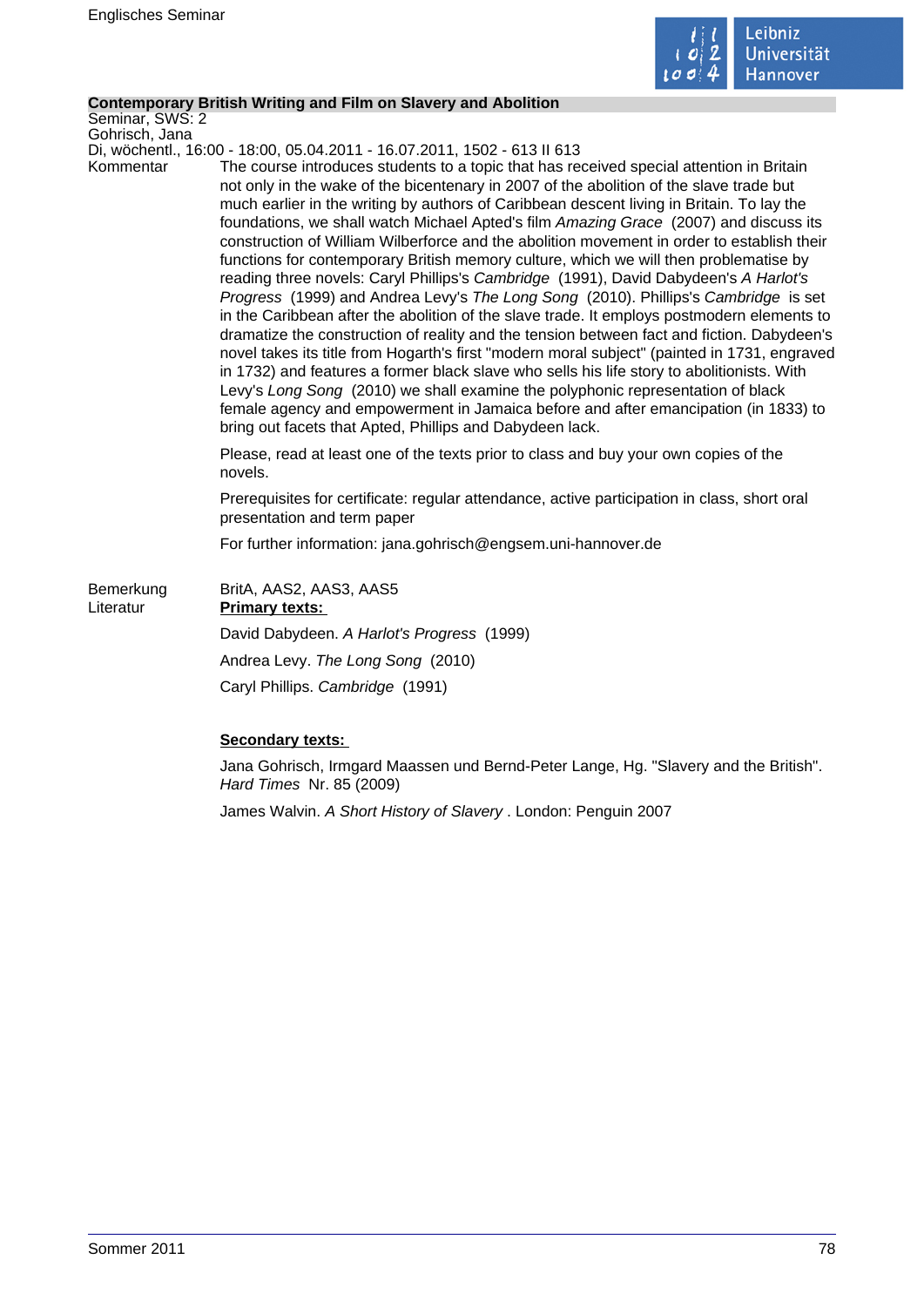## Contemporary British Writing and Film on Slavery and Abolition

Seminar, SWS: 2
Gohrisch, Jana
Di, wöchentl., 16:00 - 18:00, 05.04.2011 - 16.07.2011, 1502 - 613 II 613

Kommentar

The course introduces students to a topic that has received special attention in Britain not only in the wake of the bicentenary in 2007 of the abolition of the slave trade but much earlier in the writing by authors of Caribbean descent living in Britain. To lay the foundations, we shall watch Michael Apted's film *Amazing Grace* (2007) and discuss its construction of William Wilberforce and the abolition movement in order to establish their functions for contemporary British memory culture, which we will then problematise by reading three novels: Caryl Phillips's *Cambridge* (1991), David Dabydeen's *A Harlot's Progress* (1999) and Andrea Levy's *The Long Song* (2010). Phillips's *Cambridge* is set in the Caribbean after the abolition of the slave trade. It employs postmodern elements to dramatize the construction of reality and the tension between fact and fiction. Dabydeen's novel takes its title from Hogarth's first "modern moral subject" (painted in 1731, engraved in 1732) and features a former black slave who sells his life story to abolitionists. With Levy's *Long Song* (2010) we shall examine the polyphonic representation of black female agency and empowerment in Jamaica before and after emancipation (in 1833) to bring out facets that Apted, Phillips and Dabydeen lack.

Please, read at least one of the texts prior to class and buy your own copies of the novels.

Prerequisites for certificate: regular attendance, active participation in class, short oral presentation and term paper

For further information: jana.gohrisch@engsem.uni-hannover.de

Bemerkung

BritA, AAS2, AAS3, AAS5

Literatur

**Primary texts:**

David Dabydeen. *A Harlot's Progress* (1999)

Andrea Levy. *The Long Song* (2010)

Caryl Phillips. *Cambridge* (1991)

**Secondary texts:**

Jana Gohrisch, Irmgard Maassen und Bernd-Peter Lange, Hg. "Slavery and the British". *Hard Times* Nr. 85 (2009)

James Walvin. *A Short History of Slavery* . London: Penguin 2007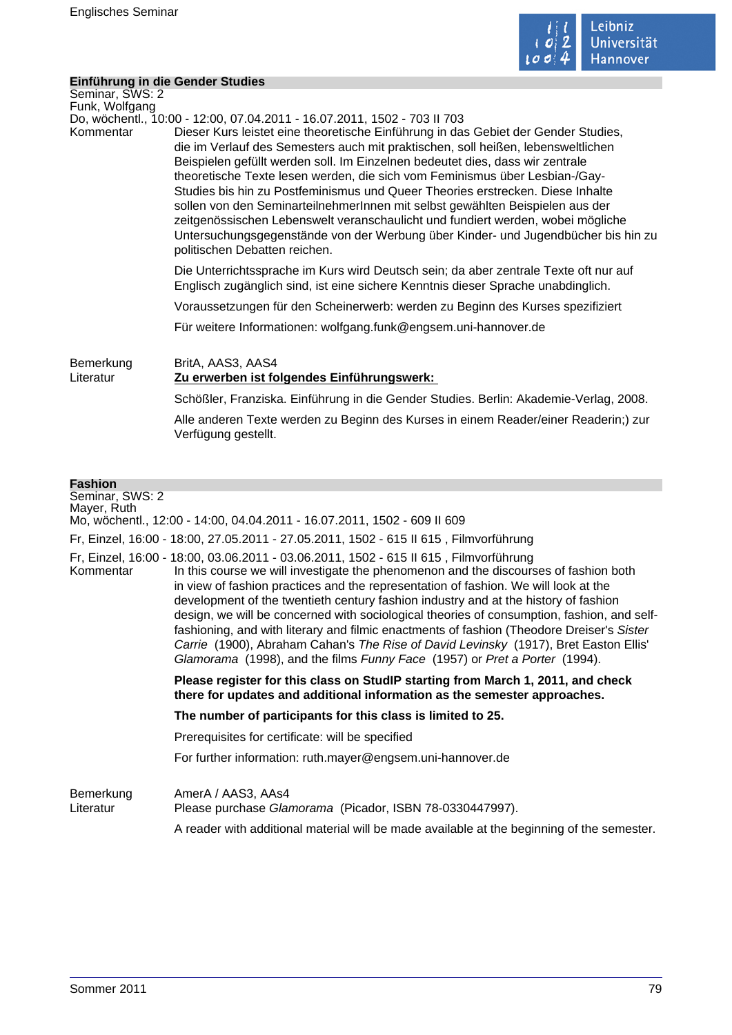## Einführung in die Gender Studies

Seminar, SWS: 2
Funk, Wolfgang
Do, wöchentl., 10:00 - 12:00, 07.04.2011 - 16.07.2011, 1502 - 703 II 703

Kommentar

Dieser Kurs leistet eine theoretische Einführung in das Gebiet der Gender Studies, die im Verlauf des Semesters auch mit praktischen, soll heißen, lebensweltlichen Beispielen gefüllt werden soll. Im Einzelnen bedeutet dies, dass wir zentrale theoretische Texte lesen werden, die sich vom Feminismus über Lesbian-/Gay-Studies bis hin zu Postfeminismus und Queer Theories erstrecken. Diese Inhalte sollen von den SeminarteilnehmerInnen mit selbst gewählten Beispielen aus der zeitgenössischen Lebenswelt veranschaulicht und fundiert werden, wobei mögliche Untersuchungsgegenstände von der Werbung über Kinder- und Jugendbücher bis hin zu politischen Debatten reichen.

Die Unterrichtssprache im Kurs wird Deutsch sein; da aber zentrale Texte oft nur auf Englisch zugänglich sind, ist eine sichere Kenntnis dieser Sprache unabdinglich.

Voraussetzungen für den Scheinerwerb: werden zu Beginn des Kurses spezifiziert

Für weitere Informationen: wolfgang.funk@engsem.uni-hannover.de

Bemerkung

BritA, AAS3, AAS4

Literatur

**Zu erwerben ist folgendes Einführungswerk:**

Schößler, Franziska. Einführung in die Gender Studies. Berlin: Akademie-Verlag, 2008.

Alle anderen Texte werden zu Beginn des Kurses in einem Reader/einer Readerin;) zur Verfügung gestellt.

## Fashion

Seminar, SWS: 2
Mayer, Ruth
Mo, wöchentl., 12:00 - 14:00, 04.04.2011 - 16.07.2011, 1502 - 609 II 609

Fr, Einzel, 16:00 - 18:00, 27.05.2011 - 27.05.2011, 1502 - 615 II 615 , Filmvorführung

Fr, Einzel, 16:00 - 18:00, 03.06.2011 - 03.06.2011, 1502 - 615 II 615 , Filmvorführung

Kommentar

In this course we will investigate the phenomenon and the discourses of fashion both in view of fashion practices and the representation of fashion. We will look at the development of the twentieth century fashion industry and at the history of fashion design, we will be concerned with sociological theories of consumption, fashion, and self-fashioning, and with literary and filmic enactments of fashion (Theodore Dreiser's *Sister Carrie* (1900), Abraham Cahan's *The Rise of David Levinsky* (1917), Bret Easton Ellis' *Glamorama* (1998), and the films *Funny Face* (1957) or *Pret a Porter* (1994).

**Please register for this class on StudIP starting from March 1, 2011, and check there for updates and additional information as the semester approaches.**

**The number of participants for this class is limited to 25.**

Prerequisites for certificate: will be specified

For further information: ruth.mayer@engsem.uni-hannover.de

Bemerkung

AmerA / AAS3, AAs4

Literatur

Please purchase *Glamorama* (Picador, ISBN 78-0330447997).

A reader with additional material will be made available at the beginning of the semester.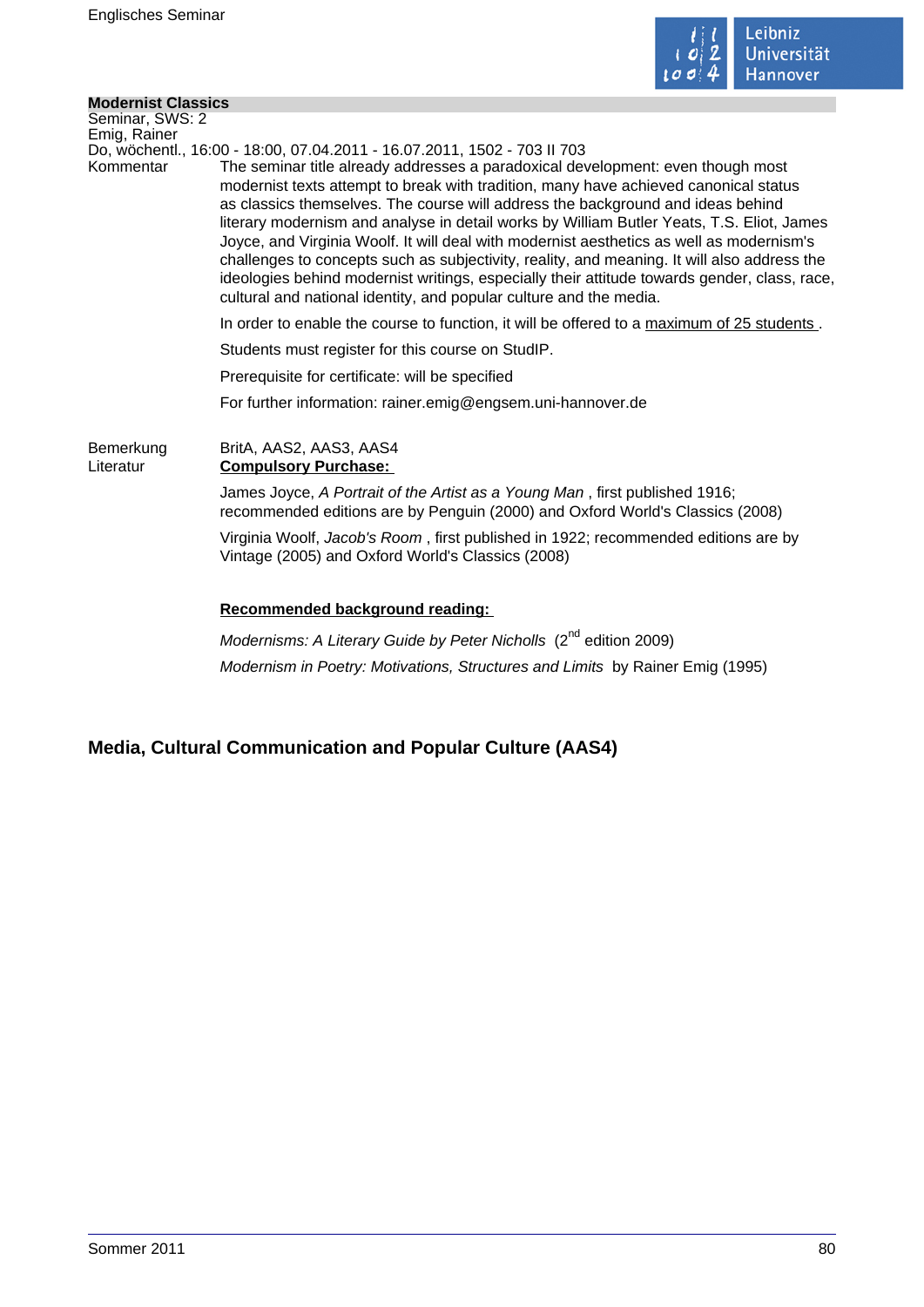**Modernist Classics**

Seminar, SWS: 2

Emig, Rainer

Do, wöchentl., 16:00 - 18:00, 07.04.2011 - 16.07.2011, 1502 - 703 II 703

Kommentar

The seminar title already addresses a paradoxical development: even though most modernist texts attempt to break with tradition, many have achieved canonical status as classics themselves. The course will address the background and ideas behind literary modernism and analyse in detail works by William Butler Yeats, T.S. Eliot, James Joyce, and Virginia Woolf. It will deal with modernist aesthetics as well as modernism's challenges to concepts such as subjectivity, reality, and meaning. It will also address the ideologies behind modernist writings, especially their attitude towards gender, class, race, cultural and national identity, and popular culture and the media.

In order to enable the course to function, it will be offered to a maximum of 25 students .

Students must register for this course on StudIP.

Prerequisite for certificate: will be specified

For further information: rainer.emig@engsem.uni-hannover.de

Bemerkung

BritA, AAS2, AAS3, AAS4

Literatur

**Compulsory Purchase:**

James Joyce, *A Portrait of the Artist as a Young Man* , first published 1916; recommended editions are by Penguin (2000) and Oxford World's Classics (2008)

Virginia Woolf, *Jacob's Room* , first published in 1922; recommended editions are by Vintage (2005) and Oxford World's Classics (2008)

**Recommended background reading:**

*Modernisms: A Literary Guide by Peter Nicholls* (2nd edition 2009)

*Modernism in Poetry: Motivations, Structures and Limits* by Rainer Emig (1995)

## Media, Cultural Communication and Popular Culture (AAS4)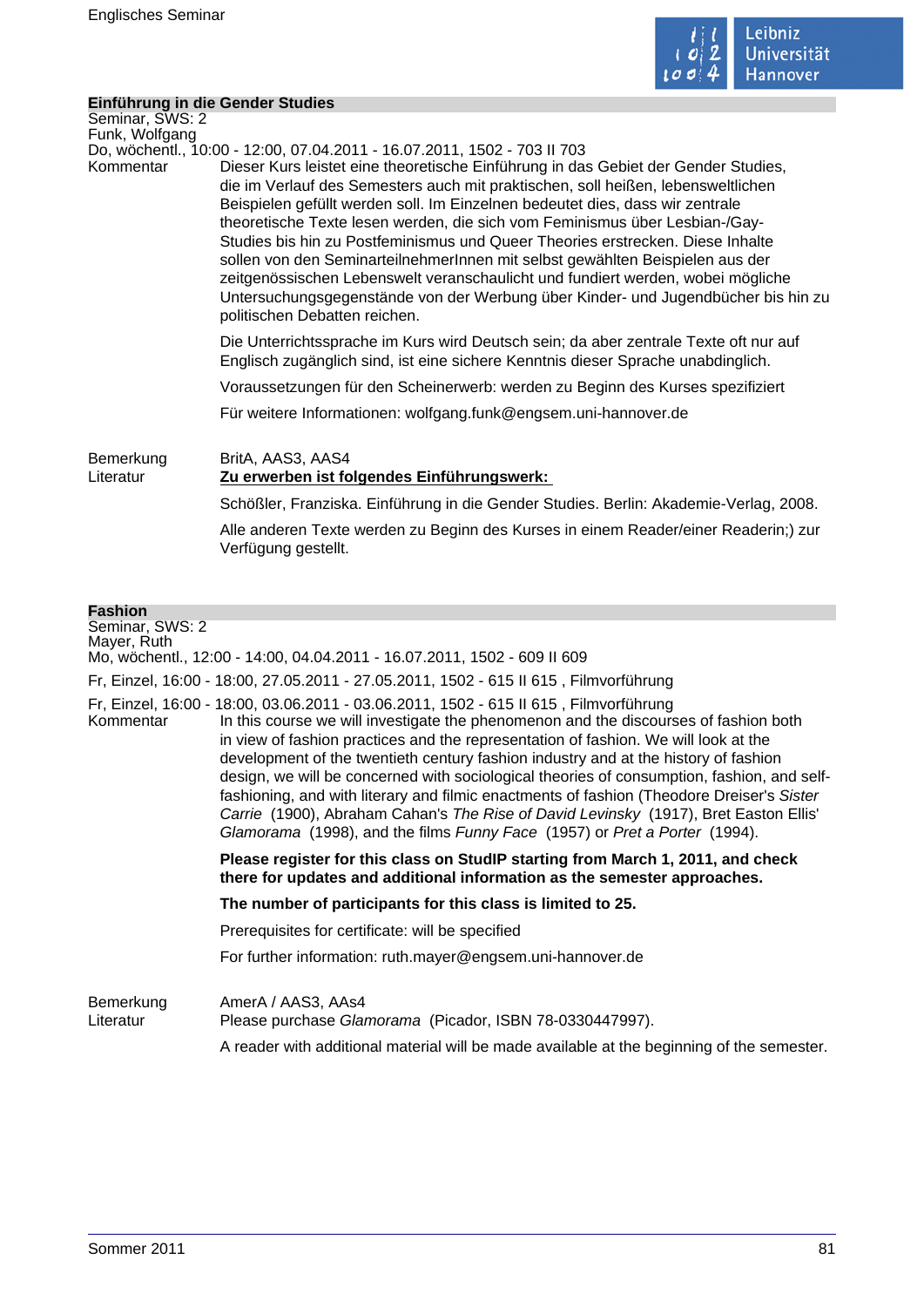## Einführung in die Gender Studies

Seminar, SWS: 2
Funk, Wolfgang
Do, wöchentl., 10:00 - 12:00, 07.04.2011 - 16.07.2011, 1502 - 703 II 703

Kommentar

Dieser Kurs leistet eine theoretische Einführung in das Gebiet der Gender Studies, die im Verlauf des Semesters auch mit praktischen, soll heißen, lebensweltlichen Beispielen gefüllt werden soll. Im Einzelnen bedeutet dies, dass wir zentrale theoretische Texte lesen werden, die sich vom Feminismus über Lesbian-/Gay-Studies bis hin zu Postfeminismus und Queer Theories erstrecken. Diese Inhalte sollen von den SeminarteilnehmerInnen mit selbst gewählten Beispielen aus der zeitgenössischen Lebenswelt veranschaulicht und fundiert werden, wobei mögliche Untersuchungsgegenstände von der Werbung über Kinder- und Jugendbücher bis hin zu politischen Debatten reichen.

Die Unterrichtssprache im Kurs wird Deutsch sein; da aber zentrale Texte oft nur auf Englisch zugänglich sind, ist eine sichere Kenntnis dieser Sprache unabdinglich.

Voraussetzungen für den Scheinerwerb: werden zu Beginn des Kurses spezifiziert

Für weitere Informationen: wolfgang.funk@engsem.uni-hannover.de

Bemerkung

BritA, AAS3, AAS4

Literatur

**Zu erwerben ist folgendes Einführungswerk:**

Schößler, Franziska. Einführung in die Gender Studies. Berlin: Akademie-Verlag, 2008.

Alle anderen Texte werden zu Beginn des Kurses in einem Reader/einer Readerin;) zur Verfügung gestellt.

## Fashion

Seminar, SWS: 2
Mayer, Ruth
Mo, wöchentl., 12:00 - 14:00, 04.04.2011 - 16.07.2011, 1502 - 609 II 609

Fr, Einzel, 16:00 - 18:00, 27.05.2011 - 27.05.2011, 1502 - 615 II 615 , Filmvorführung

Fr, Einzel, 16:00 - 18:00, 03.06.2011 - 03.06.2011, 1502 - 615 II 615 , Filmvorführung

Kommentar

In this course we will investigate the phenomenon and the discourses of fashion both in view of fashion practices and the representation of fashion. We will look at the development of the twentieth century fashion industry and at the history of fashion design, we will be concerned with sociological theories of consumption, fashion, and self-fashioning, and with literary and filmic enactments of fashion (Theodore Dreiser's *Sister Carrie* (1900), Abraham Cahan's *The Rise of David Levinsky* (1917), Bret Easton Ellis' *Glamorama* (1998), and the films *Funny Face* (1957) or *Pret a Porter* (1994).

**Please register for this class on StudIP starting from March 1, 2011, and check there for updates and additional information as the semester approaches.**

**The number of participants for this class is limited to 25.**

Prerequisites for certificate: will be specified

For further information: ruth.mayer@engsem.uni-hannover.de

Bemerkung

AmerA / AAS3, AAs4

Literatur

Please purchase *Glamorama* (Picador, ISBN 78-0330447997).

A reader with additional material will be made available at the beginning of the semester.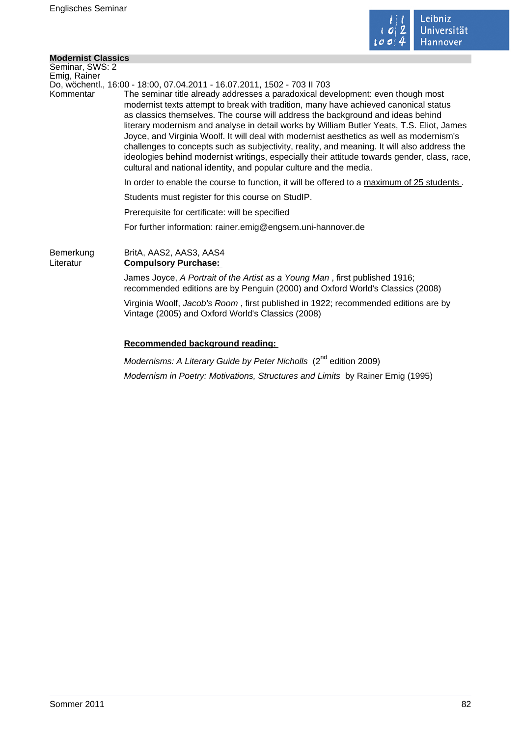## Modernist Classics

Seminar, SWS: 2
Emig, Rainer
Do, wöchentl., 16:00 - 18:00, 07.04.2011 - 16.07.2011, 1502 - 703 II 703

Kommentar

The seminar title already addresses a paradoxical development: even though most modernist texts attempt to break with tradition, many have achieved canonical status as classics themselves. The course will address the background and ideas behind literary modernism and analyse in detail works by William Butler Yeats, T.S. Eliot, James Joyce, and Virginia Woolf. It will deal with modernist aesthetics as well as modernism's challenges to concepts such as subjectivity, reality, and meaning. It will also address the ideologies behind modernist writings, especially their attitude towards gender, class, race, cultural and national identity, and popular culture and the media.

In order to enable the course to function, it will be offered to a maximum of 25 students .

Students must register for this course on StudIP.

Prerequisite for certificate: will be specified

For further information: rainer.emig@engsem.uni-hannover.de

Bemerkung

BritA, AAS2, AAS3, AAS4

Literatur

**Compulsory Purchase:**

James Joyce, *A Portrait of the Artist as a Young Man* , first published 1916; recommended editions are by Penguin (2000) and Oxford World's Classics (2008)

Virginia Woolf, *Jacob's Room* , first published in 1922; recommended editions are by Vintage (2005) and Oxford World's Classics (2008)

**Recommended background reading:**

*Modernisms: A Literary Guide by Peter Nicholls* (2nd edition 2009)

*Modernism in Poetry: Motivations, Structures and Limits* by Rainer Emig (1995)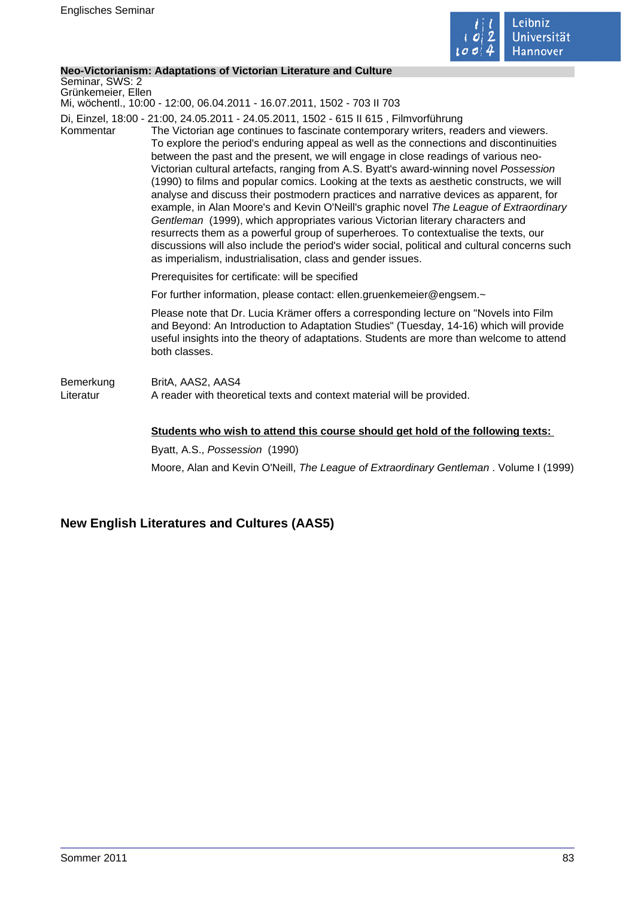**Neo-Victorianism: Adaptations of Victorian Literature and Culture**

Seminar, SWS: 2
Grünkemeier, Ellen
Mi, wöchentl., 10:00 - 12:00, 06.04.2011 - 16.07.2011, 1502 - 703 II 703
Di, Einzel, 18:00 - 21:00, 24.05.2011 - 24.05.2011, 1502 - 615 II 615 , Filmvorführung

Kommentar

The Victorian age continues to fascinate contemporary writers, readers and viewers. To explore the period's enduring appeal as well as the connections and discontinuities between the past and the present, we will engage in close readings of various neo-Victorian cultural artefacts, ranging from A.S. Byatt's award-winning novel *Possession* (1990) to films and popular comics. Looking at the texts as aesthetic constructs, we will analyse and discuss their postmodern practices and narrative devices as apparent, for example, in Alan Moore's and Kevin O'Neill's graphic novel *The League of Extraordinary Gentleman* (1999), which appropriates various Victorian literary characters and resurrects them as a powerful group of superheroes. To contextualise the texts, our discussions will also include the period's wider social, political and cultural concerns such as imperialism, industrialisation, class and gender issues.

Prerequisites for certificate: will be specified

For further information, please contact: ellen.gruenkemeier@engsem.~

Please note that Dr. Lucia Krämer offers a corresponding lecture on "Novels into Film and Beyond: An Introduction to Adaptation Studies" (Tuesday, 14-16) which will provide useful insights into the theory of adaptations. Students are more than welcome to attend both classes.

Bemerkung

BritA, AAS2, AAS4

Literatur

A reader with theoretical texts and context material will be provided.

**Students who wish to attend this course should get hold of the following texts:**

Byatt, A.S., *Possession* (1990)

Moore, Alan and Kevin O'Neill, *The League of Extraordinary Gentleman* . Volume I (1999)

## New English Literatures and Cultures (AAS5)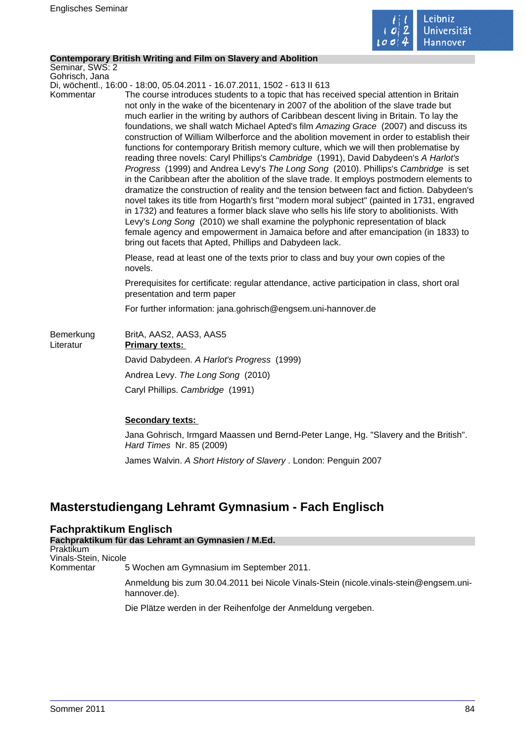**Contemporary British Writing and Film on Slavery and Abolition**

Seminar, SWS: 2
Gohrisch, Jana
Di, wöchentl., 16:00 - 18:00, 05.04.2011 - 16.07.2011, 1502 - 613 II 613

Kommentar

The course introduces students to a topic that has received special attention in Britain not only in the wake of the bicentenary in 2007 of the abolition of the slave trade but much earlier in the writing by authors of Caribbean descent living in Britain. To lay the foundations, we shall watch Michael Apted's film *Amazing Grace* (2007) and discuss its construction of William Wilberforce and the abolition movement in order to establish their functions for contemporary British memory culture, which we will then problematise by reading three novels: Caryl Phillips's *Cambridge* (1991), David Dabydeen's *A Harlot's Progress* (1999) and Andrea Levy's *The Long Song* (2010). Phillips's *Cambridge* is set in the Caribbean after the abolition of the slave trade. It employs postmodern elements to dramatize the construction of reality and the tension between fact and fiction. Dabydeen's novel takes its title from Hogarth's first "modern moral subject" (painted in 1731, engraved in 1732) and features a former black slave who sells his life story to abolitionists. With Levy's *Long Song* (2010) we shall examine the polyphonic representation of black female agency and empowerment in Jamaica before and after emancipation (in 1833) to bring out facets that Apted, Phillips and Dabydeen lack.

Please, read at least one of the texts prior to class and buy your own copies of the novels.

Prerequisites for certificate: regular attendance, active participation in class, short oral presentation and term paper

For further information: jana.gohrisch@engsem.uni-hannover.de

Bemerkung

BritA, AAS2, AAS3, AAS5

Literatur

**Primary texts:**

David Dabydeen. *A Harlot's Progress* (1999)

Andrea Levy. *The Long Song* (2010)

Caryl Phillips. *Cambridge* (1991)

**Secondary texts:**

Jana Gohrisch, Irmgard Maassen und Bernd-Peter Lange, Hg. "Slavery and the British". *Hard Times* Nr. 85 (2009)

James Walvin. *A Short History of Slavery* . London: Penguin 2007

# Masterstudiengang Lehramt Gymnasium - Fach Englisch

## Fachpraktikum Englisch

**Fachpraktikum für das Lehramt an Gymnasien / M.Ed.**

Praktikum
Vinals-Stein, Nicole

Kommentar

5 Wochen am Gymnasium im September 2011.

Anmeldung bis zum 30.04.2011 bei Nicole Vinals-Stein (nicole.vinals-stein@engsem.uni-hannover.de).

Die Plätze werden in der Reihenfolge der Anmeldung vergeben.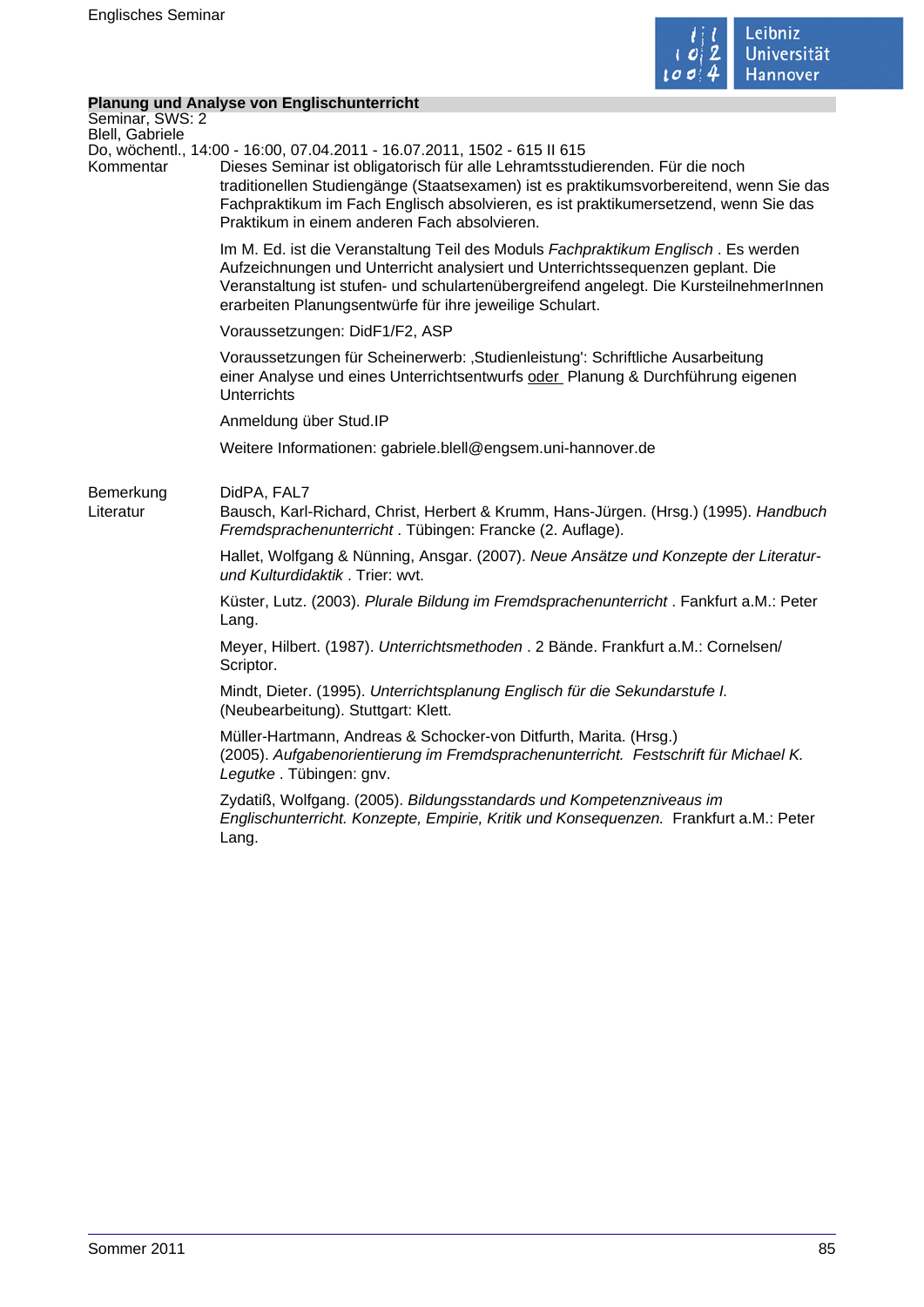## Planung und Analyse von Englischunterricht

Seminar, SWS: 2
Blell, Gabriele
Do, wöchentl., 14:00 - 16:00, 07.04.2011 - 16.07.2011, 1502 - 615 II 615

**Kommentar**

Dieses Seminar ist obligatorisch für alle Lehramtsstudierenden. Für die noch traditionellen Studiengänge (Staatsexamen) ist es praktikumsvorbereitend, wenn Sie das Fachpraktikum im Fach Englisch absolvieren, es ist praktikumersetzend, wenn Sie das Praktikum in einem anderen Fach absolvieren.

Im M. Ed. ist die Veranstaltung Teil des Moduls *Fachpraktikum Englisch* . Es werden Aufzeichnungen und Unterricht analysiert und Unterrichtssequenzen geplant. Die Veranstaltung ist stufen- und schulartenübergreifend angelegt. Die KursteilnehmerInnen erarbeiten Planungsentwürfe für ihre jeweilige Schulart.

Voraussetzungen: DidF1/F2, ASP

Voraussetzungen für Scheinerwerb: ‚Studienleistung': Schriftliche Ausarbeitung einer Analyse und eines Unterrichtsentwurfs oder Planung & Durchführung eigenen Unterrichts

Anmeldung über Stud.IP

Weitere Informationen: gabriele.blell@engsem.uni-hannover.de

**Bemerkung**

DidPA, FAL7

**Literatur**

Bausch, Karl-Richard, Christ, Herbert & Krumm, Hans-Jürgen. (Hrsg.) (1995). *Handbuch Fremdsprachenunterricht* . Tübingen: Francke (2. Auflage).

Hallet, Wolfgang & Nünning, Ansgar. (2007). *Neue Ansätze und Konzepte der Literatur- und Kulturdidaktik* . Trier: wvt.

Küster, Lutz. (2003). *Plurale Bildung im Fremdsprachenunterricht* . Fankfurt a.M.: Peter Lang.

Meyer, Hilbert. (1987). *Unterrichtsmethoden* . 2 Bände. Frankfurt a.M.: Cornelsen/ Scriptor.

Mindt, Dieter. (1995). *Unterrichtsplanung Englisch für die Sekundarstufe I.* (Neubearbeitung). Stuttgart: Klett.

Müller-Hartmann, Andreas & Schocker-von Ditfurth, Marita. (Hrsg.) (2005). *Aufgabenorientierung im Fremdsprachenunterricht. Festschrift für Michael K. Legutke* . Tübingen: gnv.

Zydatiß, Wolfgang. (2005). *Bildungsstandards und Kompetenzniveaus im Englischunterricht. Konzepte, Empirie, Kritik und Konsequenzen.* Frankfurt a.M.: Peter Lang.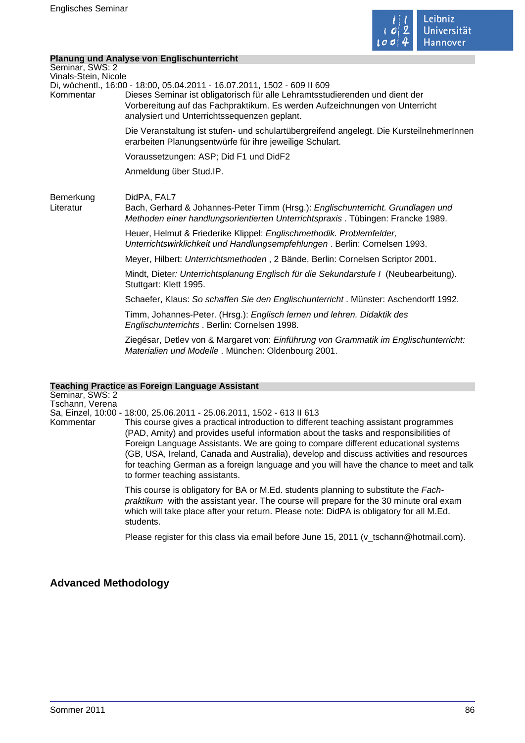**Planung und Analyse von Englischunterricht**

Seminar, SWS: 2

Vinals-Stein, Nicole

Di, wöchentl., 16:00 - 18:00, 05.04.2011 - 16.07.2011, 1502 - 609 II 609

Kommentar

Dieses Seminar ist obligatorisch für alle Lehramtsstudierenden und dient der Vorbereitung auf das Fachpraktikum. Es werden Aufzeichnungen von Unterricht analysiert und Unterrichtssequenzen geplant.

Die Veranstaltung ist stufen- und schulartübergreifend angelegt. Die KursteilnehmerInnen erarbeiten Planungsentwürfe für ihre jeweilige Schulart.

Voraussetzungen: ASP; Did F1 und DidF2

Anmeldung über Stud.IP.

Bemerkung

DidPA, FAL7

Literatur

Bach, Gerhard & Johannes-Peter Timm (Hrsg.): *Englischunterricht. Grundlagen und Methoden einer handlungsorientierten Unterrichtspraxis* . Tübingen: Francke 1989.

Heuer, Helmut & Friederike Klippel: *Englischmethodik. Problemfelder, Unterrichtswirklichkeit und Handlungsempfehlungen* . Berlin: Cornelsen 1993.

Meyer, Hilbert: *Unterrichtsmethoden* , 2 Bände, Berlin: Cornelsen Scriptor 2001.

Mindt, Dieter*: Unterrichtsplanung Englisch für die Sekundarstufe I* (Neubearbeitung). Stuttgart: Klett 1995.

Schaefer, Klaus: *So schaffen Sie den Englischunterricht* . Münster: Aschendorff 1992.

Timm, Johannes-Peter. (Hrsg.): *Englisch lernen und lehren. Didaktik des Englischunterrichts* . Berlin: Cornelsen 1998.

Ziegésar, Detlev von & Margaret von: *Einführung von Grammatik im Englischunterricht: Materialien und Modelle* . München: Oldenbourg 2001.

**Teaching Practice as Foreign Language Assistant**

Seminar, SWS: 2

Tschann, Verena

Sa, Einzel, 10:00 - 18:00, 25.06.2011 - 25.06.2011, 1502 - 613 II 613

Kommentar

This course gives a practical introduction to different teaching assistant programmes (PAD, Amity) and provides useful information about the tasks and responsibilities of Foreign Language Assistants. We are going to compare different educational systems (GB, USA, Ireland, Canada and Australia), develop and discuss activities and resources for teaching German as a foreign language and you will have the chance to meet and talk to former teaching assistants.

This course is obligatory for BA or M.Ed. students planning to substitute the *Fach-praktikum* with the assistant year. The course will prepare for the 30 minute oral exam which will take place after your return. Please note: DidPA is obligatory for all M.Ed. students.

Please register for this class via email before June 15, 2011 (v_tschann@hotmail.com).

## Advanced Methodology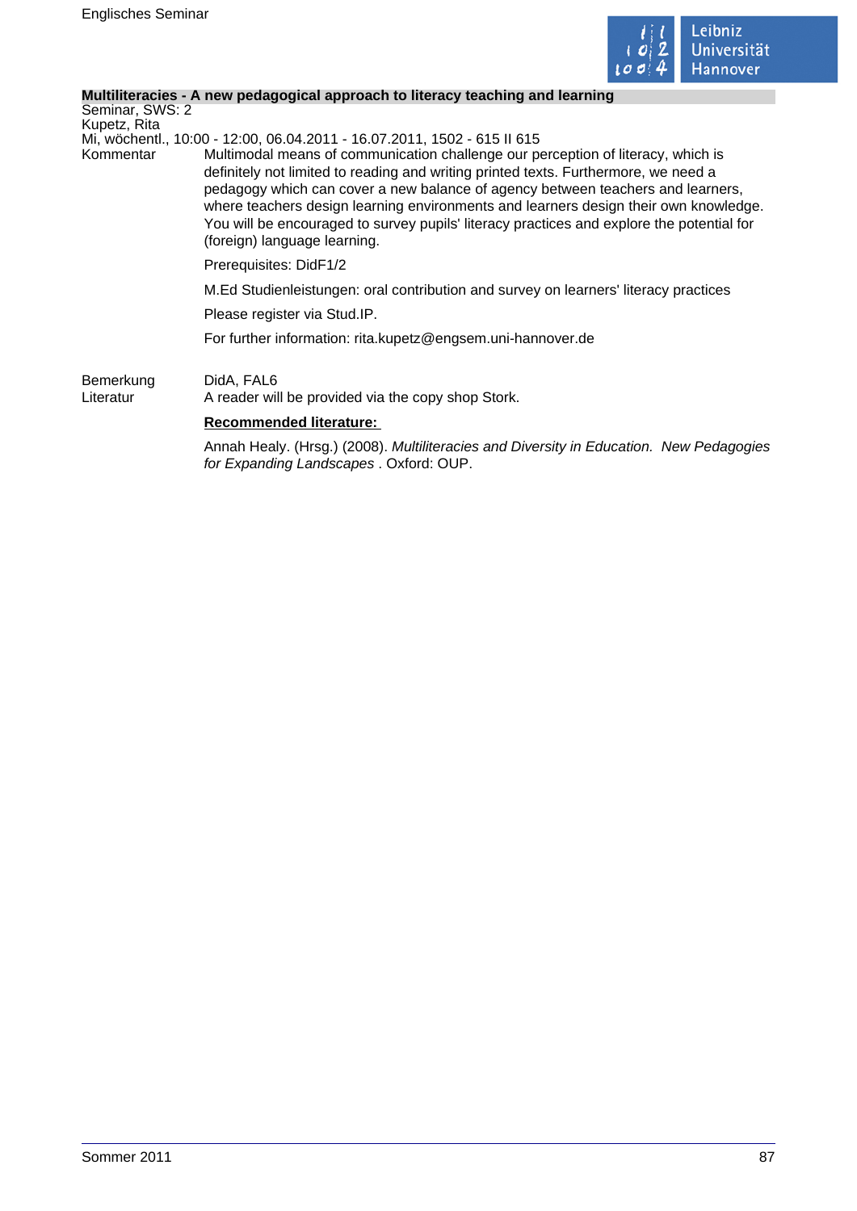**Multiliteracies - A new pedagogical approach to literacy teaching and learning**

Seminar, SWS: 2

Kupetz, Rita

Mi, wöchentl., 10:00 - 12:00, 06.04.2011 - 16.07.2011, 1502 - 615 II 615

Kommentar

Multimodal means of communication challenge our perception of literacy, which is definitely not limited to reading and writing printed texts. Furthermore, we need a pedagogy which can cover a new balance of agency between teachers and learners, where teachers design learning environments and learners design their own knowledge. You will be encouraged to survey pupils' literacy practices and explore the potential for (foreign) language learning.

Prerequisites: DidF1/2

M.Ed Studienleistungen: oral contribution and survey on learners' literacy practices

Please register via Stud.IP.

For further information: rita.kupetz@engsem.uni-hannover.de

Bemerkung

DidA, FAL6

Literatur

A reader will be provided via the copy shop Stork.

**Recommended literature:**

Annah Healy. (Hrsg.) (2008). *Multiliteracies and Diversity in Education. New Pedagogies for Expanding Landscapes* . Oxford: OUP.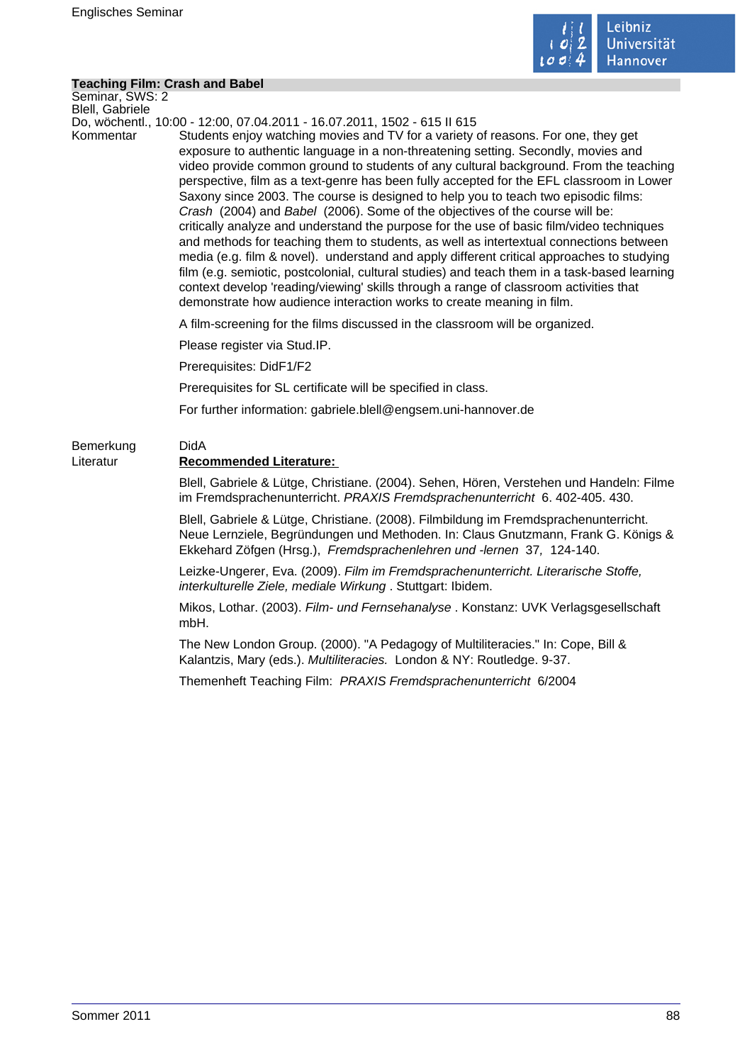**Teaching Film: Crash and Babel**

Seminar, SWS: 2

Blell, Gabriele

Do, wöchentl., 10:00 - 12:00, 07.04.2011 - 16.07.2011, 1502 - 615 II 615

Kommentar

Students enjoy watching movies and TV for a variety of reasons. For one, they get exposure to authentic language in a non-threatening setting. Secondly, movies and video provide common ground to students of any cultural background. From the teaching perspective, film as a text-genre has been fully accepted for the EFL classroom in Lower Saxony since 2003. The course is designed to help you to teach two episodic films: *Crash* (2004) and *Babel* (2006). Some of the objectives of the course will be: critically analyze and understand the purpose for the use of basic film/video techniques and methods for teaching them to students, as well as intertextual connections between media (e.g. film & novel). understand and apply different critical approaches to studying film (e.g. semiotic, postcolonial, cultural studies) and teach them in a task-based learning context develop 'reading/viewing' skills through a range of classroom activities that demonstrate how audience interaction works to create meaning in film.

A film-screening for the films discussed in the classroom will be organized.

Please register via Stud.IP.

Prerequisites: DidF1/F2

Prerequisites for SL certificate will be specified in class.

For further information: gabriele.blell@engsem.uni-hannover.de

Bemerkung

DidA

Literatur

**Recommended Literature:**

Blell, Gabriele & Lütge, Christiane. (2004). Sehen, Hören, Verstehen und Handeln: Filme im Fremdsprachenunterricht. *PRAXIS Fremdsprachenunterricht* 6. 402-405. 430.

Blell, Gabriele & Lütge, Christiane. (2008). Filmbildung im Fremdsprachenunterricht. Neue Lernziele, Begründungen und Methoden. In: Claus Gnutzmann, Frank G. Königs & Ekkehard Zöfgen (Hrsg.), *Fremdsprachenlehren und -lernen* 37, 124-140.

Leizke-Ungerer, Eva. (2009). *Film im Fremdsprachenunterricht. Literarische Stoffe, interkulturelle Ziele, mediale Wirkung* . Stuttgart: Ibidem.

Mikos, Lothar. (2003). *Film- und Fernsehanalyse* . Konstanz: UVK Verlagsgesellschaft mbH.

The New London Group. (2000). "A Pedagogy of Multiliteracies." In: Cope, Bill & Kalantzis, Mary (eds.). *Multiliteracies.* London & NY: Routledge. 9-37.

Themenheft Teaching Film: *PRAXIS Fremdsprachenunterricht* 6/2004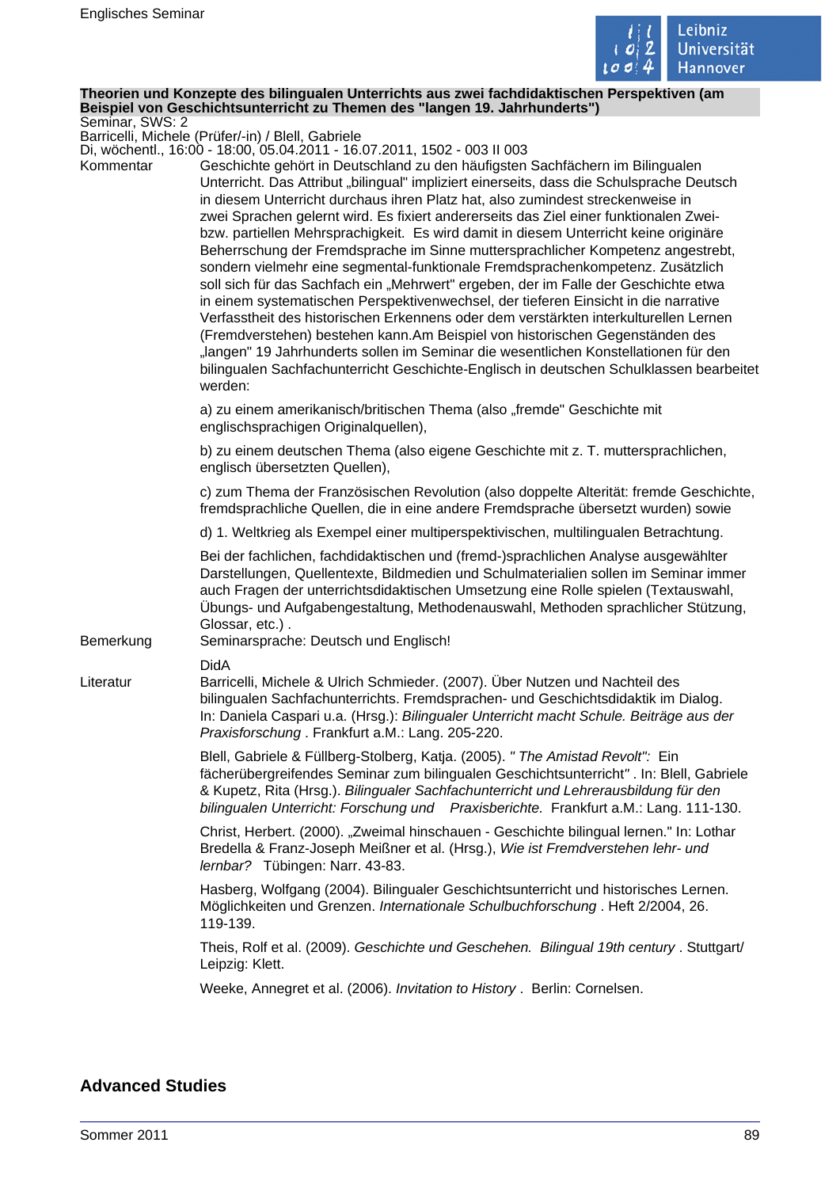**Theorien und Konzepte des bilingualen Unterrichts aus zwei fachdidaktischen Perspektiven (am Beispiel von Geschichtsunterricht zu Themen des "langen 19. Jahrhunderts")**

Seminar, SWS: 2
Barricelli, Michele (Prüfer/-in) / Blell, Gabriele
Di, wöchentl., 16:00 - 18:00, 05.04.2011 - 16.07.2011, 1502 - 003 II 003

**Kommentar**

Geschichte gehört in Deutschland zu den häufigsten Sachfächern im Bilingualen Unterricht. Das Attribut „bilingual" impliziert einerseits, dass die Schulsprache Deutsch in diesem Unterricht durchaus ihren Platz hat, also zumindest streckenweise in zwei Sprachen gelernt wird. Es fixiert andererseits das Ziel einer funktionalen Zwei- bzw. partiellen Mehrsprachigkeit. Es wird damit in diesem Unterricht keine originäre Beherrschung der Fremdsprache im Sinne muttersprachlicher Kompetenz angestrebt, sondern vielmehr eine segmental-funktionale Fremdsprachenkompetenz. Zusätzlich soll sich für das Sachfach ein „Mehrwert" ergeben, der im Falle der Geschichte etwa in einem systematischen Perspektivenwechsel, der tieferen Einsicht in die narrative Verfasstheit des historischen Erkennens oder dem verstärkten interkulturellen Lernen (Fremdverstehen) bestehen kann.Am Beispiel von historischen Gegenständen des „langen" 19 Jahrhunderts sollen im Seminar die wesentlichen Konstellationen für den bilingualen Sachfachunterricht Geschichte-Englisch in deutschen Schulklassen bearbeitet werden:

a) zu einem amerikanisch/britischen Thema (also „fremde" Geschichte mit englischsprachigen Originalquellen),

b) zu einem deutschen Thema (also eigene Geschichte mit z. T. muttersprachlichen, englisch übersetzten Quellen),

c) zum Thema der Französischen Revolution (also doppelte Alterität: fremde Geschichte, fremdsprachliche Quellen, die in eine andere Fremdsprache übersetzt wurden) sowie

d) 1. Weltkrieg als Exempel einer multiperspektivischen, multilingualen Betrachtung.

Bei der fachlichen, fachdidaktischen und (fremd-)sprachlichen Analyse ausgewählter Darstellungen, Quellentexte, Bildmedien und Schulmaterialien sollen im Seminar immer auch Fragen der unterrichtsdidaktischen Umsetzung eine Rolle spielen (Textauswahl, Übungs- und Aufgabengestaltung, Methodenauswahl, Methoden sprachlicher Stützung, Glossar, etc.) .

**Bemerkung**

Seminarsprache: Deutsch und Englisch!

DidA

**Literatur**

Barricelli, Michele & Ulrich Schmieder. (2007). Über Nutzen und Nachteil des bilingualen Sachfachunterrichts. Fremdsprachen- und Geschichtsdidaktik im Dialog. In: Daniela Caspari u.a. (Hrsg.): *Bilingualer Unterricht macht Schule. Beiträge aus der Praxisforschung* . Frankfurt a.M.: Lang. 205-220.

Blell, Gabriele & Füllberg-Stolberg, Katja. (2005). *" The Amistad Revolt":* Ein fächerübergreifendes Seminar zum bilingualen Geschichtsunterricht*"* . In: Blell, Gabriele & Kupetz, Rita (Hrsg.). *Bilingualer Sachfachunterricht und Lehrerausbildung für den bilingualen Unterricht: Forschung und Praxisberichte.* Frankfurt a.M.: Lang. 111-130.

Christ, Herbert. (2000). „Zweimal hinschauen - Geschichte bilingual lernen." In: Lothar Bredella & Franz-Joseph Meißner et al. (Hrsg.), *Wie ist Fremdverstehen lehr- und lernbar?* Tübingen: Narr. 43-83.

Hasberg, Wolfgang (2004). Bilingualer Geschichtsunterricht und historisches Lernen. Möglichkeiten und Grenzen. *Internationale Schulbuchforschung* . Heft 2/2004, 26. 119-139.

Theis, Rolf et al. (2009). *Geschichte und Geschehen. Bilingual 19th century* . Stuttgart/ Leipzig: Klett.

Weeke, Annegret et al. (2006). *Invitation to History* . Berlin: Cornelsen.

## Advanced Studies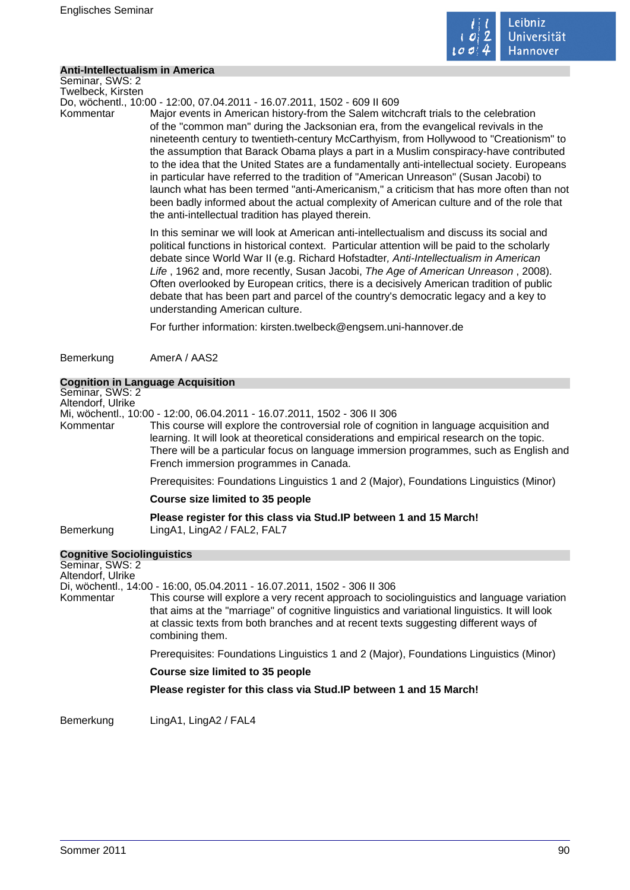## Anti-Intellectualism in America

Seminar, SWS: 2
Twelbeck, Kirsten
Do, wöchentl., 10:00 - 12:00, 07.04.2011 - 16.07.2011, 1502 - 609 II 609

Kommentar

Major events in American history-from the Salem witchcraft trials to the celebration of the "common man" during the Jacksonian era, from the evangelical revivals in the nineteenth century to twentieth-century McCarthyism, from Hollywood to "Creationism" to the assumption that Barack Obama plays a part in a Muslim conspiracy-have contributed to the idea that the United States are a fundamentally anti-intellectual society. Europeans in particular have referred to the tradition of "American Unreason" (Susan Jacobi) to launch what has been termed "anti-Americanism," a criticism that has more often than not been badly informed about the actual complexity of American culture and of the role that the anti-intellectual tradition has played therein.

In this seminar we will look at American anti-intellectualism and discuss its social and political functions in historical context. Particular attention will be paid to the scholarly debate since World War II (e.g. Richard Hofstadter, *Anti-Intellectualism in American Life* , 1962 and, more recently, Susan Jacobi, *The Age of American Unreason* , 2008). Often overlooked by European critics, there is a decisively American tradition of public debate that has been part and parcel of the country's democratic legacy and a key to understanding American culture.

For further information: kirsten.twelbeck@engsem.uni-hannover.de

Bemerkung

AmerA / AAS2

## Cognition in Language Acquisition

Seminar, SWS: 2
Altendorf, Ulrike
Mi, wöchentl., 10:00 - 12:00, 06.04.2011 - 16.07.2011, 1502 - 306 II 306

Kommentar

This course will explore the controversial role of cognition in language acquisition and learning. It will look at theoretical considerations and empirical research on the topic. There will be a particular focus on language immersion programmes, such as English and French immersion programmes in Canada.

Prerequisites: Foundations Linguistics 1 and 2 (Major), Foundations Linguistics (Minor)

**Course size limited to 35 people**

**Please register for this class via Stud.IP between 1 and 15 March!**

Bemerkung

LingA1, LingA2 / FAL2, FAL7

## Cognitive Sociolinguistics

Seminar, SWS: 2
Altendorf, Ulrike
Di, wöchentl., 14:00 - 16:00, 05.04.2011 - 16.07.2011, 1502 - 306 II 306

Kommentar

This course will explore a very recent approach to sociolinguistics and language variation that aims at the "marriage" of cognitive linguistics and variational linguistics. It will look at classic texts from both branches and at recent texts suggesting different ways of combining them.

Prerequisites: Foundations Linguistics 1 and 2 (Major), Foundations Linguistics (Minor)

**Course size limited to 35 people**

**Please register for this class via Stud.IP between 1 and 15 March!**

Bemerkung

LingA1, LingA2 / FAL4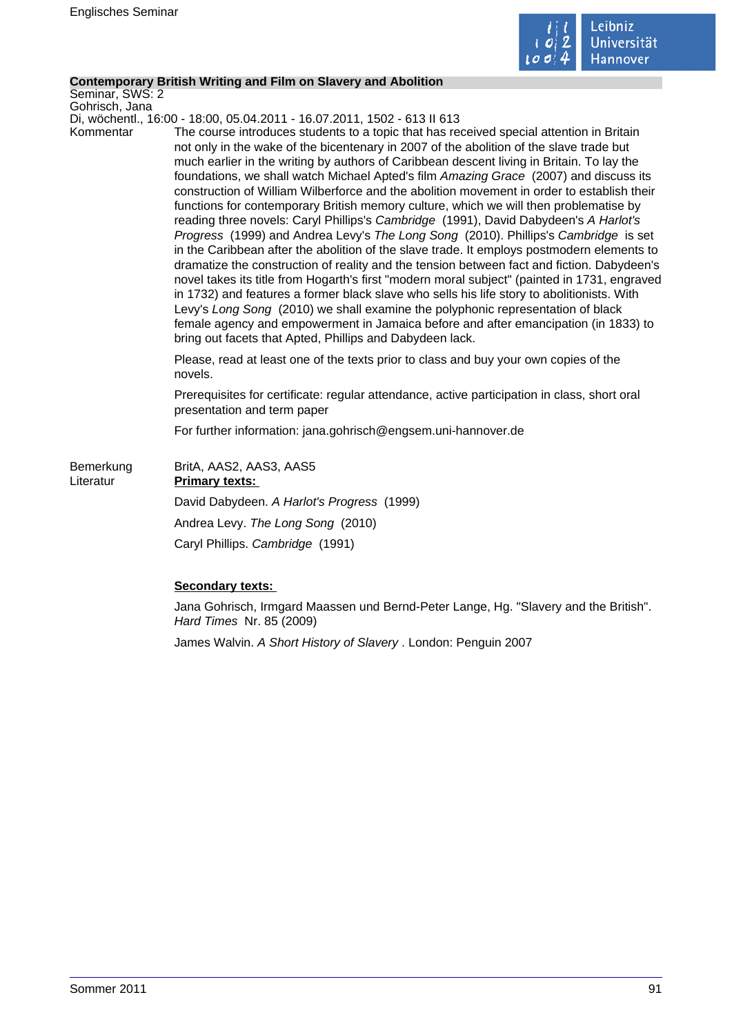## Contemporary British Writing and Film on Slavery and Abolition

Seminar, SWS: 2
Gohrisch, Jana
Di, wöchentl., 16:00 - 18:00, 05.04.2011 - 16.07.2011, 1502 - 613 II 613

**Kommentar**

The course introduces students to a topic that has received special attention in Britain not only in the wake of the bicentenary in 2007 of the abolition of the slave trade but much earlier in the writing by authors of Caribbean descent living in Britain. To lay the foundations, we shall watch Michael Apted's film *Amazing Grace* (2007) and discuss its construction of William Wilberforce and the abolition movement in order to establish their functions for contemporary British memory culture, which we will then problematise by reading three novels: Caryl Phillips's *Cambridge* (1991), David Dabydeen's *A Harlot's Progress* (1999) and Andrea Levy's *The Long Song* (2010). Phillips's *Cambridge* is set in the Caribbean after the abolition of the slave trade. It employs postmodern elements to dramatize the construction of reality and the tension between fact and fiction. Dabydeen's novel takes its title from Hogarth's first "modern moral subject" (painted in 1731, engraved in 1732) and features a former black slave who sells his life story to abolitionists. With Levy's *Long Song* (2010) we shall examine the polyphonic representation of black female agency and empowerment in Jamaica before and after emancipation (in 1833) to bring out facets that Apted, Phillips and Dabydeen lack.

Please, read at least one of the texts prior to class and buy your own copies of the novels.

Prerequisites for certificate: regular attendance, active participation in class, short oral presentation and term paper

For further information: jana.gohrisch@engsem.uni-hannover.de

**Bemerkung**

BritA, AAS2, AAS3, AAS5

**Literatur**

**Primary texts:**

David Dabydeen. *A Harlot's Progress* (1999)

Andrea Levy. *The Long Song* (2010)

Caryl Phillips. *Cambridge* (1991)

**Secondary texts:**

Jana Gohrisch, Irmgard Maassen und Bernd-Peter Lange, Hg. "Slavery and the British". *Hard Times* Nr. 85 (2009)

James Walvin. *A Short History of Slavery* . London: Penguin 2007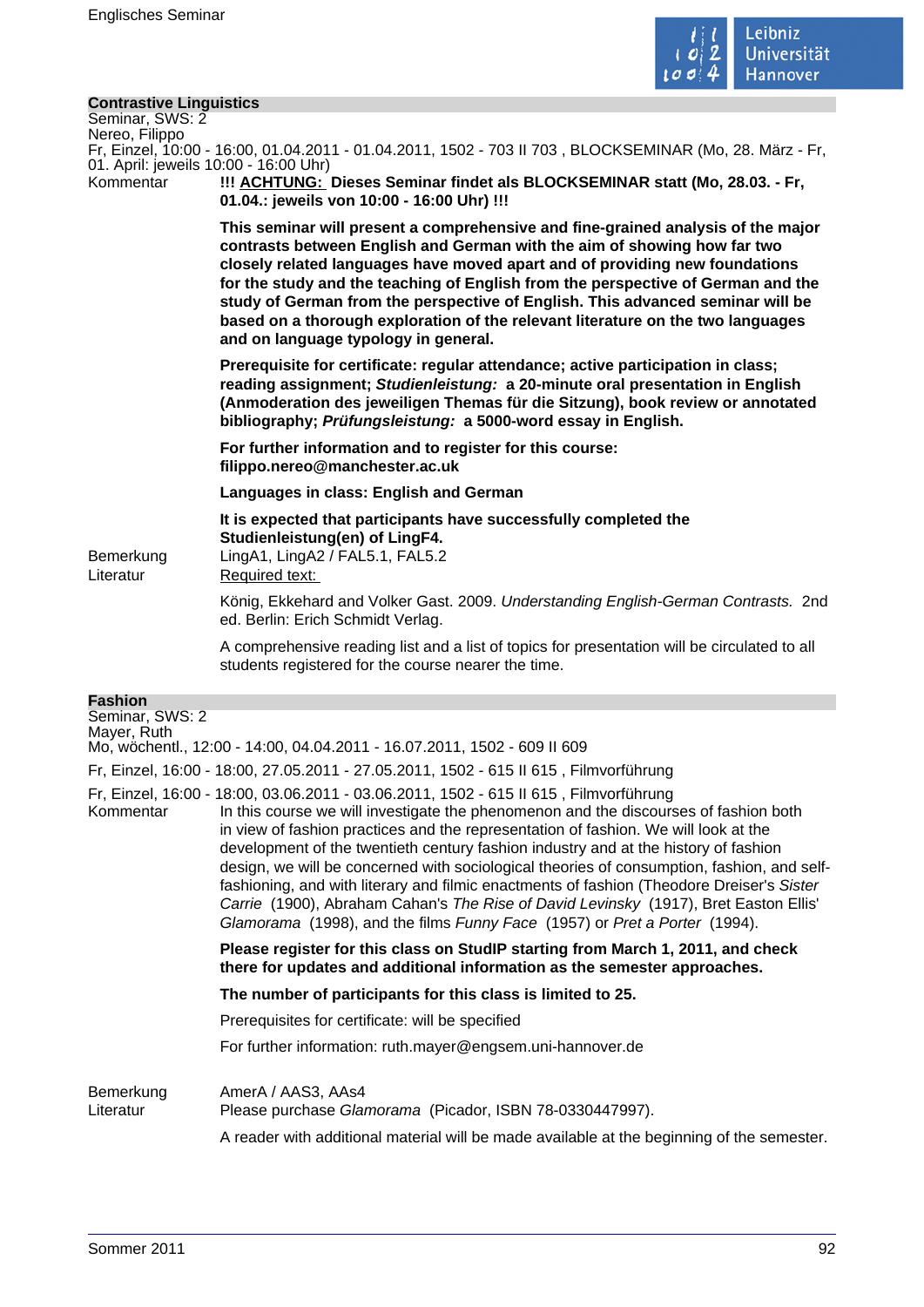## Contrastive Linguistics

Seminar, SWS: 2

Nereo, Filippo

Fr, Einzel, 10:00 - 16:00, 01.04.2011 - 01.04.2011, 1502 - 703 II 703 , BLOCKSEMINAR (Mo, 28. März - Fr, 01. April: jeweils 10:00 - 16:00 Uhr)

Kommentar

**!!! ACHTUNG: Dieses Seminar findet als BLOCKSEMINAR statt (Mo, 28.03. - Fr, 01.04.: jeweils von 10:00 - 16:00 Uhr) !!!**

**This seminar will present a comprehensive and fine-grained analysis of the major contrasts between English and German with the aim of showing how far two closely related languages have moved apart and of providing new foundations for the study and the teaching of English from the perspective of German and the study of German from the perspective of English. This advanced seminar will be based on a thorough exploration of the relevant literature on the two languages and on language typology in general.**

**Prerequisite for certificate: regular attendance; active participation in class; reading assignment; *Studienleistung:* a 20-minute oral presentation in English (Anmoderation des jeweiligen Themas für die Sitzung), book review or annotated bibliography; *Prüfungsleistung:* a 5000-word essay in English.**

**For further information and to register for this course: filippo.nereo@manchester.ac.uk**

**Languages in class: English and German**

**It is expected that participants have successfully completed the Studienleistung(en) of LingF4.**

Bemerkung

LingA1, LingA2 / FAL5.1, FAL5.2

Literatur

Required text:

König, Ekkehard and Volker Gast. 2009. *Understanding English-German Contrasts.* 2nd ed. Berlin: Erich Schmidt Verlag.

A comprehensive reading list and a list of topics for presentation will be circulated to all students registered for the course nearer the time.

## Fashion

Seminar, SWS: 2

Mayer, Ruth

Mo, wöchentl., 12:00 - 14:00, 04.04.2011 - 16.07.2011, 1502 - 609 II 609

Fr, Einzel, 16:00 - 18:00, 27.05.2011 - 27.05.2011, 1502 - 615 II 615 , Filmvorführung

Fr, Einzel, 16:00 - 18:00, 03.06.2011 - 03.06.2011, 1502 - 615 II 615 , Filmvorführung

Kommentar

In this course we will investigate the phenomenon and the discourses of fashion both in view of fashion practices and the representation of fashion. We will look at the development of the twentieth century fashion industry and at the history of fashion design, we will be concerned with sociological theories of consumption, fashion, and self-fashioning, and with literary and filmic enactments of fashion (Theodore Dreiser's *Sister Carrie* (1900), Abraham Cahan's *The Rise of David Levinsky* (1917), Bret Easton Ellis' *Glamorama* (1998), and the films *Funny Face* (1957) or *Pret a Porter* (1994).

**Please register for this class on StudIP starting from March 1, 2011, and check there for updates and additional information as the semester approaches.**

**The number of participants for this class is limited to 25.**

Prerequisites for certificate: will be specified

For further information: ruth.mayer@engsem.uni-hannover.de

Bemerkung

AmerA / AAS3, AAs4

Literatur

Please purchase *Glamorama* (Picador, ISBN 78-0330447997).

A reader with additional material will be made available at the beginning of the semester.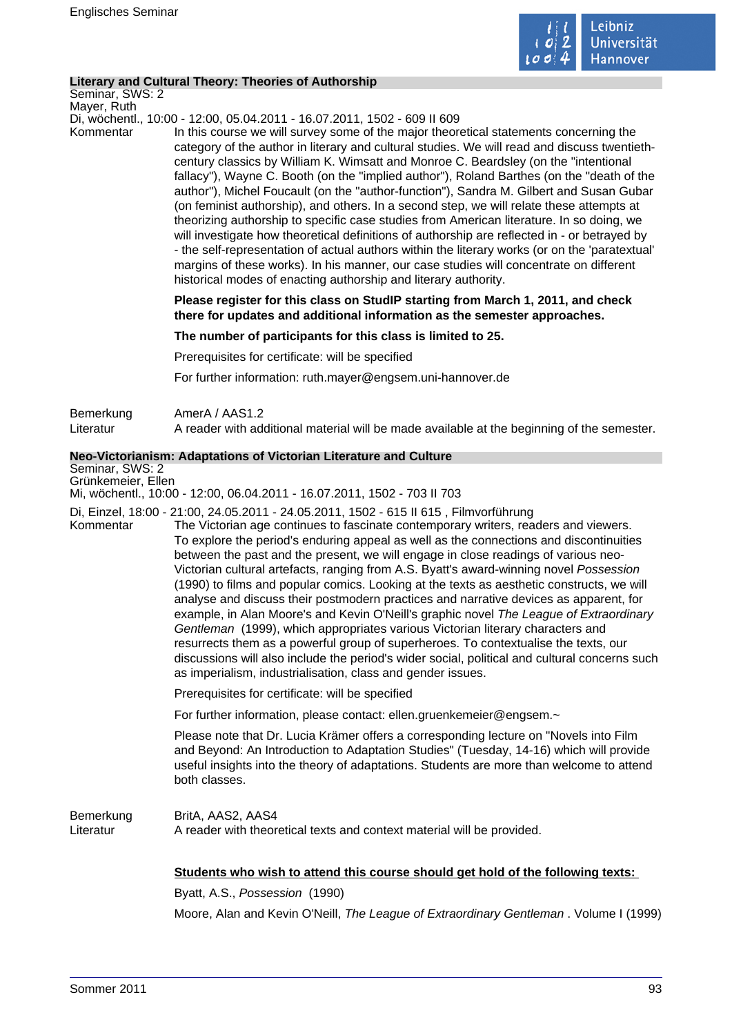## Literary and Cultural Theory: Theories of Authorship

Seminar, SWS: 2
Mayer, Ruth
Di, wöchentl., 10:00 - 12:00, 05.04.2011 - 16.07.2011, 1502 - 609 II 609

Kommentar

In this course we will survey some of the major theoretical statements concerning the category of the author in literary and cultural studies. We will read and discuss twentieth-century classics by William K. Wimsatt and Monroe C. Beardsley (on the "intentional fallacy"), Wayne C. Booth (on the "implied author"), Roland Barthes (on the "death of the author"), Michel Foucault (on the "author-function"), Sandra M. Gilbert and Susan Gubar (on feminist authorship), and others. In a second step, we will relate these attempts at theorizing authorship to specific case studies from American literature. In so doing, we will investigate how theoretical definitions of authorship are reflected in - or betrayed by - the self-representation of actual authors within the literary works (or on the 'paratextual' margins of these works). In his manner, our case studies will concentrate on different historical modes of enacting authorship and literary authority.

**Please register for this class on StudIP starting from March 1, 2011, and check there for updates and additional information as the semester approaches.**

**The number of participants for this class is limited to 25.**

Prerequisites for certificate: will be specified

For further information: ruth.mayer@engsem.uni-hannover.de

Bemerkung: AmerA / AAS1.2

Literatur: A reader with additional material will be made available at the beginning of the semester.

## Neo-Victorianism: Adaptations of Victorian Literature and Culture

Seminar, SWS: 2
Grünkemeier, Ellen
Mi, wöchentl., 10:00 - 12:00, 06.04.2011 - 16.07.2011, 1502 - 703 II 703
Di, Einzel, 18:00 - 21:00, 24.05.2011 - 24.05.2011, 1502 - 615 II 615 , Filmvorführung

Kommentar

The Victorian age continues to fascinate contemporary writers, readers and viewers. To explore the period's enduring appeal as well as the connections and discontinuities between the past and the present, we will engage in close readings of various neo-Victorian cultural artefacts, ranging from A.S. Byatt's award-winning novel *Possession* (1990) to films and popular comics. Looking at the texts as aesthetic constructs, we will analyse and discuss their postmodern practices and narrative devices as apparent, for example, in Alan Moore's and Kevin O'Neill's graphic novel *The League of Extraordinary Gentleman* (1999), which appropriates various Victorian literary characters and resurrects them as a powerful group of superheroes. To contextualise the texts, our discussions will also include the period's wider social, political and cultural concerns such as imperialism, industrialisation, class and gender issues.

Prerequisites for certificate: will be specified

For further information, please contact: ellen.gruenkemeier@engsem.~

Please note that Dr. Lucia Krämer offers a corresponding lecture on "Novels into Film and Beyond: An Introduction to Adaptation Studies" (Tuesday, 14-16) which will provide useful insights into the theory of adaptations. Students are more than welcome to attend both classes.

Bemerkung: BritA, AAS2, AAS4

Literatur: A reader with theoretical texts and context material will be provided.

**Students who wish to attend this course should get hold of the following texts:**

Byatt, A.S., *Possession* (1990)

Moore, Alan and Kevin O'Neill, *The League of Extraordinary Gentleman* . Volume I (1999)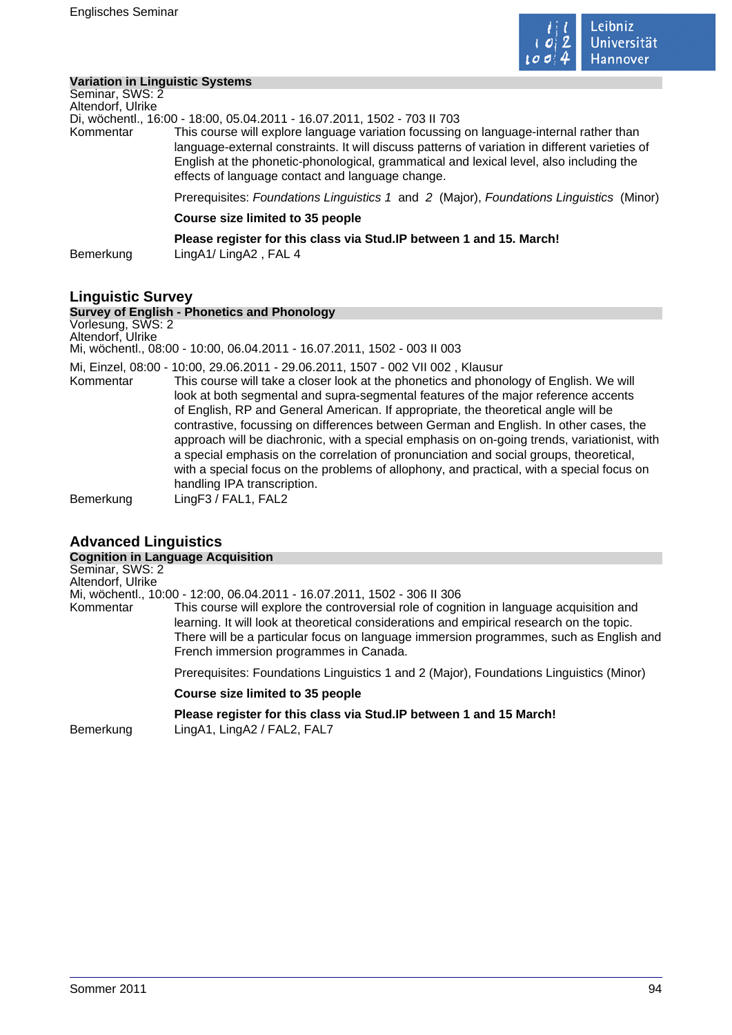### Variation in Linguistic Systems

Seminar, SWS: 2
Altendorf, Ulrike
Di, wöchentl., 16:00 - 18:00, 05.04.2011 - 16.07.2011, 1502 - 703 II 703

Kommentar: This course will explore language variation focussing on language-internal rather than language-external constraints. It will discuss patterns of variation in different varieties of English at the phonetic-phonological, grammatical and lexical level, also including the effects of language contact and language change.

Prerequisites: *Foundations Linguistics 1* and *2* (Major), *Foundations Linguistics* (Minor)

**Course size limited to 35 people**

**Please register for this class via Stud.IP between 1 and 15. March!**

Bemerkung: LingA1/ LingA2 , FAL 4

## Linguistic Survey

### Survey of English - Phonetics and Phonology

Vorlesung, SWS: 2
Altendorf, Ulrike
Mi, wöchentl., 08:00 - 10:00, 06.04.2011 - 16.07.2011, 1502 - 003 II 003

Mi, Einzel, 08:00 - 10:00, 29.06.2011 - 29.06.2011, 1507 - 002 VII 002 , Klausur

Kommentar: This course will take a closer look at the phonetics and phonology of English. We will look at both segmental and supra-segmental features of the major reference accents of English, RP and General American. If appropriate, the theoretical angle will be contrastive, focussing on differences between German and English. In other cases, the approach will be diachronic, with a special emphasis on on-going trends, variationist, with a special emphasis on the correlation of pronunciation and social groups, theoretical, with a special focus on the problems of allophony, and practical, with a special focus on handling IPA transcription.

Bemerkung: LingF3 / FAL1, FAL2

## Advanced Linguistics

### Cognition in Language Acquisition

Seminar, SWS: 2
Altendorf, Ulrike
Mi, wöchentl., 10:00 - 12:00, 06.04.2011 - 16.07.2011, 1502 - 306 II 306

Kommentar: This course will explore the controversial role of cognition in language acquisition and learning. It will look at theoretical considerations and empirical research on the topic. There will be a particular focus on language immersion programmes, such as English and French immersion programmes in Canada.

Prerequisites: Foundations Linguistics 1 and 2 (Major), Foundations Linguistics (Minor)

**Course size limited to 35 people**

**Please register for this class via Stud.IP between 1 and 15 March!**

Bemerkung: LingA1, LingA2 / FAL2, FAL7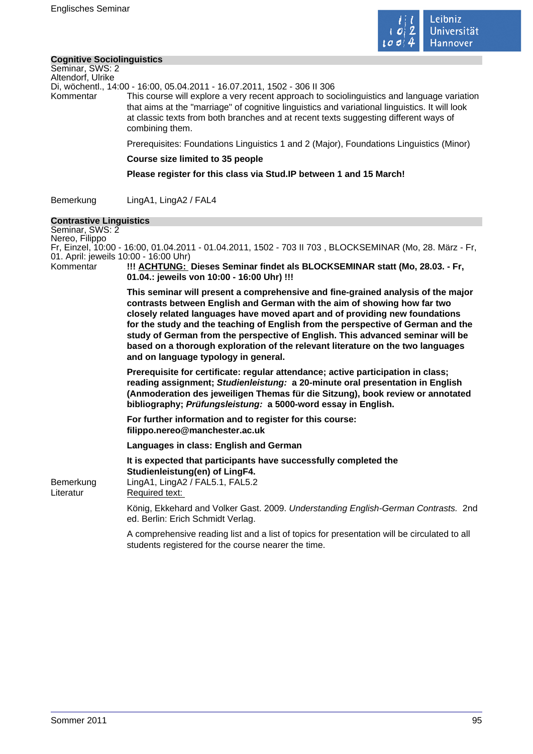## Cognitive Sociolinguistics

Seminar, SWS: 2
Altendorf, Ulrike
Di, wöchentl., 14:00 - 16:00, 05.04.2011 - 16.07.2011, 1502 - 306 II 306

Kommentar

This course will explore a very recent approach to sociolinguistics and language variation that aims at the "marriage" of cognitive linguistics and variational linguistics. It will look at classic texts from both branches and at recent texts suggesting different ways of combining them.

Prerequisites: Foundations Linguistics 1 and 2 (Major), Foundations Linguistics (Minor)

**Course size limited to 35 people**

**Please register for this class via Stud.IP between 1 and 15 March!**

Bemerkung

LingA1, LingA2 / FAL4

## Contrastive Linguistics

Seminar, SWS: 2
Nereo, Filippo
Fr, Einzel, 10:00 - 16:00, 01.04.2011 - 01.04.2011, 1502 - 703 II 703 , BLOCKSEMINAR (Mo, 28. März - Fr, 01. April: jeweils 10:00 - 16:00 Uhr)

Kommentar

**!!! ACHTUNG: Dieses Seminar findet als BLOCKSEMINAR statt (Mo, 28.03. - Fr, 01.04.: jeweils von 10:00 - 16:00 Uhr) !!!**

**This seminar will present a comprehensive and fine-grained analysis of the major contrasts between English and German with the aim of showing how far two closely related languages have moved apart and of providing new foundations for the study and the teaching of English from the perspective of German and the study of German from the perspective of English. This advanced seminar will be based on a thorough exploration of the relevant literature on the two languages and on language typology in general.**

**Prerequisite for certificate: regular attendance; active participation in class; reading assignment; *Studienleistung:* a 20-minute oral presentation in English (Anmoderation des jeweiligen Themas für die Sitzung), book review or annotated bibliography; *Prüfungsleistung:* a 5000-word essay in English.**

**For further information and to register for this course: filippo.nereo@manchester.ac.uk**

**Languages in class: English and German**

**It is expected that participants have successfully completed the Studienleistung(en) of LingF4.**

Bemerkung

LingA1, LingA2 / FAL5.1, FAL5.2

Literatur

Required text:

König, Ekkehard and Volker Gast. 2009. *Understanding English-German Contrasts.* 2nd ed. Berlin: Erich Schmidt Verlag.

A comprehensive reading list and a list of topics for presentation will be circulated to all students registered for the course nearer the time.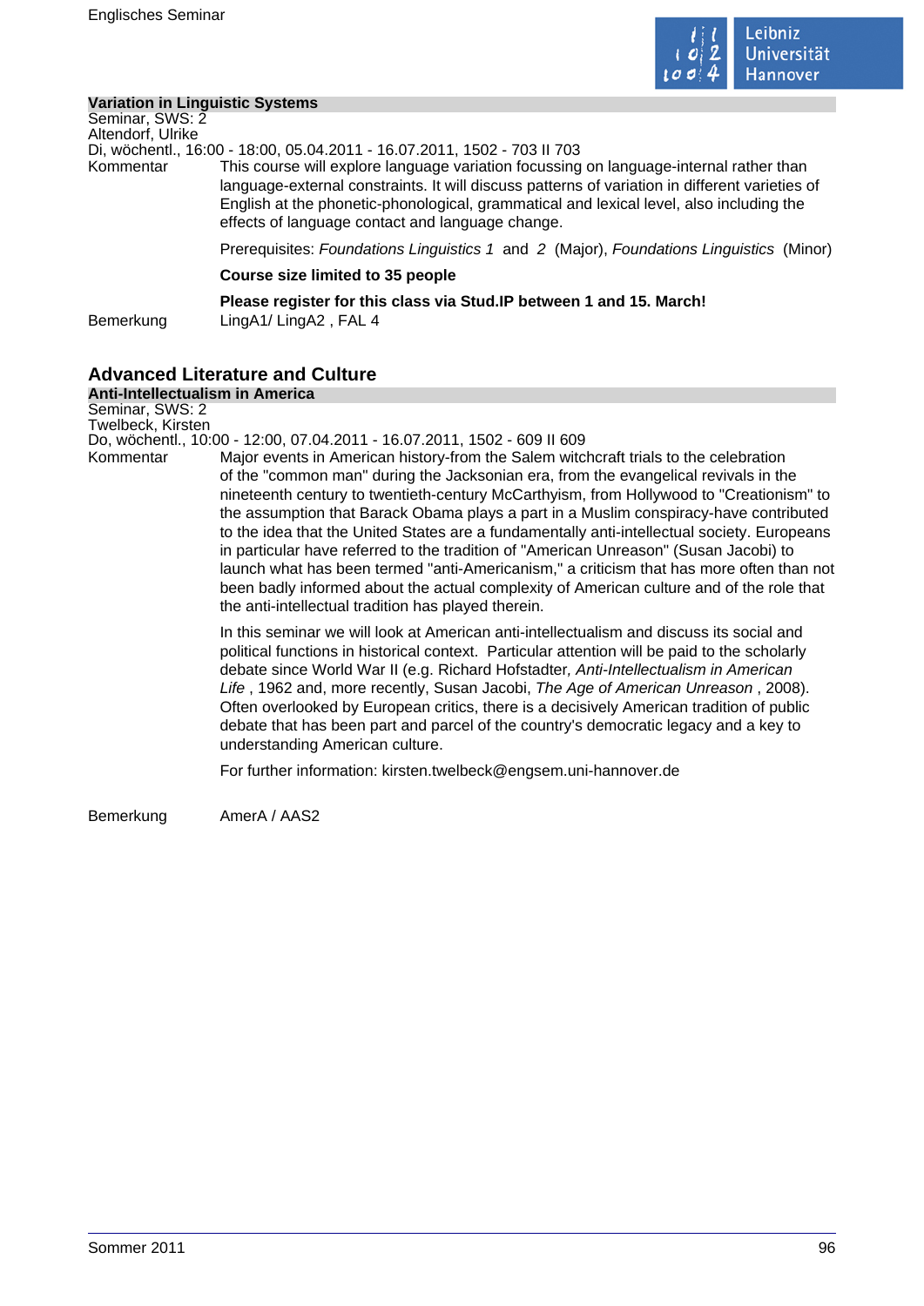### Variation in Linguistic Systems

Seminar, SWS: 2
Altendorf, Ulrike
Di, wöchentl., 16:00 - 18:00, 05.04.2011 - 16.07.2011, 1502 - 703 II 703

Kommentar

This course will explore language variation focussing on language-internal rather than language-external constraints. It will discuss patterns of variation in different varieties of English at the phonetic-phonological, grammatical and lexical level, also including the effects of language contact and language change.

Prerequisites: *Foundations Linguistics 1* and *2* (Major), *Foundations Linguistics* (Minor)

**Course size limited to 35 people**

**Please register for this class via Stud.IP between 1 and 15. March!**

Bemerkung

LingA1/ LingA2 , FAL 4

## Advanced Literature and Culture

### Anti-Intellectualism in America

Seminar, SWS: 2
Twelbeck, Kirsten
Do, wöchentl., 10:00 - 12:00, 07.04.2011 - 16.07.2011, 1502 - 609 II 609

Kommentar

Major events in American history-from the Salem witchcraft trials to the celebration of the "common man" during the Jacksonian era, from the evangelical revivals in the nineteenth century to twentieth-century McCarthyism, from Hollywood to "Creationism" to the assumption that Barack Obama plays a part in a Muslim conspiracy-have contributed to the idea that the United States are a fundamentally anti-intellectual society. Europeans in particular have referred to the tradition of "American Unreason" (Susan Jacobi) to launch what has been termed "anti-Americanism," a criticism that has more often than not been badly informed about the actual complexity of American culture and of the role that the anti-intellectual tradition has played therein.

In this seminar we will look at American anti-intellectualism and discuss its social and political functions in historical context. Particular attention will be paid to the scholarly debate since World War II (e.g. Richard Hofstadter*, Anti-Intellectualism in American Life* , 1962 and, more recently, Susan Jacobi, *The Age of American Unreason* , 2008). Often overlooked by European critics, there is a decisively American tradition of public debate that has been part and parcel of the country's democratic legacy and a key to understanding American culture.

For further information: kirsten.twelbeck@engsem.uni-hannover.de

Bemerkung

AmerA / AAS2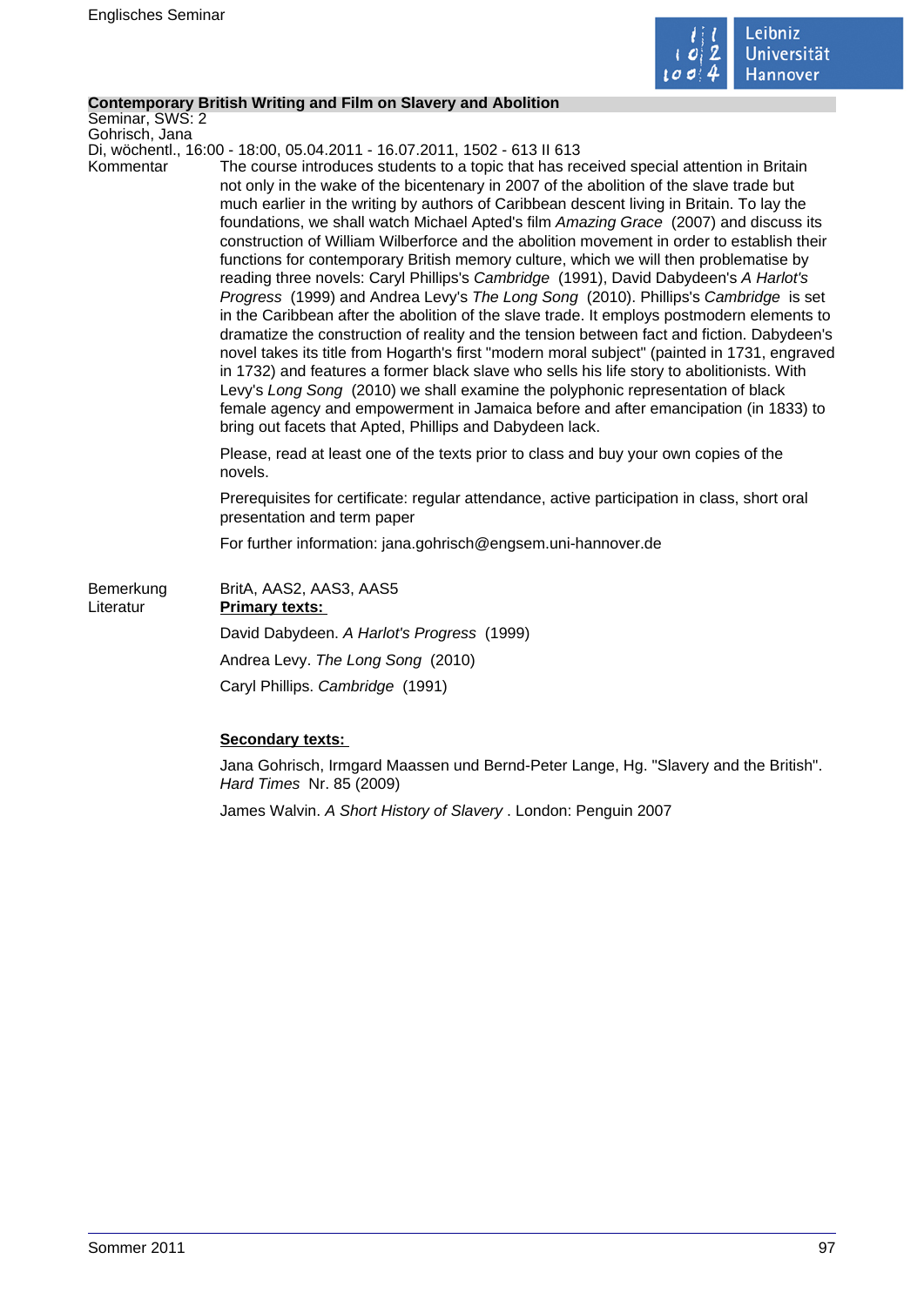## Contemporary British Writing and Film on Slavery and Abolition

Seminar, SWS: 2
Gohrisch, Jana
Di, wöchentl., 16:00 - 18:00, 05.04.2011 - 16.07.2011, 1502 - 613 II 613

Kommentar

The course introduces students to a topic that has received special attention in Britain not only in the wake of the bicentenary in 2007 of the abolition of the slave trade but much earlier in the writing by authors of Caribbean descent living in Britain. To lay the foundations, we shall watch Michael Apted's film *Amazing Grace* (2007) and discuss its construction of William Wilberforce and the abolition movement in order to establish their functions for contemporary British memory culture, which we will then problematise by reading three novels: Caryl Phillips's *Cambridge* (1991), David Dabydeen's *A Harlot's Progress* (1999) and Andrea Levy's *The Long Song* (2010). Phillips's *Cambridge* is set in the Caribbean after the abolition of the slave trade. It employs postmodern elements to dramatize the construction of reality and the tension between fact and fiction. Dabydeen's novel takes its title from Hogarth's first "modern moral subject" (painted in 1731, engraved in 1732) and features a former black slave who sells his life story to abolitionists. With Levy's *Long Song* (2010) we shall examine the polyphonic representation of black female agency and empowerment in Jamaica before and after emancipation (in 1833) to bring out facets that Apted, Phillips and Dabydeen lack.

Please, read at least one of the texts prior to class and buy your own copies of the novels.

Prerequisites for certificate: regular attendance, active participation in class, short oral presentation and term paper

For further information: jana.gohrisch@engsem.uni-hannover.de

Bemerkung

BritA, AAS2, AAS3, AAS5

Literatur

**Primary texts:**

David Dabydeen. *A Harlot's Progress* (1999)

Andrea Levy. *The Long Song* (2010)

Caryl Phillips. *Cambridge* (1991)

**Secondary texts:**

Jana Gohrisch, Irmgard Maassen und Bernd-Peter Lange, Hg. "Slavery and the British". *Hard Times* Nr. 85 (2009)

James Walvin. *A Short History of Slavery* . London: Penguin 2007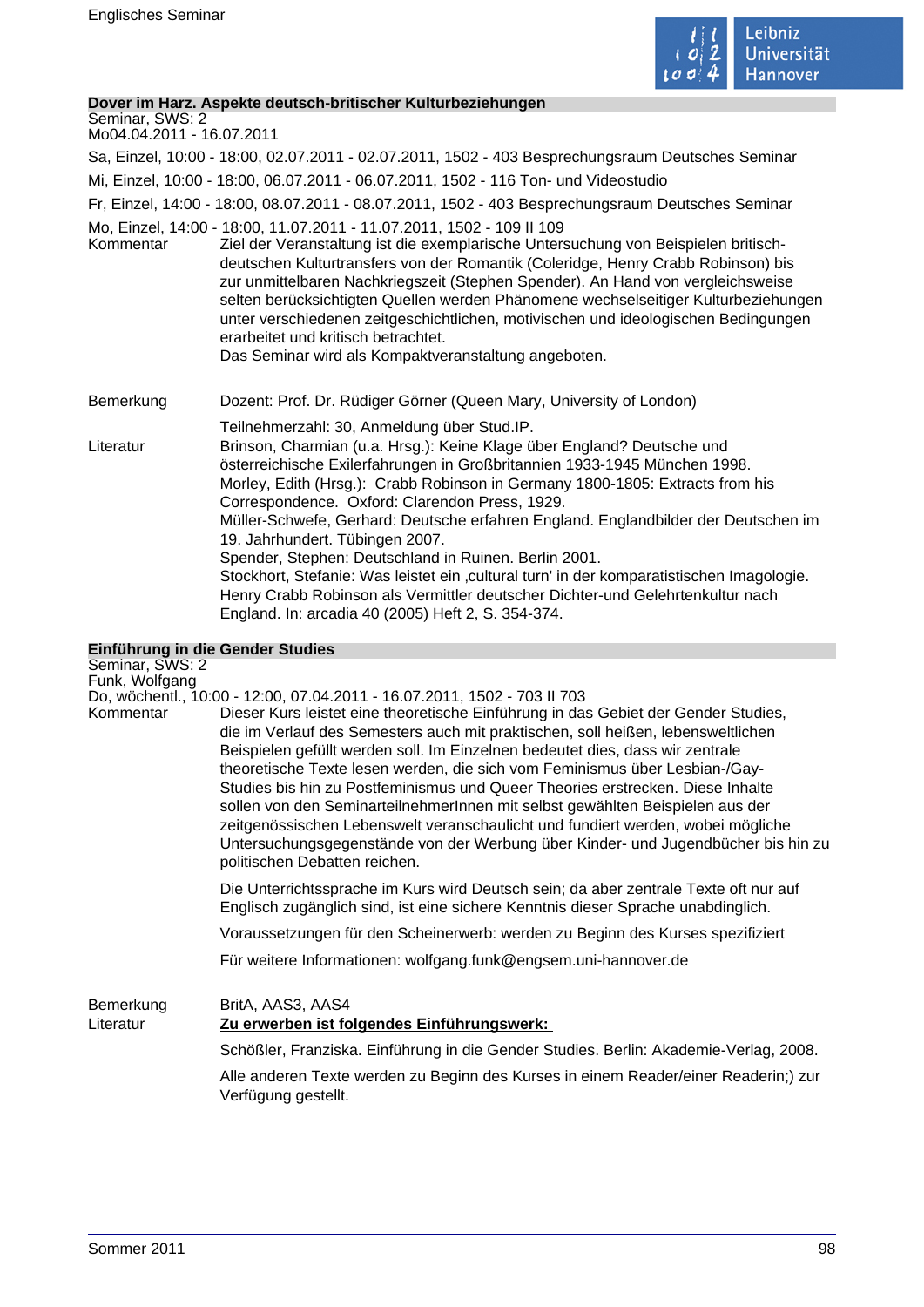## Dover im Harz. Aspekte deutsch-britischer Kulturbeziehungen

Seminar, SWS: 2
Mo04.04.2011 - 16.07.2011

Sa, Einzel, 10:00 - 18:00, 02.07.2011 - 02.07.2011, 1502 - 403 Besprechungsraum Deutsches Seminar

Mi, Einzel, 10:00 - 18:00, 06.07.2011 - 06.07.2011, 1502 - 116 Ton- und Videostudio

Fr, Einzel, 14:00 - 18:00, 08.07.2011 - 08.07.2011, 1502 - 403 Besprechungsraum Deutsches Seminar

Mo, Einzel, 14:00 - 18:00, 11.07.2011 - 11.07.2011, 1502 - 109 II 109

**Kommentar**

Ziel der Veranstaltung ist die exemplarische Untersuchung von Beispielen britisch-deutschen Kulturtransfers von der Romantik (Coleridge, Henry Crabb Robinson) bis zur unmittelbaren Nachkriegszeit (Stephen Spender). An Hand von vergleichsweise selten berücksichtigten Quellen werden Phänomene wechselseitiger Kulturbeziehungen unter verschiedenen zeitgeschichtlichen, motivischen und ideologischen Bedingungen erarbeitet und kritisch betrachtet.
Das Seminar wird als Kompaktveranstaltung angeboten.

**Bemerkung**

Dozent: Prof. Dr. Rüdiger Görner (Queen Mary, University of London)

Teilnehmerzahl: 30, Anmeldung über Stud.IP.

**Literatur**

Brinson, Charmian (u.a. Hrsg.): Keine Klage über England? Deutsche und österreichische Exilerfahrungen in Großbritannien 1933-1945 München 1998.
Morley, Edith (Hrsg.): Crabb Robinson in Germany 1800-1805: Extracts from his Correspondence. Oxford: Clarendon Press, 1929.
Müller-Schwefe, Gerhard: Deutsche erfahren England. Englandbilder der Deutschen im 19. Jahrhundert. Tübingen 2007.
Spender, Stephen: Deutschland in Ruinen. Berlin 2001.
Stockhort, Stefanie: Was leistet ein ‚cultural turn' in der komparatistischen Imagologie. Henry Crabb Robinson als Vermittler deutscher Dichter-und Gelehrtenkultur nach England. In: arcadia 40 (2005) Heft 2, S. 354-374.

## Einführung in die Gender Studies

Seminar, SWS: 2
Funk, Wolfgang
Do, wöchentl., 10:00 - 12:00, 07.04.2011 - 16.07.2011, 1502 - 703 II 703

**Kommentar**

Dieser Kurs leistet eine theoretische Einführung in das Gebiet der Gender Studies, die im Verlauf des Semesters auch mit praktischen, soll heißen, lebensweltlichen Beispielen gefüllt werden soll. Im Einzelnen bedeutet dies, dass wir zentrale theoretische Texte lesen werden, die sich vom Feminismus über Lesbian-/Gay-Studies bis hin zu Postfeminismus und Queer Theories erstrecken. Diese Inhalte sollen von den SeminarteilnehmerInnen mit selbst gewählten Beispielen aus der zeitgenössischen Lebenswelt veranschaulicht und fundiert werden, wobei mögliche Untersuchungsgegenstände von der Werbung über Kinder- und Jugendbücher bis hin zu politischen Debatten reichen.

Die Unterrichtssprache im Kurs wird Deutsch sein; da aber zentrale Texte oft nur auf Englisch zugänglich sind, ist eine sichere Kenntnis dieser Sprache unabdinglich.

Voraussetzungen für den Scheinerwerb: werden zu Beginn des Kurses spezifiziert

Für weitere Informationen: wolfgang.funk@engsem.uni-hannover.de

**Bemerkung**

BritA, AAS3, AAS4

**Literatur**

**Zu erwerben ist folgendes Einführungswerk:**

Schößler, Franziska. Einführung in die Gender Studies. Berlin: Akademie-Verlag, 2008.

Alle anderen Texte werden zu Beginn des Kurses in einem Reader/einer Readerin;) zur Verfügung gestellt.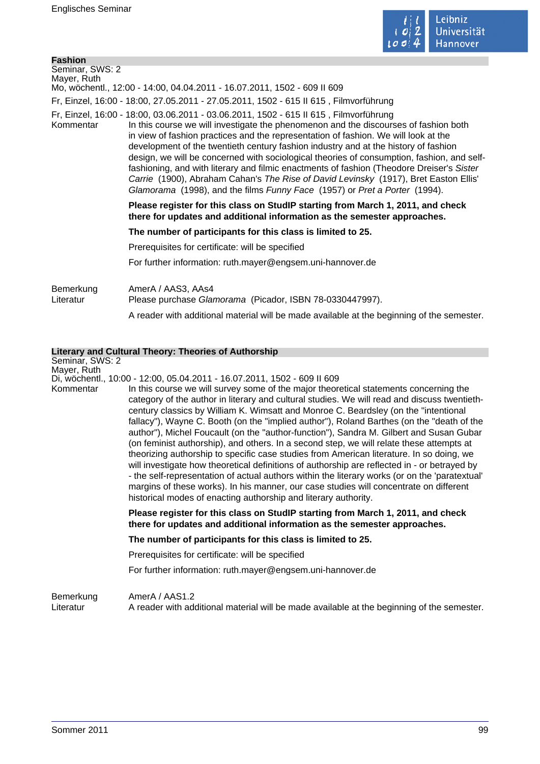## Fashion

Seminar, SWS: 2

Mayer, Ruth

Mo, wöchentl., 12:00 - 14:00, 04.04.2011 - 16.07.2011, 1502 - 609 II 609

Fr, Einzel, 16:00 - 18:00, 27.05.2011 - 27.05.2011, 1502 - 615 II 615 , Filmvorführung

Fr, Einzel, 16:00 - 18:00, 03.06.2011 - 03.06.2011, 1502 - 615 II 615 , Filmvorführung

Kommentar

In this course we will investigate the phenomenon and the discourses of fashion both in view of fashion practices and the representation of fashion. We will look at the development of the twentieth century fashion industry and at the history of fashion design, we will be concerned with sociological theories of consumption, fashion, and self-fashioning, and with literary and filmic enactments of fashion (Theodore Dreiser's *Sister Carrie* (1900), Abraham Cahan's *The Rise of David Levinsky* (1917), Bret Easton Ellis' *Glamorama* (1998), and the films *Funny Face* (1957) or *Pret a Porter* (1994).

**Please register for this class on StudIP starting from March 1, 2011, and check there for updates and additional information as the semester approaches.**

**The number of participants for this class is limited to 25.**

Prerequisites for certificate: will be specified

For further information: ruth.mayer@engsem.uni-hannover.de

Bemerkung

AmerA / AAS3, AAs4

Literatur

Please purchase *Glamorama* (Picador, ISBN 78-0330447997).

A reader with additional material will be made available at the beginning of the semester.

## Literary and Cultural Theory: Theories of Authorship

Seminar, SWS: 2

Mayer, Ruth

Di, wöchentl., 10:00 - 12:00, 05.04.2011 - 16.07.2011, 1502 - 609 II 609

Kommentar

In this course we will survey some of the major theoretical statements concerning the category of the author in literary and cultural studies. We will read and discuss twentieth-century classics by William K. Wimsatt and Monroe C. Beardsley (on the "intentional fallacy"), Wayne C. Booth (on the "implied author"), Roland Barthes (on the "death of the author"), Michel Foucault (on the "author-function"), Sandra M. Gilbert and Susan Gubar (on feminist authorship), and others. In a second step, we will relate these attempts at theorizing authorship to specific case studies from American literature. In so doing, we will investigate how theoretical definitions of authorship are reflected in - or betrayed by - the self-representation of actual authors within the literary works (or on the 'paratextual' margins of these works). In his manner, our case studies will concentrate on different historical modes of enacting authorship and literary authority.

**Please register for this class on StudIP starting from March 1, 2011, and check there for updates and additional information as the semester approaches.**

**The number of participants for this class is limited to 25.**

Prerequisites for certificate: will be specified

For further information: ruth.mayer@engsem.uni-hannover.de

Bemerkung

AmerA / AAS1.2

Literatur

A reader with additional material will be made available at the beginning of the semester.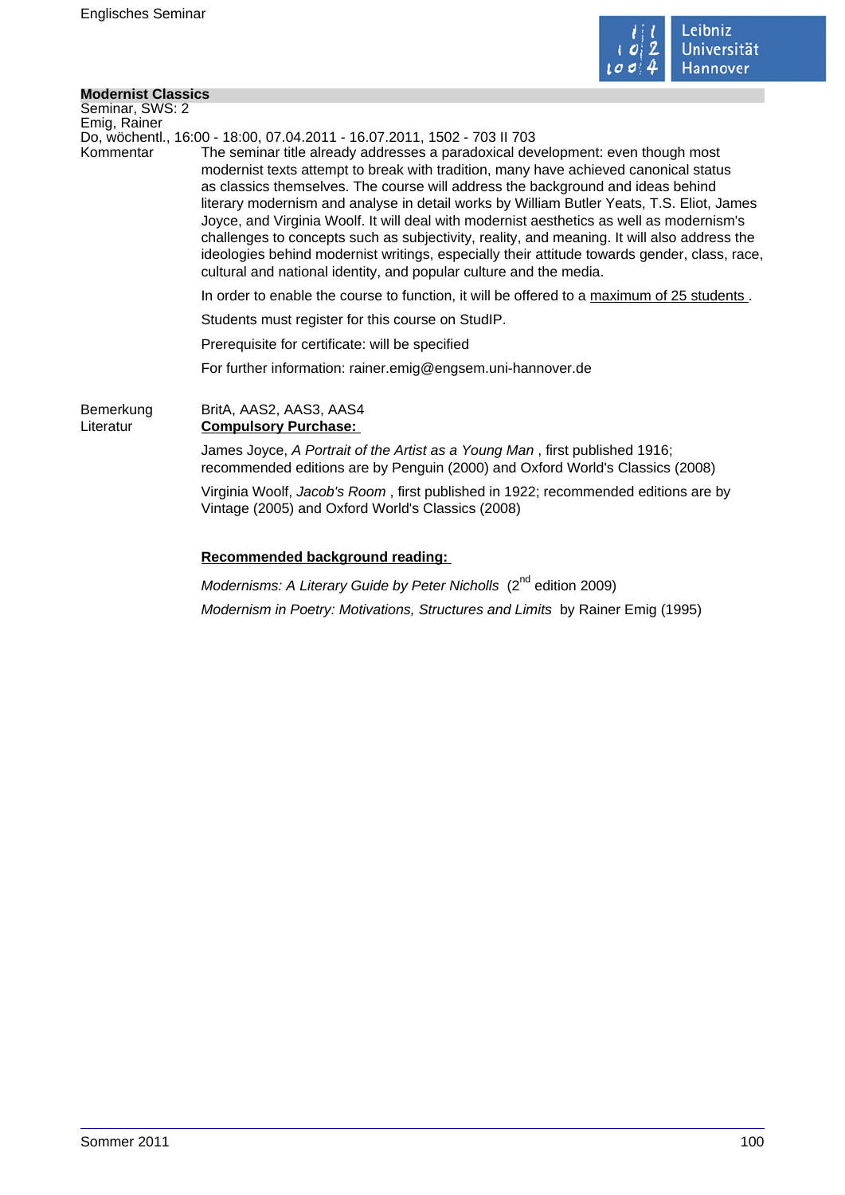## Modernist Classics

Seminar, SWS: 2
Emig, Rainer
Do, wöchentl., 16:00 - 18:00, 07.04.2011 - 16.07.2011, 1502 - 703 II 703

Kommentar

The seminar title already addresses a paradoxical development: even though most modernist texts attempt to break with tradition, many have achieved canonical status as classics themselves. The course will address the background and ideas behind literary modernism and analyse in detail works by William Butler Yeats, T.S. Eliot, James Joyce, and Virginia Woolf. It will deal with modernist aesthetics as well as modernism's challenges to concepts such as subjectivity, reality, and meaning. It will also address the ideologies behind modernist writings, especially their attitude towards gender, class, race, cultural and national identity, and popular culture and the media.

In order to enable the course to function, it will be offered to a maximum of 25 students .

Students must register for this course on StudIP.

Prerequisite for certificate: will be specified

For further information: rainer.emig@engsem.uni-hannover.de

Bemerkung

BritA, AAS2, AAS3, AAS4

Literatur

**Compulsory Purchase:**

James Joyce, *A Portrait of the Artist as a Young Man* , first published 1916; recommended editions are by Penguin (2000) and Oxford World's Classics (2008)

Virginia Woolf, *Jacob's Room* , first published in 1922; recommended editions are by Vintage (2005) and Oxford World's Classics (2008)

**Recommended background reading:**

*Modernisms: A Literary Guide by Peter Nicholls* (2nd edition 2009)

*Modernism in Poetry: Motivations, Structures and Limits* by Rainer Emig (1995)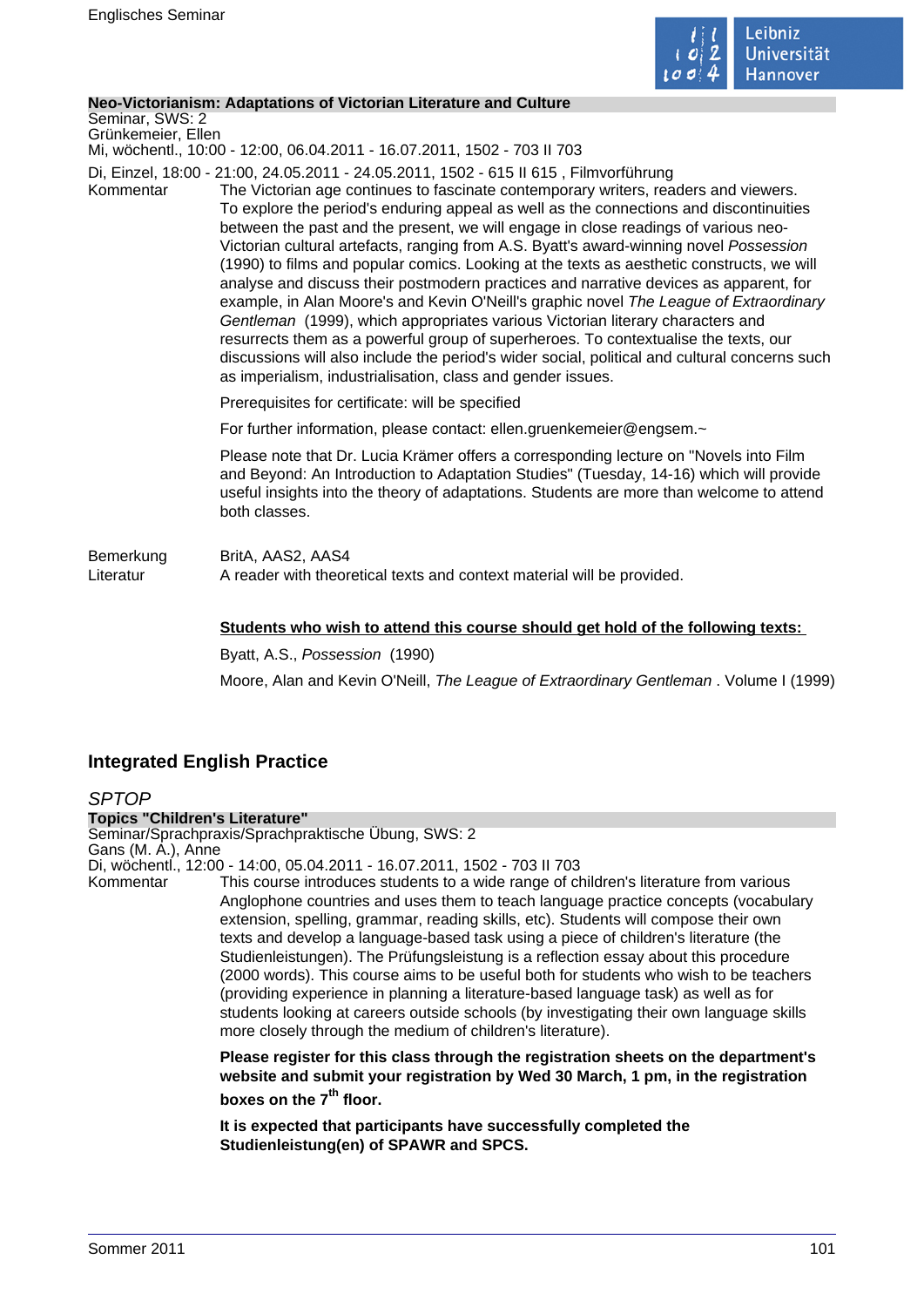**Neo-Victorianism: Adaptations of Victorian Literature and Culture**

Seminar, SWS: 2
Grünkemeier, Ellen
Mi, wöchentl., 10:00 - 12:00, 06.04.2011 - 16.07.2011, 1502 - 703 II 703
Di, Einzel, 18:00 - 21:00, 24.05.2011 - 24.05.2011, 1502 - 615 II 615 , Filmvorführung

Kommentar

The Victorian age continues to fascinate contemporary writers, readers and viewers. To explore the period's enduring appeal as well as the connections and discontinuities between the past and the present, we will engage in close readings of various neo-Victorian cultural artefacts, ranging from A.S. Byatt's award-winning novel *Possession* (1990) to films and popular comics. Looking at the texts as aesthetic constructs, we will analyse and discuss their postmodern practices and narrative devices as apparent, for example, in Alan Moore's and Kevin O'Neill's graphic novel *The League of Extraordinary Gentleman* (1999), which appropriates various Victorian literary characters and resurrects them as a powerful group of superheroes. To contextualise the texts, our discussions will also include the period's wider social, political and cultural concerns such as imperialism, industrialisation, class and gender issues.

Prerequisites for certificate: will be specified

For further information, please contact: ellen.gruenkemeier@engsem.~

Please note that Dr. Lucia Krämer offers a corresponding lecture on "Novels into Film and Beyond: An Introduction to Adaptation Studies" (Tuesday, 14-16) which will provide useful insights into the theory of adaptations. Students are more than welcome to attend both classes.

Bemerkung

BritA, AAS2, AAS4

Literatur

A reader with theoretical texts and context material will be provided.

**Students who wish to attend this course should get hold of the following texts:**

Byatt, A.S., *Possession* (1990)

Moore, Alan and Kevin O'Neill, *The League of Extraordinary Gentleman* . Volume I (1999)

## Integrated English Practice

### *SPTOP*

**Topics "Children's Literature"**

Seminar/Sprachpraxis/Sprachpraktische Übung, SWS: 2
Gans (M. A.), Anne
Di, wöchentl., 12:00 - 14:00, 05.04.2011 - 16.07.2011, 1502 - 703 II 703

Kommentar

This course introduces students to a wide range of children's literature from various Anglophone countries and uses them to teach language practice concepts (vocabulary extension, spelling, grammar, reading skills, etc). Students will compose their own texts and develop a language-based task using a piece of children's literature (the Studienleistungen). The Prüfungsleistung is a reflection essay about this procedure (2000 words). This course aims to be useful both for students who wish to be teachers (providing experience in planning a literature-based language task) as well as for students looking at careers outside schools (by investigating their own language skills more closely through the medium of children's literature).

**Please register for this class through the registration sheets on the department's website and submit your registration by Wed 30 March, 1 pm, in the registration boxes on the 7th floor.**

**It is expected that participants have successfully completed the Studienleistung(en) of SPAWR and SPCS.**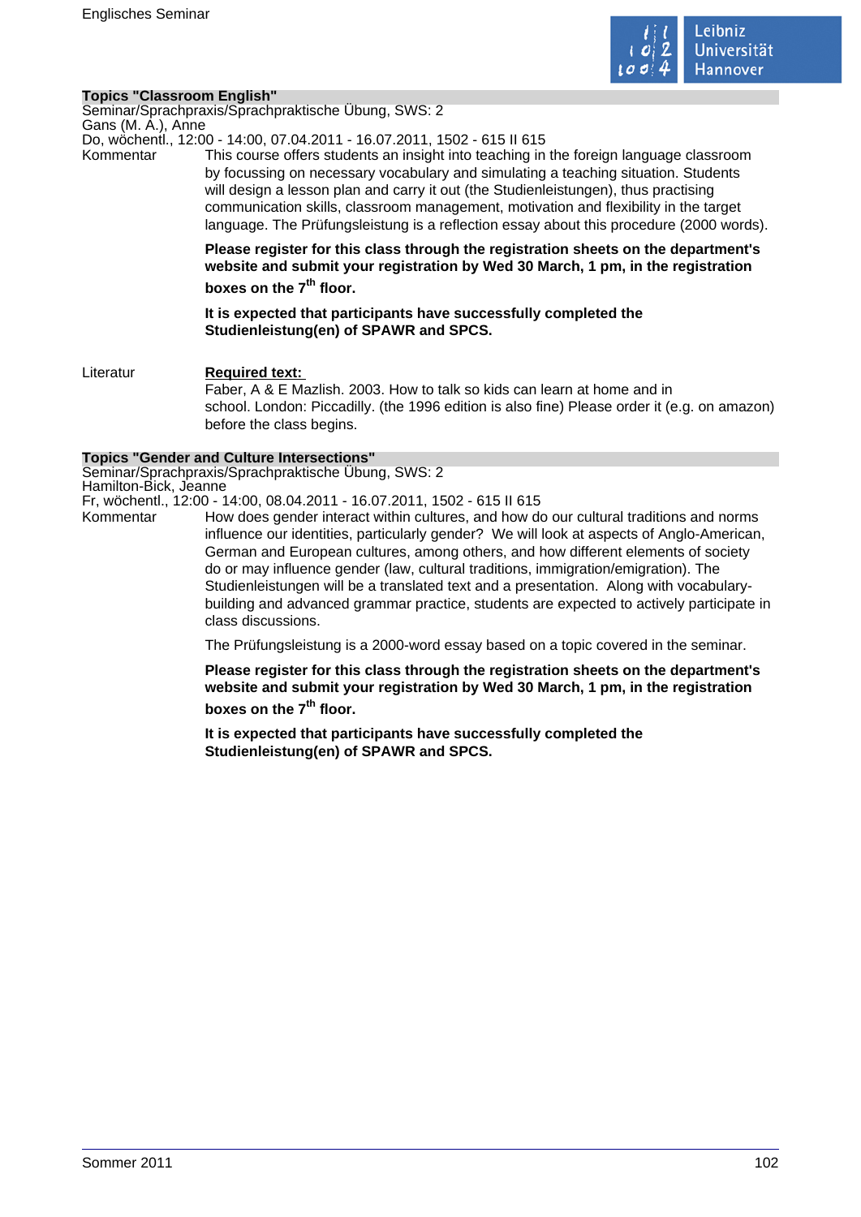### Topics "Classroom English"

Seminar/Sprachpraxis/Sprachpraktische Übung, SWS: 2
Gans (M. A.), Anne
Do, wöchentl., 12:00 - 14:00, 07.04.2011 - 16.07.2011, 1502 - 615 II 615

Kommentar

This course offers students an insight into teaching in the foreign language classroom by focussing on necessary vocabulary and simulating a teaching situation. Students will design a lesson plan and carry it out (the Studienleistungen), thus practising communication skills, classroom management, motivation and flexibility in the target language. The Prüfungsleistung is a reflection essay about this procedure (2000 words).

**Please register for this class through the registration sheets on the department's website and submit your registration by Wed 30 March, 1 pm, in the registration boxes on the 7th floor.**

**It is expected that participants have successfully completed the Studienleistung(en) of SPAWR and SPCS.**

Literatur

**Required text:**
Faber, A & E Mazlish. 2003. How to talk so kids can learn at home and in school. London: Piccadilly. (the 1996 edition is also fine) Please order it (e.g. on amazon) before the class begins.

### Topics "Gender and Culture Intersections"

Seminar/Sprachpraxis/Sprachpraktische Übung, SWS: 2
Hamilton-Bick, Jeanne
Fr, wöchentl., 12:00 - 14:00, 08.04.2011 - 16.07.2011, 1502 - 615 II 615

Kommentar

How does gender interact within cultures, and how do our cultural traditions and norms influence our identities, particularly gender? We will look at aspects of Anglo-American, German and European cultures, among others, and how different elements of society do or may influence gender (law, cultural traditions, immigration/emigration). The Studienleistungen will be a translated text and a presentation. Along with vocabulary-building and advanced grammar practice, students are expected to actively participate in class discussions.

The Prüfungsleistung is a 2000-word essay based on a topic covered in the seminar.

**Please register for this class through the registration sheets on the department's website and submit your registration by Wed 30 March, 1 pm, in the registration boxes on the 7th floor.**

**It is expected that participants have successfully completed the Studienleistung(en) of SPAWR and SPCS.**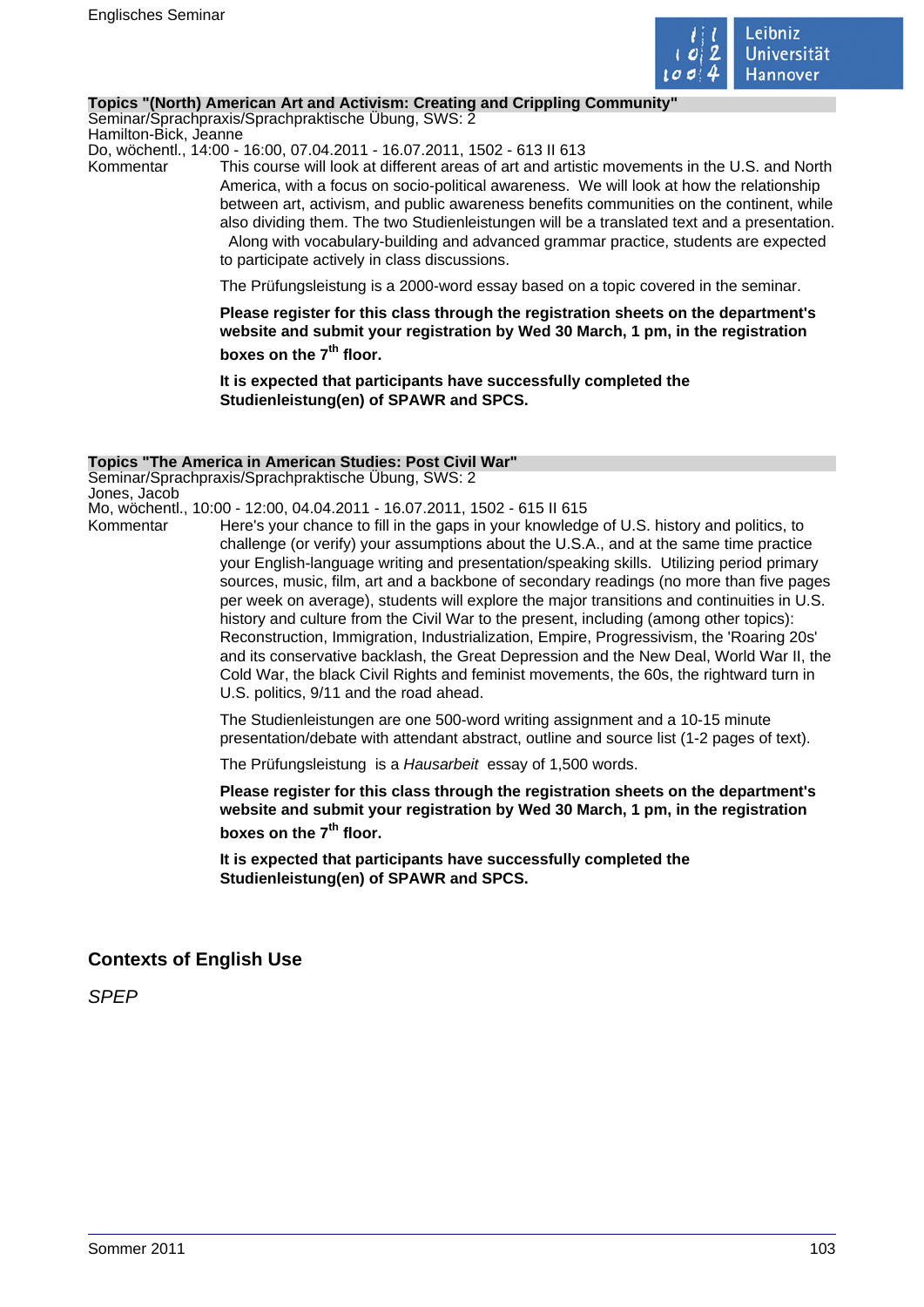**Topics "(North) American Art and Activism: Creating and Crippling Community"**

Seminar/Sprachpraxis/Sprachpraktische Übung, SWS: 2

Hamilton-Bick, Jeanne

Do, wöchentl., 14:00 - 16:00, 07.04.2011 - 16.07.2011, 1502 - 613 II 613

Kommentar

This course will look at different areas of art and artistic movements in the U.S. and North America, with a focus on socio-political awareness. We will look at how the relationship between art, activism, and public awareness benefits communities on the continent, while also dividing them. The two Studienleistungen will be a translated text and a presentation. Along with vocabulary-building and advanced grammar practice, students are expected to participate actively in class discussions.

The Prüfungsleistung is a 2000-word essay based on a topic covered in the seminar.

**Please register for this class through the registration sheets on the department's website and submit your registration by Wed 30 March, 1 pm, in the registration boxes on the 7th floor.**

**It is expected that participants have successfully completed the Studienleistung(en) of SPAWR and SPCS.**

**Topics "The America in American Studies: Post Civil War"**

Seminar/Sprachpraxis/Sprachpraktische Übung, SWS: 2

Jones, Jacob

Mo, wöchentl., 10:00 - 12:00, 04.04.2011 - 16.07.2011, 1502 - 615 II 615

Kommentar

Here's your chance to fill in the gaps in your knowledge of U.S. history and politics, to challenge (or verify) your assumptions about the U.S.A., and at the same time practice your English-language writing and presentation/speaking skills. Utilizing period primary sources, music, film, art and a backbone of secondary readings (no more than five pages per week on average), students will explore the major transitions and continuities in U.S. history and culture from the Civil War to the present, including (among other topics): Reconstruction, Immigration, Industrialization, Empire, Progressivism, the 'Roaring 20s' and its conservative backlash, the Great Depression and the New Deal, World War II, the Cold War, the black Civil Rights and feminist movements, the 60s, the rightward turn in U.S. politics, 9/11 and the road ahead.

The Studienleistungen are one 500-word writing assignment and a 10-15 minute presentation/debate with attendant abstract, outline and source list (1-2 pages of text).

The Prüfungsleistung is a *Hausarbeit* essay of 1,500 words.

**Please register for this class through the registration sheets on the department's website and submit your registration by Wed 30 March, 1 pm, in the registration boxes on the 7th floor.**

**It is expected that participants have successfully completed the Studienleistung(en) of SPAWR and SPCS.**

## Contexts of English Use

*SPEP*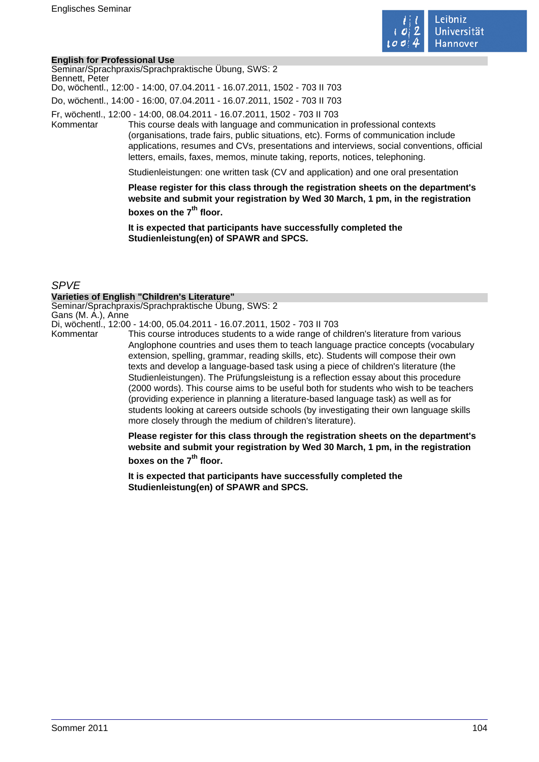## English for Professional Use

Seminar/Sprachpraxis/Sprachpraktische Übung, SWS: 2
Bennett, Peter
Do, wöchentl., 12:00 - 14:00, 07.04.2011 - 16.07.2011, 1502 - 703 II 703

Do, wöchentl., 14:00 - 16:00, 07.04.2011 - 16.07.2011, 1502 - 703 II 703

Fr, wöchentl., 12:00 - 14:00, 08.04.2011 - 16.07.2011, 1502 - 703 II 703

Kommentar

This course deals with language and communication in professional contexts (organisations, trade fairs, public situations, etc). Forms of communication include applications, resumes and CVs, presentations and interviews, social conventions, official letters, emails, faxes, memos, minute taking, reports, notices, telephoning.

Studienleistungen: one written task (CV and application) and one oral presentation

**Please register for this class through the registration sheets on the department's website and submit your registration by Wed 30 March, 1 pm, in the registration boxes on the 7th floor.**

**It is expected that participants have successfully completed the Studienleistung(en) of SPAWR and SPCS.**

# *SPVE*

## Varieties of English "Children's Literature"

Seminar/Sprachpraxis/Sprachpraktische Übung, SWS: 2
Gans (M. A.), Anne
Di, wöchentl., 12:00 - 14:00, 05.04.2011 - 16.07.2011, 1502 - 703 II 703

Kommentar

This course introduces students to a wide range of children's literature from various Anglophone countries and uses them to teach language practice concepts (vocabulary extension, spelling, grammar, reading skills, etc). Students will compose their own texts and develop a language-based task using a piece of children's literature (the Studienleistungen). The Prüfungsleistung is a reflection essay about this procedure (2000 words). This course aims to be useful both for students who wish to be teachers (providing experience in planning a literature-based language task) as well as for students looking at careers outside schools (by investigating their own language skills more closely through the medium of children's literature).

**Please register for this class through the registration sheets on the department's website and submit your registration by Wed 30 March, 1 pm, in the registration boxes on the 7th floor.**

**It is expected that participants have successfully completed the Studienleistung(en) of SPAWR and SPCS.**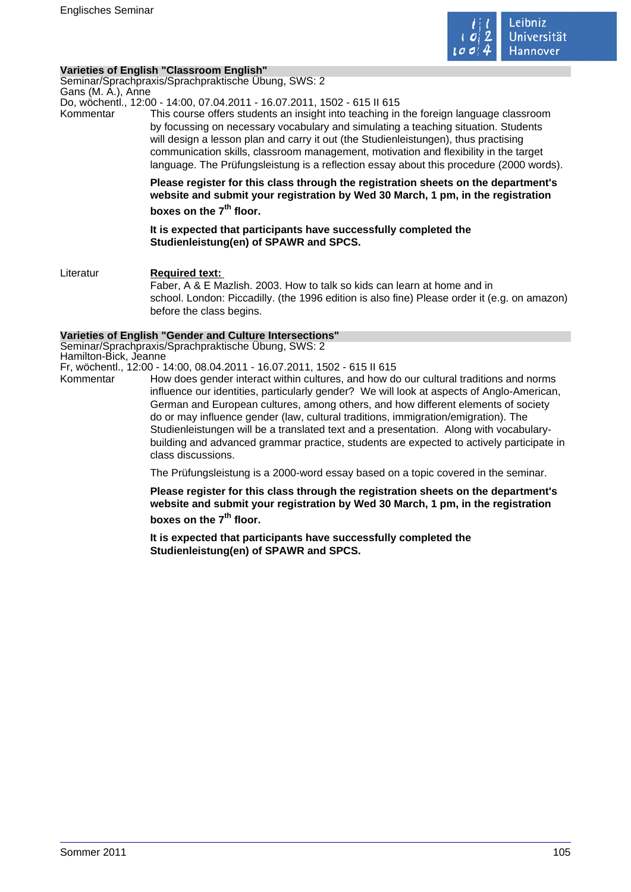### Varieties of English "Classroom English"

Seminar/Sprachpraxis/Sprachpraktische Übung, SWS: 2
Gans (M. A.), Anne
Do, wöchentl., 12:00 - 14:00, 07.04.2011 - 16.07.2011, 1502 - 615 II 615

Kommentar

This course offers students an insight into teaching in the foreign language classroom by focussing on necessary vocabulary and simulating a teaching situation. Students will design a lesson plan and carry it out (the Studienleistungen), thus practising communication skills, classroom management, motivation and flexibility in the target language. The Prüfungsleistung is a reflection essay about this procedure (2000 words).

**Please register for this class through the registration sheets on the department's website and submit your registration by Wed 30 March, 1 pm, in the registration boxes on the 7th floor.**

**It is expected that participants have successfully completed the Studienleistung(en) of SPAWR and SPCS.**

Literatur

**Required text:**
Faber, A & E Mazlish. 2003. How to talk so kids can learn at home and in school. London: Piccadilly. (the 1996 edition is also fine) Please order it (e.g. on amazon) before the class begins.

### Varieties of English "Gender and Culture Intersections"

Seminar/Sprachpraxis/Sprachpraktische Übung, SWS: 2
Hamilton-Bick, Jeanne
Fr, wöchentl., 12:00 - 14:00, 08.04.2011 - 16.07.2011, 1502 - 615 II 615

Kommentar

How does gender interact within cultures, and how do our cultural traditions and norms influence our identities, particularly gender? We will look at aspects of Anglo-American, German and European cultures, among others, and how different elements of society do or may influence gender (law, cultural traditions, immigration/emigration). The Studienleistungen will be a translated text and a presentation. Along with vocabulary-building and advanced grammar practice, students are expected to actively participate in class discussions.

The Prüfungsleistung is a 2000-word essay based on a topic covered in the seminar.

**Please register for this class through the registration sheets on the department's website and submit your registration by Wed 30 March, 1 pm, in the registration boxes on the 7th floor.**

**It is expected that participants have successfully completed the Studienleistung(en) of SPAWR and SPCS.**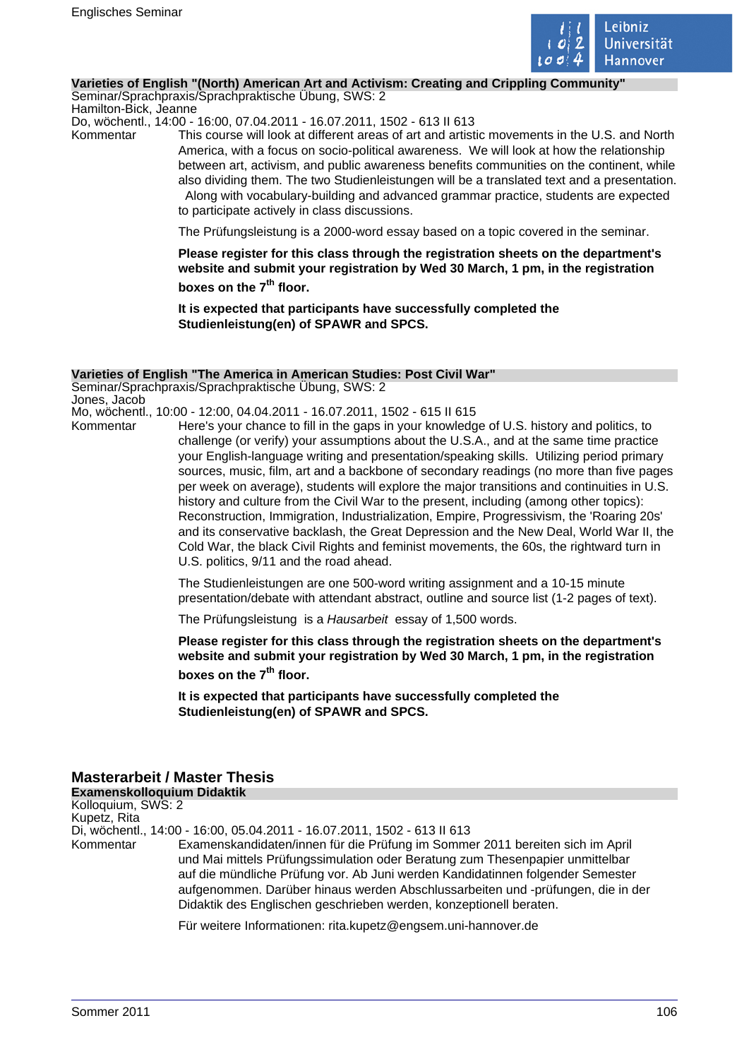**Varieties of English "(North) American Art and Activism: Creating and Crippling Community"**

Seminar/Sprachpraxis/Sprachpraktische Übung, SWS: 2
Hamilton-Bick, Jeanne
Do, wöchentl., 14:00 - 16:00, 07.04.2011 - 16.07.2011, 1502 - 613 II 613

Kommentar

This course will look at different areas of art and artistic movements in the U.S. and North America, with a focus on socio-political awareness. We will look at how the relationship between art, activism, and public awareness benefits communities on the continent, while also dividing them. The two Studienleistungen will be a translated text and a presentation. Along with vocabulary-building and advanced grammar practice, students are expected to participate actively in class discussions.

The Prüfungsleistung is a 2000-word essay based on a topic covered in the seminar.

**Please register for this class through the registration sheets on the department's website and submit your registration by Wed 30 March, 1 pm, in the registration boxes on the 7th floor.**

**It is expected that participants have successfully completed the Studienleistung(en) of SPAWR and SPCS.**

**Varieties of English "The America in American Studies: Post Civil War"**

Seminar/Sprachpraxis/Sprachpraktische Übung, SWS: 2
Jones, Jacob
Mo, wöchentl., 10:00 - 12:00, 04.04.2011 - 16.07.2011, 1502 - 615 II 615

Kommentar

Here's your chance to fill in the gaps in your knowledge of U.S. history and politics, to challenge (or verify) your assumptions about the U.S.A., and at the same time practice your English-language writing and presentation/speaking skills. Utilizing period primary sources, music, film, art and a backbone of secondary readings (no more than five pages per week on average), students will explore the major transitions and continuities in U.S. history and culture from the Civil War to the present, including (among other topics): Reconstruction, Immigration, Industrialization, Empire, Progressivism, the 'Roaring 20s' and its conservative backlash, the Great Depression and the New Deal, World War II, the Cold War, the black Civil Rights and feminist movements, the 60s, the rightward turn in U.S. politics, 9/11 and the road ahead.

The Studienleistungen are one 500-word writing assignment and a 10-15 minute presentation/debate with attendant abstract, outline and source list (1-2 pages of text).

The Prüfungsleistung is a *Hausarbeit* essay of 1,500 words.

**Please register for this class through the registration sheets on the department's website and submit your registration by Wed 30 March, 1 pm, in the registration boxes on the 7th floor.**

**It is expected that participants have successfully completed the Studienleistung(en) of SPAWR and SPCS.**

## Masterarbeit / Master Thesis

**Examenskolloquium Didaktik**

Kolloquium, SWS: 2
Kupetz, Rita
Di, wöchentl., 14:00 - 16:00, 05.04.2011 - 16.07.2011, 1502 - 613 II 613

Kommentar

Examenskandidaten/innen für die Prüfung im Sommer 2011 bereiten sich im April und Mai mittels Prüfungssimulation oder Beratung zum Thesenpapier unmittelbar auf die mündliche Prüfung vor. Ab Juni werden Kandidatinnen folgender Semester aufgenommen. Darüber hinaus werden Abschlussarbeiten und -prüfungen, die in der Didaktik des Englischen geschrieben werden, konzeptionell beraten.

Für weitere Informationen: rita.kupetz@engsem.uni-hannover.de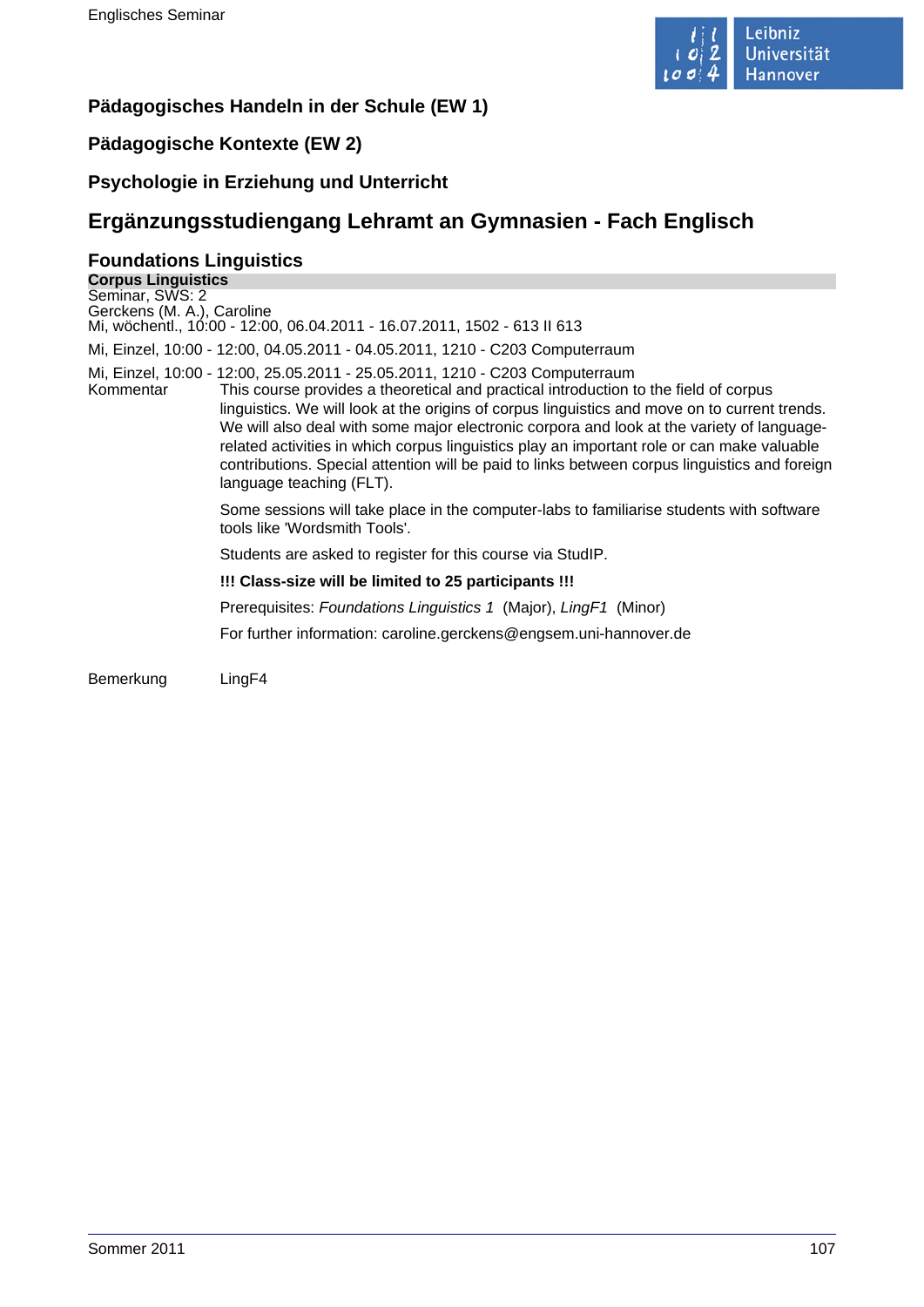### Pädagogisches Handeln in der Schule (EW 1)

### Pädagogische Kontexte (EW 2)

### Psychologie in Erziehung und Unterricht

## Ergänzungsstudiengang Lehramt an Gymnasien - Fach Englisch

### Foundations Linguistics

**Corpus Linguistics**

Seminar, SWS: 2

Gerckens (M. A.), Caroline

Mi, wöchentl., 10:00 - 12:00, 06.04.2011 - 16.07.2011, 1502 - 613 II 613

Mi, Einzel, 10:00 - 12:00, 04.05.2011 - 04.05.2011, 1210 - C203 Computerraum

Mi, Einzel, 10:00 - 12:00, 25.05.2011 - 25.05.2011, 1210 - C203 Computerraum

Kommentar

This course provides a theoretical and practical introduction to the field of corpus linguistics. We will look at the origins of corpus linguistics and move on to current trends. We will also deal with some major electronic corpora and look at the variety of language-related activities in which corpus linguistics play an important role or can make valuable contributions. Special attention will be paid to links between corpus linguistics and foreign language teaching (FLT).

Some sessions will take place in the computer-labs to familiarise students with software tools like 'Wordsmith Tools'.

Students are asked to register for this course via StudIP.

**!!! Class-size will be limited to 25 participants !!!**

Prerequisites: *Foundations Linguistics 1* (Major), *LingF1* (Minor)

For further information: caroline.gerckens@engsem.uni-hannover.de

Bemerkung

LingF4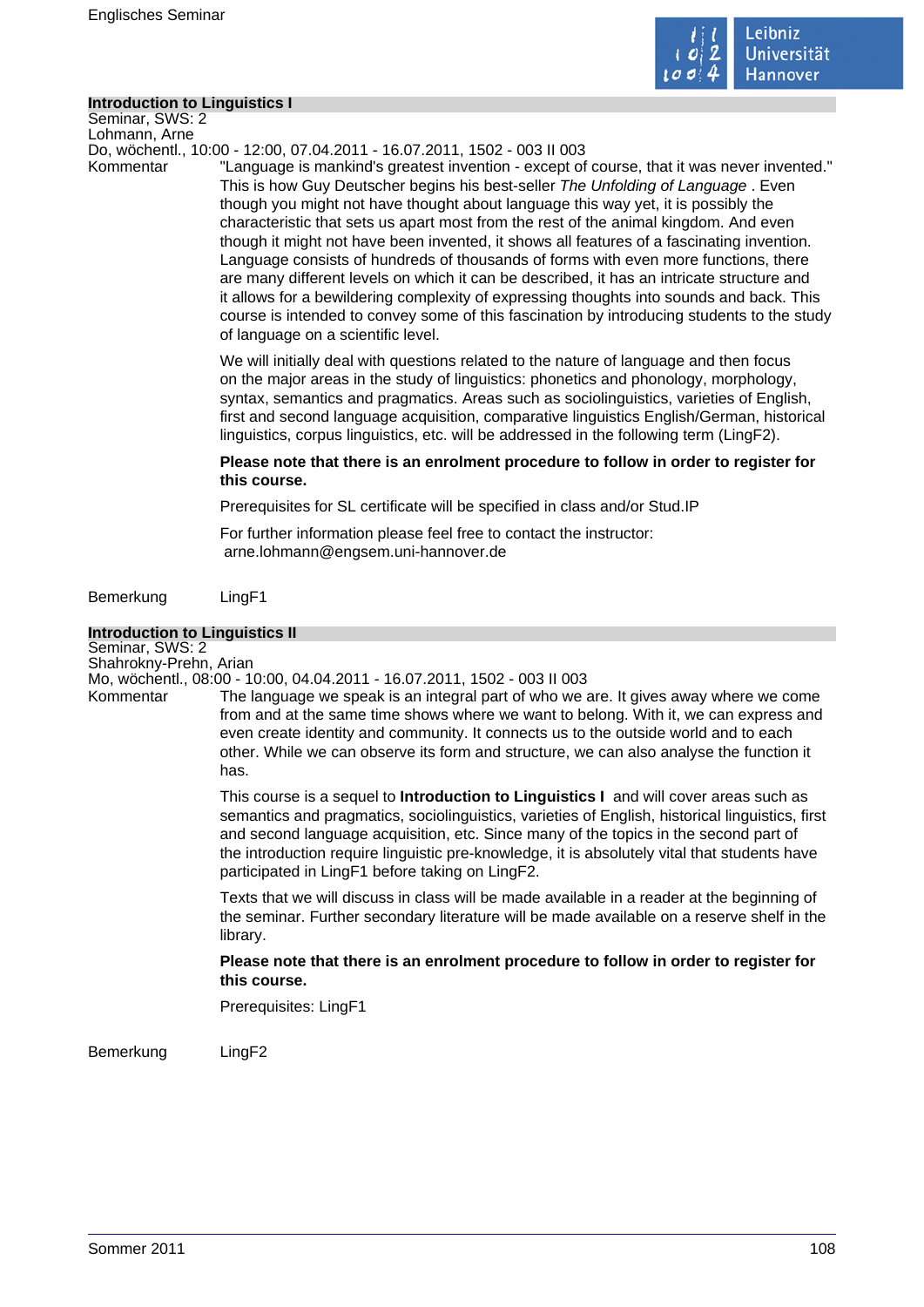## Introduction to Linguistics I

Seminar, SWS: 2
Lohmann, Arne
Do, wöchentl., 10:00 - 12:00, 07.04.2011 - 16.07.2011, 1502 - 003 II 003

Kommentar

"Language is mankind's greatest invention - except of course, that it was never invented." This is how Guy Deutscher begins his best-seller *The Unfolding of Language* . Even though you might not have thought about language this way yet, it is possibly the characteristic that sets us apart most from the rest of the animal kingdom. And even though it might not have been invented, it shows all features of a fascinating invention. Language consists of hundreds of thousands of forms with even more functions, there are many different levels on which it can be described, it has an intricate structure and it allows for a bewildering complexity of expressing thoughts into sounds and back. This course is intended to convey some of this fascination by introducing students to the study of language on a scientific level.

We will initially deal with questions related to the nature of language and then focus on the major areas in the study of linguistics: phonetics and phonology, morphology, syntax, semantics and pragmatics. Areas such as sociolinguistics, varieties of English, first and second language acquisition, comparative linguistics English/German, historical linguistics, corpus linguistics, etc. will be addressed in the following term (LingF2).

**Please note that there is an enrolment procedure to follow in order to register for this course.**

Prerequisites for SL certificate will be specified in class and/or Stud.IP

For further information please feel free to contact the instructor:
arne.lohmann@engsem.uni-hannover.de

Bemerkung

LingF1

## Introduction to Linguistics II

Seminar, SWS: 2
Shahrokny-Prehn, Arian
Mo, wöchentl., 08:00 - 10:00, 04.04.2011 - 16.07.2011, 1502 - 003 II 003

Kommentar

The language we speak is an integral part of who we are. It gives away where we come from and at the same time shows where we want to belong. With it, we can express and even create identity and community. It connects us to the outside world and to each other. While we can observe its form and structure, we can also analyse the function it has.

This course is a sequel to **Introduction to Linguistics I** and will cover areas such as semantics and pragmatics, sociolinguistics, varieties of English, historical linguistics, first and second language acquisition, etc. Since many of the topics in the second part of the introduction require linguistic pre-knowledge, it is absolutely vital that students have participated in LingF1 before taking on LingF2.

Texts that we will discuss in class will be made available in a reader at the beginning of the seminar. Further secondary literature will be made available on a reserve shelf in the library.

**Please note that there is an enrolment procedure to follow in order to register for this course.**

Prerequisites: LingF1

Bemerkung

LingF2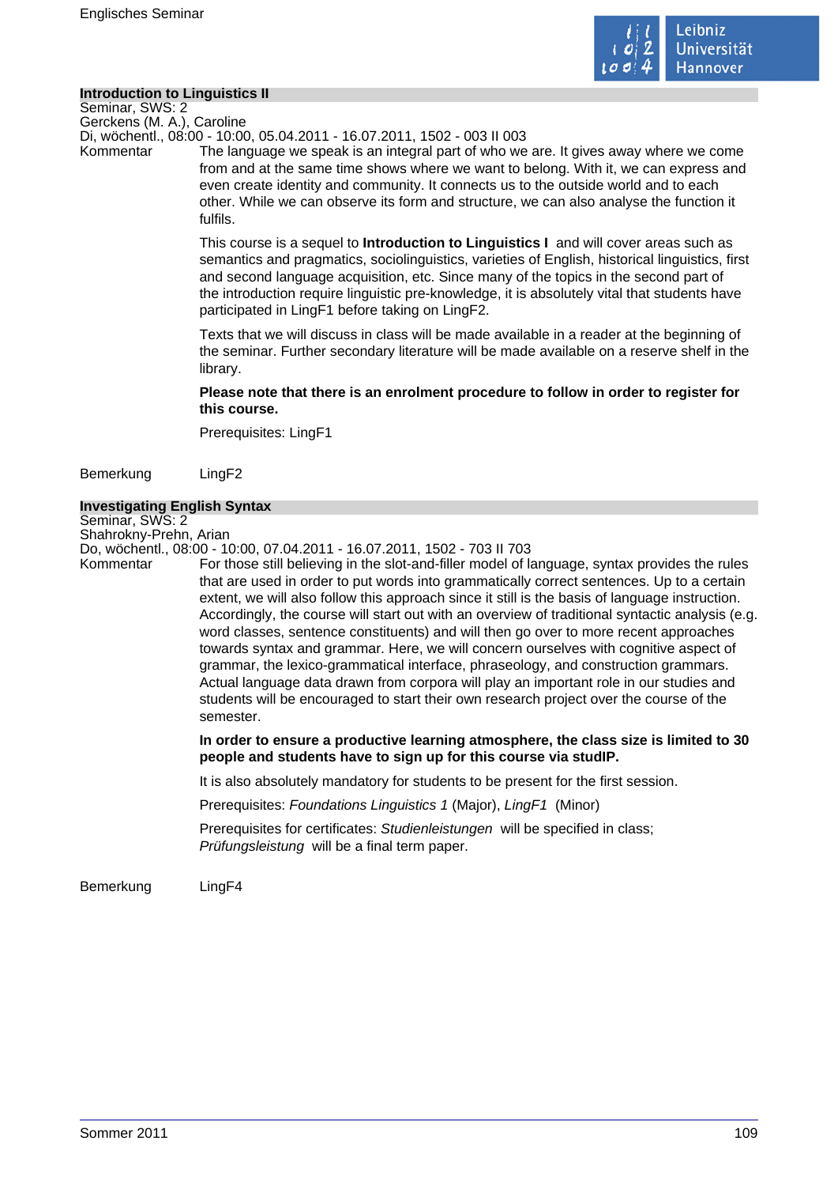## Introduction to Linguistics II

Seminar, SWS: 2
Gerckens (M. A.), Caroline
Di, wöchentl., 08:00 - 10:00, 05.04.2011 - 16.07.2011, 1502 - 003 II 003

Kommentar

The language we speak is an integral part of who we are. It gives away where we come from and at the same time shows where we want to belong. With it, we can express and even create identity and community. It connects us to the outside world and to each other. While we can observe its form and structure, we can also analyse the function it fulfils.

This course is a sequel to **Introduction to Linguistics I** and will cover areas such as semantics and pragmatics, sociolinguistics, varieties of English, historical linguistics, first and second language acquisition, etc. Since many of the topics in the second part of the introduction require linguistic pre-knowledge, it is absolutely vital that students have participated in LingF1 before taking on LingF2.

Texts that we will discuss in class will be made available in a reader at the beginning of the seminar. Further secondary literature will be made available on a reserve shelf in the library.

**Please note that there is an enrolment procedure to follow in order to register for this course.**

Prerequisites: LingF1

Bemerkung

LingF2

## Investigating English Syntax

Seminar, SWS: 2
Shahrokny-Prehn, Arian
Do, wöchentl., 08:00 - 10:00, 07.04.2011 - 16.07.2011, 1502 - 703 II 703

Kommentar

For those still believing in the slot-and-filler model of language, syntax provides the rules that are used in order to put words into grammatically correct sentences. Up to a certain extent, we will also follow this approach since it still is the basis of language instruction. Accordingly, the course will start out with an overview of traditional syntactic analysis (e.g. word classes, sentence constituents) and will then go over to more recent approaches towards syntax and grammar. Here, we will concern ourselves with cognitive aspect of grammar, the lexico-grammatical interface, phraseology, and construction grammars. Actual language data drawn from corpora will play an important role in our studies and students will be encouraged to start their own research project over the course of the semester.

**In order to ensure a productive learning atmosphere, the class size is limited to 30 people and students have to sign up for this course via studIP.**

It is also absolutely mandatory for students to be present for the first session.

Prerequisites: *Foundations Linguistics 1* (Major), *LingF1* (Minor)

Prerequisites for certificates: *Studienleistungen* will be specified in class; *Prüfungsleistung* will be a final term paper.

Bemerkung

LingF4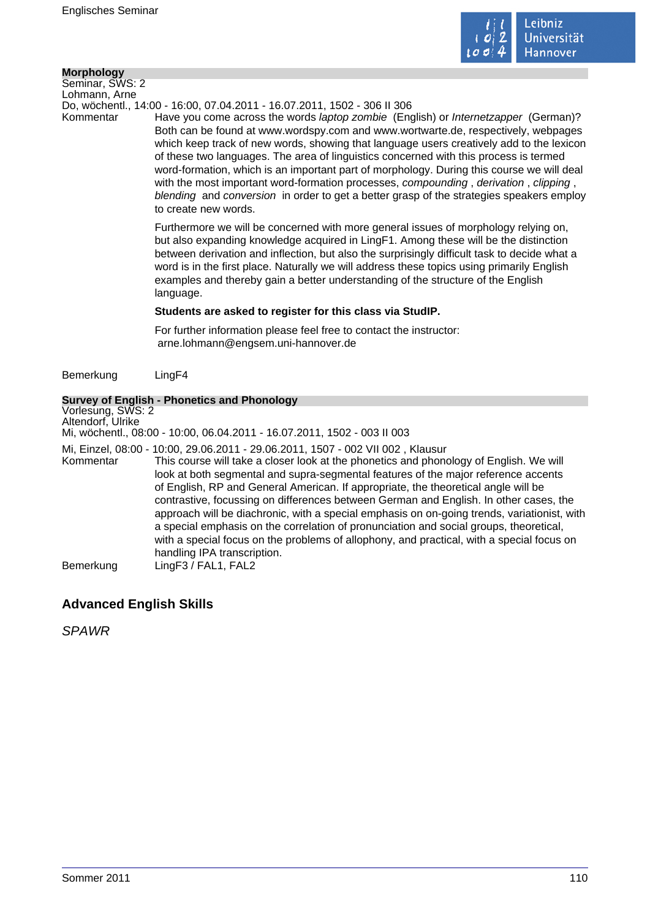**Morphology**
Seminar, SWS: 2
Lohmann, Arne
Do, wöchentl., 14:00 - 16:00, 07.04.2011 - 16.07.2011, 1502 - 306 II 306

Kommentar

Have you come across the words *laptop zombie* (English) or *Internetzapper* (German)? Both can be found at www.wordspy.com and www.wortwarte.de, respectively, webpages which keep track of new words, showing that language users creatively add to the lexicon of these two languages. The area of linguistics concerned with this process is termed word-formation, which is an important part of morphology. During this course we will deal with the most important word-formation processes, *compounding* , *derivation* , *clipping* , *blending* and *conversion* in order to get a better grasp of the strategies speakers employ to create new words.

Furthermore we will be concerned with more general issues of morphology relying on, but also expanding knowledge acquired in LingF1. Among these will be the distinction between derivation and inflection, but also the surprisingly difficult task to decide what a word is in the first place. Naturally we will address these topics using primarily English examples and thereby gain a better understanding of the structure of the English language.

**Students are asked to register for this class via StudIP.**

For further information please feel free to contact the instructor:
arne.lohmann@engsem.uni-hannover.de

Bemerkung

LingF4

**Survey of English - Phonetics and Phonology**
Vorlesung, SWS: 2
Altendorf, Ulrike
Mi, wöchentl., 08:00 - 10:00, 06.04.2011 - 16.07.2011, 1502 - 003 II 003
Mi, Einzel, 08:00 - 10:00, 29.06.2011 - 29.06.2011, 1507 - 002 VII 002 , Klausur

Kommentar

This course will take a closer look at the phonetics and phonology of English. We will look at both segmental and supra-segmental features of the major reference accents of English, RP and General American. If appropriate, the theoretical angle will be contrastive, focussing on differences between German and English. In other cases, the approach will be diachronic, with a special emphasis on on-going trends, variationist, with a special emphasis on the correlation of pronunciation and social groups, theoretical, with a special focus on the problems of allophony, and practical, with a special focus on handling IPA transcription.

Bemerkung

LingF3 / FAL1, FAL2

## Advanced English Skills

*SPAWR*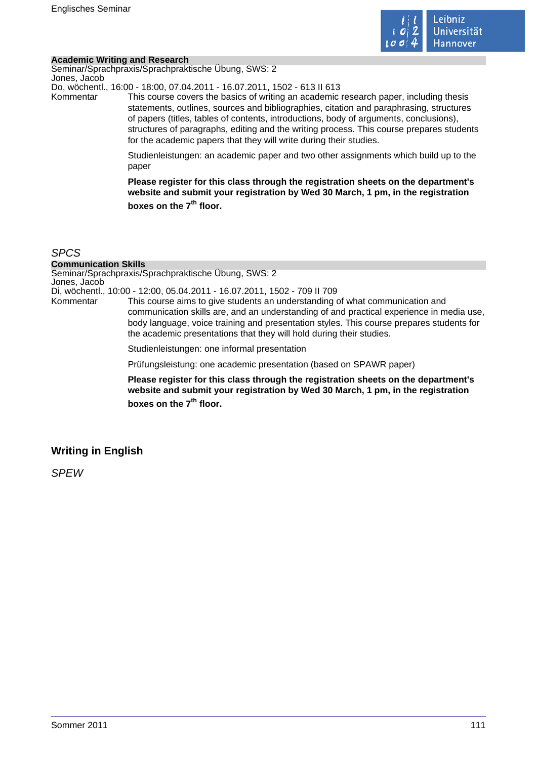**Academic Writing and Research**

Seminar/Sprachpraxis/Sprachpraktische Übung, SWS: 2

Jones, Jacob

Do, wöchentl., 16:00 - 18:00, 07.04.2011 - 16.07.2011, 1502 - 613 II 613

Kommentar

This course covers the basics of writing an academic research paper, including thesis statements, outlines, sources and bibliographies, citation and paraphrasing, structures of papers (titles, tables of contents, introductions, body of arguments, conclusions), structures of paragraphs, editing and the writing process. This course prepares students for the academic papers that they will write during their studies.

Studienleistungen: an academic paper and two other assignments which build up to the paper

**Please register for this class through the registration sheets on the department's website and submit your registration by Wed 30 March, 1 pm, in the registration boxes on the 7th floor.**

*SPCS*

**Communication Skills**

Seminar/Sprachpraxis/Sprachpraktische Übung, SWS: 2

Jones, Jacob

Di, wöchentl., 10:00 - 12:00, 05.04.2011 - 16.07.2011, 1502 - 709 II 709

Kommentar

This course aims to give students an understanding of what communication and communication skills are, and an understanding of and practical experience in media use, body language, voice training and presentation styles. This course prepares students for the academic presentations that they will hold during their studies.

Studienleistungen: one informal presentation

Prüfungsleistung: one academic presentation (based on SPAWR paper)

**Please register for this class through the registration sheets on the department's website and submit your registration by Wed 30 March, 1 pm, in the registration boxes on the 7th floor.**

## Writing in English

*SPEW*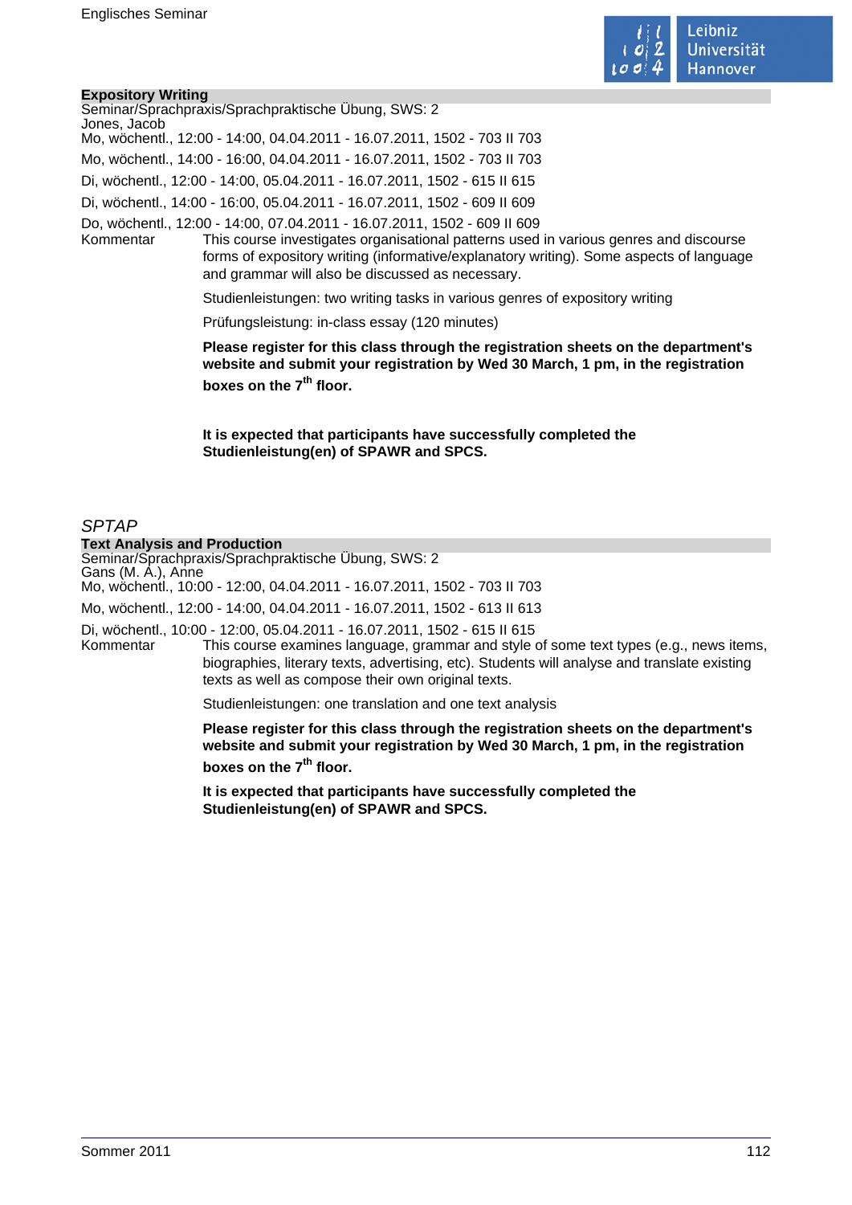### Expository Writing

Seminar/Sprachpraxis/Sprachpraktische Übung, SWS: 2
Jones, Jacob

Mo, wöchentl., 12:00 - 14:00, 04.04.2011 - 16.07.2011, 1502 - 703 II 703

Mo, wöchentl., 14:00 - 16:00, 04.04.2011 - 16.07.2011, 1502 - 703 II 703

Di, wöchentl., 12:00 - 14:00, 05.04.2011 - 16.07.2011, 1502 - 615 II 615

Di, wöchentl., 14:00 - 16:00, 05.04.2011 - 16.07.2011, 1502 - 609 II 609

Do, wöchentl., 12:00 - 14:00, 07.04.2011 - 16.07.2011, 1502 - 609 II 609

Kommentar

This course investigates organisational patterns used in various genres and discourse forms of expository writing (informative/explanatory writing). Some aspects of language and grammar will also be discussed as necessary.

Studienleistungen: two writing tasks in various genres of expository writing

Prüfungsleistung: in-class essay (120 minutes)

**Please register for this class through the registration sheets on the department's website and submit your registration by Wed 30 March, 1 pm, in the registration boxes on the 7th floor.**

**It is expected that participants have successfully completed the Studienleistung(en) of SPAWR and SPCS.**

## *SPTAP*

### Text Analysis and Production

Seminar/Sprachpraxis/Sprachpraktische Übung, SWS: 2
Gans (M. A.), Anne

Mo, wöchentl., 10:00 - 12:00, 04.04.2011 - 16.07.2011, 1502 - 703 II 703

Mo, wöchentl., 12:00 - 14:00, 04.04.2011 - 16.07.2011, 1502 - 613 II 613

Di, wöchentl., 10:00 - 12:00, 05.04.2011 - 16.07.2011, 1502 - 615 II 615

Kommentar

This course examines language, grammar and style of some text types (e.g., news items, biographies, literary texts, advertising, etc). Students will analyse and translate existing texts as well as compose their own original texts.

Studienleistungen: one translation and one text analysis

**Please register for this class through the registration sheets on the department's website and submit your registration by Wed 30 March, 1 pm, in the registration boxes on the 7th floor.**

**It is expected that participants have successfully completed the Studienleistung(en) of SPAWR and SPCS.**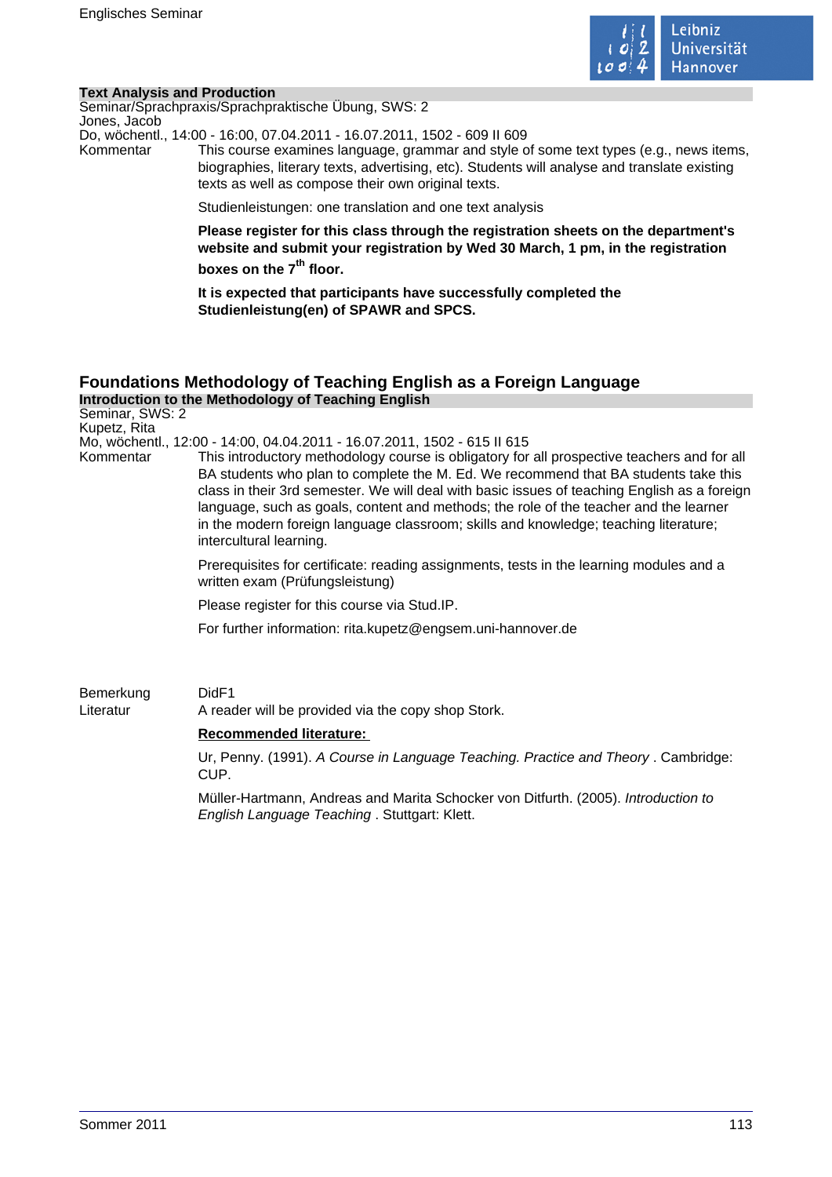### Text Analysis and Production

Seminar/Sprachpraxis/Sprachpraktische Übung, SWS: 2
Jones, Jacob
Do, wöchentl., 14:00 - 16:00, 07.04.2011 - 16.07.2011, 1502 - 609 II 609

Kommentar

This course examines language, grammar and style of some text types (e.g., news items, biographies, literary texts, advertising, etc). Students will analyse and translate existing texts as well as compose their own original texts.

Studienleistungen: one translation and one text analysis

**Please register for this class through the registration sheets on the department's website and submit your registration by Wed 30 March, 1 pm, in the registration boxes on the 7th floor.**

**It is expected that participants have successfully completed the Studienleistung(en) of SPAWR and SPCS.**

## Foundations Methodology of Teaching English as a Foreign Language

### Introduction to the Methodology of Teaching English

Seminar, SWS: 2
Kupetz, Rita
Mo, wöchentl., 12:00 - 14:00, 04.04.2011 - 16.07.2011, 1502 - 615 II 615

Kommentar

This introductory methodology course is obligatory for all prospective teachers and for all BA students who plan to complete the M. Ed. We recommend that BA students take this class in their 3rd semester. We will deal with basic issues of teaching English as a foreign language, such as goals, content and methods; the role of the teacher and the learner in the modern foreign language classroom; skills and knowledge; teaching literature; intercultural learning.

Prerequisites for certificate: reading assignments, tests in the learning modules and a written exam (Prüfungsleistung)

Please register for this course via Stud.IP.

For further information: rita.kupetz@engsem.uni-hannover.de

Bemerkung

DidF1

Literatur

A reader will be provided via the copy shop Stork.

**Recommended literature:**

Ur, Penny. (1991). *A Course in Language Teaching. Practice and Theory* . Cambridge: CUP.

Müller-Hartmann, Andreas and Marita Schocker von Ditfurth. (2005). *Introduction to English Language Teaching* . Stuttgart: Klett.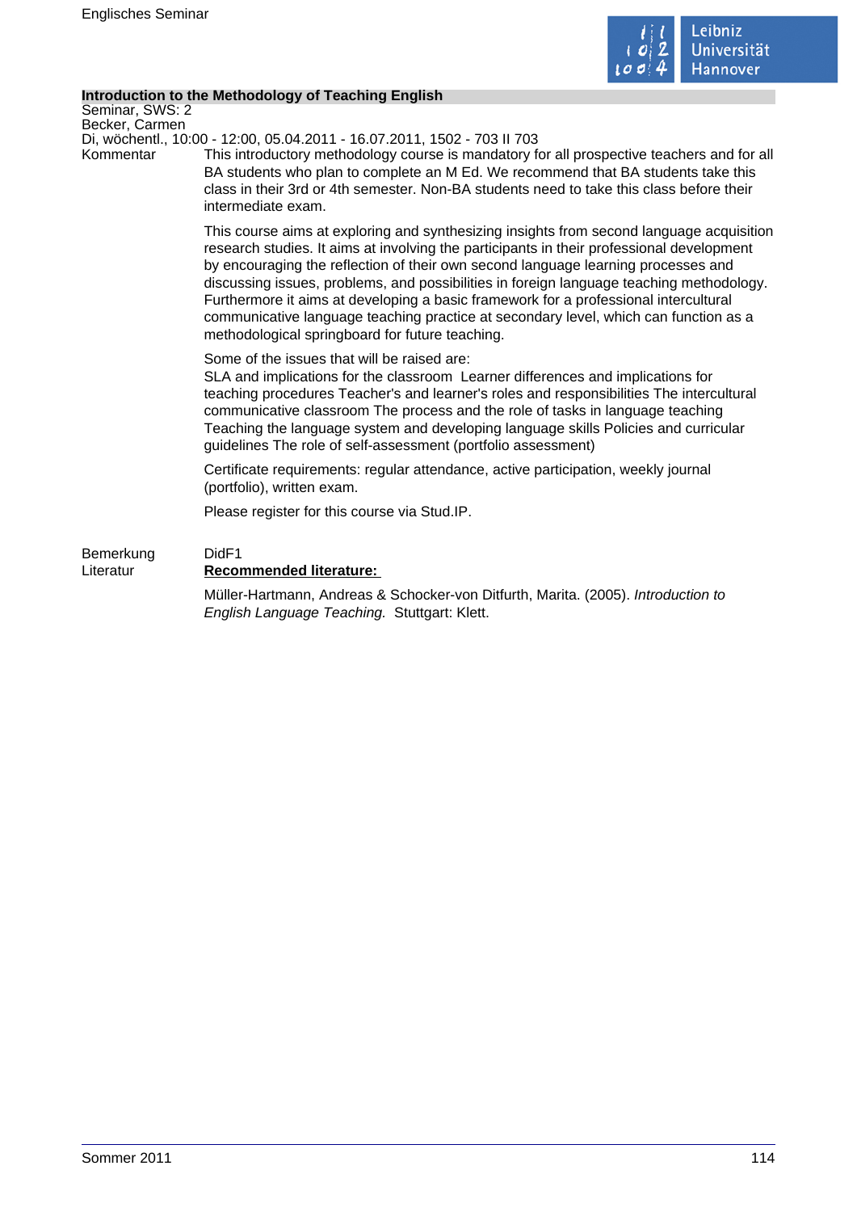## Introduction to the Methodology of Teaching English

Seminar, SWS: 2
Becker, Carmen
Di, wöchentl., 10:00 - 12:00, 05.04.2011 - 16.07.2011, 1502 - 703 II 703

Kommentar

This introductory methodology course is mandatory for all prospective teachers and for all BA students who plan to complete an M Ed. We recommend that BA students take this class in their 3rd or 4th semester. Non-BA students need to take this class before their intermediate exam.

This course aims at exploring and synthesizing insights from second language acquisition research studies. It aims at involving the participants in their professional development by encouraging the reflection of their own second language learning processes and discussing issues, problems, and possibilities in foreign language teaching methodology. Furthermore it aims at developing a basic framework for a professional intercultural communicative language teaching practice at secondary level, which can function as a methodological springboard for future teaching.

Some of the issues that will be raised are:
SLA and implications for the classroom Learner differences and implications for teaching procedures Teacher's and learner's roles and responsibilities The intercultural communicative classroom The process and the role of tasks in language teaching Teaching the language system and developing language skills Policies and curricular guidelines The role of self-assessment (portfolio assessment)

Certificate requirements: regular attendance, active participation, weekly journal (portfolio), written exam.

Please register for this course via Stud.IP.

Bemerkung

DidF1

Literatur

**Recommended literature:**

Müller-Hartmann, Andreas & Schocker-von Ditfurth, Marita. (2005). *Introduction to English Language Teaching.* Stuttgart: Klett.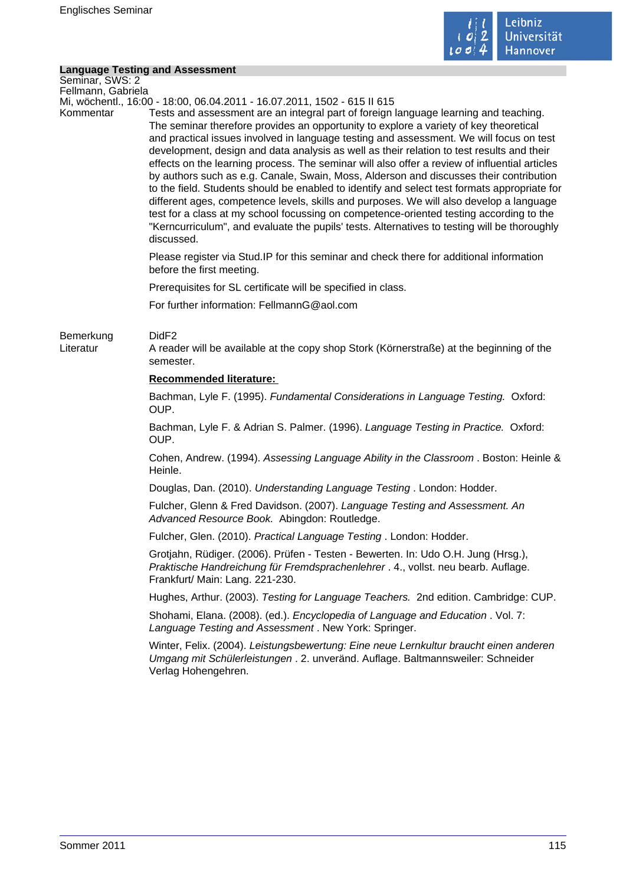## Language Testing and Assessment

Seminar, SWS: 2
Fellmann, Gabriela
Mi, wöchentl., 16:00 - 18:00, 06.04.2011 - 16.07.2011, 1502 - 615 II 615

Kommentar

Tests and assessment are an integral part of foreign language learning and teaching. The seminar therefore provides an opportunity to explore a variety of key theoretical and practical issues involved in language testing and assessment. We will focus on test development, design and data analysis as well as their relation to test results and their effects on the learning process. The seminar will also offer a review of influential articles by authors such as e.g. Canale, Swain, Moss, Alderson and discusses their contribution to the field. Students should be enabled to identify and select test formats appropriate for different ages, competence levels, skills and purposes. We will also develop a language test for a class at my school focussing on competence-oriented testing according to the "Kerncurriculum", and evaluate the pupils' tests. Alternatives to testing will be thoroughly discussed.

Please register via Stud.IP for this seminar and check there for additional information before the first meeting.

Prerequisites for SL certificate will be specified in class.

For further information: FellmannG@aol.com

Bemerkung

DidF2

Literatur

A reader will be available at the copy shop Stork (Körnerstraße) at the beginning of the semester.

**Recommended literature:**

Bachman, Lyle F. (1995). *Fundamental Considerations in Language Testing.* Oxford: OUP.

Bachman, Lyle F. & Adrian S. Palmer. (1996). *Language Testing in Practice.* Oxford: OUP.

Cohen, Andrew. (1994). *Assessing Language Ability in the Classroom* . Boston: Heinle & Heinle.

Douglas, Dan. (2010). *Understanding Language Testing* . London: Hodder.

Fulcher, Glenn & Fred Davidson. (2007). *Language Testing and Assessment. An Advanced Resource Book.* Abingdon: Routledge.

Fulcher, Glen. (2010). *Practical Language Testing* . London: Hodder.

Grotjahn, Rüdiger. (2006). Prüfen - Testen - Bewerten. In: Udo O.H. Jung (Hrsg.), *Praktische Handreichung für Fremdsprachenlehrer* . 4., vollst. neu bearb. Auflage. Frankfurt/ Main: Lang. 221-230.

Hughes, Arthur. (2003). *Testing for Language Teachers.* 2nd edition. Cambridge: CUP.

Shohami, Elana. (2008). (ed.). *Encyclopedia of Language and Education* . Vol. 7: *Language Testing and Assessment* . New York: Springer.

Winter, Felix. (2004). *Leistungsbewertung: Eine neue Lernkultur braucht einen anderen Umgang mit Schülerleistungen* . 2. unveränd. Auflage. Baltmannsweiler: Schneider Verlag Hohengehren.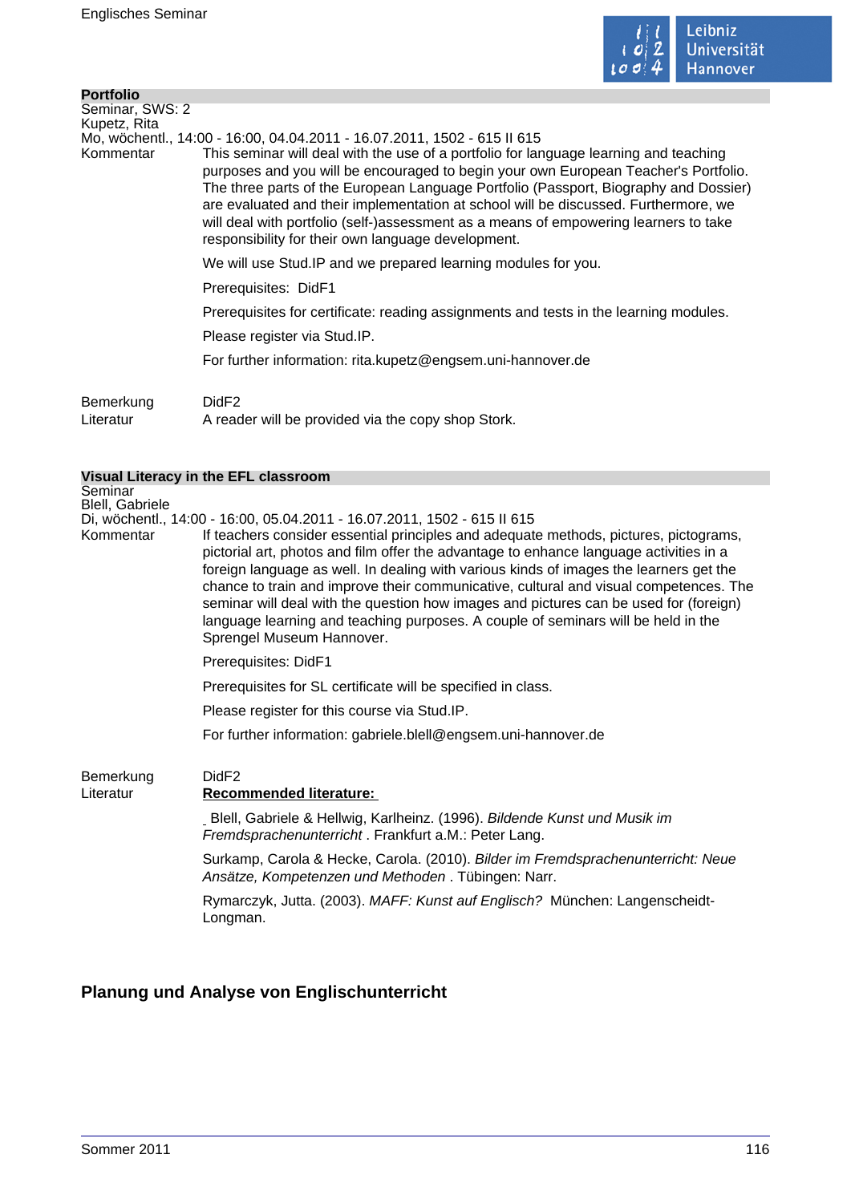### Portfolio

Seminar, SWS: 2

Kupetz, Rita

Mo, wöchentl., 14:00 - 16:00, 04.04.2011 - 16.07.2011, 1502 - 615 II 615

Kommentar

This seminar will deal with the use of a portfolio for language learning and teaching purposes and you will be encouraged to begin your own European Teacher's Portfolio. The three parts of the European Language Portfolio (Passport, Biography and Dossier) are evaluated and their implementation at school will be discussed. Furthermore, we will deal with portfolio (self-)assessment as a means of empowering learners to take responsibility for their own language development.

We will use Stud.IP and we prepared learning modules for you.

Prerequisites: DidF1

Prerequisites for certificate: reading assignments and tests in the learning modules.

Please register via Stud.IP.

For further information: rita.kupetz@engsem.uni-hannover.de

Bemerkung

DidF2

Literatur

A reader will be provided via the copy shop Stork.

### Visual Literacy in the EFL classroom

Seminar

Blell, Gabriele

Di, wöchentl., 14:00 - 16:00, 05.04.2011 - 16.07.2011, 1502 - 615 II 615

Kommentar

If teachers consider essential principles and adequate methods, pictures, pictograms, pictorial art, photos and film offer the advantage to enhance language activities in a foreign language as well. In dealing with various kinds of images the learners get the chance to train and improve their communicative, cultural and visual competences. The seminar will deal with the question how images and pictures can be used for (foreign) language learning and teaching purposes. A couple of seminars will be held in the Sprengel Museum Hannover.

Prerequisites: DidF1

Prerequisites for SL certificate will be specified in class.

Please register for this course via Stud.IP.

For further information: gabriele.blell@engsem.uni-hannover.de

Bemerkung

DidF2

Literatur

**Recommended literature:**

Blell, Gabriele & Hellwig, Karlheinz. (1996). *Bildende Kunst und Musik im Fremdsprachenunterricht* . Frankfurt a.M.: Peter Lang.

Surkamp, Carola & Hecke, Carola. (2010). *Bilder im Fremdsprachenunterricht: Neue Ansätze, Kompetenzen und Methoden* . Tübingen: Narr.

Rymarczyk, Jutta. (2003). *MAFF: Kunst auf Englisch?* München: Langenscheidt-Longman.

## Planung und Analyse von Englischunterricht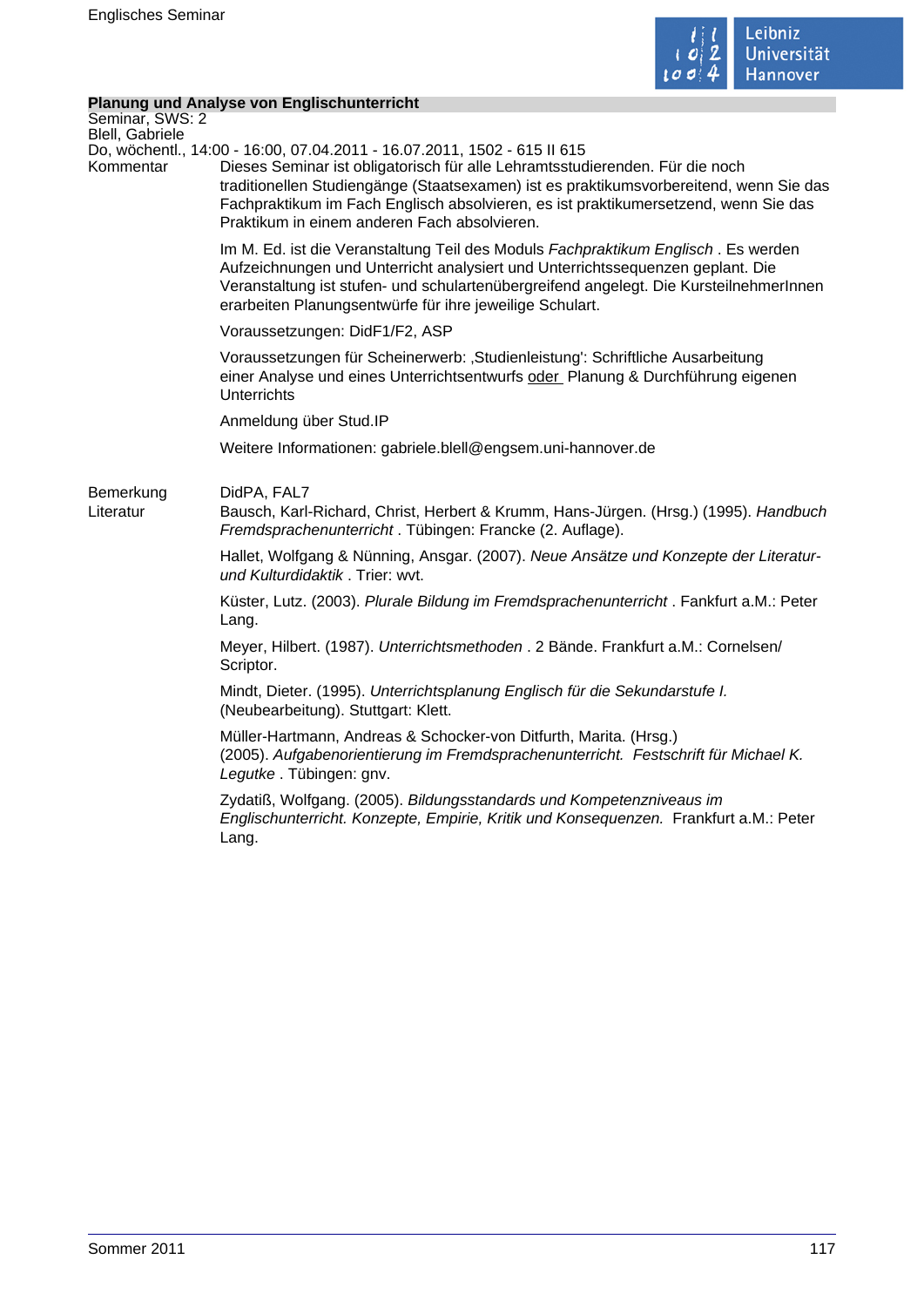## Planung und Analyse von Englischunterricht

Seminar, SWS: 2
Blell, Gabriele
Do, wöchentl., 14:00 - 16:00, 07.04.2011 - 16.07.2011, 1502 - 615 II 615

**Kommentar**

Dieses Seminar ist obligatorisch für alle Lehramtsstudierenden. Für die noch traditionellen Studiengänge (Staatsexamen) ist es praktikumsvorbereitend, wenn Sie das Fachpraktikum im Fach Englisch absolvieren, es ist praktikumersetzend, wenn Sie das Praktikum in einem anderen Fach absolvieren.

Im M. Ed. ist die Veranstaltung Teil des Moduls *Fachpraktikum Englisch* . Es werden Aufzeichnungen und Unterricht analysiert und Unterrichtssequenzen geplant. Die Veranstaltung ist stufen- und schulartenübergreifend angelegt. Die KursteilnehmerInnen erarbeiten Planungsentwürfe für ihre jeweilige Schulart.

Voraussetzungen: DidF1/F2, ASP

Voraussetzungen für Scheinerwerb: ‚Studienleistung': Schriftliche Ausarbeitung einer Analyse und eines Unterrichtsentwurfs oder Planung & Durchführung eigenen Unterrichts

Anmeldung über Stud.IP

Weitere Informationen: gabriele.blell@engsem.uni-hannover.de

**Bemerkung**

DidPA, FAL7

**Literatur**

Bausch, Karl-Richard, Christ, Herbert & Krumm, Hans-Jürgen. (Hrsg.) (1995). *Handbuch Fremdsprachenunterricht* . Tübingen: Francke (2. Auflage).

Hallet, Wolfgang & Nünning, Ansgar. (2007). *Neue Ansätze und Konzepte der Literatur- und Kulturdidaktik* . Trier: wvt.

Küster, Lutz. (2003). *Plurale Bildung im Fremdsprachenunterricht* . Fankfurt a.M.: Peter Lang.

Meyer, Hilbert. (1987). *Unterrichtsmethoden* . 2 Bände. Frankfurt a.M.: Cornelsen/ Scriptor.

Mindt, Dieter. (1995). *Unterrichtsplanung Englisch für die Sekundarstufe I.* (Neubearbeitung). Stuttgart: Klett.

Müller-Hartmann, Andreas & Schocker-von Ditfurth, Marita. (Hrsg.) (2005). *Aufgabenorientierung im Fremdsprachenunterricht. Festschrift für Michael K. Legutke* . Tübingen: gnv.

Zydatiß, Wolfgang. (2005). *Bildungsstandards und Kompetenzniveaus im Englischunterricht. Konzepte, Empirie, Kritik und Konsequenzen.* Frankfurt a.M.: Peter Lang.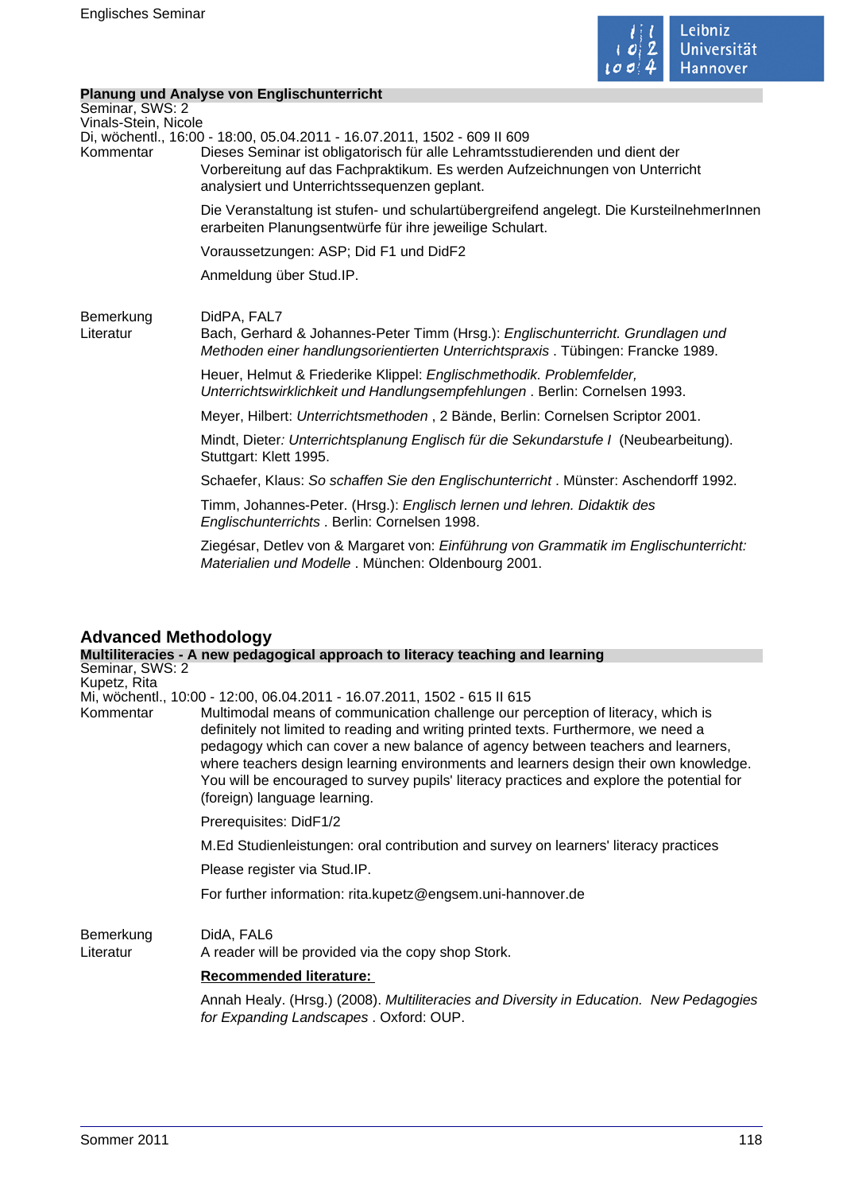**Planung und Analyse von Englischunterricht**

Seminar, SWS: 2
Vinals-Stein, Nicole
Di, wöchentl., 16:00 - 18:00, 05.04.2011 - 16.07.2011, 1502 - 609 II 609

Kommentar

Dieses Seminar ist obligatorisch für alle Lehramtsstudierenden und dient der Vorbereitung auf das Fachpraktikum. Es werden Aufzeichnungen von Unterricht analysiert und Unterrichtssequenzen geplant.

Die Veranstaltung ist stufen- und schulartübergreifend angelegt. Die KursteilnehmerInnen erarbeiten Planungsentwürfe für ihre jeweilige Schulart.

Voraussetzungen: ASP; Did F1 und DidF2

Anmeldung über Stud.IP.

Bemerkung

DidPA, FAL7

Literatur

Bach, Gerhard & Johannes-Peter Timm (Hrsg.): *Englischunterricht. Grundlagen und Methoden einer handlungsorientierten Unterrichtspraxis* . Tübingen: Francke 1989.

Heuer, Helmut & Friederike Klippel: *Englischmethodik. Problemfelder, Unterrichtswirklichkeit und Handlungsempfehlungen* . Berlin: Cornelsen 1993.

Meyer, Hilbert: *Unterrichtsmethoden* , 2 Bände, Berlin: Cornelsen Scriptor 2001.

Mindt, Dieter*: Unterrichtsplanung Englisch für die Sekundarstufe I* (Neubearbeitung). Stuttgart: Klett 1995.

Schaefer, Klaus: *So schaffen Sie den Englischunterricht* . Münster: Aschendorff 1992.

Timm, Johannes-Peter. (Hrsg.): *Englisch lernen und lehren. Didaktik des Englischunterrichts* . Berlin: Cornelsen 1998.

Ziegésar, Detlev von & Margaret von: *Einführung von Grammatik im Englischunterricht: Materialien und Modelle* . München: Oldenbourg 2001.

## Advanced Methodology

**Multiliteracies - A new pedagogical approach to literacy teaching and learning**

Seminar, SWS: 2
Kupetz, Rita
Mi, wöchentl., 10:00 - 12:00, 06.04.2011 - 16.07.2011, 1502 - 615 II 615

Kommentar

Multimodal means of communication challenge our perception of literacy, which is definitely not limited to reading and writing printed texts. Furthermore, we need a pedagogy which can cover a new balance of agency between teachers and learners, where teachers design learning environments and learners design their own knowledge. You will be encouraged to survey pupils' literacy practices and explore the potential for (foreign) language learning.

Prerequisites: DidF1/2

M.Ed Studienleistungen: oral contribution and survey on learners' literacy practices

Please register via Stud.IP.

For further information: rita.kupetz@engsem.uni-hannover.de

Bemerkung

DidA, FAL6

Literatur

A reader will be provided via the copy shop Stork.

**Recommended literature:**

Annah Healy. (Hrsg.) (2008). *Multiliteracies and Diversity in Education. New Pedagogies for Expanding Landscapes* . Oxford: OUP.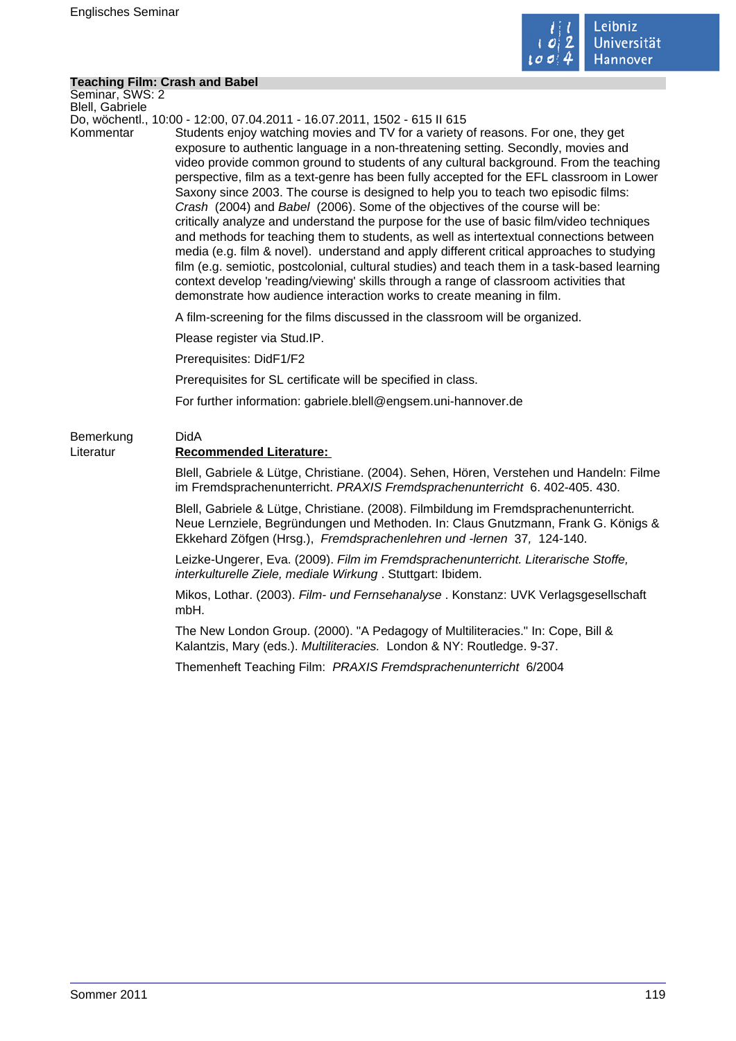## Teaching Film: Crash and Babel

Seminar, SWS: 2
Blell, Gabriele
Do, wöchentl., 10:00 - 12:00, 07.04.2011 - 16.07.2011, 1502 - 615 II 615

**Kommentar**

Students enjoy watching movies and TV for a variety of reasons. For one, they get exposure to authentic language in a non-threatening setting. Secondly, movies and video provide common ground to students of any cultural background. From the teaching perspective, film as a text-genre has been fully accepted for the EFL classroom in Lower Saxony since 2003. The course is designed to help you to teach two episodic films: *Crash* (2004) and *Babel* (2006). Some of the objectives of the course will be: critically analyze and understand the purpose for the use of basic film/video techniques and methods for teaching them to students, as well as intertextual connections between media (e.g. film & novel). understand and apply different critical approaches to studying film (e.g. semiotic, postcolonial, cultural studies) and teach them in a task-based learning context develop 'reading/viewing' skills through a range of classroom activities that demonstrate how audience interaction works to create meaning in film.

A film-screening for the films discussed in the classroom will be organized.

Please register via Stud.IP.

Prerequisites: DidF1/F2

Prerequisites for SL certificate will be specified in class.

For further information: gabriele.blell@engsem.uni-hannover.de

**Bemerkung**

DidA

**Literatur**

**Recommended Literature:**

Blell, Gabriele & Lütge, Christiane. (2004). Sehen, Hören, Verstehen und Handeln: Filme im Fremdsprachenunterricht. *PRAXIS Fremdsprachenunterricht* 6. 402-405. 430.

Blell, Gabriele & Lütge, Christiane. (2008). Filmbildung im Fremdsprachenunterricht. Neue Lernziele, Begründungen und Methoden. In: Claus Gnutzmann, Frank G. Königs & Ekkehard Zöfgen (Hrsg.), *Fremdsprachenlehren und -lernen* 37, 124-140.

Leizke-Ungerer, Eva. (2009). *Film im Fremdsprachenunterricht. Literarische Stoffe, interkulturelle Ziele, mediale Wirkung* . Stuttgart: Ibidem.

Mikos, Lothar. (2003). *Film- und Fernsehanalyse* . Konstanz: UVK Verlagsgesellschaft mbH.

The New London Group. (2000). "A Pedagogy of Multiliteracies." In: Cope, Bill & Kalantzis, Mary (eds.). *Multiliteracies.* London & NY: Routledge. 9-37.

Themenheft Teaching Film: *PRAXIS Fremdsprachenunterricht* 6/2004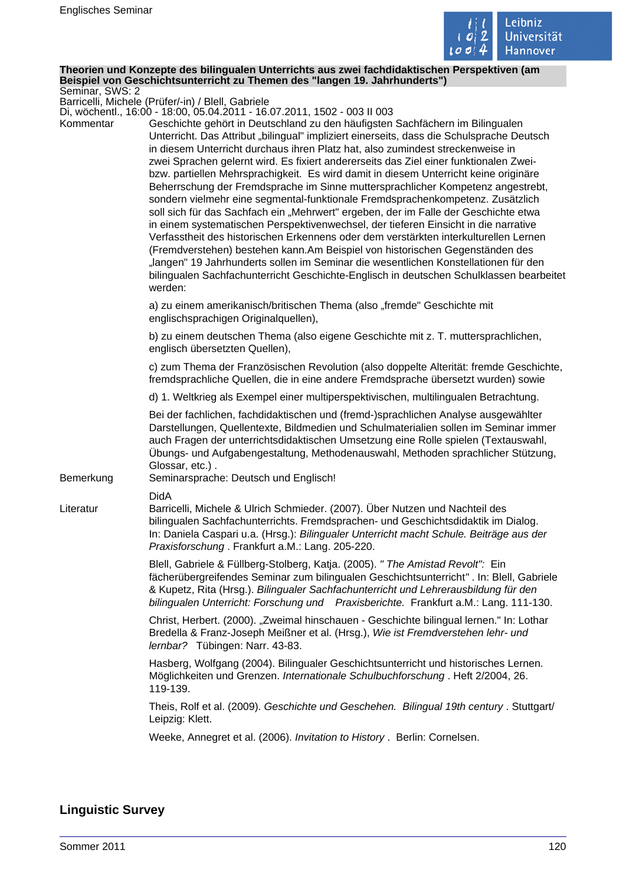**Theorien und Konzepte des bilingualen Unterrichts aus zwei fachdidaktischen Perspektiven (am Beispiel von Geschichtsunterricht zu Themen des "langen 19. Jahrhunderts")**

Seminar, SWS: 2

Barricelli, Michele (Prüfer/-in) / Blell, Gabriele

Di, wöchentl., 16:00 - 18:00, 05.04.2011 - 16.07.2011, 1502 - 003 II 003

Kommentar

Geschichte gehört in Deutschland zu den häufigsten Sachfächern im Bilingualen Unterricht. Das Attribut „bilingual" impliziert einerseits, dass die Schulsprache Deutsch in diesem Unterricht durchaus ihren Platz hat, also zumindest streckenweise in zwei Sprachen gelernt wird. Es fixiert andererseits das Ziel einer funktionalen Zwei- bzw. partiellen Mehrsprachigkeit. Es wird damit in diesem Unterricht keine originäre Beherrschung der Fremdsprache im Sinne muttersprachlicher Kompetenz angestrebt, sondern vielmehr eine segmental-funktionale Fremdsprachenkompetenz. Zusätzlich soll sich für das Sachfach ein „Mehrwert" ergeben, der im Falle der Geschichte etwa in einem systematischen Perspektivenwechsel, der tieferen Einsicht in die narrative Verfasstheit des historischen Erkennens oder dem verstärkten interkulturellen Lernen (Fremdverstehen) bestehen kann.Am Beispiel von historischen Gegenständen des „langen" 19 Jahrhunderts sollen im Seminar die wesentlichen Konstellationen für den bilingualen Sachfachunterricht Geschichte-Englisch in deutschen Schulklassen bearbeitet werden:

a) zu einem amerikanisch/britischen Thema (also „fremde" Geschichte mit englischsprachigen Originalquellen),

b) zu einem deutschen Thema (also eigene Geschichte mit z. T. muttersprachlichen, englisch übersetzten Quellen),

c) zum Thema der Französischen Revolution (also doppelte Alterität: fremde Geschichte, fremdsprachliche Quellen, die in eine andere Fremdsprache übersetzt wurden) sowie

d) 1. Weltkrieg als Exempel einer multiperspektivischen, multilingualen Betrachtung.

Bei der fachlichen, fachdidaktischen und (fremd-)sprachlichen Analyse ausgewählter Darstellungen, Quellentexte, Bildmedien und Schulmaterialien sollen im Seminar immer auch Fragen der unterrichtsdidaktischen Umsetzung eine Rolle spielen (Textauswahl, Übungs- und Aufgabengestaltung, Methodenauswahl, Methoden sprachlicher Stützung, Glossar, etc.) .

Bemerkung

Seminarsprache: Deutsch und Englisch!

DidA

Literatur

Barricelli, Michele & Ulrich Schmieder. (2007). Über Nutzen und Nachteil des bilingualen Sachfachunterrichts. Fremdsprachen- und Geschichtsdidaktik im Dialog. In: Daniela Caspari u.a. (Hrsg.): *Bilingualer Unterricht macht Schule. Beiträge aus der Praxisforschung* . Frankfurt a.M.: Lang. 205-220.

Blell, Gabriele & Füllberg-Stolberg, Katja. (2005). *" The Amistad Revolt":* Ein fächerübergreifendes Seminar zum bilingualen Geschichtsunterricht" . In: Blell, Gabriele & Kupetz, Rita (Hrsg.). *Bilingualer Sachfachunterricht und Lehrerausbildung für den bilingualen Unterricht: Forschung und Praxisberichte.* Frankfurt a.M.: Lang. 111-130.

Christ, Herbert. (2000). „Zweimal hinschauen - Geschichte bilingual lernen." In: Lothar Bredella & Franz-Joseph Meißner et al. (Hrsg.), *Wie ist Fremdverstehen lehr- und lernbar?* Tübingen: Narr. 43-83.

Hasberg, Wolfgang (2004). Bilingualer Geschichtsunterricht und historisches Lernen. Möglichkeiten und Grenzen. *Internationale Schulbuchforschung* . Heft 2/2004, 26. 119-139.

Theis, Rolf et al. (2009). *Geschichte und Geschehen. Bilingual 19th century* . Stuttgart/ Leipzig: Klett.

Weeke, Annegret et al. (2006). *Invitation to History* . Berlin: Cornelsen.

## Linguistic Survey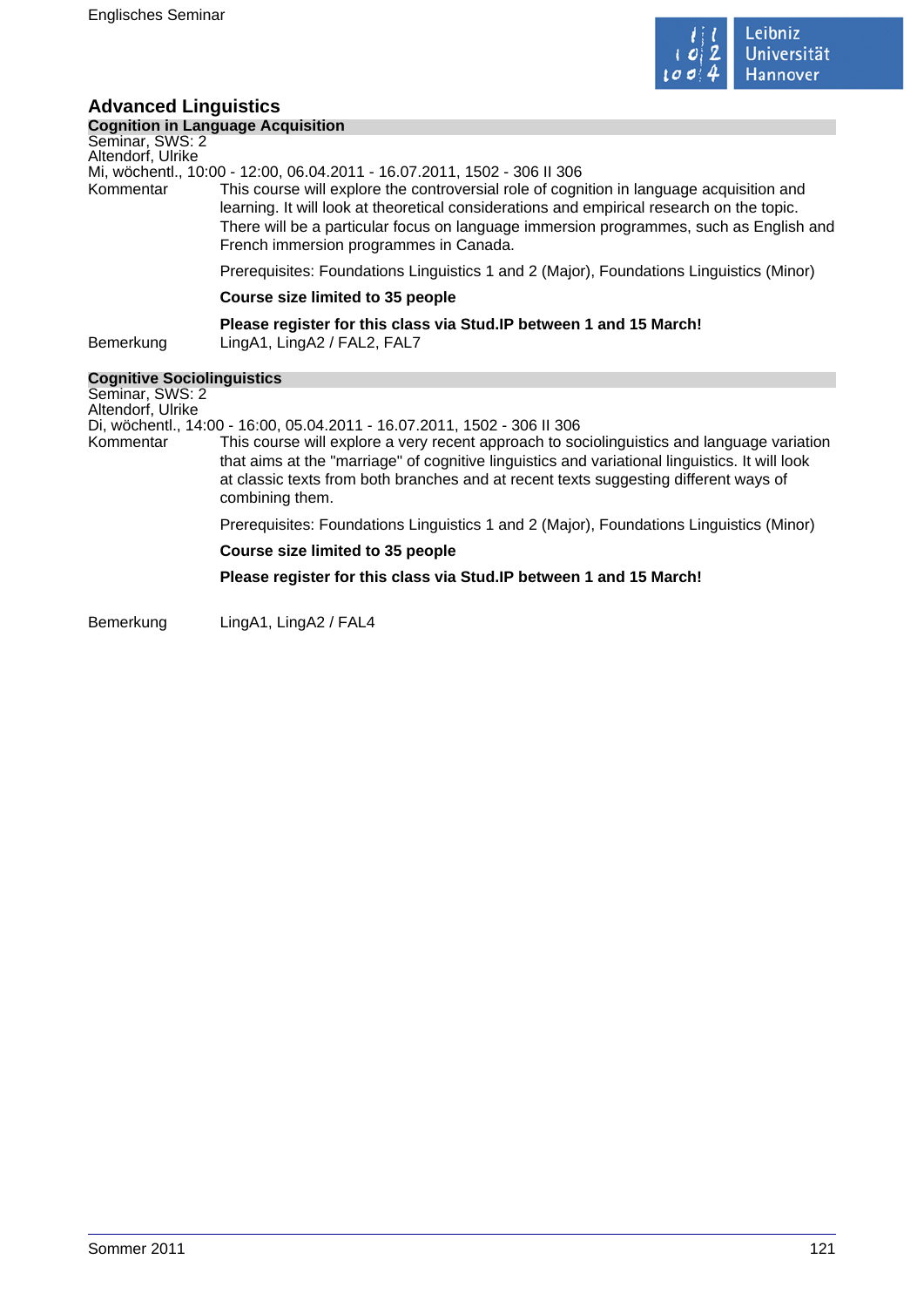## Advanced Linguistics

### Cognition in Language Acquisition

Seminar, SWS: 2
Altendorf, Ulrike
Mi, wöchentl., 10:00 - 12:00, 06.04.2011 - 16.07.2011, 1502 - 306 II 306

Kommentar: This course will explore the controversial role of cognition in language acquisition and learning. It will look at theoretical considerations and empirical research on the topic. There will be a particular focus on language immersion programmes, such as English and French immersion programmes in Canada.

Prerequisites: Foundations Linguistics 1 and 2 (Major), Foundations Linguistics (Minor)

**Course size limited to 35 people**

**Please register for this class via Stud.IP between 1 and 15 March!**

Bemerkung: LingA1, LingA2 / FAL2, FAL7

### Cognitive Sociolinguistics

Seminar, SWS: 2
Altendorf, Ulrike
Di, wöchentl., 14:00 - 16:00, 05.04.2011 - 16.07.2011, 1502 - 306 II 306

Kommentar: This course will explore a very recent approach to sociolinguistics and language variation that aims at the "marriage" of cognitive linguistics and variational linguistics. It will look at classic texts from both branches and at recent texts suggesting different ways of combining them.

Prerequisites: Foundations Linguistics 1 and 2 (Major), Foundations Linguistics (Minor)

**Course size limited to 35 people**

**Please register for this class via Stud.IP between 1 and 15 March!**

Bemerkung: LingA1, LingA2 / FAL4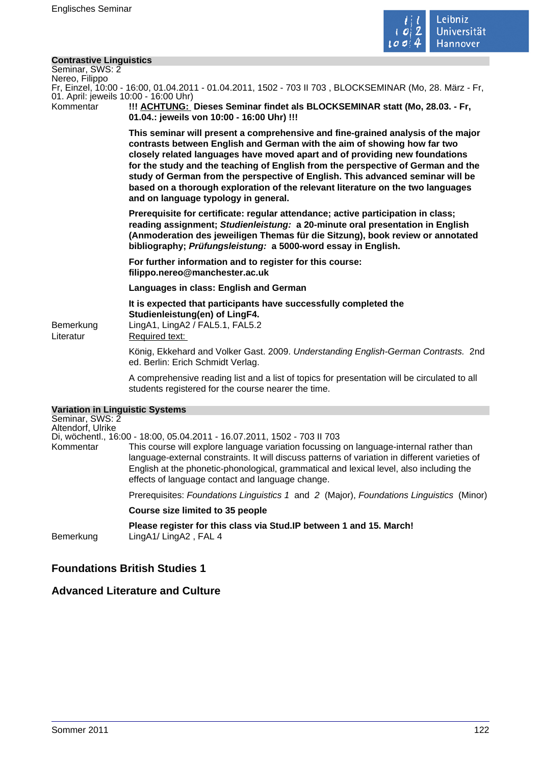**Contrastive Linguistics**

Seminar, SWS: 2

Nereo, Filippo

Fr, Einzel, 10:00 - 16:00, 01.04.2011 - 01.04.2011, 1502 - 703 II 703 , BLOCKSEMINAR (Mo, 28. März - Fr, 01. April: jeweils 10:00 - 16:00 Uhr)

Kommentar

**!!! ACHTUNG: Dieses Seminar findet als BLOCKSEMINAR statt (Mo, 28.03. - Fr, 01.04.: jeweils von 10:00 - 16:00 Uhr) !!!**

**This seminar will present a comprehensive and fine-grained analysis of the major contrasts between English and German with the aim of showing how far two closely related languages have moved apart and of providing new foundations for the study and the teaching of English from the perspective of German and the study of German from the perspective of English. This advanced seminar will be based on a thorough exploration of the relevant literature on the two languages and on language typology in general.**

**Prerequisite for certificate: regular attendance; active participation in class; reading assignment; *Studienleistung:* a 20-minute oral presentation in English (Anmoderation des jeweiligen Themas für die Sitzung), book review or annotated bibliography; *Prüfungsleistung:* a 5000-word essay in English.**

**For further information and to register for this course: filippo.nereo@manchester.ac.uk**

**Languages in class: English and German**

**It is expected that participants have successfully completed the Studienleistung(en) of LingF4.**

Bemerkung

LingA1, LingA2 / FAL5.1, FAL5.2

Literatur

Required text:

König, Ekkehard and Volker Gast. 2009. *Understanding English-German Contrasts.* 2nd ed. Berlin: Erich Schmidt Verlag.

A comprehensive reading list and a list of topics for presentation will be circulated to all students registered for the course nearer the time.

**Variation in Linguistic Systems**

Seminar, SWS: 2

Altendorf, Ulrike

Di, wöchentl., 16:00 - 18:00, 05.04.2011 - 16.07.2011, 1502 - 703 II 703

Kommentar

This course will explore language variation focussing on language-internal rather than language-external constraints. It will discuss patterns of variation in different varieties of English at the phonetic-phonological, grammatical and lexical level, also including the effects of language contact and language change.

Prerequisites: *Foundations Linguistics 1* and *2* (Major), *Foundations Linguistics* (Minor)

**Course size limited to 35 people**

**Please register for this class via Stud.IP between 1 and 15. March!**

Bemerkung

LingA1/ LingA2 , FAL 4

## Foundations British Studies 1

## Advanced Literature and Culture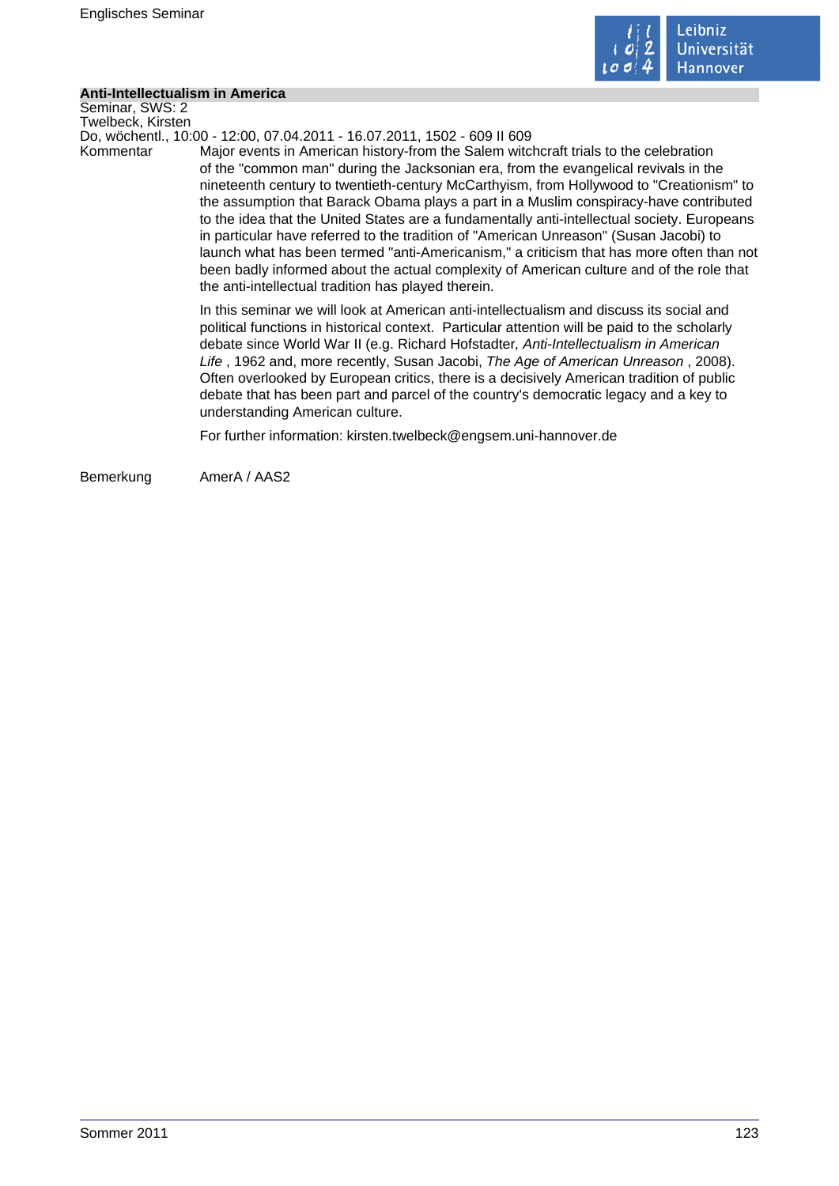## Anti-Intellectualism in America

Seminar, SWS: 2
Twelbeck, Kirsten
Do, wöchentl., 10:00 - 12:00, 07.04.2011 - 16.07.2011, 1502 - 609 II 609

Kommentar

Major events in American history-from the Salem witchcraft trials to the celebration of the "common man" during the Jacksonian era, from the evangelical revivals in the nineteenth century to twentieth-century McCarthyism, from Hollywood to "Creationism" to the assumption that Barack Obama plays a part in a Muslim conspiracy-have contributed to the idea that the United States are a fundamentally anti-intellectual society. Europeans in particular have referred to the tradition of "American Unreason" (Susan Jacobi) to launch what has been termed "anti-Americanism," a criticism that has more often than not been badly informed about the actual complexity of American culture and of the role that the anti-intellectual tradition has played therein.

In this seminar we will look at American anti-intellectualism and discuss its social and political functions in historical context. Particular attention will be paid to the scholarly debate since World War II (e.g. Richard Hofstadter, *Anti-Intellectualism in American Life* , 1962 and, more recently, Susan Jacobi, *The Age of American Unreason* , 2008). Often overlooked by European critics, there is a decisively American tradition of public debate that has been part and parcel of the country's democratic legacy and a key to understanding American culture.

For further information: kirsten.twelbeck@engsem.uni-hannover.de

Bemerkung

AmerA / AAS2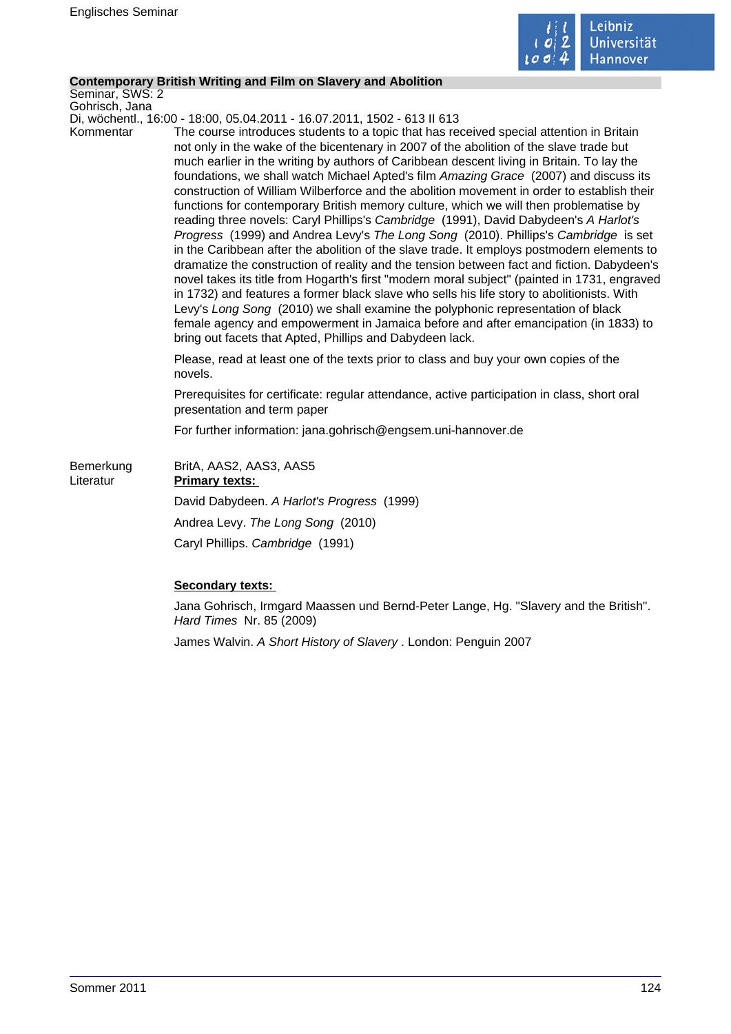**Contemporary British Writing and Film on Slavery and Abolition**

Seminar, SWS: 2

Gohrisch, Jana

Di, wöchentl., 16:00 - 18:00, 05.04.2011 - 16.07.2011, 1502 - 613 II 613

Kommentar

The course introduces students to a topic that has received special attention in Britain not only in the wake of the bicentenary in 2007 of the abolition of the slave trade but much earlier in the writing by authors of Caribbean descent living in Britain. To lay the foundations, we shall watch Michael Apted's film *Amazing Grace* (2007) and discuss its construction of William Wilberforce and the abolition movement in order to establish their functions for contemporary British memory culture, which we will then problematise by reading three novels: Caryl Phillips's *Cambridge* (1991), David Dabydeen's *A Harlot's Progress* (1999) and Andrea Levy's *The Long Song* (2010). Phillips's *Cambridge* is set in the Caribbean after the abolition of the slave trade. It employs postmodern elements to dramatize the construction of reality and the tension between fact and fiction. Dabydeen's novel takes its title from Hogarth's first "modern moral subject" (painted in 1731, engraved in 1732) and features a former black slave who sells his life story to abolitionists. With Levy's *Long Song* (2010) we shall examine the polyphonic representation of black female agency and empowerment in Jamaica before and after emancipation (in 1833) to bring out facets that Apted, Phillips and Dabydeen lack.

Please, read at least one of the texts prior to class and buy your own copies of the novels.

Prerequisites for certificate: regular attendance, active participation in class, short oral presentation and term paper

For further information: jana.gohrisch@engsem.uni-hannover.de

Bemerkung

BritA, AAS2, AAS3, AAS5

Literatur

**Primary texts:**

David Dabydeen. *A Harlot's Progress* (1999)

Andrea Levy. *The Long Song* (2010)

Caryl Phillips. *Cambridge* (1991)

**Secondary texts:**

Jana Gohrisch, Irmgard Maassen und Bernd-Peter Lange, Hg. "Slavery and the British". *Hard Times* Nr. 85 (2009)

James Walvin. *A Short History of Slavery*. London: Penguin 2007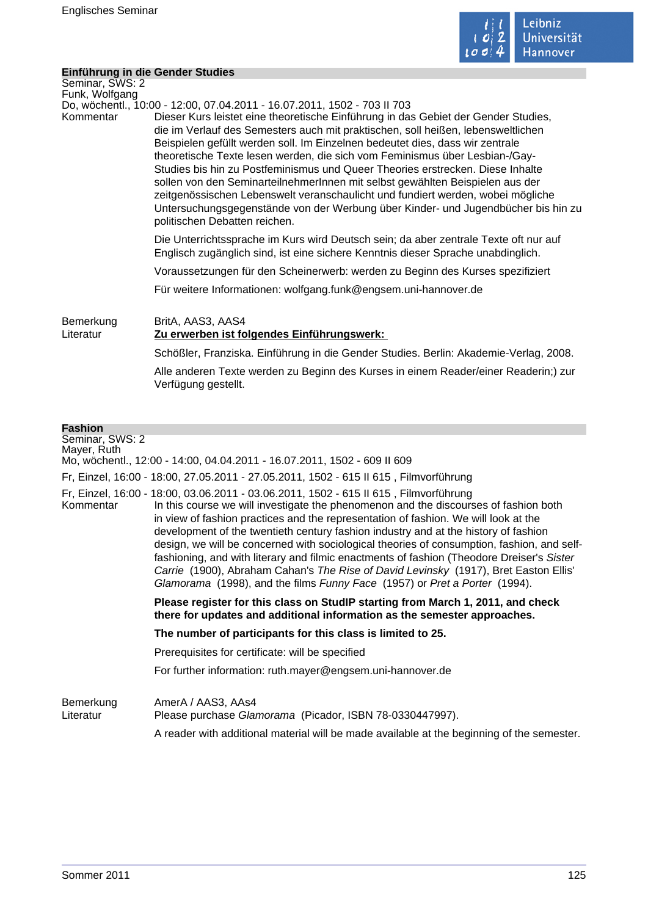## Einführung in die Gender Studies

Seminar, SWS: 2
Funk, Wolfgang
Do, wöchentl., 10:00 - 12:00, 07.04.2011 - 16.07.2011, 1502 - 703 II 703

**Kommentar**

Dieser Kurs leistet eine theoretische Einführung in das Gebiet der Gender Studies, die im Verlauf des Semesters auch mit praktischen, soll heißen, lebensweltlichen Beispielen gefüllt werden soll. Im Einzelnen bedeutet dies, dass wir zentrale theoretische Texte lesen werden, die sich vom Feminismus über Lesbian-/Gay-Studies bis hin zu Postfeminismus und Queer Theories erstrecken. Diese Inhalte sollen von den SeminarteilnehmerInnen mit selbst gewählten Beispielen aus der zeitgenössischen Lebenswelt veranschaulicht und fundiert werden, wobei mögliche Untersuchungsgegenstände von der Werbung über Kinder- und Jugendbücher bis hin zu politischen Debatten reichen.

Die Unterrichtssprache im Kurs wird Deutsch sein; da aber zentrale Texte oft nur auf Englisch zugänglich sind, ist eine sichere Kenntnis dieser Sprache unabdinglich.

Voraussetzungen für den Scheinerwerb: werden zu Beginn des Kurses spezifiziert

Für weitere Informationen: wolfgang.funk@engsem.uni-hannover.de

**Bemerkung**

BritA, AAS3, AAS4

**Literatur**

**Zu erwerben ist folgendes Einführungswerk:**

Schößler, Franziska. Einführung in die Gender Studies. Berlin: Akademie-Verlag, 2008.

Alle anderen Texte werden zu Beginn des Kurses in einem Reader/einer Readerin;) zur Verfügung gestellt.

## Fashion

Seminar, SWS: 2
Mayer, Ruth
Mo, wöchentl., 12:00 - 14:00, 04.04.2011 - 16.07.2011, 1502 - 609 II 609
Fr, Einzel, 16:00 - 18:00, 27.05.2011 - 27.05.2011, 1502 - 615 II 615 , Filmvorführung
Fr, Einzel, 16:00 - 18:00, 03.06.2011 - 03.06.2011, 1502 - 615 II 615 , Filmvorführung

**Kommentar**

In this course we will investigate the phenomenon and the discourses of fashion both in view of fashion practices and the representation of fashion. We will look at the development of the twentieth century fashion industry and at the history of fashion design, we will be concerned with sociological theories of consumption, fashion, and self-fashioning, and with literary and filmic enactments of fashion (Theodore Dreiser's *Sister Carrie* (1900), Abraham Cahan's *The Rise of David Levinsky* (1917), Bret Easton Ellis' *Glamorama* (1998), and the films *Funny Face* (1957) or *Pret a Porter* (1994).

**Please register for this class on StudIP starting from March 1, 2011, and check there for updates and additional information as the semester approaches.**

**The number of participants for this class is limited to 25.**

Prerequisites for certificate: will be specified

For further information: ruth.mayer@engsem.uni-hannover.de

**Bemerkung**

AmerA / AAS3, AAs4

**Literatur**

Please purchase *Glamorama* (Picador, ISBN 78-0330447997).

A reader with additional material will be made available at the beginning of the semester.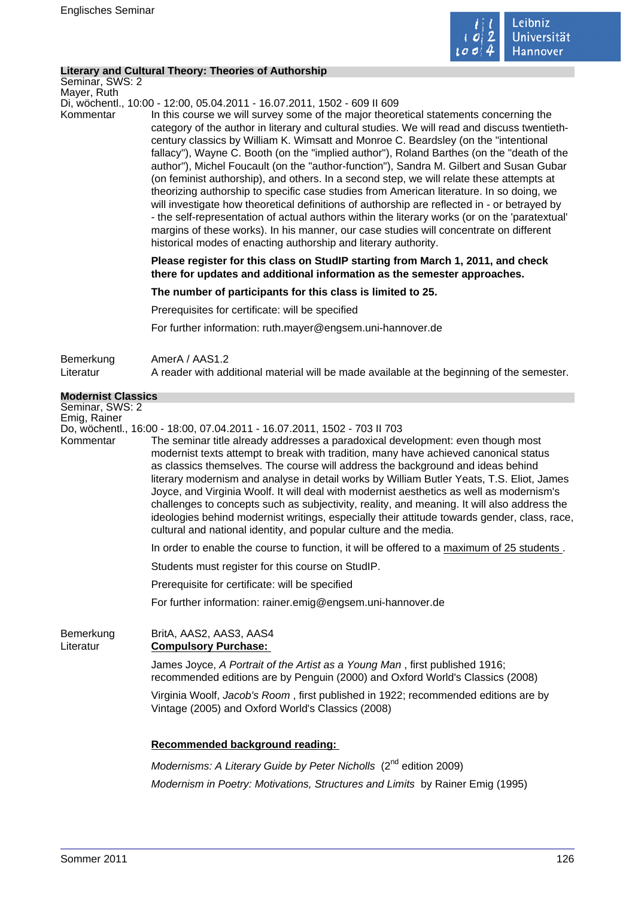## Literary and Cultural Theory: Theories of Authorship

Seminar, SWS: 2
Mayer, Ruth
Di, wöchentl., 10:00 - 12:00, 05.04.2011 - 16.07.2011, 1502 - 609 II 609

**Kommentar**

In this course we will survey some of the major theoretical statements concerning the category of the author in literary and cultural studies. We will read and discuss twentieth-century classics by William K. Wimsatt and Monroe C. Beardsley (on the "intentional fallacy"), Wayne C. Booth (on the "implied author"), Roland Barthes (on the "death of the author"), Michel Foucault (on the "author-function"), Sandra M. Gilbert and Susan Gubar (on feminist authorship), and others. In a second step, we will relate these attempts at theorizing authorship to specific case studies from American literature. In so doing, we will investigate how theoretical definitions of authorship are reflected in - or betrayed by - the self-representation of actual authors within the literary works (or on the 'paratextual' margins of these works). In his manner, our case studies will concentrate on different historical modes of enacting authorship and literary authority.

**Please register for this class on StudIP starting from March 1, 2011, and check there for updates and additional information as the semester approaches.**

**The number of participants for this class is limited to 25.**

Prerequisites for certificate: will be specified

For further information: ruth.mayer@engsem.uni-hannover.de

**Bemerkung** AmerA / AAS1.2

**Literatur** A reader with additional material will be made available at the beginning of the semester.

## Modernist Classics

Seminar, SWS: 2
Emig, Rainer
Do, wöchentl., 16:00 - 18:00, 07.04.2011 - 16.07.2011, 1502 - 703 II 703

**Kommentar**

The seminar title already addresses a paradoxical development: even though most modernist texts attempt to break with tradition, many have achieved canonical status as classics themselves. The course will address the background and ideas behind literary modernism and analyse in detail works by William Butler Yeats, T.S. Eliot, James Joyce, and Virginia Woolf. It will deal with modernist aesthetics as well as modernism's challenges to concepts such as subjectivity, reality, and meaning. It will also address the ideologies behind modernist writings, especially their attitude towards gender, class, race, cultural and national identity, and popular culture and the media.

In order to enable the course to function, it will be offered to a maximum of 25 students .

Students must register for this course on StudIP.

Prerequisite for certificate: will be specified

For further information: rainer.emig@engsem.uni-hannover.de

**Bemerkung** BritA, AAS2, AAS3, AAS4

**Literatur**

**Compulsory Purchase:**

James Joyce, *A Portrait of the Artist as a Young Man* , first published 1916; recommended editions are by Penguin (2000) and Oxford World's Classics (2008)

Virginia Woolf, *Jacob's Room* , first published in 1922; recommended editions are by Vintage (2005) and Oxford World's Classics (2008)

**Recommended background reading:**

*Modernisms: A Literary Guide by Peter Nicholls* (2nd edition 2009)

*Modernism in Poetry: Motivations, Structures and Limits* by Rainer Emig (1995)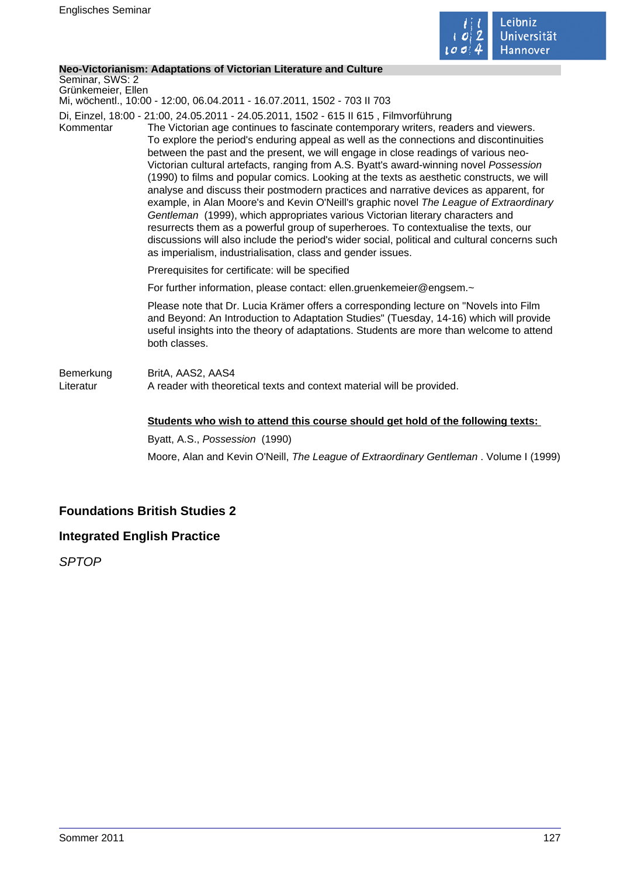**Neo-Victorianism: Adaptations of Victorian Literature and Culture**

Seminar, SWS: 2
Grünkemeier, Ellen
Mi, wöchentl., 10:00 - 12:00, 06.04.2011 - 16.07.2011, 1502 - 703 II 703
Di, Einzel, 18:00 - 21:00, 24.05.2011 - 24.05.2011, 1502 - 615 II 615 , Filmvorführung

Kommentar

The Victorian age continues to fascinate contemporary writers, readers and viewers. To explore the period's enduring appeal as well as the connections and discontinuities between the past and the present, we will engage in close readings of various neo-Victorian cultural artefacts, ranging from A.S. Byatt's award-winning novel *Possession* (1990) to films and popular comics. Looking at the texts as aesthetic constructs, we will analyse and discuss their postmodern practices and narrative devices as apparent, for example, in Alan Moore's and Kevin O'Neill's graphic novel *The League of Extraordinary Gentleman* (1999), which appropriates various Victorian literary characters and resurrects them as a powerful group of superheroes. To contextualise the texts, our discussions will also include the period's wider social, political and cultural concerns such as imperialism, industrialisation, class and gender issues.

Prerequisites for certificate: will be specified

For further information, please contact: ellen.gruenkemeier@engsem.~

Please note that Dr. Lucia Krämer offers a corresponding lecture on "Novels into Film and Beyond: An Introduction to Adaptation Studies" (Tuesday, 14-16) which will provide useful insights into the theory of adaptations. Students are more than welcome to attend both classes.

Bemerkung

BritA, AAS2, AAS4

Literatur

A reader with theoretical texts and context material will be provided.

**Students who wish to attend this course should get hold of the following texts:**

Byatt, A.S., *Possession* (1990)

Moore, Alan and Kevin O'Neill, *The League of Extraordinary Gentleman* . Volume I (1999)

## Foundations British Studies 2

## Integrated English Practice

*SPTOP*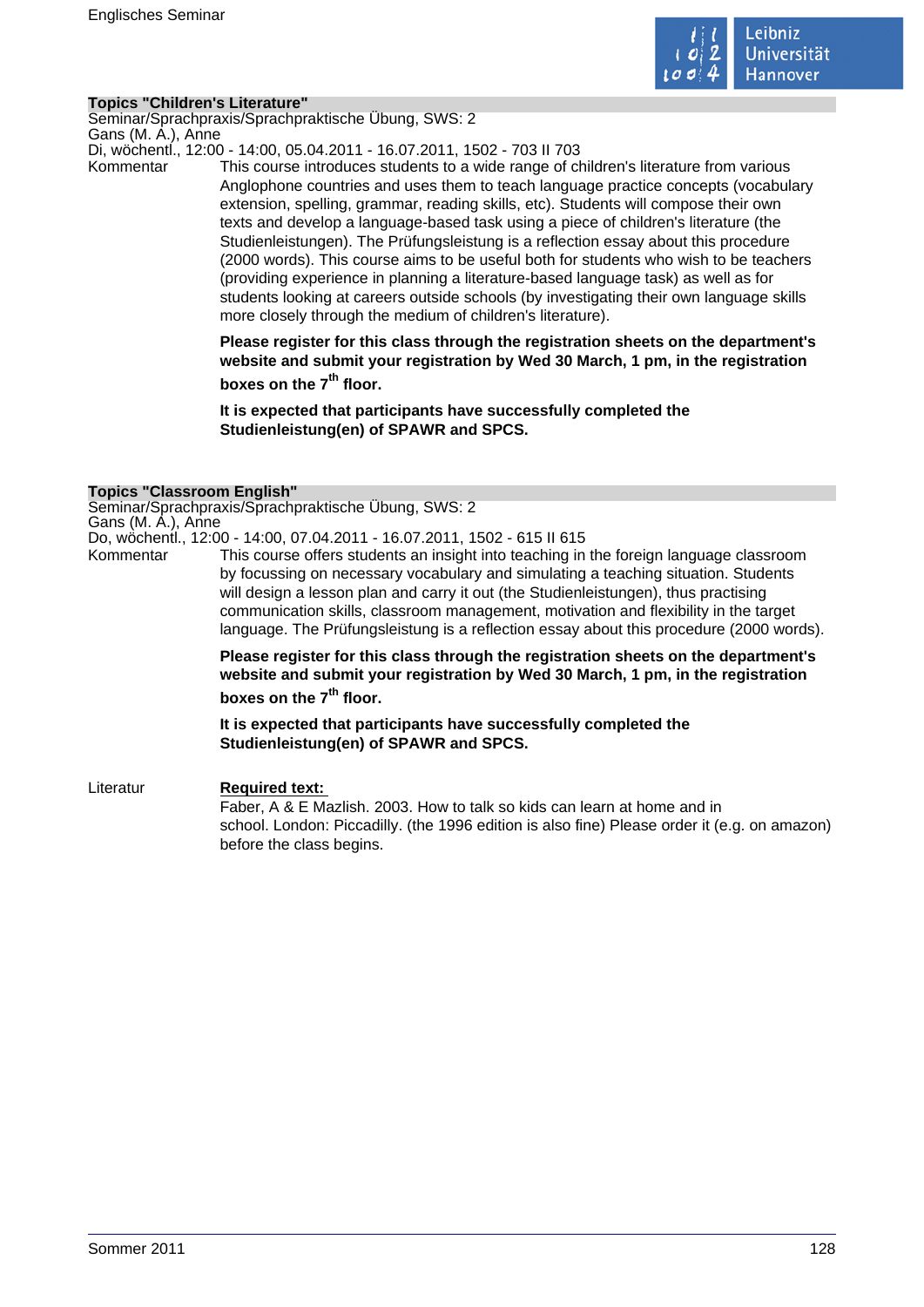## Topics "Children's Literature"

Seminar/Sprachpraxis/Sprachpraktische Übung, SWS: 2
Gans (M. A.), Anne
Di, wöchentl., 12:00 - 14:00, 05.04.2011 - 16.07.2011, 1502 - 703 II 703

Kommentar

This course introduces students to a wide range of children's literature from various Anglophone countries and uses them to teach language practice concepts (vocabulary extension, spelling, grammar, reading skills, etc). Students will compose their own texts and develop a language-based task using a piece of children's literature (the Studienleistungen). The Prüfungsleistung is a reflection essay about this procedure (2000 words). This course aims to be useful both for students who wish to be teachers (providing experience in planning a literature-based language task) as well as for students looking at careers outside schools (by investigating their own language skills more closely through the medium of children's literature).

**Please register for this class through the registration sheets on the department's website and submit your registration by Wed 30 March, 1 pm, in the registration boxes on the 7th floor.**

**It is expected that participants have successfully completed the Studienleistung(en) of SPAWR and SPCS.**

## Topics "Classroom English"

Seminar/Sprachpraxis/Sprachpraktische Übung, SWS: 2
Gans (M. A.), Anne
Do, wöchentl., 12:00 - 14:00, 07.04.2011 - 16.07.2011, 1502 - 615 II 615

Kommentar

This course offers students an insight into teaching in the foreign language classroom by focussing on necessary vocabulary and simulating a teaching situation. Students will design a lesson plan and carry it out (the Studienleistungen), thus practising communication skills, classroom management, motivation and flexibility in the target language. The Prüfungsleistung is a reflection essay about this procedure (2000 words).

**Please register for this class through the registration sheets on the department's website and submit your registration by Wed 30 March, 1 pm, in the registration boxes on the 7th floor.**

**It is expected that participants have successfully completed the Studienleistung(en) of SPAWR and SPCS.**

Literatur

**Required text:**
Faber, A & E Mazlish. 2003. How to talk so kids can learn at home and in school. London: Piccadilly. (the 1996 edition is also fine) Please order it (e.g. on amazon) before the class begins.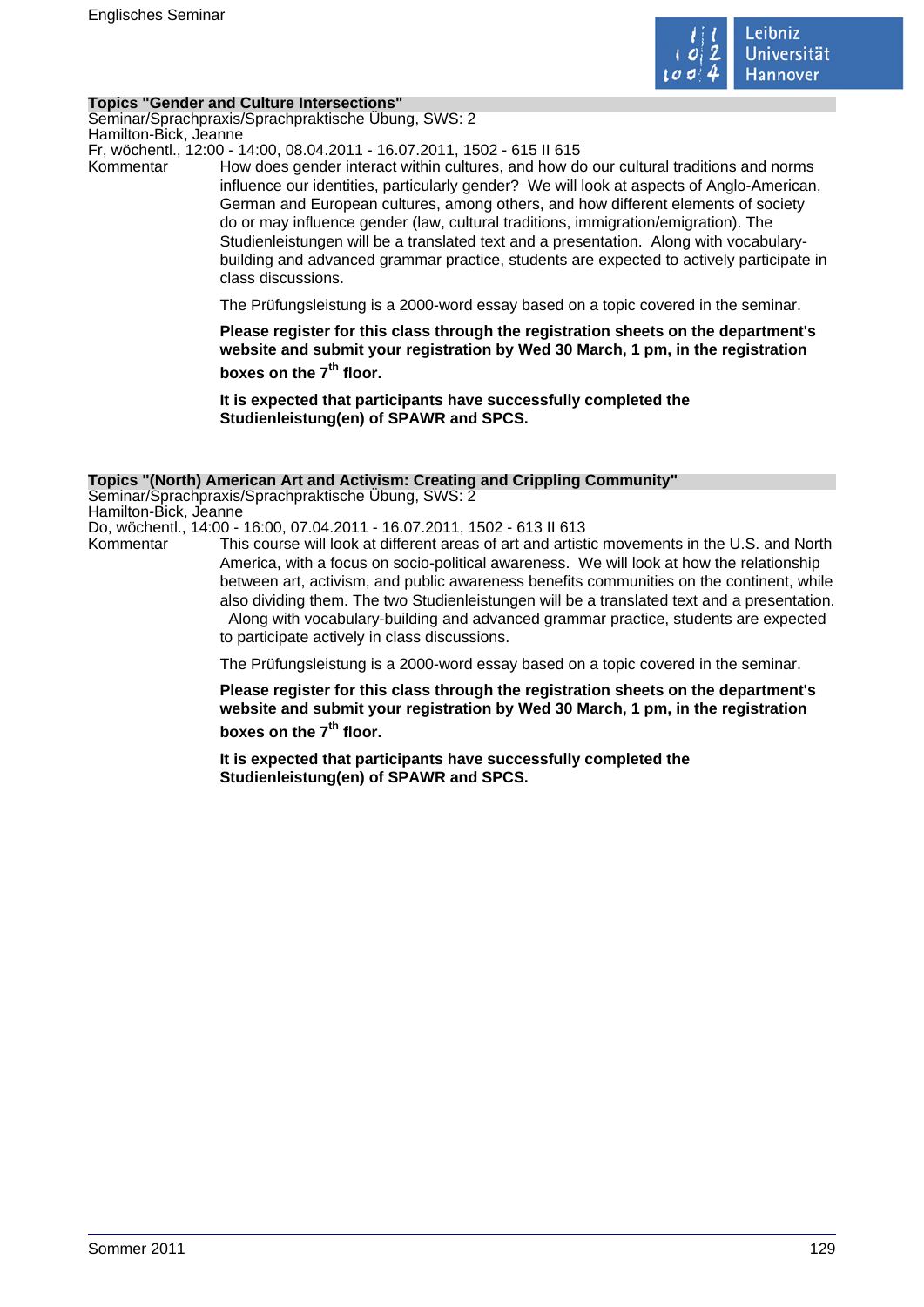### Topics "Gender and Culture Intersections"

Seminar/Sprachpraxis/Sprachpraktische Übung, SWS: 2
Hamilton-Bick, Jeanne
Fr, wöchentl., 12:00 - 14:00, 08.04.2011 - 16.07.2011, 1502 - 615 II 615

Kommentar

How does gender interact within cultures, and how do our cultural traditions and norms influence our identities, particularly gender? We will look at aspects of Anglo-American, German and European cultures, among others, and how different elements of society do or may influence gender (law, cultural traditions, immigration/emigration). The Studienleistungen will be a translated text and a presentation. Along with vocabulary-building and advanced grammar practice, students are expected to actively participate in class discussions.

The Prüfungsleistung is a 2000-word essay based on a topic covered in the seminar.

**Please register for this class through the registration sheets on the department's website and submit your registration by Wed 30 March, 1 pm, in the registration boxes on the 7th floor.**

**It is expected that participants have successfully completed the Studienleistung(en) of SPAWR and SPCS.**

### Topics "(North) American Art and Activism: Creating and Crippling Community"

Seminar/Sprachpraxis/Sprachpraktische Übung, SWS: 2
Hamilton-Bick, Jeanne
Do, wöchentl., 14:00 - 16:00, 07.04.2011 - 16.07.2011, 1502 - 613 II 613

Kommentar

This course will look at different areas of art and artistic movements in the U.S. and North America, with a focus on socio-political awareness. We will look at how the relationship between art, activism, and public awareness benefits communities on the continent, while also dividing them. The two Studienleistungen will be a translated text and a presentation. Along with vocabulary-building and advanced grammar practice, students are expected to participate actively in class discussions.

The Prüfungsleistung is a 2000-word essay based on a topic covered in the seminar.

**Please register for this class through the registration sheets on the department's website and submit your registration by Wed 30 March, 1 pm, in the registration boxes on the 7th floor.**

**It is expected that participants have successfully completed the Studienleistung(en) of SPAWR and SPCS.**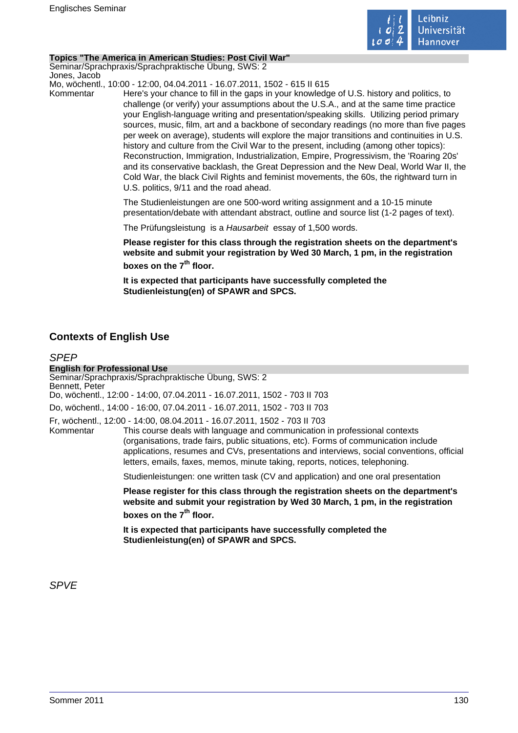**Topics "The America in American Studies: Post Civil War"**

Seminar/Sprachpraxis/Sprachpraktische Übung, SWS: 2

Jones, Jacob

Mo, wöchentl., 10:00 - 12:00, 04.04.2011 - 16.07.2011, 1502 - 615 II 615

Kommentar

Here's your chance to fill in the gaps in your knowledge of U.S. history and politics, to challenge (or verify) your assumptions about the U.S.A., and at the same time practice your English-language writing and presentation/speaking skills. Utilizing period primary sources, music, film, art and a backbone of secondary readings (no more than five pages per week on average), students will explore the major transitions and continuities in U.S. history and culture from the Civil War to the present, including (among other topics): Reconstruction, Immigration, Industrialization, Empire, Progressivism, the 'Roaring 20s' and its conservative backlash, the Great Depression and the New Deal, World War II, the Cold War, the black Civil Rights and feminist movements, the 60s, the rightward turn in U.S. politics, 9/11 and the road ahead.

The Studienleistungen are one 500-word writing assignment and a 10-15 minute presentation/debate with attendant abstract, outline and source list (1-2 pages of text).

The Prüfungsleistung is a *Hausarbeit* essay of 1,500 words.

**Please register for this class through the registration sheets on the department's website and submit your registration by Wed 30 March, 1 pm, in the registration boxes on the 7th floor.**

**It is expected that participants have successfully completed the Studienleistung(en) of SPAWR and SPCS.**

## Contexts of English Use

### *SPEP*

**English for Professional Use**

Seminar/Sprachpraxis/Sprachpraktische Übung, SWS: 2

Bennett, Peter

Do, wöchentl., 12:00 - 14:00, 07.04.2011 - 16.07.2011, 1502 - 703 II 703

Do, wöchentl., 14:00 - 16:00, 07.04.2011 - 16.07.2011, 1502 - 703 II 703

Fr, wöchentl., 12:00 - 14:00, 08.04.2011 - 16.07.2011, 1502 - 703 II 703

Kommentar

This course deals with language and communication in professional contexts (organisations, trade fairs, public situations, etc). Forms of communication include applications, resumes and CVs, presentations and interviews, social conventions, official letters, emails, faxes, memos, minute taking, reports, notices, telephoning.

Studienleistungen: one written task (CV and application) and one oral presentation

**Please register for this class through the registration sheets on the department's website and submit your registration by Wed 30 March, 1 pm, in the registration boxes on the 7th floor.**

**It is expected that participants have successfully completed the Studienleistung(en) of SPAWR and SPCS.**

### *SPVE*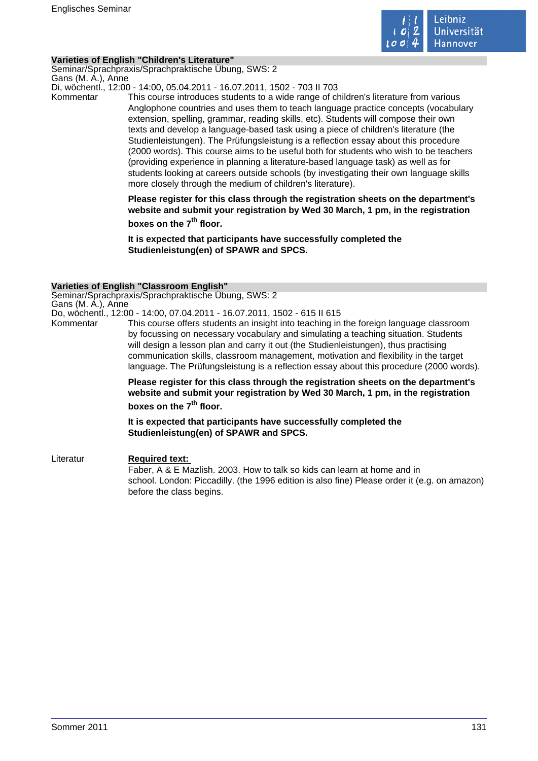### Varieties of English "Children's Literature"

Seminar/Sprachpraxis/Sprachpraktische Übung, SWS: 2
Gans (M. A.), Anne
Di, wöchentl., 12:00 - 14:00, 05.04.2011 - 16.07.2011, 1502 - 703 II 703

Kommentar

This course introduces students to a wide range of children's literature from various Anglophone countries and uses them to teach language practice concepts (vocabulary extension, spelling, grammar, reading skills, etc). Students will compose their own texts and develop a language-based task using a piece of children's literature (the Studienleistungen). The Prüfungsleistung is a reflection essay about this procedure (2000 words). This course aims to be useful both for students who wish to be teachers (providing experience in planning a literature-based language task) as well as for students looking at careers outside schools (by investigating their own language skills more closely through the medium of children's literature).

**Please register for this class through the registration sheets on the department's website and submit your registration by Wed 30 March, 1 pm, in the registration boxes on the 7th floor.**

**It is expected that participants have successfully completed the Studienleistung(en) of SPAWR and SPCS.**

### Varieties of English "Classroom English"

Seminar/Sprachpraxis/Sprachpraktische Übung, SWS: 2
Gans (M. A.), Anne
Do, wöchentl., 12:00 - 14:00, 07.04.2011 - 16.07.2011, 1502 - 615 II 615

Kommentar

This course offers students an insight into teaching in the foreign language classroom by focussing on necessary vocabulary and simulating a teaching situation. Students will design a lesson plan and carry it out (the Studienleistungen), thus practising communication skills, classroom management, motivation and flexibility in the target language. The Prüfungsleistung is a reflection essay about this procedure (2000 words).

**Please register for this class through the registration sheets on the department's website and submit your registration by Wed 30 March, 1 pm, in the registration boxes on the 7th floor.**

**It is expected that participants have successfully completed the Studienleistung(en) of SPAWR and SPCS.**

Literatur

**Required text:**
Faber, A & E Mazlish. 2003. How to talk so kids can learn at home and in school. London: Piccadilly. (the 1996 edition is also fine) Please order it (e.g. on amazon) before the class begins.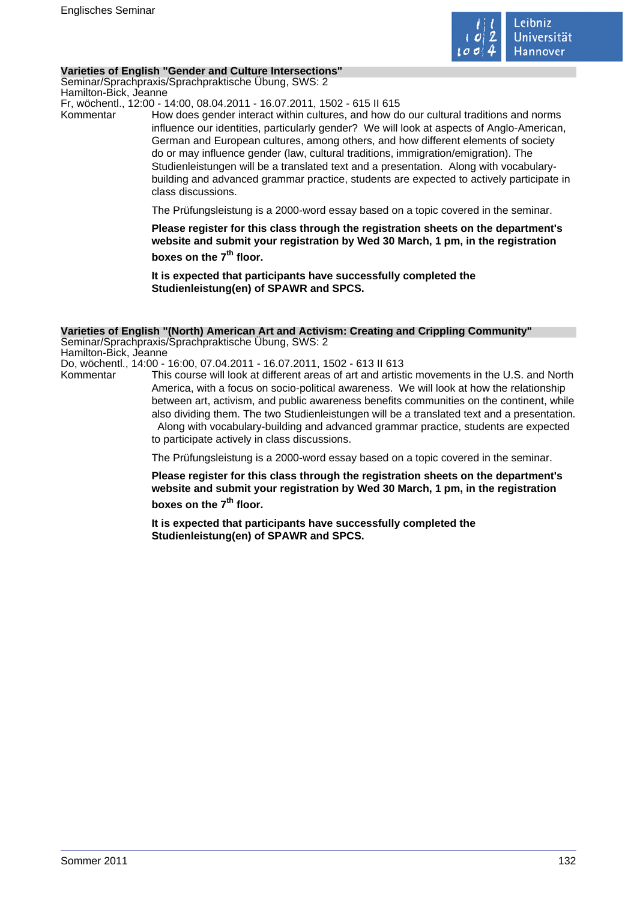### Varieties of English "Gender and Culture Intersections"

Seminar/Sprachpraxis/Sprachpraktische Übung, SWS: 2
Hamilton-Bick, Jeanne
Fr, wöchentl., 12:00 - 14:00, 08.04.2011 - 16.07.2011, 1502 - 615 II 615

Kommentar

How does gender interact within cultures, and how do our cultural traditions and norms influence our identities, particularly gender? We will look at aspects of Anglo-American, German and European cultures, among others, and how different elements of society do or may influence gender (law, cultural traditions, immigration/emigration). The Studienleistungen will be a translated text and a presentation. Along with vocabulary-building and advanced grammar practice, students are expected to actively participate in class discussions.

The Prüfungsleistung is a 2000-word essay based on a topic covered in the seminar.

**Please register for this class through the registration sheets on the department's website and submit your registration by Wed 30 March, 1 pm, in the registration boxes on the 7th floor.**

**It is expected that participants have successfully completed the Studienleistung(en) of SPAWR and SPCS.**

### Varieties of English "(North) American Art and Activism: Creating and Crippling Community"

Seminar/Sprachpraxis/Sprachpraktische Übung, SWS: 2
Hamilton-Bick, Jeanne
Do, wöchentl., 14:00 - 16:00, 07.04.2011 - 16.07.2011, 1502 - 613 II 613

Kommentar

This course will look at different areas of art and artistic movements in the U.S. and North America, with a focus on socio-political awareness. We will look at how the relationship between art, activism, and public awareness benefits communities on the continent, while also dividing them. The two Studienleistungen will be a translated text and a presentation. Along with vocabulary-building and advanced grammar practice, students are expected to participate actively in class discussions.

The Prüfungsleistung is a 2000-word essay based on a topic covered in the seminar.

**Please register for this class through the registration sheets on the department's website and submit your registration by Wed 30 March, 1 pm, in the registration boxes on the 7th floor.**

**It is expected that participants have successfully completed the Studienleistung(en) of SPAWR and SPCS.**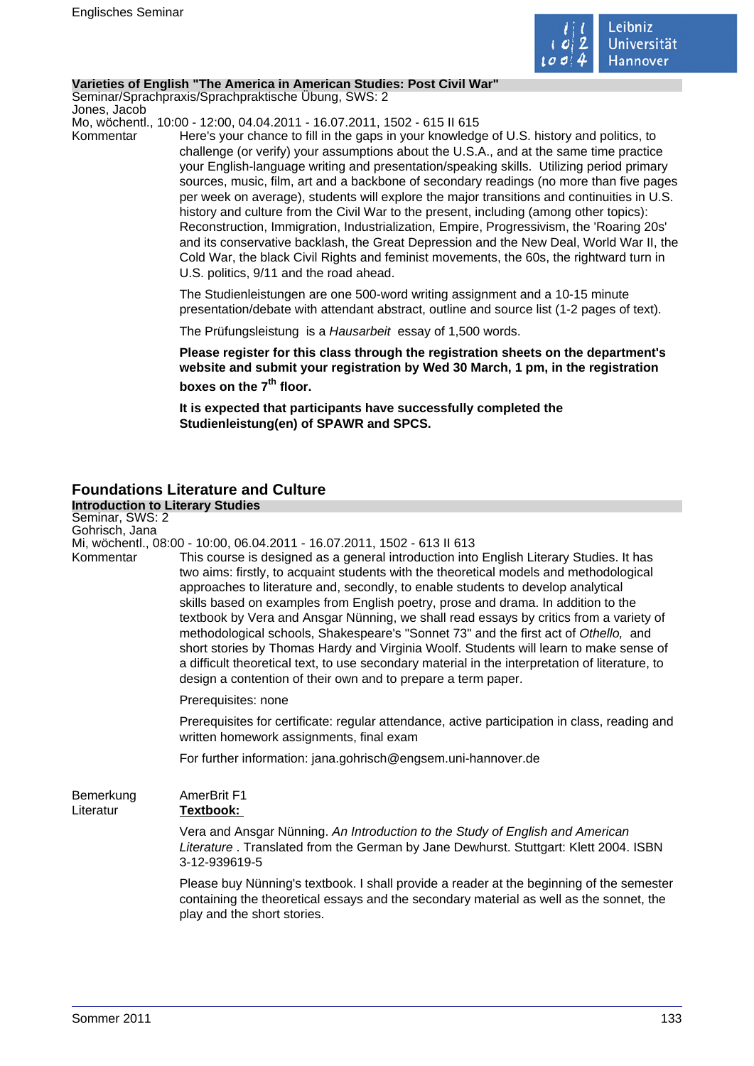### Varieties of English "The America in American Studies: Post Civil War"

Seminar/Sprachpraxis/Sprachpraktische Übung, SWS: 2
Jones, Jacob
Mo, wöchentl., 10:00 - 12:00, 04.04.2011 - 16.07.2011, 1502 - 615 II 615

Kommentar

Here's your chance to fill in the gaps in your knowledge of U.S. history and politics, to challenge (or verify) your assumptions about the U.S.A., and at the same time practice your English-language writing and presentation/speaking skills. Utilizing period primary sources, music, film, art and a backbone of secondary readings (no more than five pages per week on average), students will explore the major transitions and continuities in U.S. history and culture from the Civil War to the present, including (among other topics): Reconstruction, Immigration, Industrialization, Empire, Progressivism, the 'Roaring 20s' and its conservative backlash, the Great Depression and the New Deal, World War II, the Cold War, the black Civil Rights and feminist movements, the 60s, the rightward turn in U.S. politics, 9/11 and the road ahead.

The Studienleistungen are one 500-word writing assignment and a 10-15 minute presentation/debate with attendant abstract, outline and source list (1-2 pages of text).

The Prüfungsleistung is a *Hausarbeit* essay of 1,500 words.

**Please register for this class through the registration sheets on the department's website and submit your registration by Wed 30 March, 1 pm, in the registration boxes on the 7th floor.**

**It is expected that participants have successfully completed the Studienleistung(en) of SPAWR and SPCS.**

## Foundations Literature and Culture

### Introduction to Literary Studies

Seminar, SWS: 2
Gohrisch, Jana
Mi, wöchentl., 08:00 - 10:00, 06.04.2011 - 16.07.2011, 1502 - 613 II 613

Kommentar

This course is designed as a general introduction into English Literary Studies. It has two aims: firstly, to acquaint students with the theoretical models and methodological approaches to literature and, secondly, to enable students to develop analytical skills based on examples from English poetry, prose and drama. In addition to the textbook by Vera and Ansgar Nünning, we shall read essays by critics from a variety of methodological schools, Shakespeare's "Sonnet 73" and the first act of *Othello,* and short stories by Thomas Hardy and Virginia Woolf. Students will learn to make sense of a difficult theoretical text, to use secondary material in the interpretation of literature, to design a contention of their own and to prepare a term paper.

Prerequisites: none

Prerequisites for certificate: regular attendance, active participation in class, reading and written homework assignments, final exam

For further information: jana.gohrisch@engsem.uni-hannover.de

Bemerkung

AmerBrit F1

Literatur

**Textbook:**

Vera and Ansgar Nünning. *An Introduction to the Study of English and American Literature* . Translated from the German by Jane Dewhurst. Stuttgart: Klett 2004. ISBN 3-12-939619-5

Please buy Nünning's textbook. I shall provide a reader at the beginning of the semester containing the theoretical essays and the secondary material as well as the sonnet, the play and the short stories.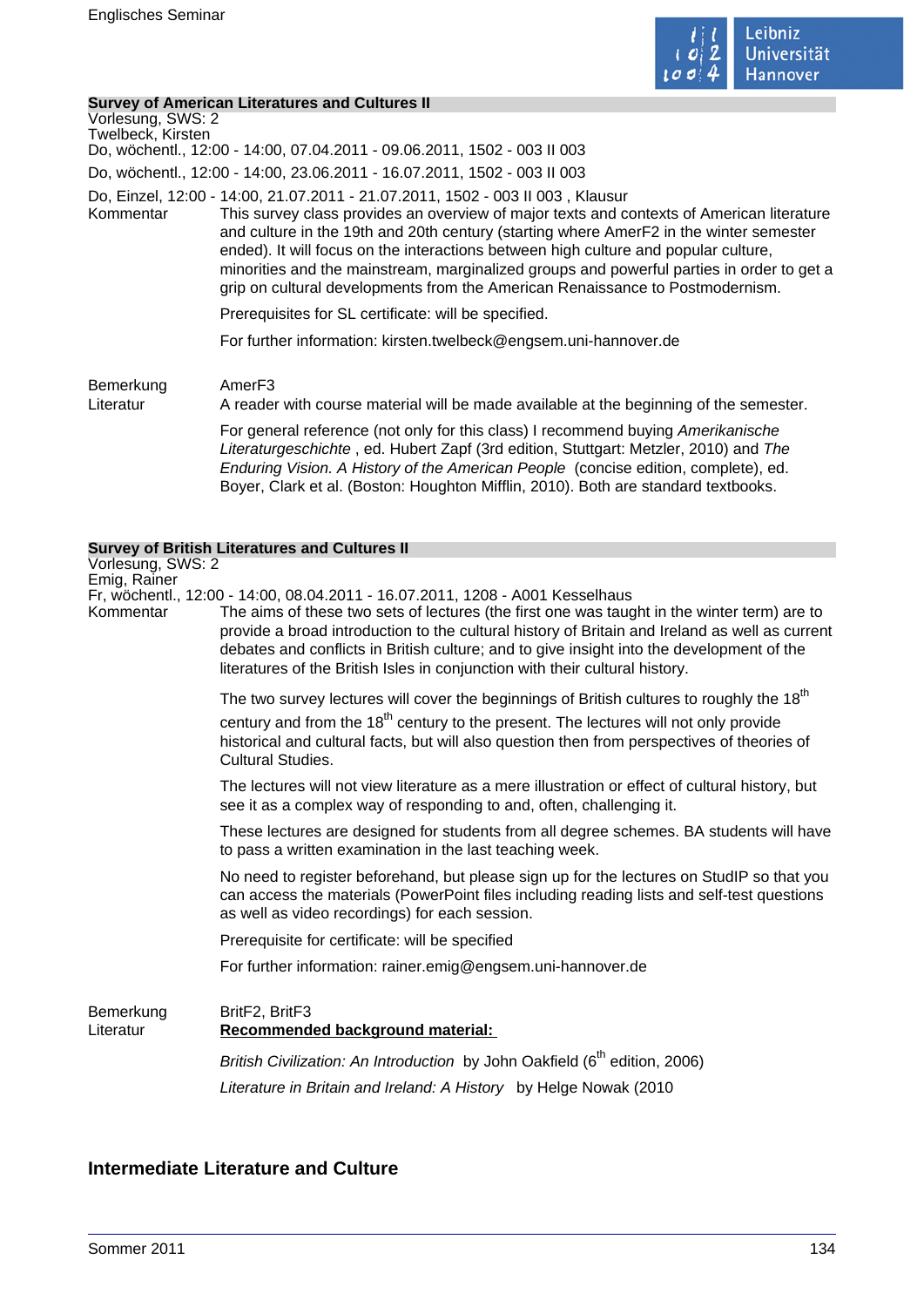**Survey of American Literatures and Cultures II**

Vorlesung, SWS: 2
Twelbeck, Kirsten
Do, wöchentl., 12:00 - 14:00, 07.04.2011 - 09.06.2011, 1502 - 003 II 003

Do, wöchentl., 12:00 - 14:00, 23.06.2011 - 16.07.2011, 1502 - 003 II 003

Do, Einzel, 12:00 - 14:00, 21.07.2011 - 21.07.2011, 1502 - 003 II 003 , Klausur

Kommentar

This survey class provides an overview of major texts and contexts of American literature and culture in the 19th and 20th century (starting where AmerF2 in the winter semester ended). It will focus on the interactions between high culture and popular culture, minorities and the mainstream, marginalized groups and powerful parties in order to get a grip on cultural developments from the American Renaissance to Postmodernism.

Prerequisites for SL certificate: will be specified.

For further information: kirsten.twelbeck@engsem.uni-hannover.de

Bemerkung

AmerF3

Literatur

A reader with course material will be made available at the beginning of the semester.

For general reference (not only for this class) I recommend buying *Amerikanische Literaturgeschichte* , ed. Hubert Zapf (3rd edition, Stuttgart: Metzler, 2010) and *The Enduring Vision. A History of the American People* (concise edition, complete), ed. Boyer, Clark et al. (Boston: Houghton Mifflin, 2010). Both are standard textbooks.

**Survey of British Literatures and Cultures II**

Vorlesung, SWS: 2
Emig, Rainer
Fr, wöchentl., 12:00 - 14:00, 08.04.2011 - 16.07.2011, 1208 - A001 Kesselhaus

Kommentar

The aims of these two sets of lectures (the first one was taught in the winter term) are to provide a broad introduction to the cultural history of Britain and Ireland as well as current debates and conflicts in British culture; and to give insight into the development of the literatures of the British Isles in conjunction with their cultural history.

The two survey lectures will cover the beginnings of British cultures to roughly the 18th century and from the 18th century to the present. The lectures will not only provide historical and cultural facts, but will also question then from perspectives of theories of Cultural Studies.

The lectures will not view literature as a mere illustration or effect of cultural history, but see it as a complex way of responding to and, often, challenging it.

These lectures are designed for students from all degree schemes. BA students will have to pass a written examination in the last teaching week.

No need to register beforehand, but please sign up for the lectures on StudIP so that you can access the materials (PowerPoint files including reading lists and self-test questions as well as video recordings) for each session.

Prerequisite for certificate: will be specified

For further information: rainer.emig@engsem.uni-hannover.de

Bemerkung

BritF2, BritF3

Literatur

**Recommended background material:**

*British Civilization: An Introduction* by John Oakfield (6th edition, 2006)

*Literature in Britain and Ireland: A History* by Helge Nowak (2010

## Intermediate Literature and Culture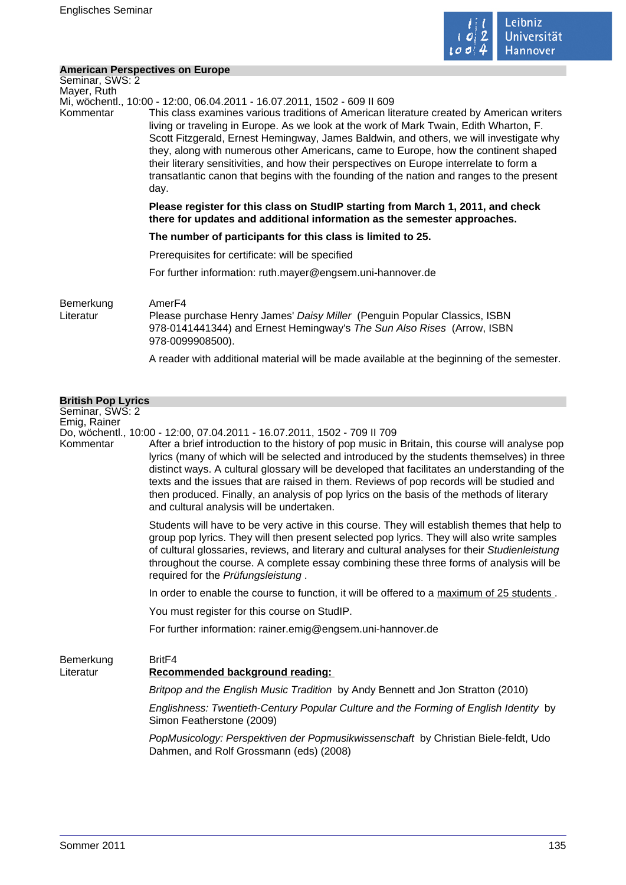### American Perspectives on Europe

Seminar, SWS: 2
Mayer, Ruth
Mi, wöchentl., 10:00 - 12:00, 06.04.2011 - 16.07.2011, 1502 - 609 II 609

Kommentar

This class examines various traditions of American literature created by American writers living or traveling in Europe. As we look at the work of Mark Twain, Edith Wharton, F. Scott Fitzgerald, Ernest Hemingway, James Baldwin, and others, we will investigate why they, along with numerous other Americans, came to Europe, how the continent shaped their literary sensitivities, and how their perspectives on Europe interrelate to form a transatlantic canon that begins with the founding of the nation and ranges to the present day.

**Please register for this class on StudIP starting from March 1, 2011, and check there for updates and additional information as the semester approaches.**

**The number of participants for this class is limited to 25.**

Prerequisites for certificate: will be specified

For further information: ruth.mayer@engsem.uni-hannover.de

Bemerkung

AmerF4

Literatur

Please purchase Henry James' *Daisy Miller* (Penguin Popular Classics, ISBN 978-0141441344) and Ernest Hemingway's *The Sun Also Rises* (Arrow, ISBN 978-0099908500).

A reader with additional material will be made available at the beginning of the semester.

### British Pop Lyrics

Seminar, SWS: 2
Emig, Rainer
Do, wöchentl., 10:00 - 12:00, 07.04.2011 - 16.07.2011, 1502 - 709 II 709

Kommentar

After a brief introduction to the history of pop music in Britain, this course will analyse pop lyrics (many of which will be selected and introduced by the students themselves) in three distinct ways. A cultural glossary will be developed that facilitates an understanding of the texts and the issues that are raised in them. Reviews of pop records will be studied and then produced. Finally, an analysis of pop lyrics on the basis of the methods of literary and cultural analysis will be undertaken.

Students will have to be very active in this course. They will establish themes that help to group pop lyrics. They will then present selected pop lyrics. They will also write samples of cultural glossaries, reviews, and literary and cultural analyses for their *Studienleistung* throughout the course. A complete essay combining these three forms of analysis will be required for the *Prüfungsleistung* .

In order to enable the course to function, it will be offered to a maximum of 25 students .

You must register for this course on StudIP.

For further information: rainer.emig@engsem.uni-hannover.de

Bemerkung

BritF4

Literatur

**Recommended background reading:**

*Britpop and the English Music Tradition* by Andy Bennett and Jon Stratton (2010)

*Englishness: Twentieth-Century Popular Culture and the Forming of English Identity* by Simon Featherstone (2009)

*PopMusicology: Perspektiven der Popmusikwissenschaft* by Christian Biele-feldt, Udo Dahmen, and Rolf Grossmann (eds) (2008)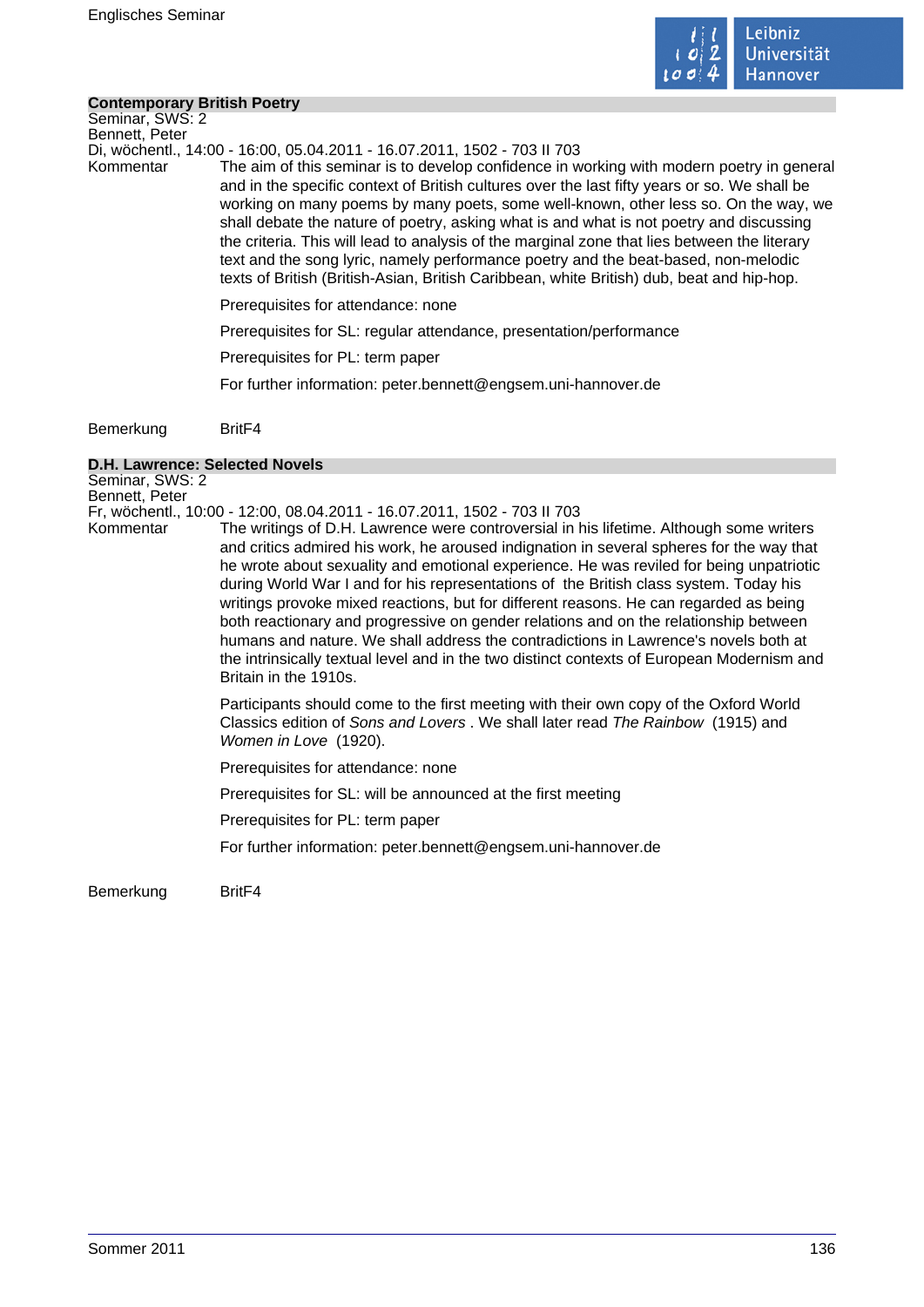## Contemporary British Poetry

Seminar, SWS: 2
Bennett, Peter
Di, wöchentl., 14:00 - 16:00, 05.04.2011 - 16.07.2011, 1502 - 703 II 703

Kommentar

The aim of this seminar is to develop confidence in working with modern poetry in general and in the specific context of British cultures over the last fifty years or so. We shall be working on many poems by many poets, some well-known, other less so. On the way, we shall debate the nature of poetry, asking what is and what is not poetry and discussing the criteria. This will lead to analysis of the marginal zone that lies between the literary text and the song lyric, namely performance poetry and the beat-based, non-melodic texts of British (British-Asian, British Caribbean, white British) dub, beat and hip-hop.

Prerequisites for attendance: none

Prerequisites for SL: regular attendance, presentation/performance

Prerequisites for PL: term paper

For further information: peter.bennett@engsem.uni-hannover.de

Bemerkung

BritF4

## D.H. Lawrence: Selected Novels

Seminar, SWS: 2
Bennett, Peter
Fr, wöchentl., 10:00 - 12:00, 08.04.2011 - 16.07.2011, 1502 - 703 II 703

Kommentar

The writings of D.H. Lawrence were controversial in his lifetime. Although some writers and critics admired his work, he aroused indignation in several spheres for the way that he wrote about sexuality and emotional experience. He was reviled for being unpatriotic during World War I and for his representations of the British class system. Today his writings provoke mixed reactions, but for different reasons. He can regarded as being both reactionary and progressive on gender relations and on the relationship between humans and nature. We shall address the contradictions in Lawrence's novels both at the intrinsically textual level and in the two distinct contexts of European Modernism and Britain in the 1910s.

Participants should come to the first meeting with their own copy of the Oxford World Classics edition of *Sons and Lovers* . We shall later read *The Rainbow* (1915) and *Women in Love* (1920).

Prerequisites for attendance: none

Prerequisites for SL: will be announced at the first meeting

Prerequisites for PL: term paper

For further information: peter.bennett@engsem.uni-hannover.de

Bemerkung

BritF4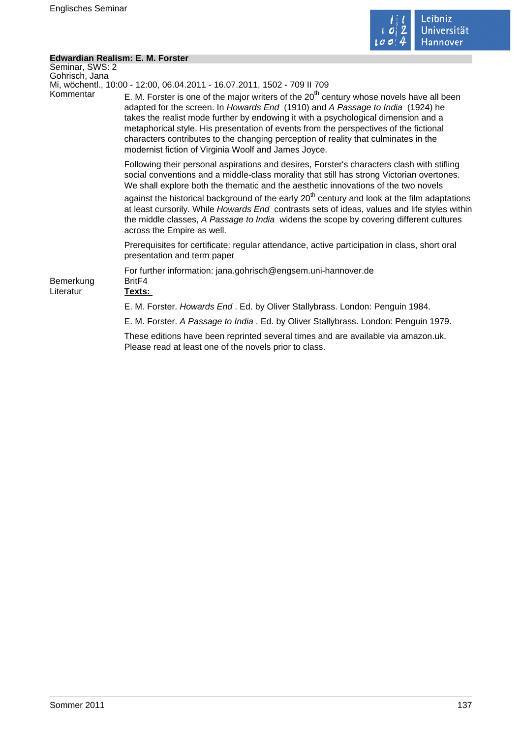## Edwardian Realism: E. M. Forster

Seminar, SWS: 2
Gohrisch, Jana
Mi, wöchentl., 10:00 - 12:00, 06.04.2011 - 16.07.2011, 1502 - 709 II 709

Kommentar

E. M. Forster is one of the major writers of the 20th century whose novels have all been adapted for the screen. In *Howards End* (1910) and *A Passage to India* (1924) he takes the realist mode further by endowing it with a psychological dimension and a metaphorical style. His presentation of events from the perspectives of the fictional characters contributes to the changing perception of reality that culminates in the modernist fiction of Virginia Woolf and James Joyce.

Following their personal aspirations and desires, Forster's characters clash with stifling social conventions and a middle-class morality that still has strong Victorian overtones. We shall explore both the thematic and the aesthetic innovations of the two novels against the historical background of the early 20th century and look at the film adaptations at least cursorily. While *Howards End* contrasts sets of ideas, values and life styles within the middle classes, *A Passage to India* widens the scope by covering different cultures across the Empire as well.

Prerequisites for certificate: regular attendance, active participation in class, short oral presentation and term paper

For further information: jana.gohrisch@engsem.uni-hannover.de

Bemerkung

BritF4

Literatur

**Texts:**

E. M. Forster. *Howards End* . Ed. by Oliver Stallybrass. London: Penguin 1984.

E. M. Forster. *A Passage to India* . Ed. by Oliver Stallybrass. London: Penguin 1979.

These editions have been reprinted several times and are available via amazon.uk. Please read at least one of the novels prior to class.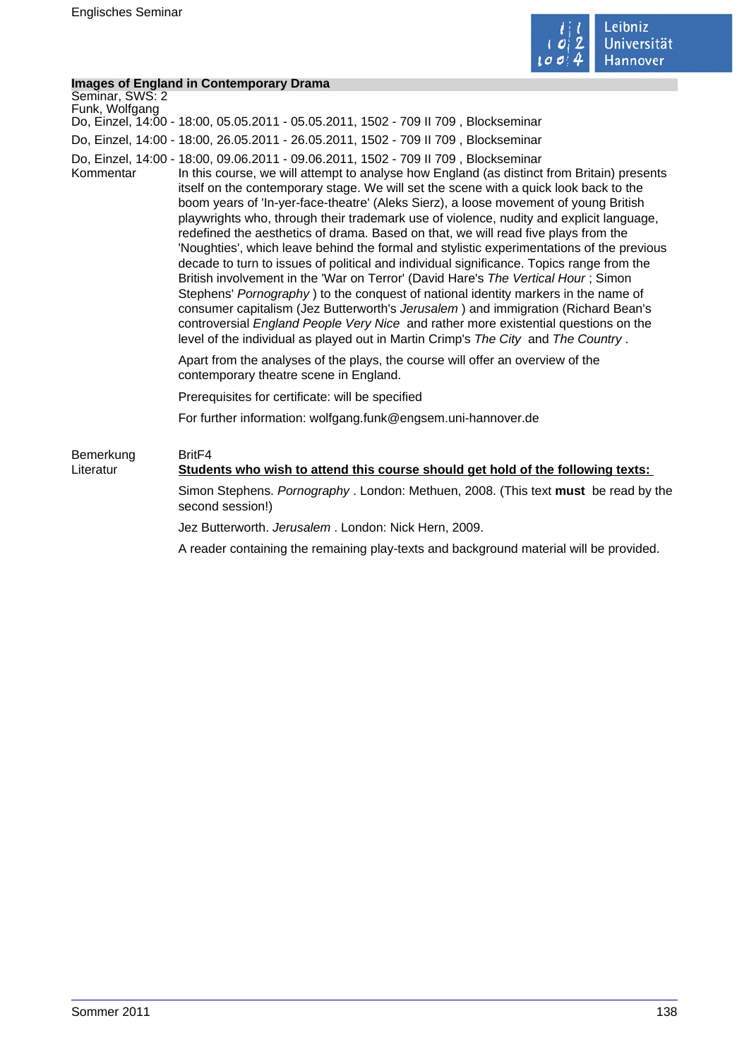**Images of England in Contemporary Drama**

Seminar, SWS: 2

Funk, Wolfgang

Do, Einzel, 14:00 - 18:00, 05.05.2011 - 05.05.2011, 1502 - 709 II 709 , Blockseminar

Do, Einzel, 14:00 - 18:00, 26.05.2011 - 26.05.2011, 1502 - 709 II 709 , Blockseminar

Do, Einzel, 14:00 - 18:00, 09.06.2011 - 09.06.2011, 1502 - 709 II 709 , Blockseminar

Kommentar

In this course, we will attempt to analyse how England (as distinct from Britain) presents itself on the contemporary stage. We will set the scene with a quick look back to the boom years of 'In-yer-face-theatre' (Aleks Sierz), a loose movement of young British playwrights who, through their trademark use of violence, nudity and explicit language, redefined the aesthetics of drama. Based on that, we will read five plays from the 'Noughties', which leave behind the formal and stylistic experimentations of the previous decade to turn to issues of political and individual significance. Topics range from the British involvement in the 'War on Terror' (David Hare's *The Vertical Hour* ; Simon Stephens' *Pornography* ) to the conquest of national identity markers in the name of consumer capitalism (Jez Butterworth's *Jerusalem* ) and immigration (Richard Bean's controversial *England People Very Nice* and rather more existential questions on the level of the individual as played out in Martin Crimp's *The City* and *The Country* .

Apart from the analyses of the plays, the course will offer an overview of the contemporary theatre scene in England.

Prerequisites for certificate: will be specified

For further information: wolfgang.funk@engsem.uni-hannover.de

Bemerkung

BritF4

Literatur

**Students who wish to attend this course should get hold of the following texts:**

Simon Stephens. *Pornography* . London: Methuen, 2008. (This text **must** be read by the second session!)

Jez Butterworth. *Jerusalem* . London: Nick Hern, 2009.

A reader containing the remaining play-texts and background material will be provided.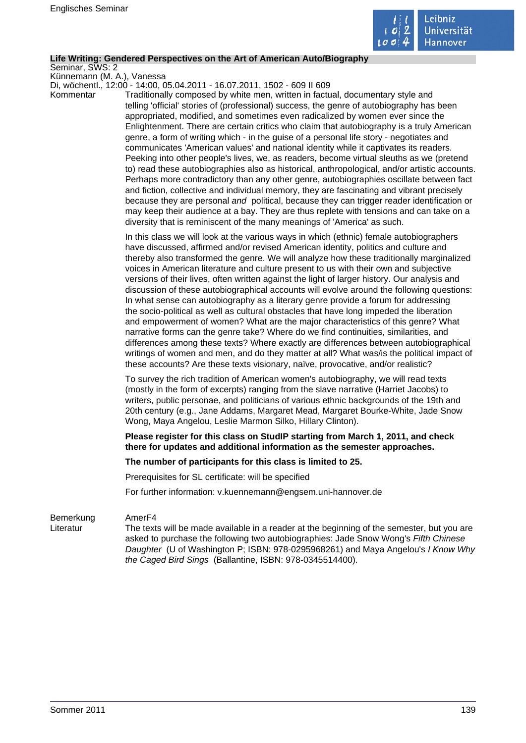**Life Writing: Gendered Perspectives on the Art of American Auto/Biography**

Seminar, SWS: 2

Künnemann (M. A.), Vanessa

Di, wöchentl., 12:00 - 14:00, 05.04.2011 - 16.07.2011, 1502 - 609 II 609

Kommentar

Traditionally composed by white men, written in factual, documentary style and telling 'official' stories of (professional) success, the genre of autobiography has been appropriated, modified, and sometimes even radicalized by women ever since the Enlightenment. There are certain critics who claim that autobiography is a truly American genre, a form of writing which - in the guise of a personal life story - negotiates and communicates 'American values' and national identity while it captivates its readers. Peeking into other people's lives, we, as readers, become virtual sleuths as we (pretend to) read these autobiographies also as historical, anthropological, and/or artistic accounts. Perhaps more contradictory than any other genre, autobiographies oscillate between fact and fiction, collective and individual memory, they are fascinating and vibrant precisely because they are personal *and* political, because they can trigger reader identification or may keep their audience at a bay. They are thus replete with tensions and can take on a diversity that is reminiscent of the many meanings of 'America' as such.

In this class we will look at the various ways in which (ethnic) female autobiographers have discussed, affirmed and/or revised American identity, politics and culture and thereby also transformed the genre. We will analyze how these traditionally marginalized voices in American literature and culture present to us with their own and subjective versions of their lives, often written against the light of larger history. Our analysis and discussion of these autobiographical accounts will evolve around the following questions: In what sense can autobiography as a literary genre provide a forum for addressing the socio-political as well as cultural obstacles that have long impeded the liberation and empowerment of women? What are the major characteristics of this genre? What narrative forms can the genre take? Where do we find continuities, similarities, and differences among these texts? Where exactly are differences between autobiographical writings of women and men, and do they matter at all? What was/is the political impact of these accounts? Are these texts visionary, naïve, provocative, and/or realistic?

To survey the rich tradition of American women's autobiography, we will read texts (mostly in the form of excerpts) ranging from the slave narrative (Harriet Jacobs) to writers, public personae, and politicians of various ethnic backgrounds of the 19th and 20th century (e.g., Jane Addams, Margaret Mead, Margaret Bourke-White, Jade Snow Wong, Maya Angelou, Leslie Marmon Silko, Hillary Clinton).

**Please register for this class on StudIP starting from March 1, 2011, and check there for updates and additional information as the semester approaches.**

**The number of participants for this class is limited to 25.**

Prerequisites for SL certificate: will be specified

For further information: v.kuennemann@engsem.uni-hannover.de

Bemerkung

AmerF4

Literatur

The texts will be made available in a reader at the beginning of the semester, but you are asked to purchase the following two autobiographies: Jade Snow Wong's *Fifth Chinese Daughter* (U of Washington P; ISBN: 978-0295968261) and Maya Angelou's *I Know Why the Caged Bird Sings* (Ballantine, ISBN: 978-0345514400).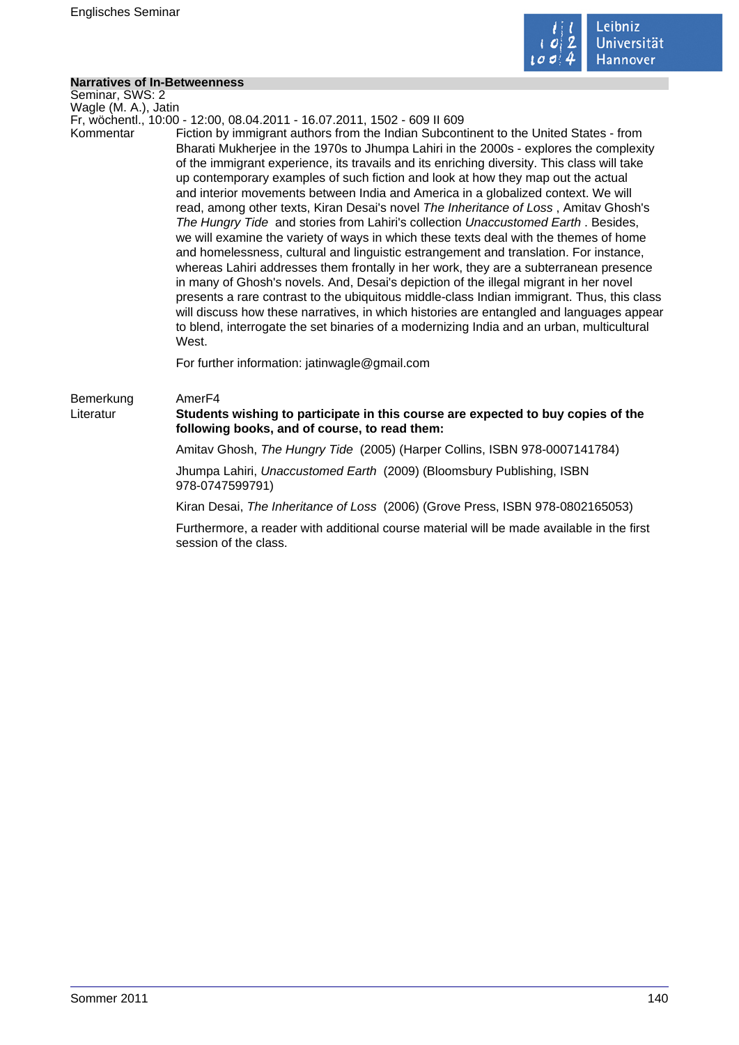## Narratives of In-Betweenness

Seminar, SWS: 2
Wagle (M. A.), Jatin
Fr, wöchentl., 10:00 - 12:00, 08.04.2011 - 16.07.2011, 1502 - 609 II 609

Kommentar

Fiction by immigrant authors from the Indian Subcontinent to the United States - from Bharati Mukherjee in the 1970s to Jhumpa Lahiri in the 2000s - explores the complexity of the immigrant experience, its travails and its enriching diversity. This class will take up contemporary examples of such fiction and look at how they map out the actual and interior movements between India and America in a globalized context. We will read, among other texts, Kiran Desai's novel *The Inheritance of Loss* , Amitav Ghosh's *The Hungry Tide* and stories from Lahiri's collection *Unaccustomed Earth* . Besides, we will examine the variety of ways in which these texts deal with the themes of home and homelessness, cultural and linguistic estrangement and translation. For instance, whereas Lahiri addresses them frontally in her work, they are a subterranean presence in many of Ghosh's novels. And, Desai's depiction of the illegal migrant in her novel presents a rare contrast to the ubiquitous middle-class Indian immigrant. Thus, this class will discuss how these narratives, in which histories are entangled and languages appear to blend, interrogate the set binaries of a modernizing India and an urban, multicultural West.

For further information: jatinwagle@gmail.com

Bemerkung

AmerF4

Literatur

**Students wishing to participate in this course are expected to buy copies of the following books, and of course, to read them:**

Amitav Ghosh, *The Hungry Tide* (2005) (Harper Collins, ISBN 978-0007141784)

Jhumpa Lahiri, *Unaccustomed Earth* (2009) (Bloomsbury Publishing, ISBN 978-0747599791)

Kiran Desai, *The Inheritance of Loss* (2006) (Grove Press, ISBN 978-0802165053)

Furthermore, a reader with additional course material will be made available in the first session of the class.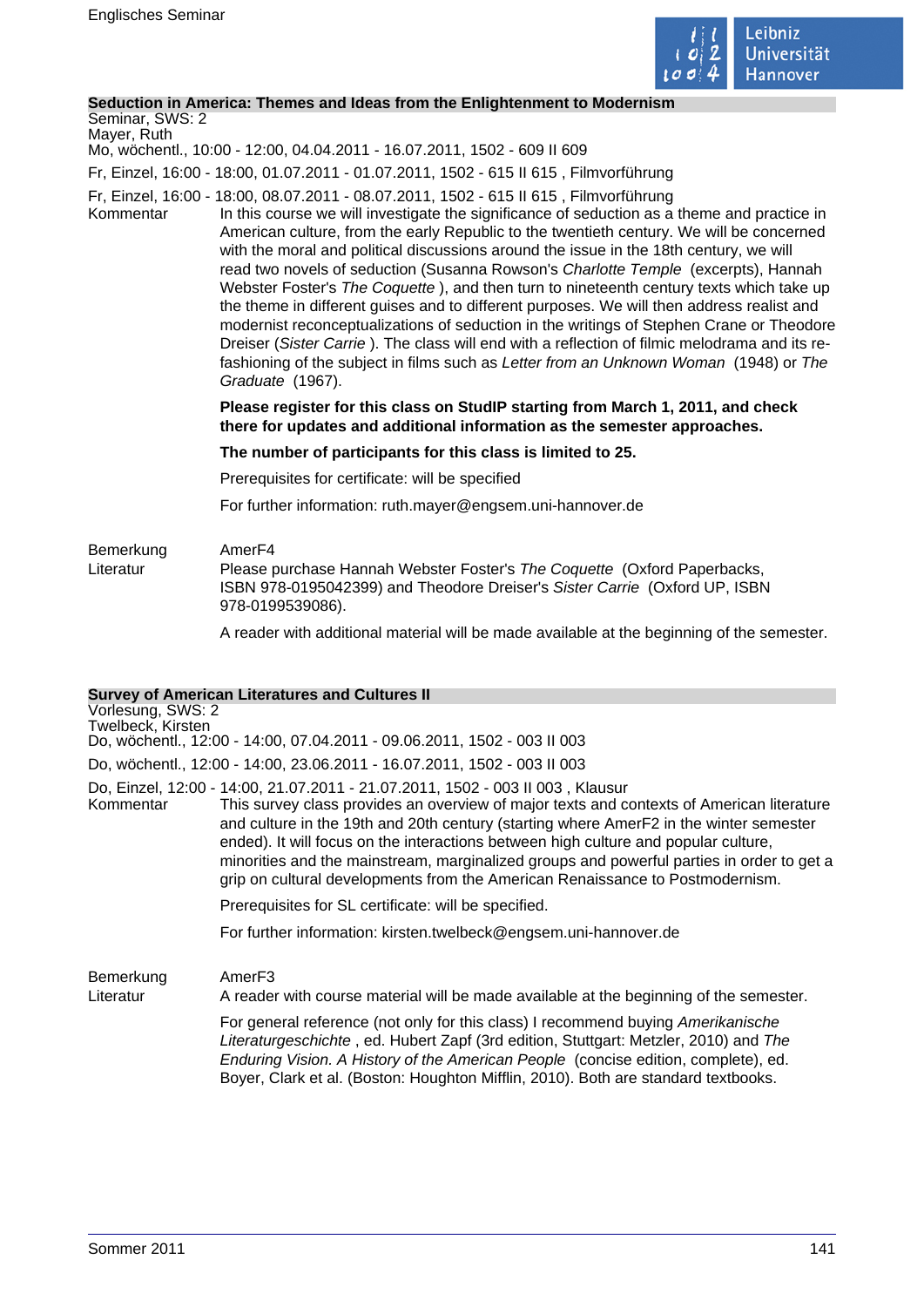### Seduction in America: Themes and Ideas from the Enlightenment to Modernism

Seminar, SWS: 2
Mayer, Ruth
Mo, wöchentl., 10:00 - 12:00, 04.04.2011 - 16.07.2011, 1502 - 609 II 609

Fr, Einzel, 16:00 - 18:00, 01.07.2011 - 01.07.2011, 1502 - 615 II 615 , Filmvorführung

Fr, Einzel, 16:00 - 18:00, 08.07.2011 - 08.07.2011, 1502 - 615 II 615 , Filmvorführung

Kommentar

In this course we will investigate the significance of seduction as a theme and practice in American culture, from the early Republic to the twentieth century. We will be concerned with the moral and political discussions around the issue in the 18th century, we will read two novels of seduction (Susanna Rowson's *Charlotte Temple* (excerpts), Hannah Webster Foster's *The Coquette* ), and then turn to nineteenth century texts which take up the theme in different guises and to different purposes. We will then address realist and modernist reconceptualizations of seduction in the writings of Stephen Crane or Theodore Dreiser (*Sister Carrie* ). The class will end with a reflection of filmic melodrama and its re-fashioning of the subject in films such as *Letter from an Unknown Woman* (1948) or *The Graduate* (1967).

**Please register for this class on StudIP starting from March 1, 2011, and check there for updates and additional information as the semester approaches.**

**The number of participants for this class is limited to 25.**

Prerequisites for certificate: will be specified

For further information: ruth.mayer@engsem.uni-hannover.de

Bemerkung

AmerF4

Literatur

Please purchase Hannah Webster Foster's *The Coquette* (Oxford Paperbacks, ISBN 978-0195042399) and Theodore Dreiser's *Sister Carrie* (Oxford UP, ISBN 978-0199539086).

A reader with additional material will be made available at the beginning of the semester.

### Survey of American Literatures and Cultures II

Vorlesung, SWS: 2
Twelbeck, Kirsten
Do, wöchentl., 12:00 - 14:00, 07.04.2011 - 09.06.2011, 1502 - 003 II 003

Do, wöchentl., 12:00 - 14:00, 23.06.2011 - 16.07.2011, 1502 - 003 II 003

Do, Einzel, 12:00 - 14:00, 21.07.2011 - 21.07.2011, 1502 - 003 II 003 , Klausur

Kommentar

This survey class provides an overview of major texts and contexts of American literature and culture in the 19th and 20th century (starting where AmerF2 in the winter semester ended). It will focus on the interactions between high culture and popular culture, minorities and the mainstream, marginalized groups and powerful parties in order to get a grip on cultural developments from the American Renaissance to Postmodernism.

Prerequisites for SL certificate: will be specified.

For further information: kirsten.twelbeck@engsem.uni-hannover.de

Bemerkung

AmerF3

Literatur

A reader with course material will be made available at the beginning of the semester.

For general reference (not only for this class) I recommend buying *Amerikanische Literaturgeschichte* , ed. Hubert Zapf (3rd edition, Stuttgart: Metzler, 2010) and *The Enduring Vision. A History of the American People* (concise edition, complete), ed. Boyer, Clark et al. (Boston: Houghton Mifflin, 2010). Both are standard textbooks.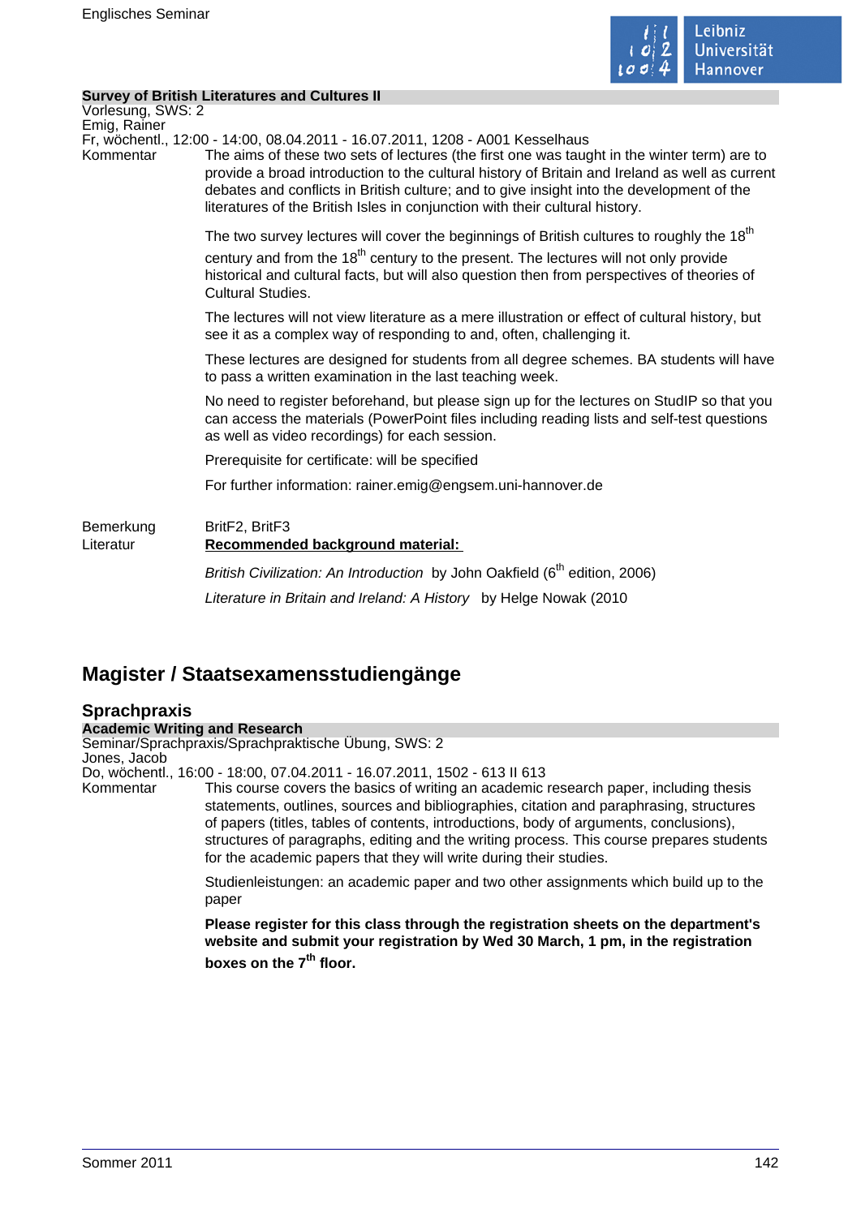**Survey of British Literatures and Cultures II**

Vorlesung, SWS: 2

Emig, Rainer

Fr, wöchentl., 12:00 - 14:00, 08.04.2011 - 16.07.2011, 1208 - A001 Kesselhaus

Kommentar

The aims of these two sets of lectures (the first one was taught in the winter term) are to provide a broad introduction to the cultural history of Britain and Ireland as well as current debates and conflicts in British culture; and to give insight into the development of the literatures of the British Isles in conjunction with their cultural history.

The two survey lectures will cover the beginnings of British cultures to roughly the 18th century and from the 18th century to the present. The lectures will not only provide historical and cultural facts, but will also question then from perspectives of theories of Cultural Studies.

The lectures will not view literature as a mere illustration or effect of cultural history, but see it as a complex way of responding to and, often, challenging it.

These lectures are designed for students from all degree schemes. BA students will have to pass a written examination in the last teaching week.

No need to register beforehand, but please sign up for the lectures on StudIP so that you can access the materials (PowerPoint files including reading lists and self-test questions as well as video recordings) for each session.

Prerequisite for certificate: will be specified

For further information: rainer.emig@engsem.uni-hannover.de

Bemerkung

BritF2, BritF3

Literatur

**Recommended background material:**

*British Civilization: An Introduction* by John Oakfield (6th edition, 2006)

*Literature in Britain and Ireland: A History* by Helge Nowak (2010

# Magister / Staatsexamensstudiengänge

## Sprachpraxis

**Academic Writing and Research**

Seminar/Sprachpraxis/Sprachpraktische Übung, SWS: 2

Jones, Jacob

Do, wöchentl., 16:00 - 18:00, 07.04.2011 - 16.07.2011, 1502 - 613 II 613

Kommentar

This course covers the basics of writing an academic research paper, including thesis statements, outlines, sources and bibliographies, citation and paraphrasing, structures of papers (titles, tables of contents, introductions, body of arguments, conclusions), structures of paragraphs, editing and the writing process. This course prepares students for the academic papers that they will write during their studies.

Studienleistungen: an academic paper and two other assignments which build up to the paper

**Please register for this class through the registration sheets on the department's website and submit your registration by Wed 30 March, 1 pm, in the registration boxes on the 7th floor.**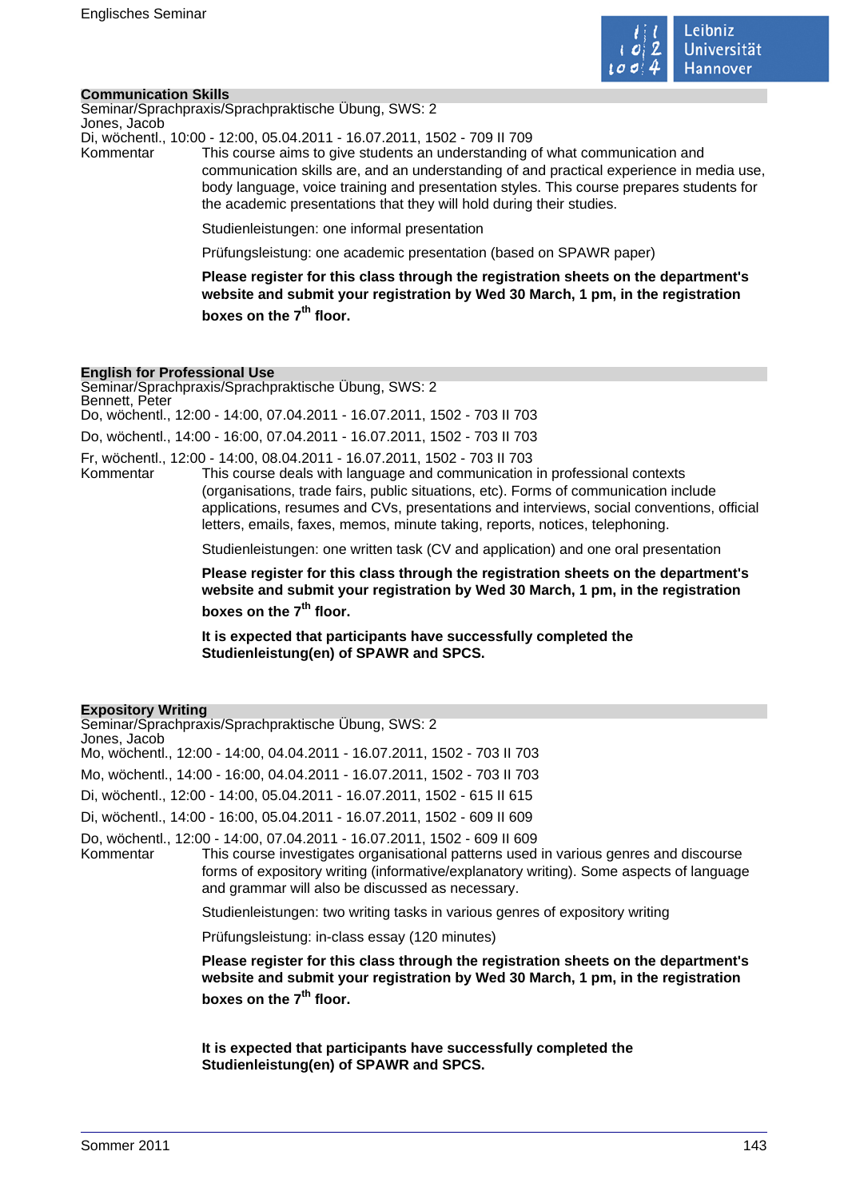### Communication Skills

Seminar/Sprachpraxis/Sprachpraktische Übung, SWS: 2
Jones, Jacob
Di, wöchentl., 10:00 - 12:00, 05.04.2011 - 16.07.2011, 1502 - 709 II 709

Kommentar

This course aims to give students an understanding of what communication and communication skills are, and an understanding of and practical experience in media use, body language, voice training and presentation styles. This course prepares students for the academic presentations that they will hold during their studies.

Studienleistungen: one informal presentation

Prüfungsleistung: one academic presentation (based on SPAWR paper)

**Please register for this class through the registration sheets on the department's website and submit your registration by Wed 30 March, 1 pm, in the registration boxes on the 7th floor.**

### English for Professional Use

Seminar/Sprachpraxis/Sprachpraktische Übung, SWS: 2
Bennett, Peter
Do, wöchentl., 12:00 - 14:00, 07.04.2011 - 16.07.2011, 1502 - 703 II 703

Do, wöchentl., 14:00 - 16:00, 07.04.2011 - 16.07.2011, 1502 - 703 II 703

Fr, wöchentl., 12:00 - 14:00, 08.04.2011 - 16.07.2011, 1502 - 703 II 703

Kommentar

This course deals with language and communication in professional contexts (organisations, trade fairs, public situations, etc). Forms of communication include applications, resumes and CVs, presentations and interviews, social conventions, official letters, emails, faxes, memos, minute taking, reports, notices, telephoning.

Studienleistungen: one written task (CV and application) and one oral presentation

**Please register for this class through the registration sheets on the department's website and submit your registration by Wed 30 March, 1 pm, in the registration boxes on the 7th floor.**

**It is expected that participants have successfully completed the Studienleistung(en) of SPAWR and SPCS.**

### Expository Writing

Seminar/Sprachpraxis/Sprachpraktische Übung, SWS: 2
Jones, Jacob
Mo, wöchentl., 12:00 - 14:00, 04.04.2011 - 16.07.2011, 1502 - 703 II 703

Mo, wöchentl., 14:00 - 16:00, 04.04.2011 - 16.07.2011, 1502 - 703 II 703

Di, wöchentl., 12:00 - 14:00, 05.04.2011 - 16.07.2011, 1502 - 615 II 615

Di, wöchentl., 14:00 - 16:00, 05.04.2011 - 16.07.2011, 1502 - 609 II 609

Do, wöchentl., 12:00 - 14:00, 07.04.2011 - 16.07.2011, 1502 - 609 II 609

Kommentar

This course investigates organisational patterns used in various genres and discourse forms of expository writing (informative/explanatory writing). Some aspects of language and grammar will also be discussed as necessary.

Studienleistungen: two writing tasks in various genres of expository writing

Prüfungsleistung: in-class essay (120 minutes)

**Please register for this class through the registration sheets on the department's website and submit your registration by Wed 30 March, 1 pm, in the registration boxes on the 7th floor.**

**It is expected that participants have successfully completed the Studienleistung(en) of SPAWR and SPCS.**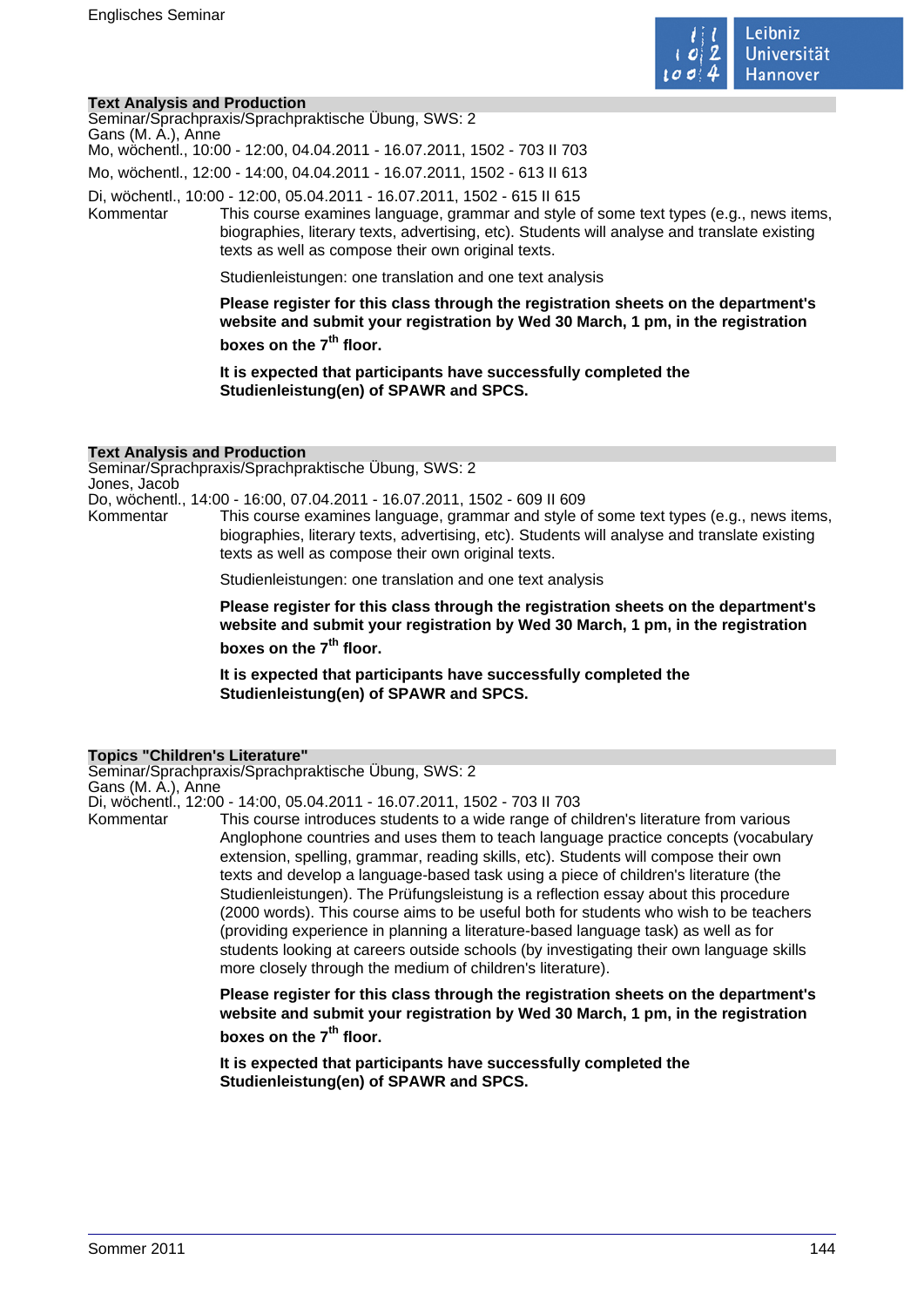## Text Analysis and Production

Seminar/Sprachpraxis/Sprachpraktische Übung, SWS: 2
Gans (M. A.), Anne
Mo, wöchentl., 10:00 - 12:00, 04.04.2011 - 16.07.2011, 1502 - 703 II 703
Mo, wöchentl., 12:00 - 14:00, 04.04.2011 - 16.07.2011, 1502 - 613 II 613
Di, wöchentl., 10:00 - 12:00, 05.04.2011 - 16.07.2011, 1502 - 615 II 615

Kommentar

This course examines language, grammar and style of some text types (e.g., news items, biographies, literary texts, advertising, etc). Students will analyse and translate existing texts as well as compose their own original texts.

Studienleistungen: one translation and one text analysis

**Please register for this class through the registration sheets on the department's website and submit your registration by Wed 30 March, 1 pm, in the registration boxes on the 7th floor.**

**It is expected that participants have successfully completed the Studienleistung(en) of SPAWR and SPCS.**

## Text Analysis and Production

Seminar/Sprachpraxis/Sprachpraktische Übung, SWS: 2
Jones, Jacob
Do, wöchentl., 14:00 - 16:00, 07.04.2011 - 16.07.2011, 1502 - 609 II 609

Kommentar

This course examines language, grammar and style of some text types (e.g., news items, biographies, literary texts, advertising, etc). Students will analyse and translate existing texts as well as compose their own original texts.

Studienleistungen: one translation and one text analysis

**Please register for this class through the registration sheets on the department's website and submit your registration by Wed 30 March, 1 pm, in the registration boxes on the 7th floor.**

**It is expected that participants have successfully completed the Studienleistung(en) of SPAWR and SPCS.**

## Topics "Children's Literature"

Seminar/Sprachpraxis/Sprachpraktische Übung, SWS: 2
Gans (M. A.), Anne
Di, wöchentl., 12:00 - 14:00, 05.04.2011 - 16.07.2011, 1502 - 703 II 703

Kommentar

This course introduces students to a wide range of children's literature from various Anglophone countries and uses them to teach language practice concepts (vocabulary extension, spelling, grammar, reading skills, etc). Students will compose their own texts and develop a language-based task using a piece of children's literature (the Studienleistungen). The Prüfungsleistung is a reflection essay about this procedure (2000 words). This course aims to be useful both for students who wish to be teachers (providing experience in planning a literature-based language task) as well as for students looking at careers outside schools (by investigating their own language skills more closely through the medium of children's literature).

**Please register for this class through the registration sheets on the department's website and submit your registration by Wed 30 March, 1 pm, in the registration boxes on the 7th floor.**

**It is expected that participants have successfully completed the Studienleistung(en) of SPAWR and SPCS.**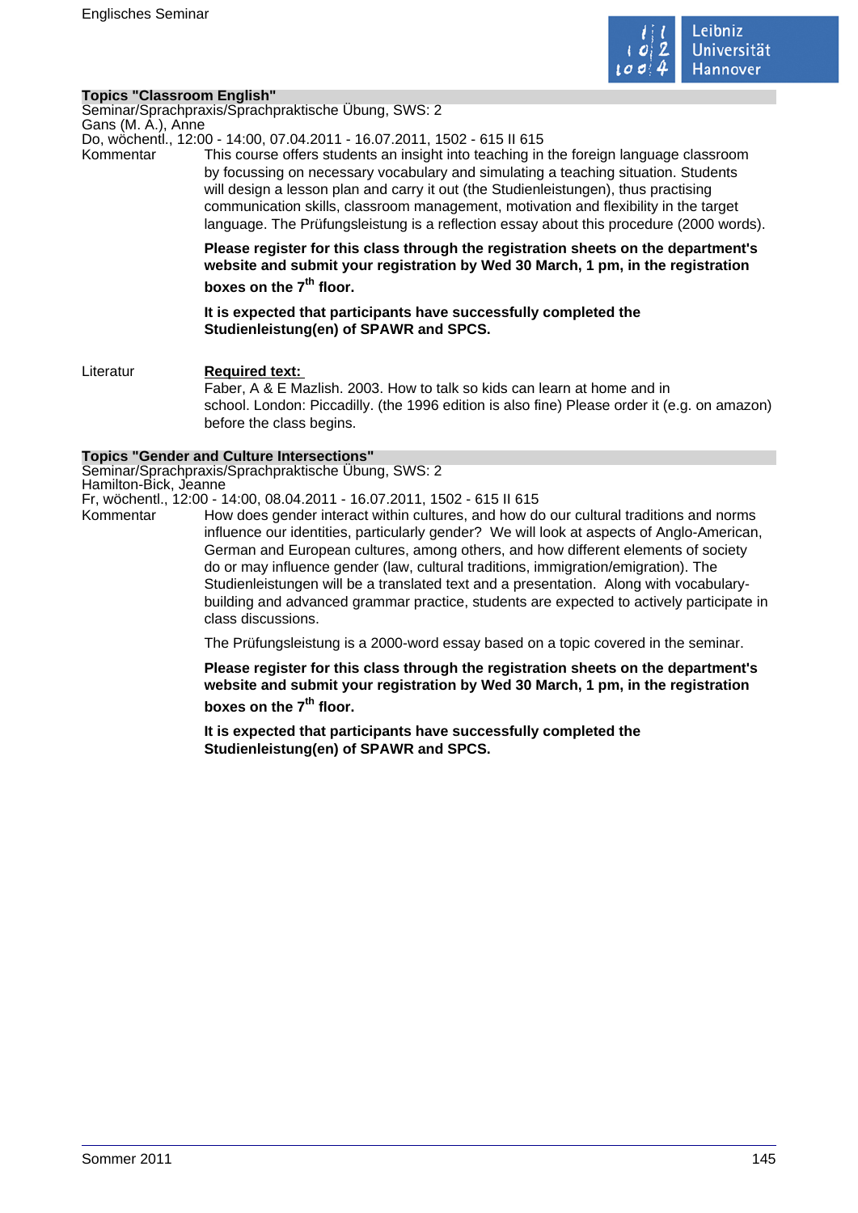## Topics "Classroom English"

Seminar/Sprachpraxis/Sprachpraktische Übung, SWS: 2
Gans (M. A.), Anne
Do, wöchentl., 12:00 - 14:00, 07.04.2011 - 16.07.2011, 1502 - 615 II 615

Kommentar

This course offers students an insight into teaching in the foreign language classroom by focussing on necessary vocabulary and simulating a teaching situation. Students will design a lesson plan and carry it out (the Studienleistungen), thus practising communication skills, classroom management, motivation and flexibility in the target language. The Prüfungsleistung is a reflection essay about this procedure (2000 words).

**Please register for this class through the registration sheets on the department's website and submit your registration by Wed 30 March, 1 pm, in the registration boxes on the 7th floor.**

**It is expected that participants have successfully completed the Studienleistung(en) of SPAWR and SPCS.**

Literatur

**Required text:**
Faber, A & E Mazlish. 2003. How to talk so kids can learn at home and in school. London: Piccadilly. (the 1996 edition is also fine) Please order it (e.g. on amazon) before the class begins.

## Topics "Gender and Culture Intersections"

Seminar/Sprachpraxis/Sprachpraktische Übung, SWS: 2
Hamilton-Bick, Jeanne
Fr, wöchentl., 12:00 - 14:00, 08.04.2011 - 16.07.2011, 1502 - 615 II 615

Kommentar

How does gender interact within cultures, and how do our cultural traditions and norms influence our identities, particularly gender? We will look at aspects of Anglo-American, German and European cultures, among others, and how different elements of society do or may influence gender (law, cultural traditions, immigration/emigration). The Studienleistungen will be a translated text and a presentation. Along with vocabulary-building and advanced grammar practice, students are expected to actively participate in class discussions.

The Prüfungsleistung is a 2000-word essay based on a topic covered in the seminar.

**Please register for this class through the registration sheets on the department's website and submit your registration by Wed 30 March, 1 pm, in the registration boxes on the 7th floor.**

**It is expected that participants have successfully completed the Studienleistung(en) of SPAWR and SPCS.**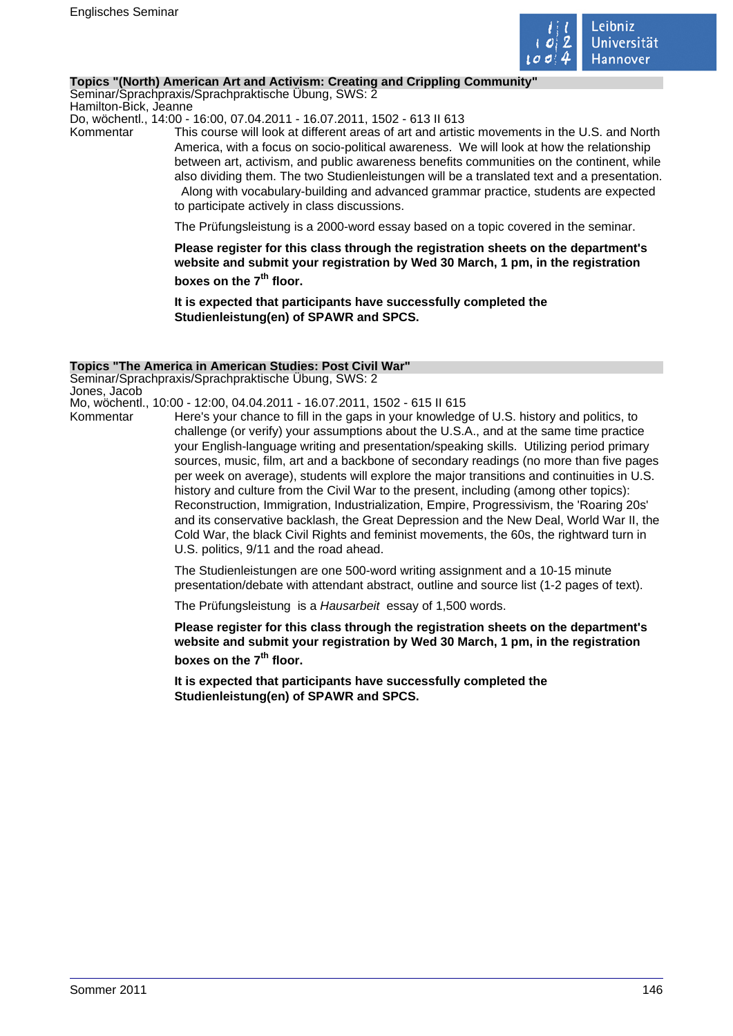### Topics "(North) American Art and Activism: Creating and Crippling Community"

Seminar/Sprachpraxis/Sprachpraktische Übung, SWS: 2
Hamilton-Bick, Jeanne
Do, wöchentl., 14:00 - 16:00, 07.04.2011 - 16.07.2011, 1502 - 613 II 613

Kommentar

This course will look at different areas of art and artistic movements in the U.S. and North America, with a focus on socio-political awareness. We will look at how the relationship between art, activism, and public awareness benefits communities on the continent, while also dividing them. The two Studienleistungen will be a translated text and a presentation. Along with vocabulary-building and advanced grammar practice, students are expected to participate actively in class discussions.

The Prüfungsleistung is a 2000-word essay based on a topic covered in the seminar.

**Please register for this class through the registration sheets on the department's website and submit your registration by Wed 30 March, 1 pm, in the registration boxes on the 7th floor.**

**It is expected that participants have successfully completed the Studienleistung(en) of SPAWR and SPCS.**

### Topics "The America in American Studies: Post Civil War"

Seminar/Sprachpraxis/Sprachpraktische Übung, SWS: 2
Jones, Jacob
Mo, wöchentl., 10:00 - 12:00, 04.04.2011 - 16.07.2011, 1502 - 615 II 615

Kommentar

Here's your chance to fill in the gaps in your knowledge of U.S. history and politics, to challenge (or verify) your assumptions about the U.S.A., and at the same time practice your English-language writing and presentation/speaking skills. Utilizing period primary sources, music, film, art and a backbone of secondary readings (no more than five pages per week on average), students will explore the major transitions and continuities in U.S. history and culture from the Civil War to the present, including (among other topics): Reconstruction, Immigration, Industrialization, Empire, Progressivism, the 'Roaring 20s' and its conservative backlash, the Great Depression and the New Deal, World War II, the Cold War, the black Civil Rights and feminist movements, the 60s, the rightward turn in U.S. politics, 9/11 and the road ahead.

The Studienleistungen are one 500-word writing assignment and a 10-15 minute presentation/debate with attendant abstract, outline and source list (1-2 pages of text).

The Prüfungsleistung is a *Hausarbeit* essay of 1,500 words.

**Please register for this class through the registration sheets on the department's website and submit your registration by Wed 30 March, 1 pm, in the registration boxes on the 7th floor.**

**It is expected that participants have successfully completed the Studienleistung(en) of SPAWR and SPCS.**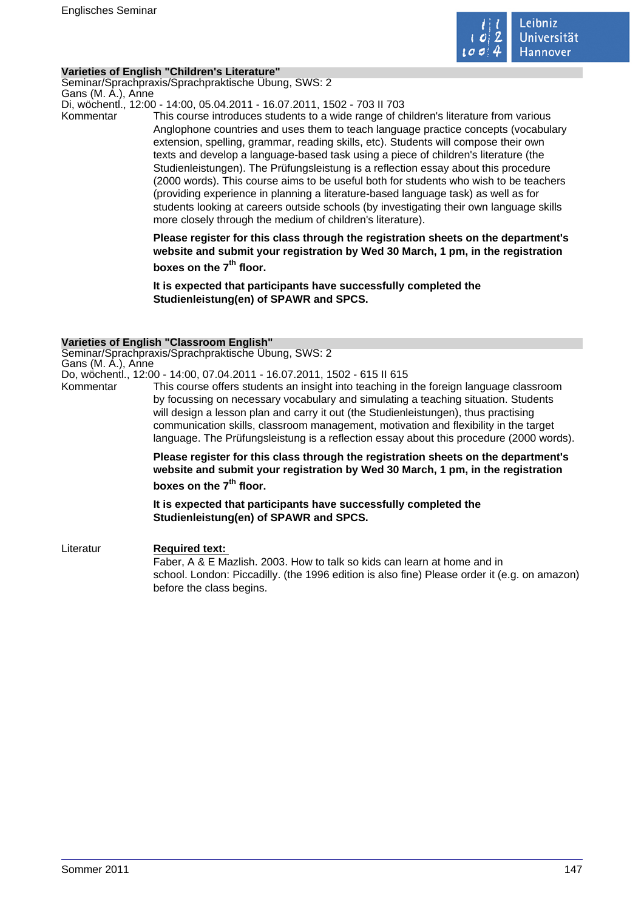### Varieties of English "Children's Literature"

Seminar/Sprachpraxis/Sprachpraktische Übung, SWS: 2
Gans (M. A.), Anne
Di, wöchentl., 12:00 - 14:00, 05.04.2011 - 16.07.2011, 1502 - 703 II 703

Kommentar

This course introduces students to a wide range of children's literature from various Anglophone countries and uses them to teach language practice concepts (vocabulary extension, spelling, grammar, reading skills, etc). Students will compose their own texts and develop a language-based task using a piece of children's literature (the Studienleistungen). The Prüfungsleistung is a reflection essay about this procedure (2000 words). This course aims to be useful both for students who wish to be teachers (providing experience in planning a literature-based language task) as well as for students looking at careers outside schools (by investigating their own language skills more closely through the medium of children's literature).

**Please register for this class through the registration sheets on the department's website and submit your registration by Wed 30 March, 1 pm, in the registration boxes on the 7th floor.**

**It is expected that participants have successfully completed the Studienleistung(en) of SPAWR and SPCS.**

### Varieties of English "Classroom English"

Seminar/Sprachpraxis/Sprachpraktische Übung, SWS: 2
Gans (M. A.), Anne
Do, wöchentl., 12:00 - 14:00, 07.04.2011 - 16.07.2011, 1502 - 615 II 615

Kommentar

This course offers students an insight into teaching in the foreign language classroom by focussing on necessary vocabulary and simulating a teaching situation. Students will design a lesson plan and carry it out (the Studienleistungen), thus practising communication skills, classroom management, motivation and flexibility in the target language. The Prüfungsleistung is a reflection essay about this procedure (2000 words).

**Please register for this class through the registration sheets on the department's website and submit your registration by Wed 30 March, 1 pm, in the registration boxes on the 7th floor.**

**It is expected that participants have successfully completed the Studienleistung(en) of SPAWR and SPCS.**

Literatur

**Required text:**
Faber, A & E Mazlish. 2003. How to talk so kids can learn at home and in school. London: Piccadilly. (the 1996 edition is also fine) Please order it (e.g. on amazon) before the class begins.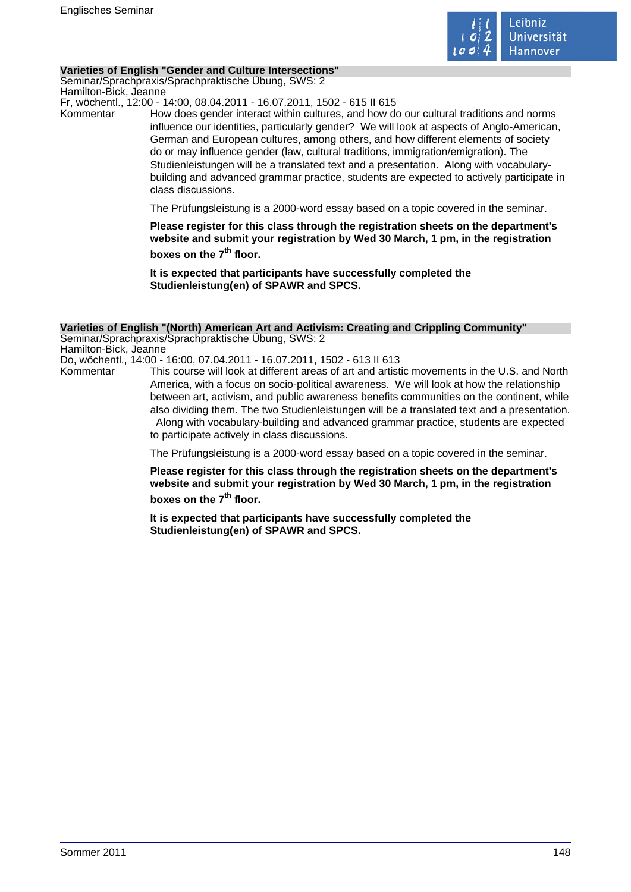### Varieties of English "Gender and Culture Intersections"

Seminar/Sprachpraxis/Sprachpraktische Übung, SWS: 2
Hamilton-Bick, Jeanne
Fr, wöchentl., 12:00 - 14:00, 08.04.2011 - 16.07.2011, 1502 - 615 II 615

Kommentar

How does gender interact within cultures, and how do our cultural traditions and norms influence our identities, particularly gender? We will look at aspects of Anglo-American, German and European cultures, among others, and how different elements of society do or may influence gender (law, cultural traditions, immigration/emigration). The Studienleistungen will be a translated text and a presentation. Along with vocabulary-building and advanced grammar practice, students are expected to actively participate in class discussions.

The Prüfungsleistung is a 2000-word essay based on a topic covered in the seminar.

**Please register for this class through the registration sheets on the department's website and submit your registration by Wed 30 March, 1 pm, in the registration boxes on the 7th floor.**

**It is expected that participants have successfully completed the Studienleistung(en) of SPAWR and SPCS.**

### Varieties of English "(North) American Art and Activism: Creating and Crippling Community"

Seminar/Sprachpraxis/Sprachpraktische Übung, SWS: 2
Hamilton-Bick, Jeanne
Do, wöchentl., 14:00 - 16:00, 07.04.2011 - 16.07.2011, 1502 - 613 II 613

Kommentar

This course will look at different areas of art and artistic movements in the U.S. and North America, with a focus on socio-political awareness. We will look at how the relationship between art, activism, and public awareness benefits communities on the continent, while also dividing them. The two Studienleistungen will be a translated text and a presentation. Along with vocabulary-building and advanced grammar practice, students are expected to participate actively in class discussions.

The Prüfungsleistung is a 2000-word essay based on a topic covered in the seminar.

**Please register for this class through the registration sheets on the department's website and submit your registration by Wed 30 March, 1 pm, in the registration boxes on the 7th floor.**

**It is expected that participants have successfully completed the Studienleistung(en) of SPAWR and SPCS.**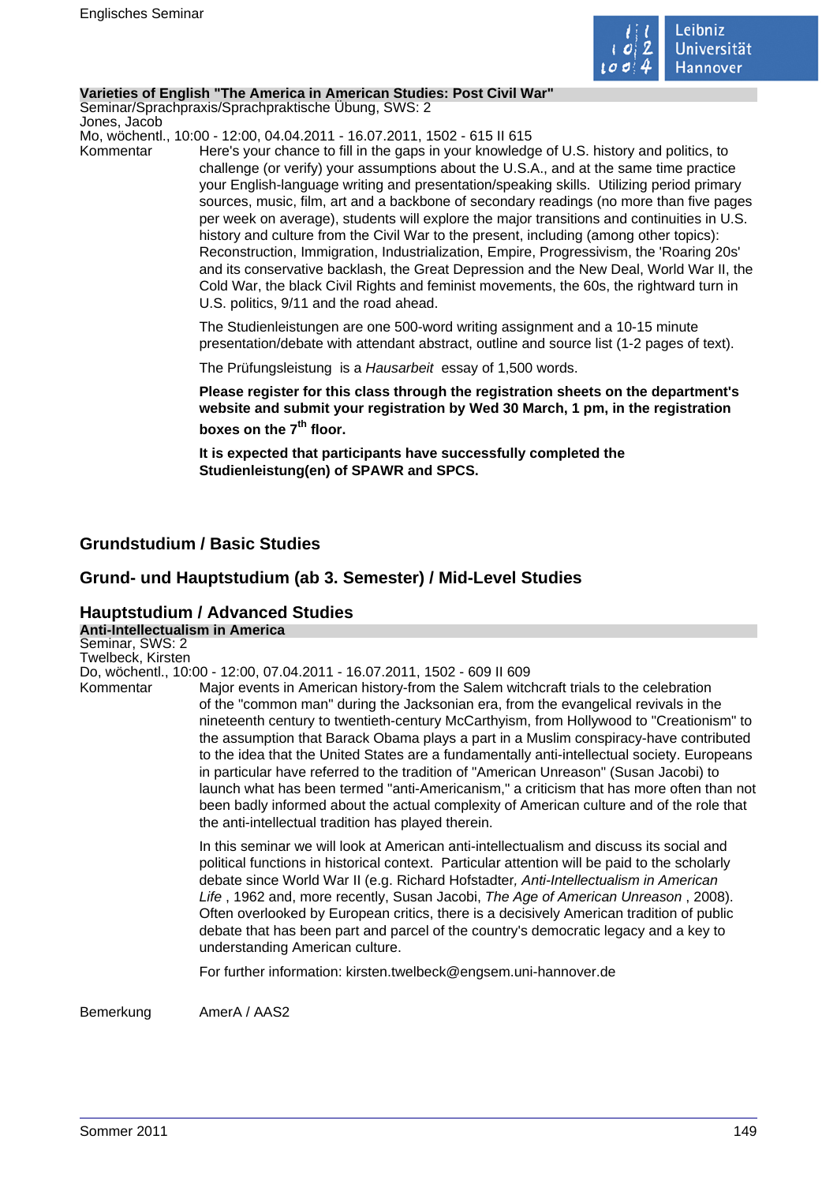**Varieties of English "The America in American Studies: Post Civil War"**
Seminar/Sprachpraxis/Sprachpraktische Übung, SWS: 2
Jones, Jacob
Mo, wöchentl., 10:00 - 12:00, 04.04.2011 - 16.07.2011, 1502 - 615 II 615

Kommentar

Here's your chance to fill in the gaps in your knowledge of U.S. history and politics, to challenge (or verify) your assumptions about the U.S.A., and at the same time practice your English-language writing and presentation/speaking skills. Utilizing period primary sources, music, film, art and a backbone of secondary readings (no more than five pages per week on average), students will explore the major transitions and continuities in U.S. history and culture from the Civil War to the present, including (among other topics): Reconstruction, Immigration, Industrialization, Empire, Progressivism, the 'Roaring 20s' and its conservative backlash, the Great Depression and the New Deal, World War II, the Cold War, the black Civil Rights and feminist movements, the 60s, the rightward turn in U.S. politics, 9/11 and the road ahead.

The Studienleistungen are one 500-word writing assignment and a 10-15 minute presentation/debate with attendant abstract, outline and source list (1-2 pages of text).

The Prüfungsleistung is a *Hausarbeit* essay of 1,500 words.

**Please register for this class through the registration sheets on the department's website and submit your registration by Wed 30 March, 1 pm, in the registration boxes on the 7th floor.**

**It is expected that participants have successfully completed the Studienleistung(en) of SPAWR and SPCS.**

## Grundstudium / Basic Studies

## Grund- und Hauptstudium (ab 3. Semester) / Mid-Level Studies

## Hauptstudium / Advanced Studies

**Anti-Intellectualism in America**
Seminar, SWS: 2
Twelbeck, Kirsten
Do, wöchentl., 10:00 - 12:00, 07.04.2011 - 16.07.2011, 1502 - 609 II 609

Kommentar

Major events in American history-from the Salem witchcraft trials to the celebration of the "common man" during the Jacksonian era, from the evangelical revivals in the nineteenth century to twentieth-century McCarthyism, from Hollywood to "Creationism" to the assumption that Barack Obama plays a part in a Muslim conspiracy-have contributed to the idea that the United States are a fundamentally anti-intellectual society. Europeans in particular have referred to the tradition of "American Unreason" (Susan Jacobi) to launch what has been termed "anti-Americanism," a criticism that has more often than not been badly informed about the actual complexity of American culture and of the role that the anti-intellectual tradition has played therein.

In this seminar we will look at American anti-intellectualism and discuss its social and political functions in historical context. Particular attention will be paid to the scholarly debate since World War II (e.g. Richard Hofstadter, *Anti-Intellectualism in American Life* , 1962 and, more recently, Susan Jacobi, *The Age of American Unreason* , 2008). Often overlooked by European critics, there is a decisively American tradition of public debate that has been part and parcel of the country's democratic legacy and a key to understanding American culture.

For further information: kirsten.twelbeck@engsem.uni-hannover.de

Bemerkung

AmerA / AAS2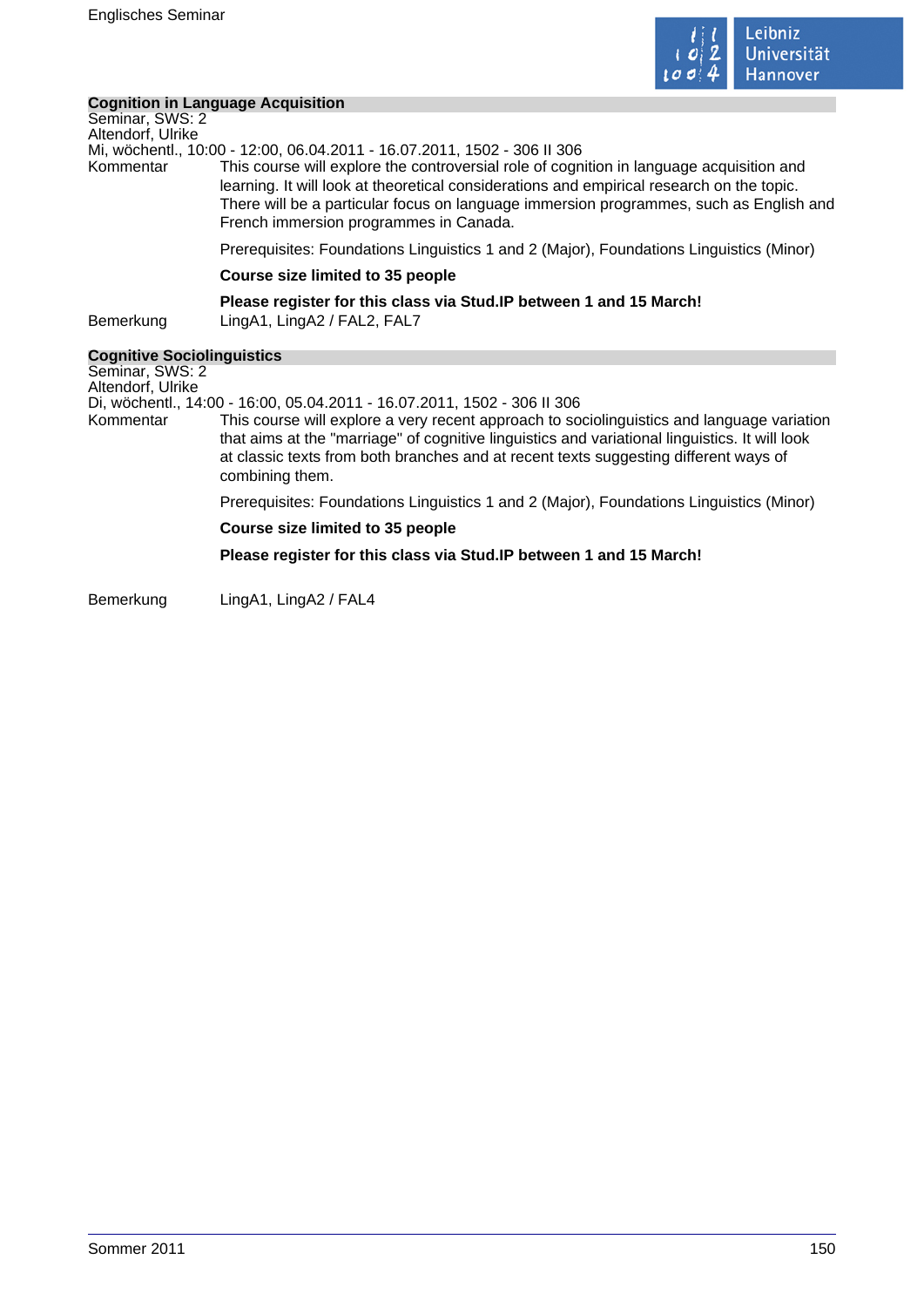## Cognition in Language Acquisition

Seminar, SWS: 2
Altendorf, Ulrike
Mi, wöchentl., 10:00 - 12:00, 06.04.2011 - 16.07.2011, 1502 - 306 II 306

Kommentar This course will explore the controversial role of cognition in language acquisition and learning. It will look at theoretical considerations and empirical research on the topic. There will be a particular focus on language immersion programmes, such as English and French immersion programmes in Canada.

Prerequisites: Foundations Linguistics 1 and 2 (Major), Foundations Linguistics (Minor)

**Course size limited to 35 people**

**Please register for this class via Stud.IP between 1 and 15 March!**

Bemerkung LingA1, LingA2 / FAL2, FAL7

## Cognitive Sociolinguistics

Seminar, SWS: 2
Altendorf, Ulrike
Di, wöchentl., 14:00 - 16:00, 05.04.2011 - 16.07.2011, 1502 - 306 II 306

Kommentar This course will explore a very recent approach to sociolinguistics and language variation that aims at the "marriage" of cognitive linguistics and variational linguistics. It will look at classic texts from both branches and at recent texts suggesting different ways of combining them.

Prerequisites: Foundations Linguistics 1 and 2 (Major), Foundations Linguistics (Minor)

**Course size limited to 35 people**

**Please register for this class via Stud.IP between 1 and 15 March!**

Bemerkung LingA1, LingA2 / FAL4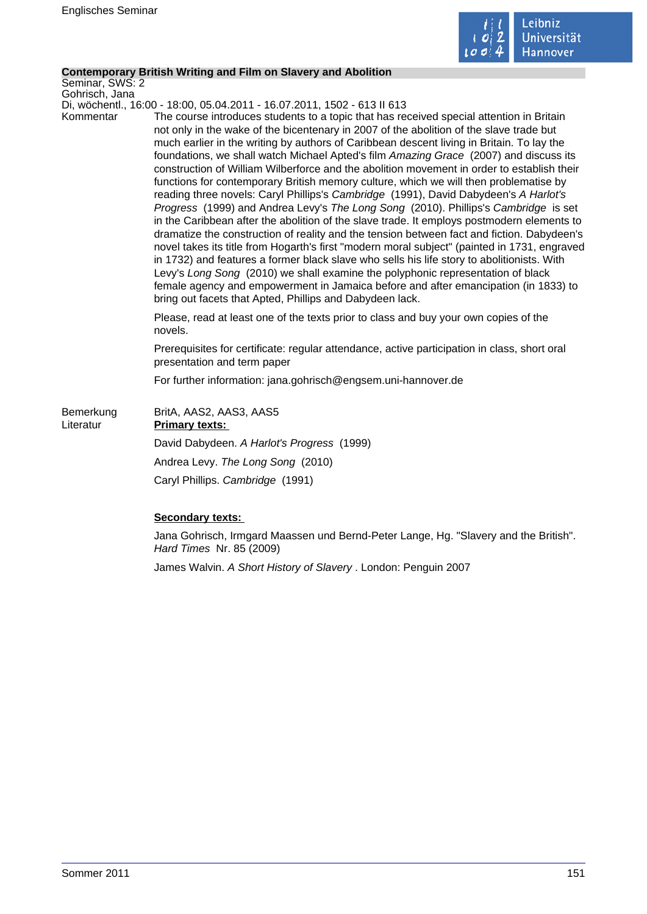### Contemporary British Writing and Film on Slavery and Abolition

Seminar, SWS: 2
Gohrisch, Jana
Di, wöchentl., 16:00 - 18:00, 05.04.2011 - 16.07.2011, 1502 - 613 II 613

Kommentar

The course introduces students to a topic that has received special attention in Britain not only in the wake of the bicentenary in 2007 of the abolition of the slave trade but much earlier in the writing by authors of Caribbean descent living in Britain. To lay the foundations, we shall watch Michael Apted's film *Amazing Grace* (2007) and discuss its construction of William Wilberforce and the abolition movement in order to establish their functions for contemporary British memory culture, which we will then problematise by reading three novels: Caryl Phillips's *Cambridge* (1991), David Dabydeen's *A Harlot's Progress* (1999) and Andrea Levy's *The Long Song* (2010). Phillips's *Cambridge* is set in the Caribbean after the abolition of the slave trade. It employs postmodern elements to dramatize the construction of reality and the tension between fact and fiction. Dabydeen's novel takes its title from Hogarth's first "modern moral subject" (painted in 1731, engraved in 1732) and features a former black slave who sells his life story to abolitionists. With Levy's *Long Song* (2010) we shall examine the polyphonic representation of black female agency and empowerment in Jamaica before and after emancipation (in 1833) to bring out facets that Apted, Phillips and Dabydeen lack.

Please, read at least one of the texts prior to class and buy your own copies of the novels.

Prerequisites for certificate: regular attendance, active participation in class, short oral presentation and term paper

For further information: jana.gohrisch@engsem.uni-hannover.de

Bemerkung

BritA, AAS2, AAS3, AAS5

Literatur

**Primary texts:**

David Dabydeen. *A Harlot's Progress* (1999)

Andrea Levy. *The Long Song* (2010)

Caryl Phillips. *Cambridge* (1991)

**Secondary texts:**

Jana Gohrisch, Irmgard Maassen und Bernd-Peter Lange, Hg. "Slavery and the British". *Hard Times* Nr. 85 (2009)

James Walvin. *A Short History of Slavery* . London: Penguin 2007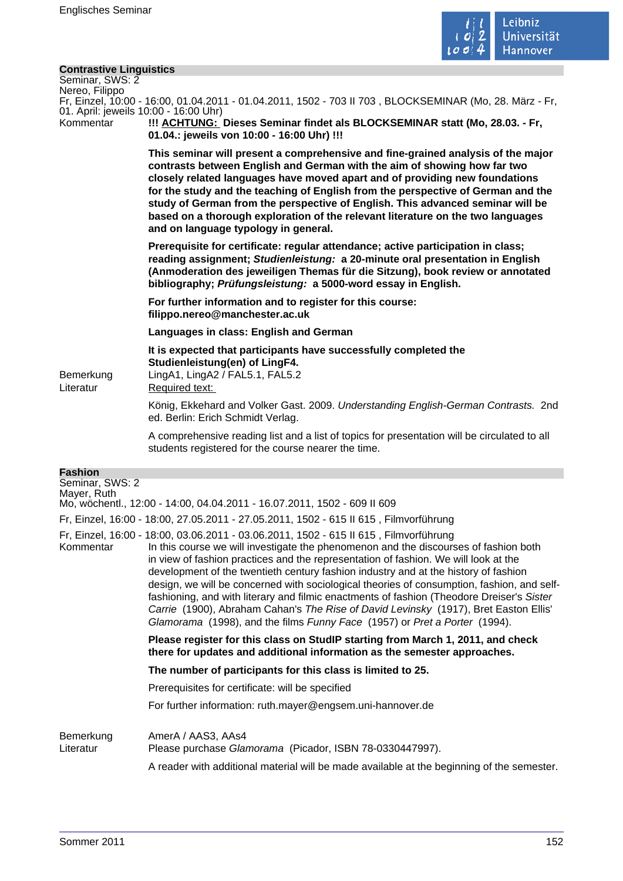## Contrastive Linguistics

Seminar, SWS: 2
Nereo, Filippo
Fr, Einzel, 10:00 - 16:00, 01.04.2011 - 01.04.2011, 1502 - 703 II 703 , BLOCKSEMINAR (Mo, 28. März - Fr, 01. April: jeweils 10:00 - 16:00 Uhr)

Kommentar

**!!! ACHTUNG: Dieses Seminar findet als BLOCKSEMINAR statt (Mo, 28.03. - Fr, 01.04.: jeweils von 10:00 - 16:00 Uhr) !!!**

**This seminar will present a comprehensive and fine-grained analysis of the major contrasts between English and German with the aim of showing how far two closely related languages have moved apart and of providing new foundations for the study and the teaching of English from the perspective of German and the study of German from the perspective of English. This advanced seminar will be based on a thorough exploration of the relevant literature on the two languages and on language typology in general.**

**Prerequisite for certificate: regular attendance; active participation in class; reading assignment; *Studienleistung:* a 20-minute oral presentation in English (Anmoderation des jeweiligen Themas für die Sitzung), book review or annotated bibliography; *Prüfungsleistung:* a 5000-word essay in English.**

**For further information and to register for this course: filippo.nereo@manchester.ac.uk**

**Languages in class: English and German**

**It is expected that participants have successfully completed the Studienleistung(en) of LingF4.**

Bemerkung

LingA1, LingA2 / FAL5.1, FAL5.2

Literatur

Required text:

König, Ekkehard and Volker Gast. 2009. *Understanding English-German Contrasts.* 2nd ed. Berlin: Erich Schmidt Verlag.

A comprehensive reading list and a list of topics for presentation will be circulated to all students registered for the course nearer the time.

## Fashion

Seminar, SWS: 2
Mayer, Ruth
Mo, wöchentl., 12:00 - 14:00, 04.04.2011 - 16.07.2011, 1502 - 609 II 609

Fr, Einzel, 16:00 - 18:00, 27.05.2011 - 27.05.2011, 1502 - 615 II 615 , Filmvorführung

Fr, Einzel, 16:00 - 18:00, 03.06.2011 - 03.06.2011, 1502 - 615 II 615 , Filmvorführung

Kommentar

In this course we will investigate the phenomenon and the discourses of fashion both in view of fashion practices and the representation of fashion. We will look at the development of the twentieth century fashion industry and at the history of fashion design, we will be concerned with sociological theories of consumption, fashion, and self-fashioning, and with literary and filmic enactments of fashion (Theodore Dreiser's *Sister Carrie* (1900), Abraham Cahan's *The Rise of David Levinsky* (1917), Bret Easton Ellis' *Glamorama* (1998), and the films *Funny Face* (1957) or *Pret a Porter* (1994).

**Please register for this class on StudIP starting from March 1, 2011, and check there for updates and additional information as the semester approaches.**

**The number of participants for this class is limited to 25.**

Prerequisites for certificate: will be specified

For further information: ruth.mayer@engsem.uni-hannover.de

Bemerkung

AmerA / AAS3, AAs4

Literatur

Please purchase *Glamorama* (Picador, ISBN 78-0330447997).

A reader with additional material will be made available at the beginning of the semester.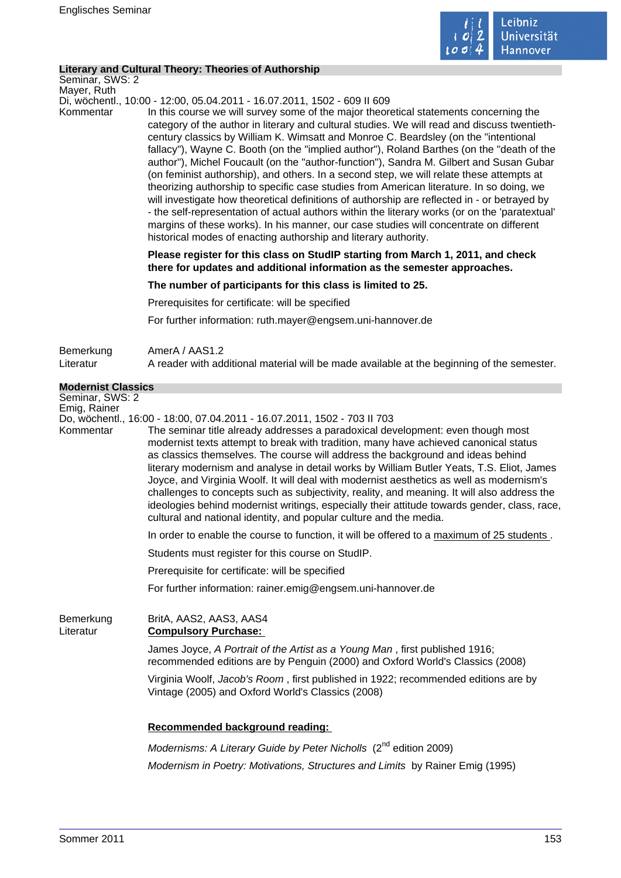## Literary and Cultural Theory: Theories of Authorship

Seminar, SWS: 2
Mayer, Ruth
Di, wöchentl., 10:00 - 12:00, 05.04.2011 - 16.07.2011, 1502 - 609 II 609

**Kommentar**

In this course we will survey some of the major theoretical statements concerning the category of the author in literary and cultural studies. We will read and discuss twentieth-century classics by William K. Wimsatt and Monroe C. Beardsley (on the "intentional fallacy"), Wayne C. Booth (on the "implied author"), Roland Barthes (on the "death of the author"), Michel Foucault (on the "author-function"), Sandra M. Gilbert and Susan Gubar (on feminist authorship), and others. In a second step, we will relate these attempts at theorizing authorship to specific case studies from American literature. In so doing, we will investigate how theoretical definitions of authorship are reflected in - or betrayed by - the self-representation of actual authors within the literary works (or on the 'paratextual' margins of these works). In his manner, our case studies will concentrate on different historical modes of enacting authorship and literary authority.

**Please register for this class on StudIP starting from March 1, 2011, and check there for updates and additional information as the semester approaches.**

**The number of participants for this class is limited to 25.**

Prerequisites for certificate: will be specified

For further information: ruth.mayer@engsem.uni-hannover.de

**Bemerkung**

AmerA / AAS1.2

**Literatur**

A reader with additional material will be made available at the beginning of the semester.

## Modernist Classics

Seminar, SWS: 2
Emig, Rainer
Do, wöchentl., 16:00 - 18:00, 07.04.2011 - 16.07.2011, 1502 - 703 II 703

**Kommentar**

The seminar title already addresses a paradoxical development: even though most modernist texts attempt to break with tradition, many have achieved canonical status as classics themselves. The course will address the background and ideas behind literary modernism and analyse in detail works by William Butler Yeats, T.S. Eliot, James Joyce, and Virginia Woolf. It will deal with modernist aesthetics as well as modernism's challenges to concepts such as subjectivity, reality, and meaning. It will also address the ideologies behind modernist writings, especially their attitude towards gender, class, race, cultural and national identity, and popular culture and the media.

In order to enable the course to function, it will be offered to a maximum of 25 students .

Students must register for this course on StudIP.

Prerequisite for certificate: will be specified

For further information: rainer.emig@engsem.uni-hannover.de

**Bemerkung**

BritA, AAS2, AAS3, AAS4

**Literatur**

**Compulsory Purchase:**

James Joyce, *A Portrait of the Artist as a Young Man* , first published 1916; recommended editions are by Penguin (2000) and Oxford World's Classics (2008)

Virginia Woolf, *Jacob's Room* , first published in 1922; recommended editions are by Vintage (2005) and Oxford World's Classics (2008)

**Recommended background reading:**

*Modernisms: A Literary Guide by Peter Nicholls* (2nd edition 2009)

*Modernism in Poetry: Motivations, Structures and Limits* by Rainer Emig (1995)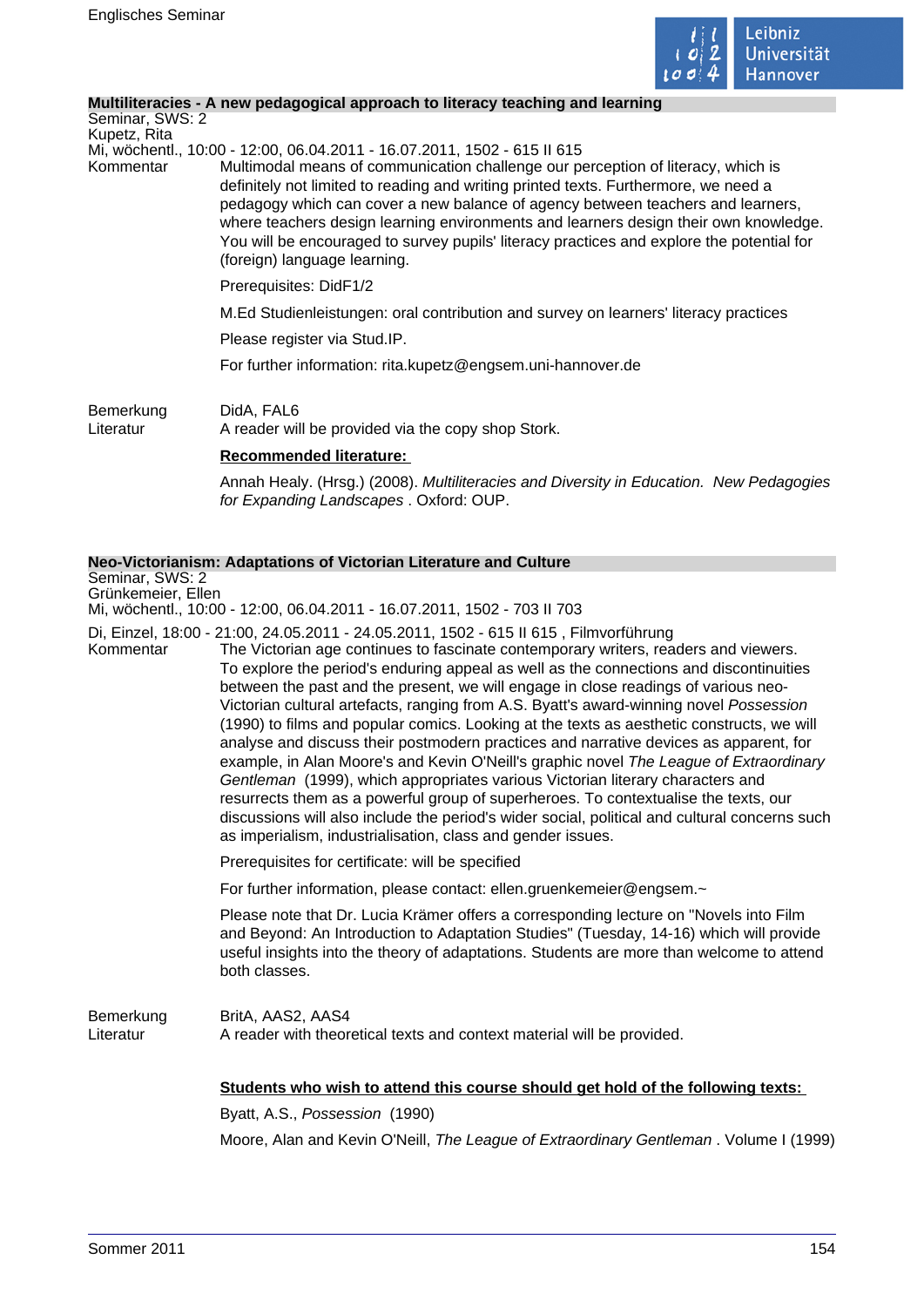### Multiliteracies - A new pedagogical approach to literacy teaching and learning

Seminar, SWS: 2
Kupetz, Rita
Mi, wöchentl., 10:00 - 12:00, 06.04.2011 - 16.07.2011, 1502 - 615 II 615

Kommentar

Multimodal means of communication challenge our perception of literacy, which is definitely not limited to reading and writing printed texts. Furthermore, we need a pedagogy which can cover a new balance of agency between teachers and learners, where teachers design learning environments and learners design their own knowledge. You will be encouraged to survey pupils' literacy practices and explore the potential for (foreign) language learning.

Prerequisites: DidF1/2

M.Ed Studienleistungen: oral contribution and survey on learners' literacy practices

Please register via Stud.IP.

For further information: rita.kupetz@engsem.uni-hannover.de

Bemerkung

DidA, FAL6

Literatur

A reader will be provided via the copy shop Stork.

**Recommended literature:**

Annah Healy. (Hrsg.) (2008). *Multiliteracies and Diversity in Education. New Pedagogies for Expanding Landscapes* . Oxford: OUP.

### Neo-Victorianism: Adaptations of Victorian Literature and Culture

Seminar, SWS: 2
Grünkemeier, Ellen
Mi, wöchentl., 10:00 - 12:00, 06.04.2011 - 16.07.2011, 1502 - 703 II 703

Di, Einzel, 18:00 - 21:00, 24.05.2011 - 24.05.2011, 1502 - 615 II 615 , Filmvorführung

Kommentar

The Victorian age continues to fascinate contemporary writers, readers and viewers. To explore the period's enduring appeal as well as the connections and discontinuities between the past and the present, we will engage in close readings of various neo-Victorian cultural artefacts, ranging from A.S. Byatt's award-winning novel *Possession* (1990) to films and popular comics. Looking at the texts as aesthetic constructs, we will analyse and discuss their postmodern practices and narrative devices as apparent, for example, in Alan Moore's and Kevin O'Neill's graphic novel *The League of Extraordinary Gentleman* (1999), which appropriates various Victorian literary characters and resurrects them as a powerful group of superheroes. To contextualise the texts, our discussions will also include the period's wider social, political and cultural concerns such as imperialism, industrialisation, class and gender issues.

Prerequisites for certificate: will be specified

For further information, please contact: ellen.gruenkemeier@engsem.~

Please note that Dr. Lucia Krämer offers a corresponding lecture on "Novels into Film and Beyond: An Introduction to Adaptation Studies" (Tuesday, 14-16) which will provide useful insights into the theory of adaptations. Students are more than welcome to attend both classes.

Bemerkung

BritA, AAS2, AAS4

Literatur

A reader with theoretical texts and context material will be provided.

**Students who wish to attend this course should get hold of the following texts:**

Byatt, A.S., *Possession* (1990)

Moore, Alan and Kevin O'Neill, *The League of Extraordinary Gentleman* . Volume I (1999)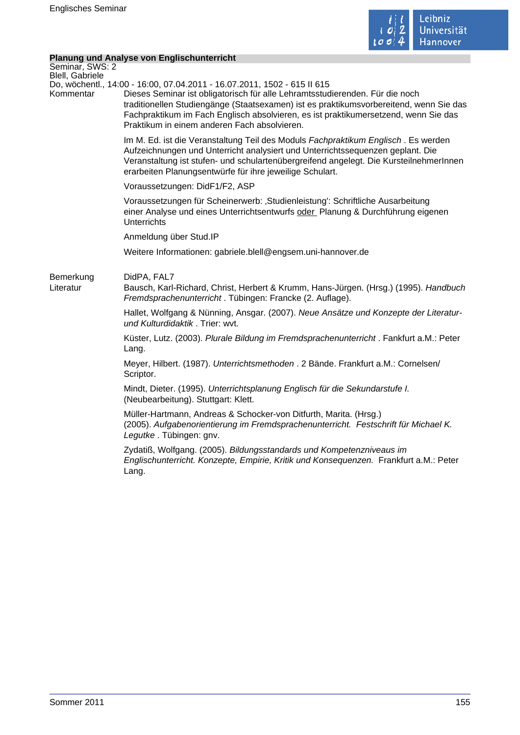## Planung und Analyse von Englischunterricht

Seminar, SWS: 2
Blell, Gabriele
Do, wöchentl., 14:00 - 16:00, 07.04.2011 - 16.07.2011, 1502 - 615 II 615

**Kommentar**

Dieses Seminar ist obligatorisch für alle Lehramtsstudierenden. Für die noch traditionellen Studiengänge (Staatsexamen) ist es praktikumsvorbereitend, wenn Sie das Fachpraktikum im Fach Englisch absolvieren, es ist praktikumersetzend, wenn Sie das Praktikum in einem anderen Fach absolvieren.

Im M. Ed. ist die Veranstaltung Teil des Moduls *Fachpraktikum Englisch* . Es werden Aufzeichnungen und Unterricht analysiert und Unterrichtssequenzen geplant. Die Veranstaltung ist stufen- und schulartenübergreifend angelegt. Die KursteilnehmerInnen erarbeiten Planungsentwürfe für ihre jeweilige Schulart.

Voraussetzungen: DidF1/F2, ASP

Voraussetzungen für Scheinerwerb: ‚Studienleistung': Schriftliche Ausarbeitung einer Analyse und eines Unterrichtsentwurfs oder Planung & Durchführung eigenen Unterrichts

Anmeldung über Stud.IP

Weitere Informationen: gabriele.blell@engsem.uni-hannover.de

**Bemerkung**

DidPA, FAL7

**Literatur**

Bausch, Karl-Richard, Christ, Herbert & Krumm, Hans-Jürgen. (Hrsg.) (1995). *Handbuch Fremdsprachenunterricht* . Tübingen: Francke (2. Auflage).

Hallet, Wolfgang & Nünning, Ansgar. (2007). *Neue Ansätze und Konzepte der Literatur- und Kulturdidaktik* . Trier: wvt.

Küster, Lutz. (2003). *Plurale Bildung im Fremdsprachenunterricht* . Fankfurt a.M.: Peter Lang.

Meyer, Hilbert. (1987). *Unterrichtsmethoden* . 2 Bände. Frankfurt a.M.: Cornelsen/ Scriptor.

Mindt, Dieter. (1995). *Unterrichtsplanung Englisch für die Sekundarstufe I.* (Neubearbeitung). Stuttgart: Klett.

Müller-Hartmann, Andreas & Schocker-von Ditfurth, Marita. (Hrsg.) (2005). *Aufgabenorientierung im Fremdsprachenunterricht. Festschrift für Michael K. Legutke* . Tübingen: gnv.

Zydatiß, Wolfgang. (2005). *Bildungsstandards und Kompetenzniveaus im Englischunterricht. Konzepte, Empirie, Kritik und Konsequenzen.* Frankfurt a.M.: Peter Lang.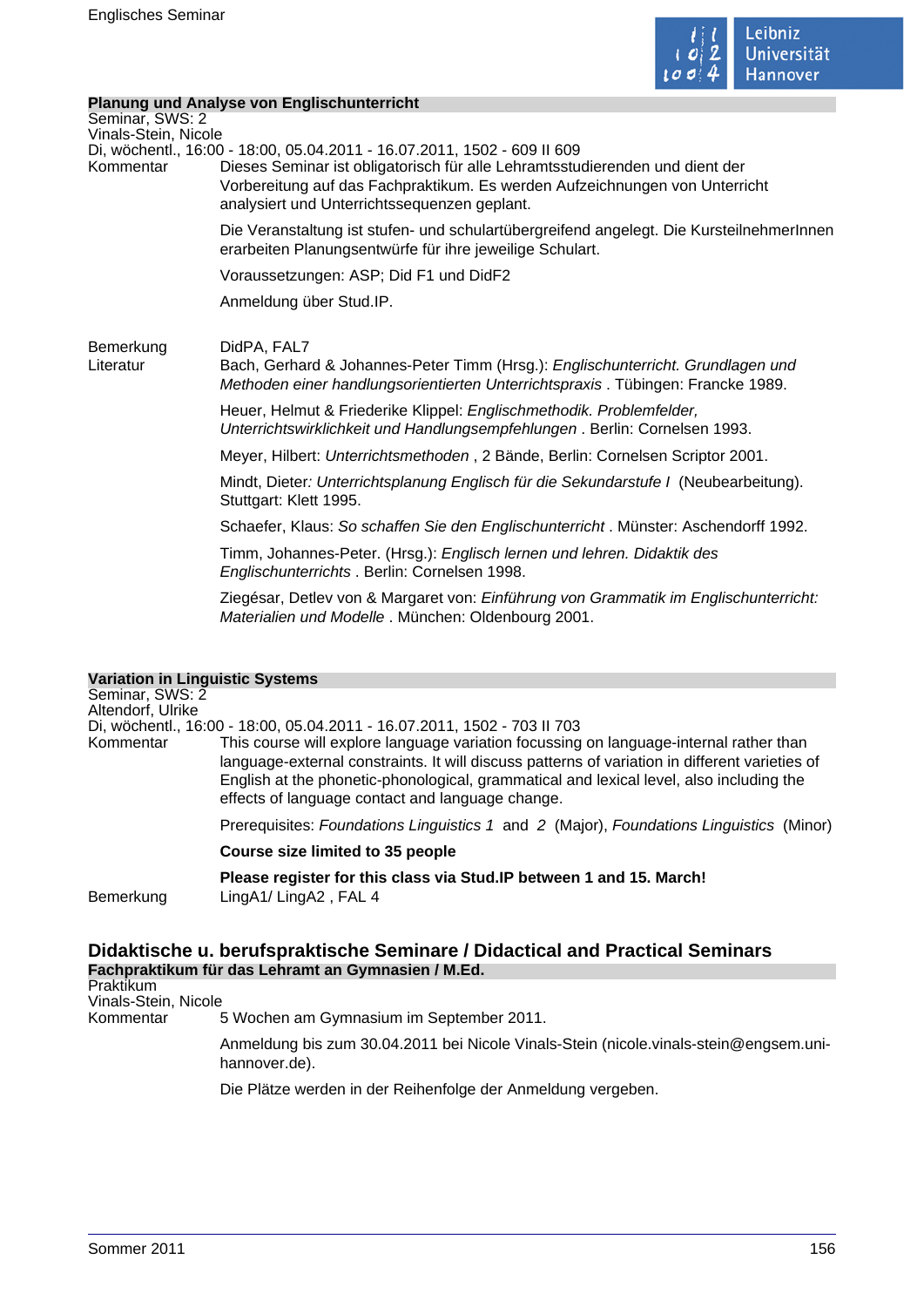### Planung und Analyse von Englischunterricht

Seminar, SWS: 2
Vinals-Stein, Nicole
Di, wöchentl., 16:00 - 18:00, 05.04.2011 - 16.07.2011, 1502 - 609 II 609

Kommentar

Dieses Seminar ist obligatorisch für alle Lehramtsstudierenden und dient der Vorbereitung auf das Fachpraktikum. Es werden Aufzeichnungen von Unterricht analysiert und Unterrichtssequenzen geplant.

Die Veranstaltung ist stufen- und schulartübergreifend angelegt. Die KursteilnehmerInnen erarbeiten Planungsentwürfe für ihre jeweilige Schulart.

Voraussetzungen: ASP; Did F1 und DidF2

Anmeldung über Stud.IP.

Bemerkung

DidPA, FAL7

Literatur

Bach, Gerhard & Johannes-Peter Timm (Hrsg.): *Englischunterricht. Grundlagen und Methoden einer handlungsorientierten Unterrichtspraxis* . Tübingen: Francke 1989.

Heuer, Helmut & Friederike Klippel: *Englischmethodik. Problemfelder, Unterrichtswirklichkeit und Handlungsempfehlungen* . Berlin: Cornelsen 1993.

Meyer, Hilbert: *Unterrichtsmethoden* , 2 Bände, Berlin: Cornelsen Scriptor 2001.

Mindt, Dieter*: Unterrichtsplanung Englisch für die Sekundarstufe I* (Neubearbeitung). Stuttgart: Klett 1995.

Schaefer, Klaus: *So schaffen Sie den Englischunterricht* . Münster: Aschendorff 1992.

Timm, Johannes-Peter. (Hrsg.): *Englisch lernen und lehren. Didaktik des Englischunterrichts* . Berlin: Cornelsen 1998.

Ziegésar, Detlev von & Margaret von: *Einführung von Grammatik im Englischunterricht: Materialien und Modelle* . München: Oldenbourg 2001.

### Variation in Linguistic Systems

Seminar, SWS: 2
Altendorf, Ulrike
Di, wöchentl., 16:00 - 18:00, 05.04.2011 - 16.07.2011, 1502 - 703 II 703

Kommentar

This course will explore language variation focussing on language-internal rather than language-external constraints. It will discuss patterns of variation in different varieties of English at the phonetic-phonological, grammatical and lexical level, also including the effects of language contact and language change.

Prerequisites: *Foundations Linguistics 1* and *2* (Major), *Foundations Linguistics* (Minor)

**Course size limited to 35 people**

**Please register for this class via Stud.IP between 1 and 15. March!**

Bemerkung

LingA1/ LingA2 , FAL 4

## Didaktische u. berufspraktische Seminare / Didactical and Practical Seminars

### Fachpraktikum für das Lehramt an Gymnasien / M.Ed.

Praktikum
Vinals-Stein, Nicole

Kommentar

5 Wochen am Gymnasium im September 2011.

Anmeldung bis zum 30.04.2011 bei Nicole Vinals-Stein (nicole.vinals-stein@engsem.uni-hannover.de).

Die Plätze werden in der Reihenfolge der Anmeldung vergeben.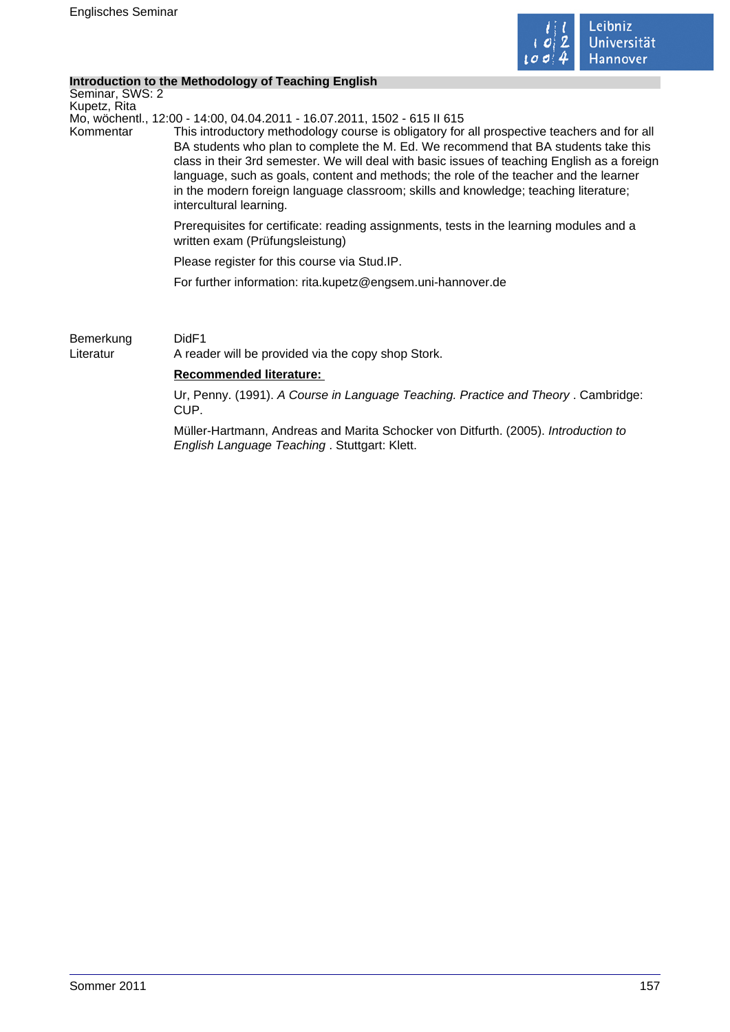**Introduction to the Methodology of Teaching English**

Seminar, SWS: 2

Kupetz, Rita

Mo, wöchentl., 12:00 - 14:00, 04.04.2011 - 16.07.2011, 1502 - 615 II 615

Kommentar

This introductory methodology course is obligatory for all prospective teachers and for all BA students who plan to complete the M. Ed. We recommend that BA students take this class in their 3rd semester. We will deal with basic issues of teaching English as a foreign language, such as goals, content and methods; the role of the teacher and the learner in the modern foreign language classroom; skills and knowledge; teaching literature; intercultural learning.

Prerequisites for certificate: reading assignments, tests in the learning modules and a written exam (Prüfungsleistung)

Please register for this course via Stud.IP.

For further information: rita.kupetz@engsem.uni-hannover.de

Bemerkung

DidF1

Literatur

A reader will be provided via the copy shop Stork.

**Recommended literature:**

Ur, Penny. (1991). *A Course in Language Teaching. Practice and Theory* . Cambridge: CUP.

Müller-Hartmann, Andreas and Marita Schocker von Ditfurth. (2005). *Introduction to English Language Teaching* . Stuttgart: Klett.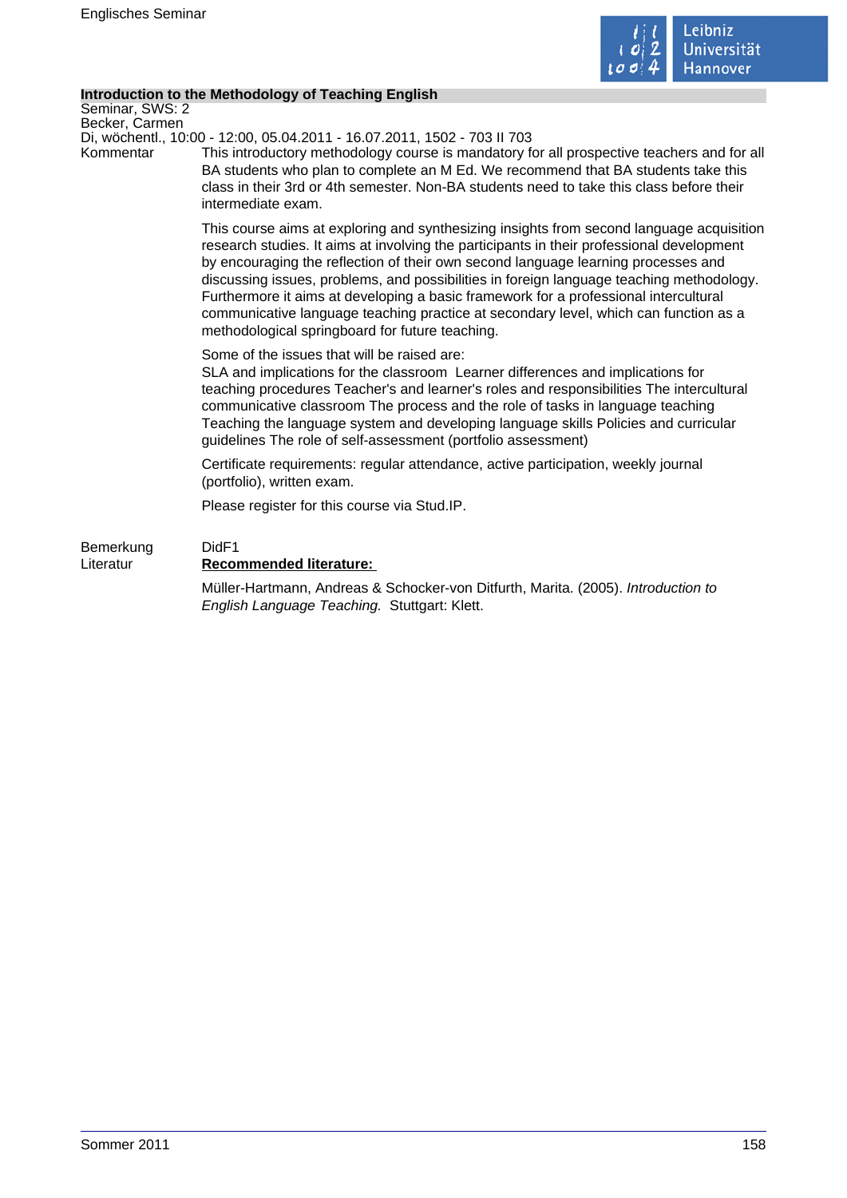## Introduction to the Methodology of Teaching English

Seminar, SWS: 2
Becker, Carmen
Di, wöchentl., 10:00 - 12:00, 05.04.2011 - 16.07.2011, 1502 - 703 II 703

Kommentar

This introductory methodology course is mandatory for all prospective teachers and for all BA students who plan to complete an M Ed. We recommend that BA students take this class in their 3rd or 4th semester. Non-BA students need to take this class before their intermediate exam.

This course aims at exploring and synthesizing insights from second language acquisition research studies. It aims at involving the participants in their professional development by encouraging the reflection of their own second language learning processes and discussing issues, problems, and possibilities in foreign language teaching methodology. Furthermore it aims at developing a basic framework for a professional intercultural communicative language teaching practice at secondary level, which can function as a methodological springboard for future teaching.

Some of the issues that will be raised are:
SLA and implications for the classroom Learner differences and implications for teaching procedures Teacher's and learner's roles and responsibilities The intercultural communicative classroom The process and the role of tasks in language teaching Teaching the language system and developing language skills Policies and curricular guidelines The role of self-assessment (portfolio assessment)

Certificate requirements: regular attendance, active participation, weekly journal (portfolio), written exam.

Please register for this course via Stud.IP.

Bemerkung

DidF1

Literatur

**Recommended literature:**

Müller-Hartmann, Andreas & Schocker-von Ditfurth, Marita. (2005). *Introduction to English Language Teaching.* Stuttgart: Klett.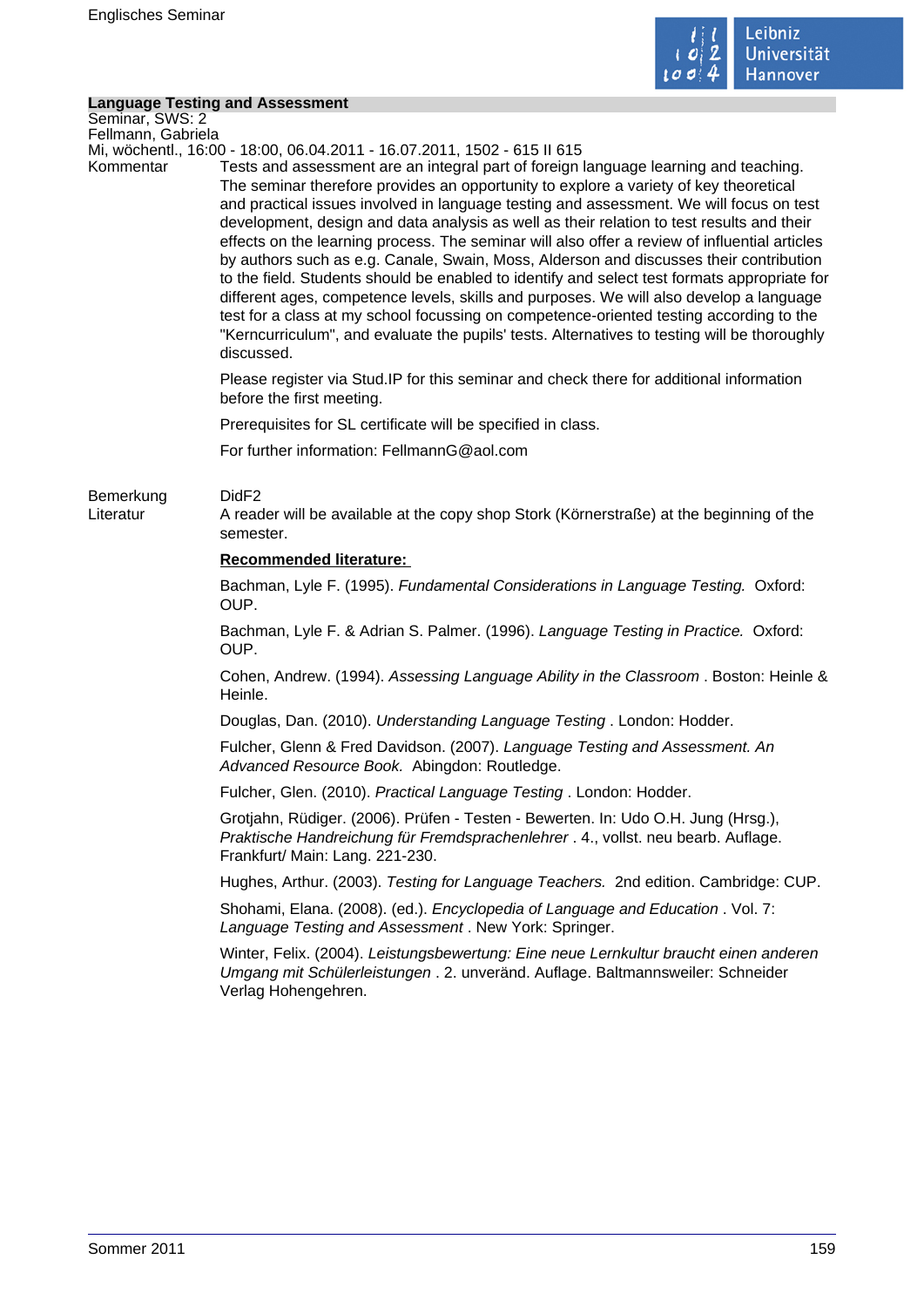## Language Testing and Assessment

Seminar, SWS: 2

Fellmann, Gabriela

Mi, wöchentl., 16:00 - 18:00, 06.04.2011 - 16.07.2011, 1502 - 615 II 615

**Kommentar**

Tests and assessment are an integral part of foreign language learning and teaching. The seminar therefore provides an opportunity to explore a variety of key theoretical and practical issues involved in language testing and assessment. We will focus on test development, design and data analysis as well as their relation to test results and their effects on the learning process. The seminar will also offer a review of influential articles by authors such as e.g. Canale, Swain, Moss, Alderson and discusses their contribution to the field. Students should be enabled to identify and select test formats appropriate for different ages, competence levels, skills and purposes. We will also develop a language test for a class at my school focussing on competence-oriented testing according to the "Kerncurriculum", and evaluate the pupils' tests. Alternatives to testing will be thoroughly discussed.

Please register via Stud.IP for this seminar and check there for additional information before the first meeting.

Prerequisites for SL certificate will be specified in class.

For further information: FellmannG@aol.com

**Bemerkung**

DidF2

**Literatur**

A reader will be available at the copy shop Stork (Körnerstraße) at the beginning of the semester.

**Recommended literature:**

Bachman, Lyle F. (1995). *Fundamental Considerations in Language Testing.* Oxford: OUP.

Bachman, Lyle F. & Adrian S. Palmer. (1996). *Language Testing in Practice.* Oxford: OUP.

Cohen, Andrew. (1994). *Assessing Language Ability in the Classroom* . Boston: Heinle & Heinle.

Douglas, Dan. (2010). *Understanding Language Testing* . London: Hodder.

Fulcher, Glenn & Fred Davidson. (2007). *Language Testing and Assessment. An Advanced Resource Book.* Abingdon: Routledge.

Fulcher, Glen. (2010). *Practical Language Testing* . London: Hodder.

Grotjahn, Rüdiger. (2006). Prüfen - Testen - Bewerten. In: Udo O.H. Jung (Hrsg.), *Praktische Handreichung für Fremdsprachenlehrer* . 4., vollst. neu bearb. Auflage. Frankfurt/ Main: Lang. 221-230.

Hughes, Arthur. (2003). *Testing for Language Teachers.* 2nd edition. Cambridge: CUP.

Shohami, Elana. (2008). (ed.). *Encyclopedia of Language and Education* . Vol. 7: *Language Testing and Assessment* . New York: Springer.

Winter, Felix. (2004). *Leistungsbewertung: Eine neue Lernkultur braucht einen anderen Umgang mit Schülerleistungen* . 2. unveränd. Auflage. Baltmannsweiler: Schneider Verlag Hohengehren.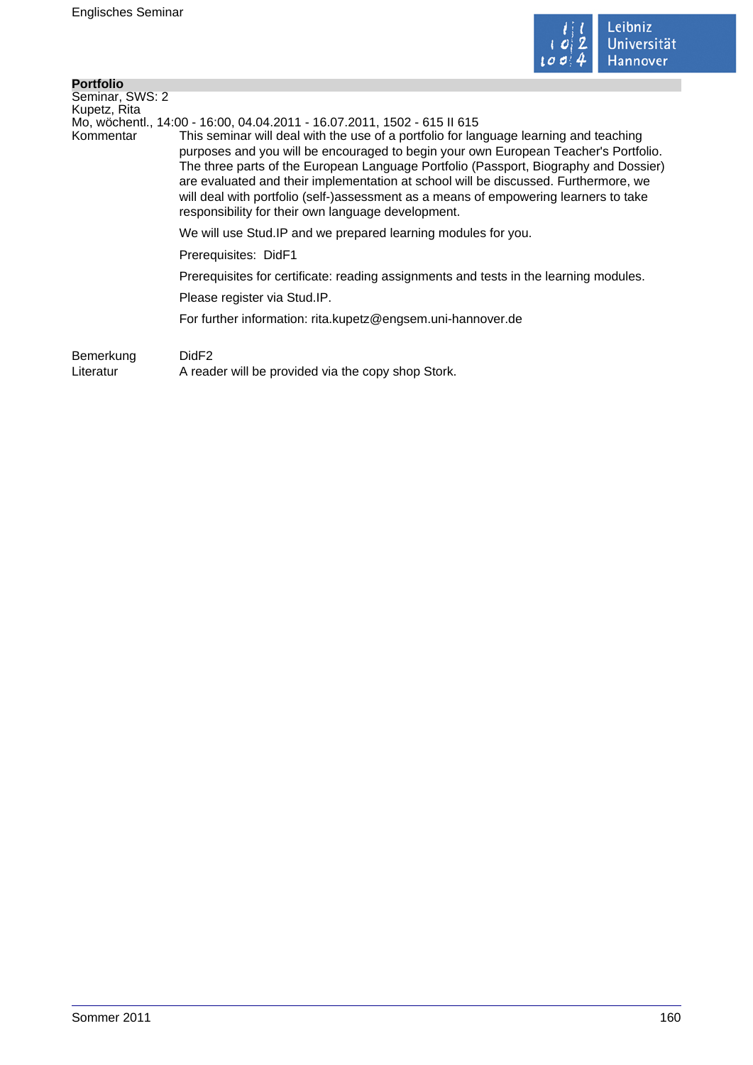## Portfolio

Seminar, SWS: 2
Kupetz, Rita
Mo, wöchentl., 14:00 - 16:00, 04.04.2011 - 16.07.2011, 1502 - 615 II 615

**Kommentar**

This seminar will deal with the use of a portfolio for language learning and teaching purposes and you will be encouraged to begin your own European Teacher's Portfolio. The three parts of the European Language Portfolio (Passport, Biography and Dossier) are evaluated and their implementation at school will be discussed. Furthermore, we will deal with portfolio (self-)assessment as a means of empowering learners to take responsibility for their own language development.

We will use Stud.IP and we prepared learning modules for you.

Prerequisites: DidF1

Prerequisites for certificate: reading assignments and tests in the learning modules.

Please register via Stud.IP.

For further information: rita.kupetz@engsem.uni-hannover.de

**Bemerkung**

DidF2

**Literatur**

A reader will be provided via the copy shop Stork.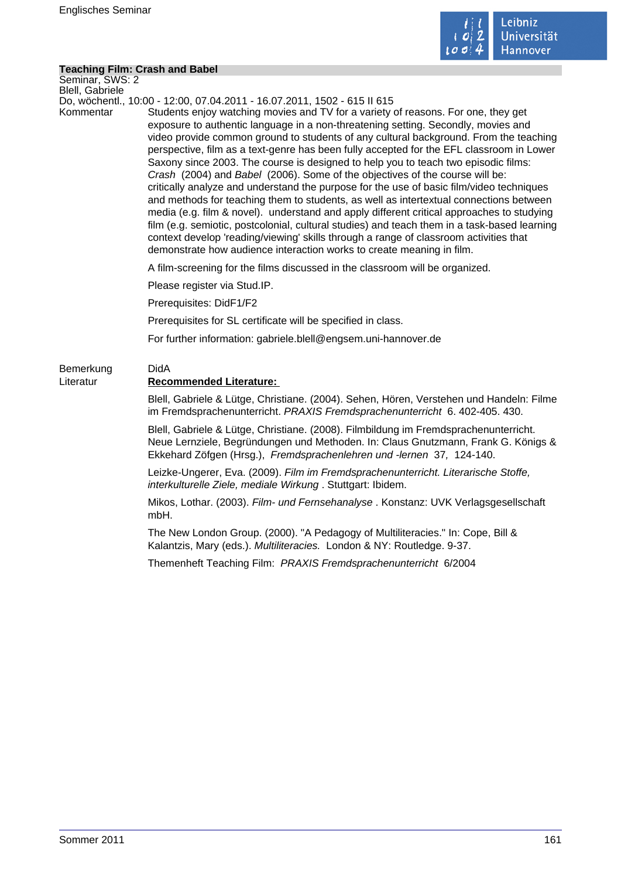## Teaching Film: Crash and Babel

Seminar, SWS: 2
Blell, Gabriele
Do, wöchentl., 10:00 - 12:00, 07.04.2011 - 16.07.2011, 1502 - 615 II 615

**Kommentar**

Students enjoy watching movies and TV for a variety of reasons. For one, they get exposure to authentic language in a non-threatening setting. Secondly, movies and video provide common ground to students of any cultural background. From the teaching perspective, film as a text-genre has been fully accepted for the EFL classroom in Lower Saxony since 2003. The course is designed to help you to teach two episodic films: *Crash* (2004) and *Babel* (2006). Some of the objectives of the course will be: critically analyze and understand the purpose for the use of basic film/video techniques and methods for teaching them to students, as well as intertextual connections between media (e.g. film & novel). understand and apply different critical approaches to studying film (e.g. semiotic, postcolonial, cultural studies) and teach them in a task-based learning context develop 'reading/viewing' skills through a range of classroom activities that demonstrate how audience interaction works to create meaning in film.

A film-screening for the films discussed in the classroom will be organized.

Please register via Stud.IP.

Prerequisites: DidF1/F2

Prerequisites for SL certificate will be specified in class.

For further information: gabriele.blell@engsem.uni-hannover.de

**Bemerkung**

DidA

**Literatur**

**Recommended Literature:**

Blell, Gabriele & Lütge, Christiane. (2004). Sehen, Hören, Verstehen und Handeln: Filme im Fremdsprachenunterricht. *PRAXIS Fremdsprachenunterricht* 6. 402-405. 430.

Blell, Gabriele & Lütge, Christiane. (2008). Filmbildung im Fremdsprachenunterricht. Neue Lernziele, Begründungen und Methoden. In: Claus Gnutzmann, Frank G. Königs & Ekkehard Zöfgen (Hrsg.), *Fremdsprachenlehren und -lernen* 37, 124-140.

Leizke-Ungerer, Eva. (2009). *Film im Fremdsprachenunterricht. Literarische Stoffe, interkulturelle Ziele, mediale Wirkung* . Stuttgart: Ibidem.

Mikos, Lothar. (2003). *Film- und Fernsehanalyse* . Konstanz: UVK Verlagsgesellschaft mbH.

The New London Group. (2000). "A Pedagogy of Multiliteracies." In: Cope, Bill & Kalantzis, Mary (eds.). *Multiliteracies.* London & NY: Routledge. 9-37.

Themenheft Teaching Film: *PRAXIS Fremdsprachenunterricht* 6/2004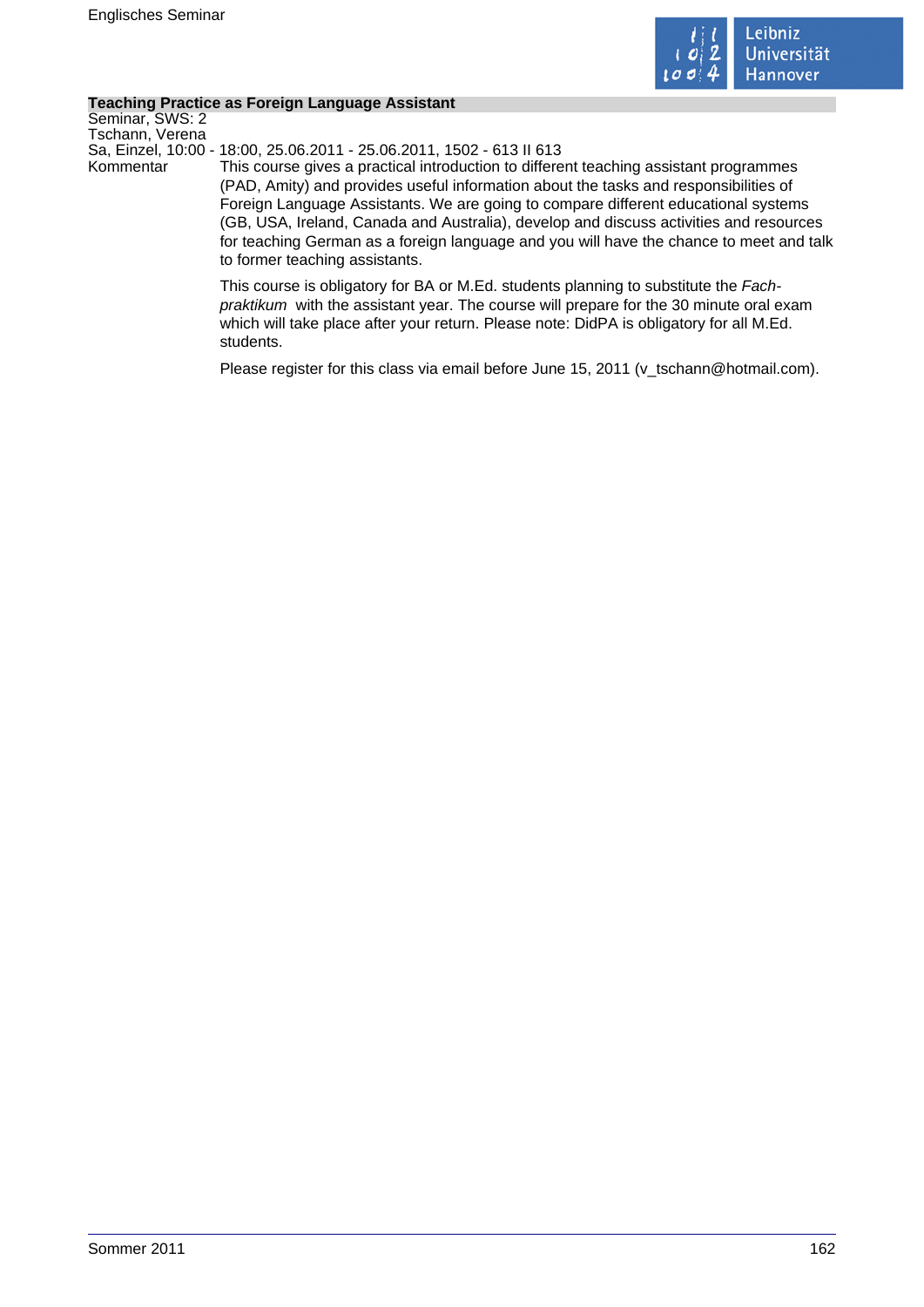### Teaching Practice as Foreign Language Assistant

Seminar, SWS: 2
Tschann, Verena
Sa, Einzel, 10:00 - 18:00, 25.06.2011 - 25.06.2011, 1502 - 613 II 613

Kommentar

This course gives a practical introduction to different teaching assistant programmes (PAD, Amity) and provides useful information about the tasks and responsibilities of Foreign Language Assistants. We are going to compare different educational systems (GB, USA, Ireland, Canada and Australia), develop and discuss activities and resources for teaching German as a foreign language and you will have the chance to meet and talk to former teaching assistants.

This course is obligatory for BA or M.Ed. students planning to substitute the *Fachpraktikum* with the assistant year. The course will prepare for the 30 minute oral exam which will take place after your return. Please note: DidPA is obligatory for all M.Ed. students.

Please register for this class via email before June 15, 2011 (v_tschann@hotmail.com).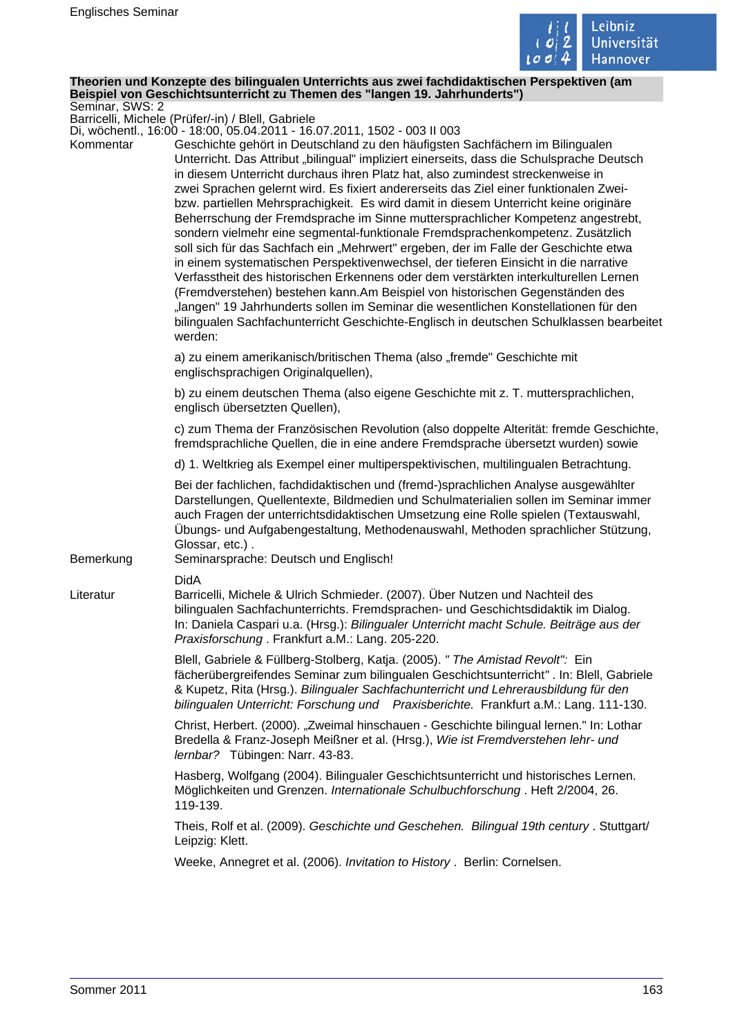**Theorien und Konzepte des bilingualen Unterrichts aus zwei fachdidaktischen Perspektiven (am Beispiel von Geschichtsunterricht zu Themen des "langen 19. Jahrhunderts")**

Seminar, SWS: 2

Barricelli, Michele (Prüfer/-in) / Blell, Gabriele

Di, wöchentl., 16:00 - 18:00, 05.04.2011 - 16.07.2011, 1502 - 003 II 003

**Kommentar**

Geschichte gehört in Deutschland zu den häufigsten Sachfächern im Bilingualen Unterricht. Das Attribut „bilingual" impliziert einerseits, dass die Schulsprache Deutsch in diesem Unterricht durchaus ihren Platz hat, also zumindest streckenweise in zwei Sprachen gelernt wird. Es fixiert andererseits das Ziel einer funktionalen Zwei- bzw. partiellen Mehrsprachigkeit. Es wird damit in diesem Unterricht keine originäre Beherrschung der Fremdsprache im Sinne muttersprachlicher Kompetenz angestrebt, sondern vielmehr eine segmental-funktionale Fremdsprachenkompetenz. Zusätzlich soll sich für das Sachfach ein „Mehrwert" ergeben, der im Falle der Geschichte etwa in einem systematischen Perspektivenwechsel, der tieferen Einsicht in die narrative Verfasstheit des historischen Erkennens oder dem verstärkten interkulturellen Lernen (Fremdverstehen) bestehen kann.Am Beispiel von historischen Gegenständen des „langen" 19 Jahrhunderts sollen im Seminar die wesentlichen Konstellationen für den bilingualen Sachfachunterricht Geschichte-Englisch in deutschen Schulklassen bearbeitet werden:

a) zu einem amerikanisch/britischen Thema (also „fremde" Geschichte mit englischsprachigen Originalquellen),

b) zu einem deutschen Thema (also eigene Geschichte mit z. T. muttersprachlichen, englisch übersetzten Quellen),

c) zum Thema der Französischen Revolution (also doppelte Alterität: fremde Geschichte, fremdsprachliche Quellen, die in eine andere Fremdsprache übersetzt wurden) sowie

d) 1. Weltkrieg als Exempel einer multiperspektivischen, multilingualen Betrachtung.

Bei der fachlichen, fachdidaktischen und (fremd-)sprachlichen Analyse ausgewählter Darstellungen, Quellentexte, Bildmedien und Schulmaterialien sollen im Seminar immer auch Fragen der unterrichtsdidaktischen Umsetzung eine Rolle spielen (Textauswahl, Übungs- und Aufgabengestaltung, Methodenauswahl, Methoden sprachlicher Stützung, Glossar, etc.) .

**Bemerkung**

Seminarsprache: Deutsch und Englisch!

DidA

**Literatur**

Barricelli, Michele & Ulrich Schmieder. (2007). Über Nutzen und Nachteil des bilingualen Sachfachunterrichts. Fremdsprachen- und Geschichtsdidaktik im Dialog. In: Daniela Caspari u.a. (Hrsg.): *Bilingualer Unterricht macht Schule. Beiträge aus der Praxisforschung* . Frankfurt a.M.: Lang. 205-220.

Blell, Gabriele & Füllberg-Stolberg, Katja. (2005). *" The Amistad Revolt":* Ein fächerübergreifendes Seminar zum bilingualen Geschichtsunterricht*"* . In: Blell, Gabriele & Kupetz, Rita (Hrsg.). *Bilingualer Sachfachunterricht und Lehrerausbildung für den bilingualen Unterricht: Forschung und Praxisberichte.* Frankfurt a.M.: Lang. 111-130.

Christ, Herbert. (2000). „Zweimal hinschauen - Geschichte bilingual lernen." In: Lothar Bredella & Franz-Joseph Meißner et al. (Hrsg.), *Wie ist Fremdverstehen lehr- und lernbar?* Tübingen: Narr. 43-83.

Hasberg, Wolfgang (2004). Bilingualer Geschichtsunterricht und historisches Lernen. Möglichkeiten und Grenzen. *Internationale Schulbuchforschung* . Heft 2/2004, 26. 119-139.

Theis, Rolf et al. (2009). *Geschichte und Geschehen. Bilingual 19th century* . Stuttgart/ Leipzig: Klett.

Weeke, Annegret et al. (2006). *Invitation to History* . Berlin: Cornelsen.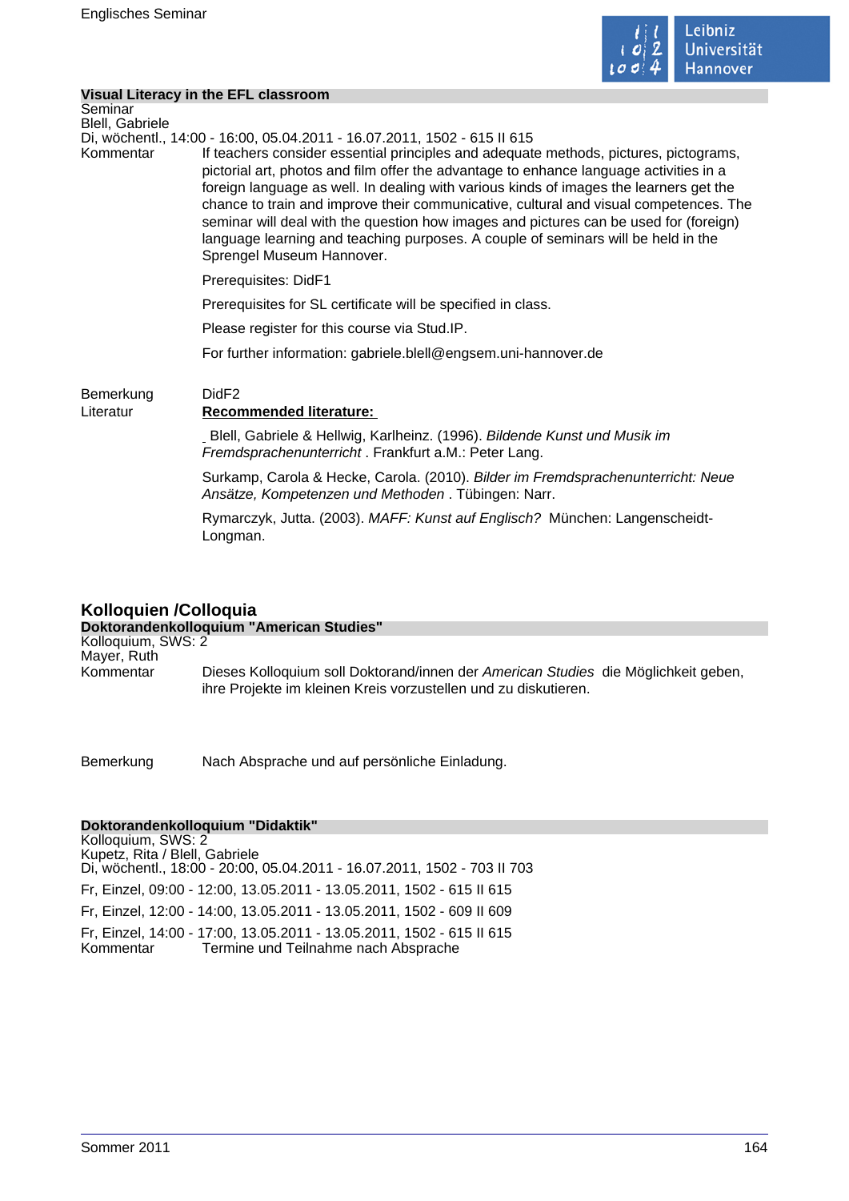### Visual Literacy in the EFL classroom

Seminar
Blell, Gabriele
Di, wöchentl., 14:00 - 16:00, 05.04.2011 - 16.07.2011, 1502 - 615 II 615

Kommentar

If teachers consider essential principles and adequate methods, pictures, pictograms, pictorial art, photos and film offer the advantage to enhance language activities in a foreign language as well. In dealing with various kinds of images the learners get the chance to train and improve their communicative, cultural and visual competences. The seminar will deal with the question how images and pictures can be used for (foreign) language learning and teaching purposes. A couple of seminars will be held in the Sprengel Museum Hannover.

Prerequisites: DidF1

Prerequisites for SL certificate will be specified in class.

Please register for this course via Stud.IP.

For further information: gabriele.blell@engsem.uni-hannover.de

Bemerkung

DidF2

Literatur

**Recommended literature:**

Blell, Gabriele & Hellwig, Karlheinz. (1996). *Bildende Kunst und Musik im Fremdsprachenunterricht* . Frankfurt a.M.: Peter Lang.

Surkamp, Carola & Hecke, Carola. (2010). *Bilder im Fremdsprachenunterricht: Neue Ansätze, Kompetenzen und Methoden* . Tübingen: Narr.

Rymarczyk, Jutta. (2003). *MAFF: Kunst auf Englisch?* München: Langenscheidt-Longman.

## Kolloquien /Colloquia

### Doktorandenkolloquium "American Studies"

Kolloquium, SWS: 2
Mayer, Ruth

Kommentar

Dieses Kolloquium soll Doktorand/innen der *American Studies* die Möglichkeit geben, ihre Projekte im kleinen Kreis vorzustellen und zu diskutieren.

Bemerkung

Nach Absprache und auf persönliche Einladung.

### Doktorandenkolloquium "Didaktik"

Kolloquium, SWS: 2
Kupetz, Rita / Blell, Gabriele
Di, wöchentl., 18:00 - 20:00, 05.04.2011 - 16.07.2011, 1502 - 703 II 703

Fr, Einzel, 09:00 - 12:00, 13.05.2011 - 13.05.2011, 1502 - 615 II 615

Fr, Einzel, 12:00 - 14:00, 13.05.2011 - 13.05.2011, 1502 - 609 II 609

Fr, Einzel, 14:00 - 17:00, 13.05.2011 - 13.05.2011, 1502 - 615 II 615

Kommentar

Termine und Teilnahme nach Absprache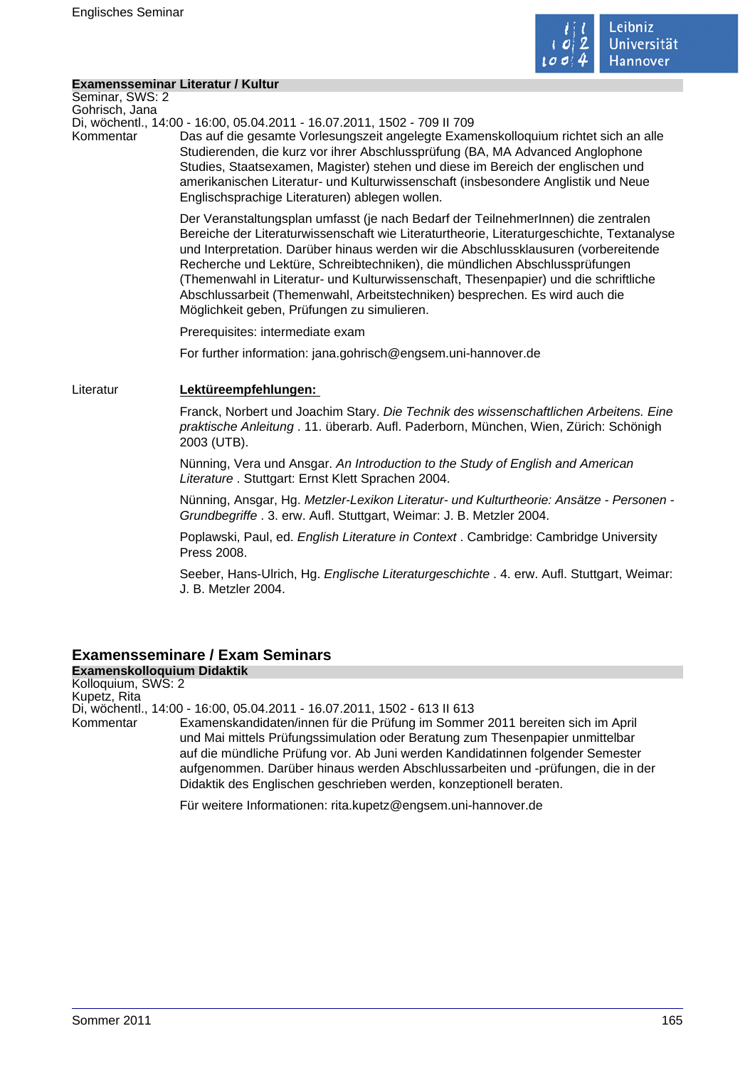**Examensseminar Literatur / Kultur**

Seminar, SWS: 2
Gohrisch, Jana
Di, wöchentl., 14:00 - 16:00, 05.04.2011 - 16.07.2011, 1502 - 709 II 709

Kommentar

Das auf die gesamte Vorlesungszeit angelegte Examenskolloquium richtet sich an alle Studierenden, die kurz vor ihrer Abschlussprüfung (BA, MA Advanced Anglophone Studies, Staatsexamen, Magister) stehen und diese im Bereich der englischen und amerikanischen Literatur- und Kulturwissenschaft (insbesondere Anglistik und Neue Englischsprachige Literaturen) ablegen wollen.

Der Veranstaltungsplan umfasst (je nach Bedarf der TeilnehmerInnen) die zentralen Bereiche der Literaturwissenschaft wie Literaturtheorie, Literaturgeschichte, Textanalyse und Interpretation. Darüber hinaus werden wir die Abschlussklausuren (vorbereitende Recherche und Lektüre, Schreibtechniken), die mündlichen Abschlussprüfungen (Themenwahl in Literatur- und Kulturwissenschaft, Thesenpapier) und die schriftliche Abschlussarbeit (Themenwahl, Arbeitstechniken) besprechen. Es wird auch die Möglichkeit geben, Prüfungen zu simulieren.

Prerequisites: intermediate exam

For further information: jana.gohrisch@engsem.uni-hannover.de

Literatur

**Lektüreempfehlungen:**

Franck, Norbert und Joachim Stary. *Die Technik des wissenschaftlichen Arbeitens. Eine praktische Anleitung* . 11. überarb. Aufl. Paderborn, München, Wien, Zürich: Schönigh 2003 (UTB).

Nünning, Vera und Ansgar. *An Introduction to the Study of English and American Literature* . Stuttgart: Ernst Klett Sprachen 2004.

Nünning, Ansgar, Hg. *Metzler-Lexikon Literatur- und Kulturtheorie: Ansätze - Personen - Grundbegriffe* . 3. erw. Aufl. Stuttgart, Weimar: J. B. Metzler 2004.

Poplawski, Paul, ed. *English Literature in Context* . Cambridge: Cambridge University Press 2008.

Seeber, Hans-Ulrich, Hg. *Englische Literaturgeschichte* . 4. erw. Aufl. Stuttgart, Weimar: J. B. Metzler 2004.

## Examensseminare / Exam Seminars

**Examenskolloquium Didaktik**

Kolloquium, SWS: 2
Kupetz, Rita
Di, wöchentl., 14:00 - 16:00, 05.04.2011 - 16.07.2011, 1502 - 613 II 613

Kommentar

Examenskandidaten/innen für die Prüfung im Sommer 2011 bereiten sich im April und Mai mittels Prüfungssimulation oder Beratung zum Thesenpapier unmittelbar auf die mündliche Prüfung vor. Ab Juni werden Kandidatinnen folgender Semester aufgenommen. Darüber hinaus werden Abschlussarbeiten und -prüfungen, die in der Didaktik des Englischen geschrieben werden, konzeptionell beraten.

Für weitere Informationen: rita.kupetz@engsem.uni-hannover.de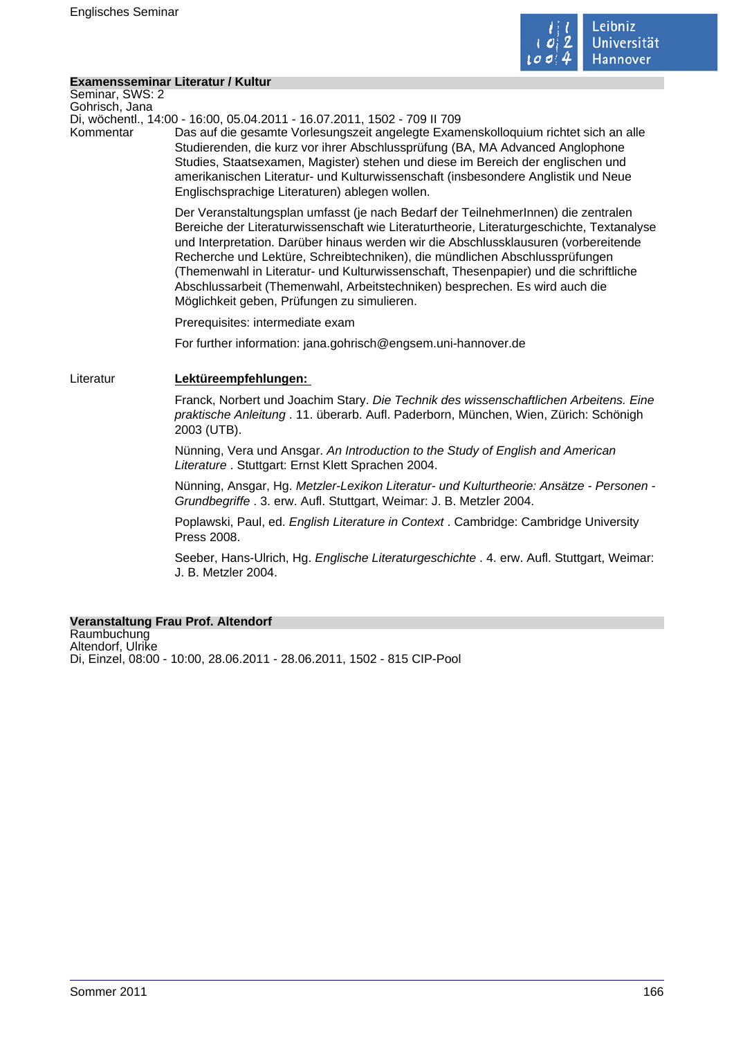## Examensseminar Literatur / Kultur

Seminar, SWS: 2
Gohrisch, Jana
Di, wöchentl., 14:00 - 16:00, 05.04.2011 - 16.07.2011, 1502 - 709 II 709

Kommentar

Das auf die gesamte Vorlesungszeit angelegte Examenskolloquium richtet sich an alle Studierenden, die kurz vor ihrer Abschlussprüfung (BA, MA Advanced Anglophone Studies, Staatsexamen, Magister) stehen und diese im Bereich der englischen und amerikanischen Literatur- und Kulturwissenschaft (insbesondere Anglistik und Neue Englischsprachige Literaturen) ablegen wollen.

Der Veranstaltungsplan umfasst (je nach Bedarf der TeilnehmerInnen) die zentralen Bereiche der Literaturwissenschaft wie Literaturtheorie, Literaturgeschichte, Textanalyse und Interpretation. Darüber hinaus werden wir die Abschlussklausuren (vorbereitende Recherche und Lektüre, Schreibtechniken), die mündlichen Abschlussprüfungen (Themenwahl in Literatur- und Kulturwissenschaft, Thesenpapier) und die schriftliche Abschlussarbeit (Themenwahl, Arbeitstechniken) besprechen. Es wird auch die Möglichkeit geben, Prüfungen zu simulieren.

Prerequisites: intermediate exam

For further information: jana.gohrisch@engsem.uni-hannover.de

Literatur

**Lektüreempfehlungen:**

Franck, Norbert und Joachim Stary. *Die Technik des wissenschaftlichen Arbeitens. Eine praktische Anleitung* . 11. überarb. Aufl. Paderborn, München, Wien, Zürich: Schönigh 2003 (UTB).

Nünning, Vera und Ansgar. *An Introduction to the Study of English and American Literature* . Stuttgart: Ernst Klett Sprachen 2004.

Nünning, Ansgar, Hg. *Metzler-Lexikon Literatur- und Kulturtheorie: Ansätze - Personen - Grundbegriffe* . 3. erw. Aufl. Stuttgart, Weimar: J. B. Metzler 2004.

Poplawski, Paul, ed. *English Literature in Context* . Cambridge: Cambridge University Press 2008.

Seeber, Hans-Ulrich, Hg. *Englische Literaturgeschichte* . 4. erw. Aufl. Stuttgart, Weimar: J. B. Metzler 2004.

## Veranstaltung Frau Prof. Altendorf

Raumbuchung
Altendorf, Ulrike
Di, Einzel, 08:00 - 10:00, 28.06.2011 - 28.06.2011, 1502 - 815 CIP-Pool